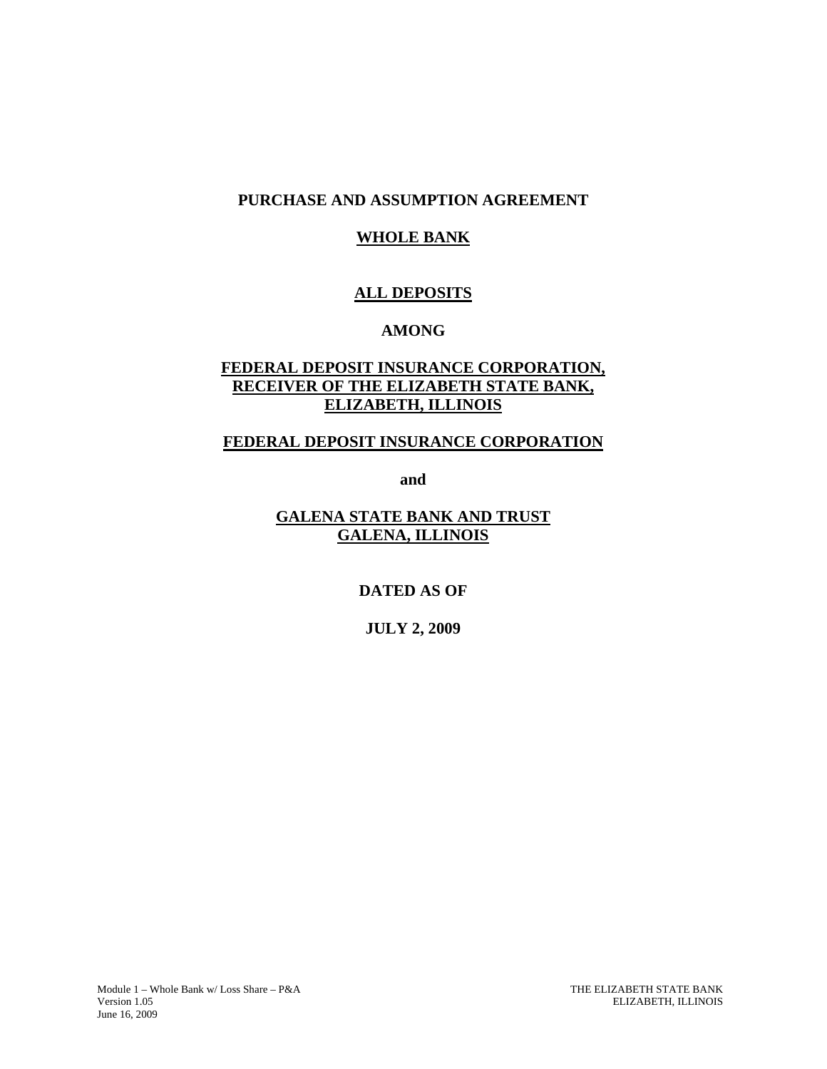**PURCHASE AND ASSUMPTION AGREEMENT**

**WHOLE BANK**

**ALL DEPOSITS**

**AMONG**

**FEDERAL DEPOSIT INSURANCE CORPORATION, RECEIVER OF THE ELIZABETH STATE BANK, ELIZABETH, ILLINOIS**

**FEDERAL DEPOSIT INSURANCE CORPORATION**

**and**

**GALENA STATE BANK AND TRUST GALENA, ILLINOIS**

**DATED AS OF**

**JULY 2, 2009**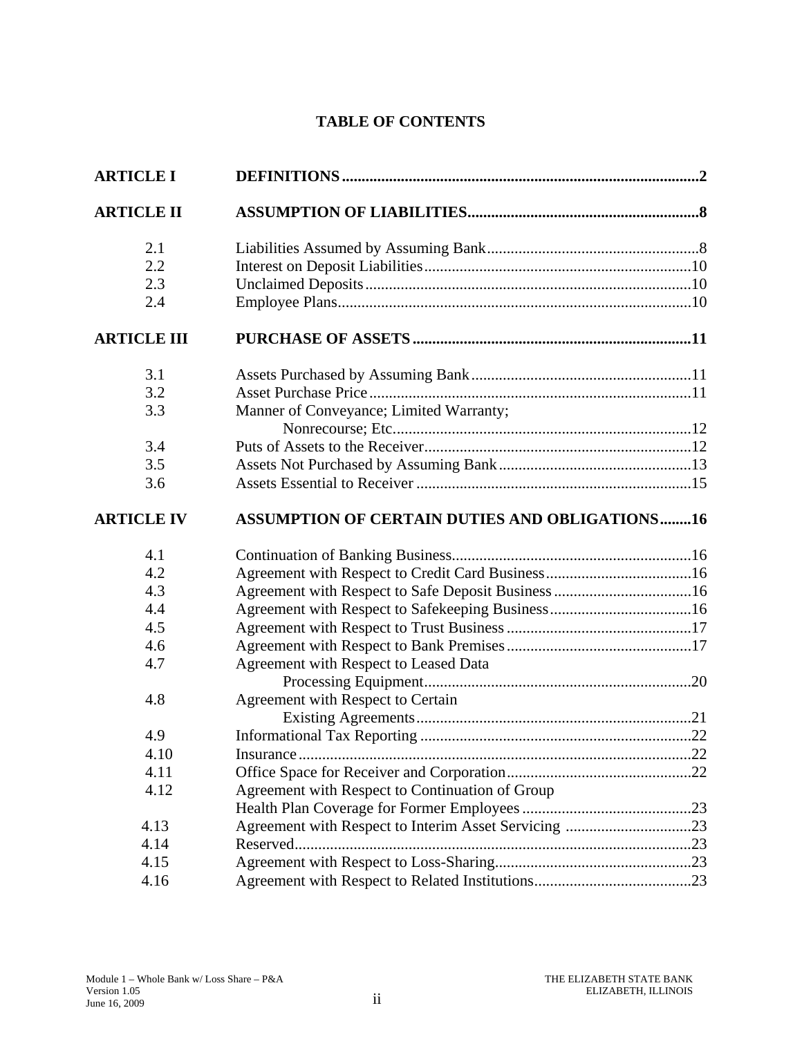# TABLE OF CONTENTS

| | | |
|---|---|---|
| **ARTICLE I** | **DEFINITIONS** | **2** |
| **ARTICLE II** | **ASSUMPTION OF LIABILITIES** | **8** |
| 2.1 | Liabilities Assumed by Assuming Bank | 8 |
| 2.2 | Interest on Deposit Liabilities | 10 |
| 2.3 | Unclaimed Deposits | 10 |
| 2.4 | Employee Plans | 10 |
| **ARTICLE III** | **PURCHASE OF ASSETS** | **11** |
| 3.1 | Assets Purchased by Assuming Bank | 11 |
| 3.2 | Asset Purchase Price | 11 |
| 3.3 | Manner of Conveyance; Limited Warranty; Nonrecourse; Etc. | 12 |
| 3.4 | Puts of Assets to the Receiver | 12 |
| 3.5 | Assets Not Purchased by Assuming Bank | 13 |
| 3.6 | Assets Essential to Receiver | 15 |
| **ARTICLE IV** | **ASSUMPTION OF CERTAIN DUTIES AND OBLIGATIONS** | **16** |
| 4.1 | Continuation of Banking Business | 16 |
| 4.2 | Agreement with Respect to Credit Card Business | 16 |
| 4.3 | Agreement with Respect to Safe Deposit Business | 16 |
| 4.4 | Agreement with Respect to Safekeeping Business | 16 |
| 4.5 | Agreement with Respect to Trust Business | 17 |
| 4.6 | Agreement with Respect to Bank Premises | 17 |
| 4.7 | Agreement with Respect to Leased Data Processing Equipment | 20 |
| 4.8 | Agreement with Respect to Certain Existing Agreements | 21 |
| 4.9 | Informational Tax Reporting | 22 |
| 4.10 | Insurance | 22 |
| 4.11 | Office Space for Receiver and Corporation | 22 |
| 4.12 | Agreement with Respect to Continuation of Group Health Plan Coverage for Former Employees | 23 |
| 4.13 | Agreement with Respect to Interim Asset Servicing | 23 |
| 4.14 | Reserved | 23 |
| 4.15 | Agreement with Respect to Loss-Sharing | 23 |
| 4.16 | Agreement with Respect to Related Institutions | 23 |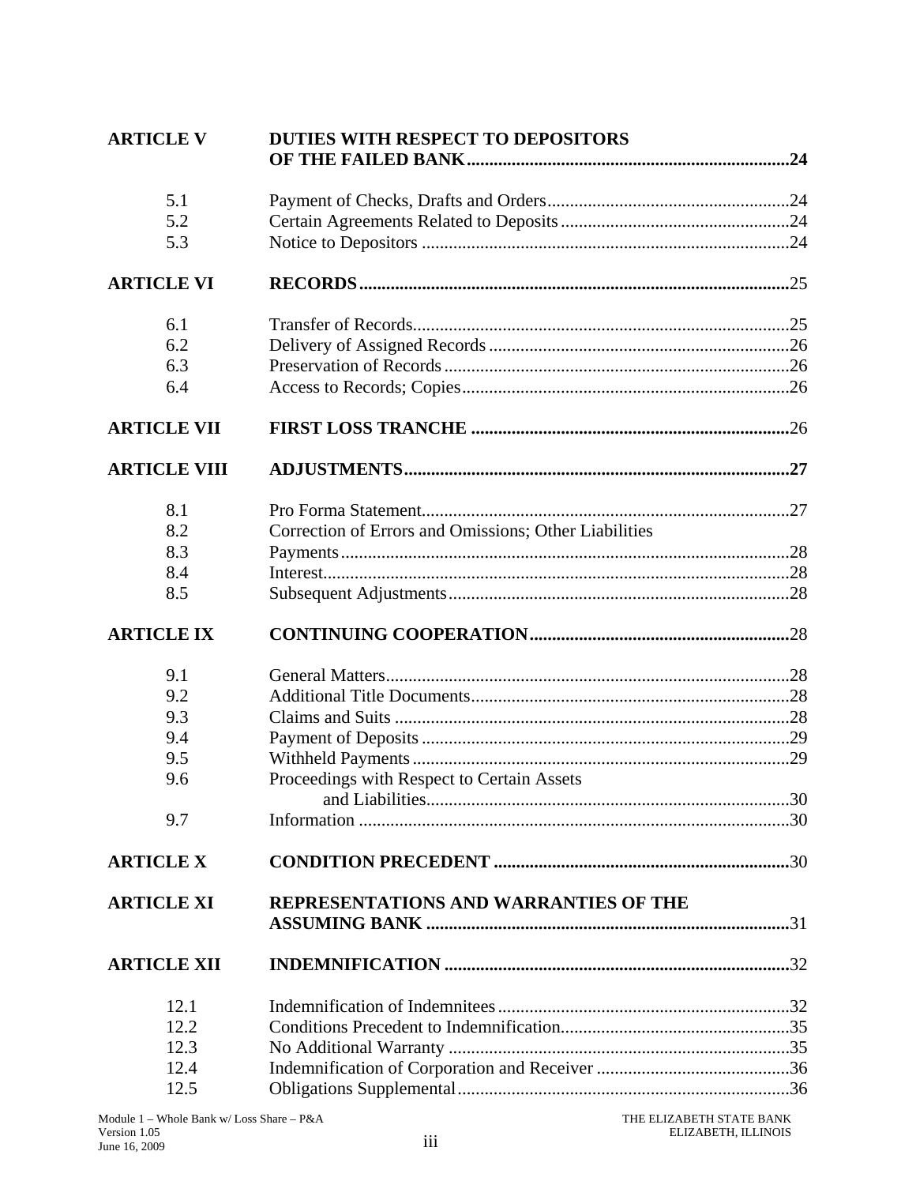| | | |
|---|---|---|
| **ARTICLE V** | **DUTIES WITH RESPECT TO DEPOSITORS OF THE FAILED BANK** | **24** |
| 5.1 | Payment of Checks, Drafts and Orders | 24 |
| 5.2 | Certain Agreements Related to Deposits | 24 |
| 5.3 | Notice to Depositors | 24 |
| **ARTICLE VI** | **RECORDS** | 25 |
| 6.1 | Transfer of Records | 25 |
| 6.2 | Delivery of Assigned Records | 26 |
| 6.3 | Preservation of Records | 26 |
| 6.4 | Access to Records; Copies | 26 |
| **ARTICLE VII** | **FIRST LOSS TRANCHE** | 26 |
| **ARTICLE VIII** | **ADJUSTMENTS** | **27** |
| 8.1 | Pro Forma Statement | 27 |
| 8.2 | Correction of Errors and Omissions; Other Liabilities | |
| 8.3 | Payments | 28 |
| 8.4 | Interest | 28 |
| 8.5 | Subsequent Adjustments | 28 |
| **ARTICLE IX** | **CONTINUING COOPERATION** | 28 |
| 9.1 | General Matters | 28 |
| 9.2 | Additional Title Documents | 28 |
| 9.3 | Claims and Suits | 28 |
| 9.4 | Payment of Deposits | 29 |
| 9.5 | Withheld Payments | 29 |
| 9.6 | Proceedings with Respect to Certain Assets and Liabilities | 30 |
| 9.7 | Information | 30 |
| **ARTICLE X** | **CONDITION PRECEDENT** | 30 |
| **ARTICLE XI** | **REPRESENTATIONS AND WARRANTIES OF THE ASSUMING BANK** | 31 |
| **ARTICLE XII** | **INDEMNIFICATION** | 32 |
| 12.1 | Indemnification of Indemnitees | 32 |
| 12.2 | Conditions Precedent to Indemnification | 35 |
| 12.3 | No Additional Warranty | 35 |
| 12.4 | Indemnification of Corporation and Receiver | 36 |
| 12.5 | Obligations Supplemental | 36 |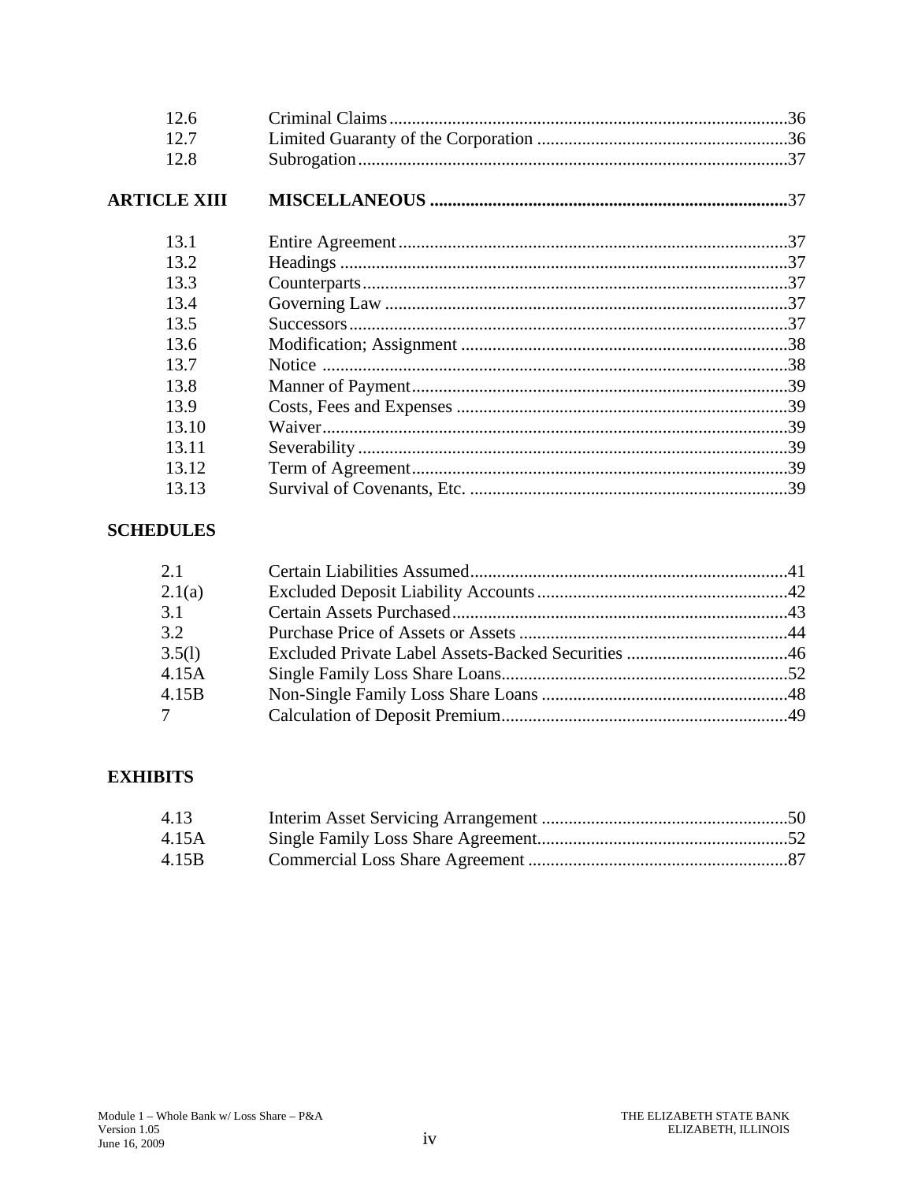| | | |
|---|---|---|
| 12.6 | Criminal Claims | 36 |
| 12.7 | Limited Guaranty of the Corporation | 36 |
| 12.8 | Subrogation | 37 |
| **ARTICLE XIII** | **MISCELLANEOUS** | **37** |
| 13.1 | Entire Agreement | 37 |
| 13.2 | Headings | 37 |
| 13.3 | Counterparts | 37 |
| 13.4 | Governing Law | 37 |
| 13.5 | Successors | 37 |
| 13.6 | Modification; Assignment | 38 |
| 13.7 | Notice | 38 |
| 13.8 | Manner of Payment | 39 |
| 13.9 | Costs, Fees and Expenses | 39 |
| 13.10 | Waiver | 39 |
| 13.11 | Severability | 39 |
| 13.12 | Term of Agreement | 39 |
| 13.13 | Survival of Covenants, Etc. | 39 |

**SCHEDULES**

| | | |
|---|---|---|
| 2.1 | Certain Liabilities Assumed | 41 |
| 2.1(a) | Excluded Deposit Liability Accounts | 42 |
| 3.1 | Certain Assets Purchased | 43 |
| 3.2 | Purchase Price of Assets or Assets | 44 |
| 3.5(l) | Excluded Private Label Assets-Backed Securities | 46 |
| 4.15A | Single Family Loss Share Loans | 52 |
| 4.15B | Non-Single Family Loss Share Loans | 48 |
| 7 | Calculation of Deposit Premium | 49 |

**EXHIBITS**

| | | |
|---|---|---|
| 4.13 | Interim Asset Servicing Arrangement | 50 |
| 4.15A | Single Family Loss Share Agreement | 52 |
| 4.15B | Commercial Loss Share Agreement | 87 |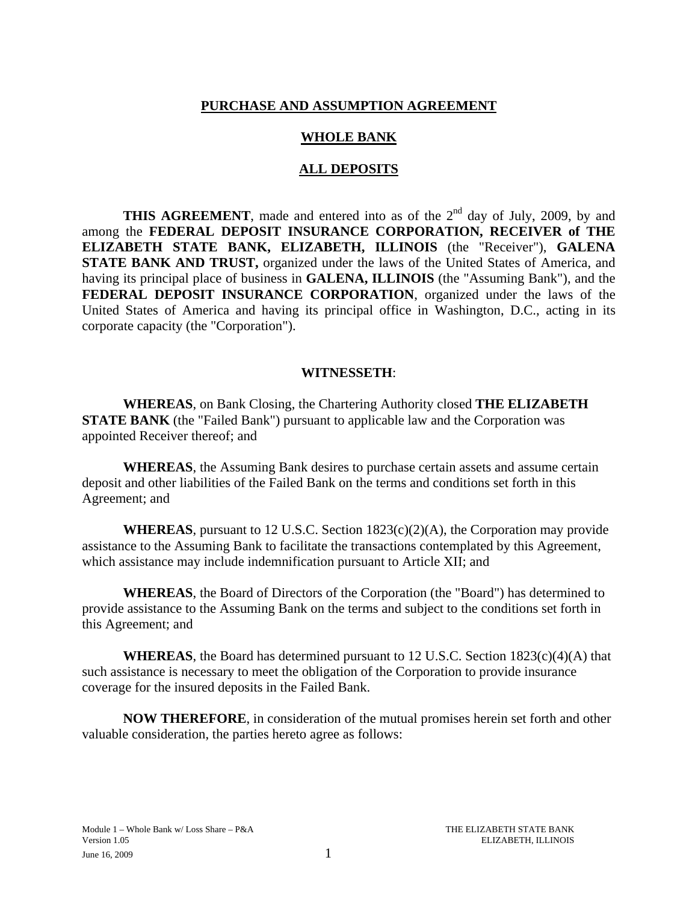**PURCHASE AND ASSUMPTION AGREEMENT**

**WHOLE BANK**

**ALL DEPOSITS**

**THIS AGREEMENT**, made and entered into as of the 2nd day of July, 2009, by and among the **FEDERAL DEPOSIT INSURANCE CORPORATION, RECEIVER of THE ELIZABETH STATE BANK, ELIZABETH, ILLINOIS** (the "Receiver"), **GALENA STATE BANK AND TRUST,** organized under the laws of the United States of America, and having its principal place of business in **GALENA, ILLINOIS** (the "Assuming Bank"), and the **FEDERAL DEPOSIT INSURANCE CORPORATION**, organized under the laws of the United States of America and having its principal office in Washington, D.C., acting in its corporate capacity (the "Corporation").

**WITNESSETH**:

**WHEREAS**, on Bank Closing, the Chartering Authority closed **THE ELIZABETH STATE BANK** (the "Failed Bank") pursuant to applicable law and the Corporation was appointed Receiver thereof; and

**WHEREAS**, the Assuming Bank desires to purchase certain assets and assume certain deposit and other liabilities of the Failed Bank on the terms and conditions set forth in this Agreement; and

**WHEREAS**, pursuant to 12 U.S.C. Section 1823(c)(2)(A), the Corporation may provide assistance to the Assuming Bank to facilitate the transactions contemplated by this Agreement, which assistance may include indemnification pursuant to Article XII; and

**WHEREAS**, the Board of Directors of the Corporation (the "Board") has determined to provide assistance to the Assuming Bank on the terms and subject to the conditions set forth in this Agreement; and

**WHEREAS**, the Board has determined pursuant to 12 U.S.C. Section 1823(c)(4)(A) that such assistance is necessary to meet the obligation of the Corporation to provide insurance coverage for the insured deposits in the Failed Bank.

**NOW THEREFORE**, in consideration of the mutual promises herein set forth and other valuable consideration, the parties hereto agree as follows: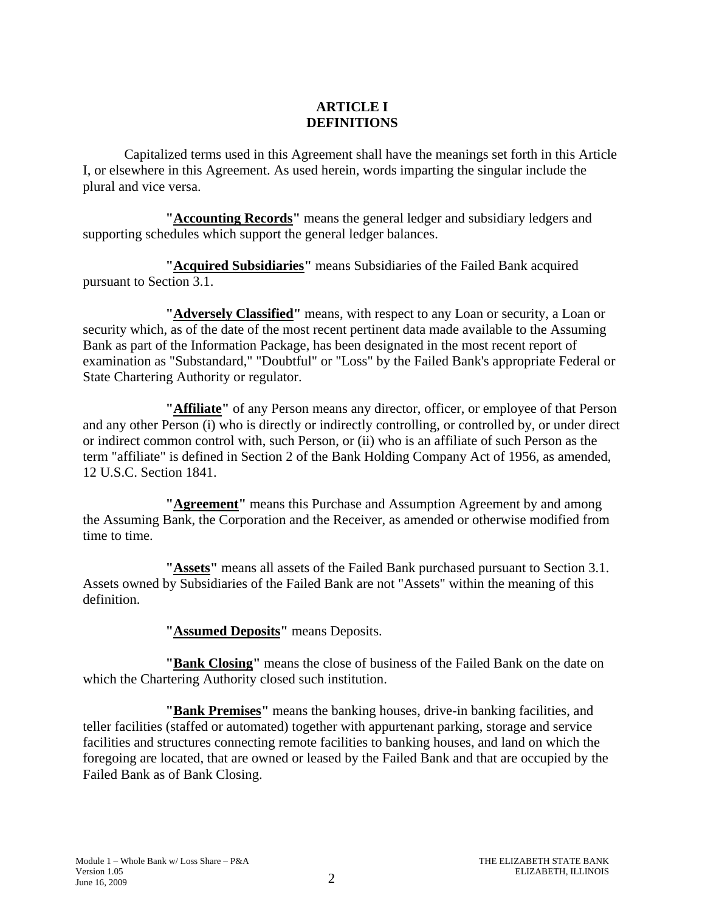# ARTICLE I
# DEFINITIONS

Capitalized terms used in this Agreement shall have the meanings set forth in this Article I, or elsewhere in this Agreement. As used herein, words imparting the singular include the plural and vice versa.

**"Accounting Records"** means the general ledger and subsidiary ledgers and supporting schedules which support the general ledger balances.

**"Acquired Subsidiaries"** means Subsidiaries of the Failed Bank acquired pursuant to Section 3.1.

**"Adversely Classified"** means, with respect to any Loan or security, a Loan or security which, as of the date of the most recent pertinent data made available to the Assuming Bank as part of the Information Package, has been designated in the most recent report of examination as "Substandard," "Doubtful" or "Loss" by the Failed Bank's appropriate Federal or State Chartering Authority or regulator.

**"Affiliate"** of any Person means any director, officer, or employee of that Person and any other Person (i) who is directly or indirectly controlling, or controlled by, or under direct or indirect common control with, such Person, or (ii) who is an affiliate of such Person as the term "affiliate" is defined in Section 2 of the Bank Holding Company Act of 1956, as amended, 12 U.S.C. Section 1841.

**"Agreement"** means this Purchase and Assumption Agreement by and among the Assuming Bank, the Corporation and the Receiver, as amended or otherwise modified from time to time.

**"Assets"** means all assets of the Failed Bank purchased pursuant to Section 3.1. Assets owned by Subsidiaries of the Failed Bank are not "Assets" within the meaning of this definition.

**"Assumed Deposits"** means Deposits.

**"Bank Closing"** means the close of business of the Failed Bank on the date on which the Chartering Authority closed such institution.

**"Bank Premises"** means the banking houses, drive-in banking facilities, and teller facilities (staffed or automated) together with appurtenant parking, storage and service facilities and structures connecting remote facilities to banking houses, and land on which the foregoing are located, that are owned or leased by the Failed Bank and that are occupied by the Failed Bank as of Bank Closing.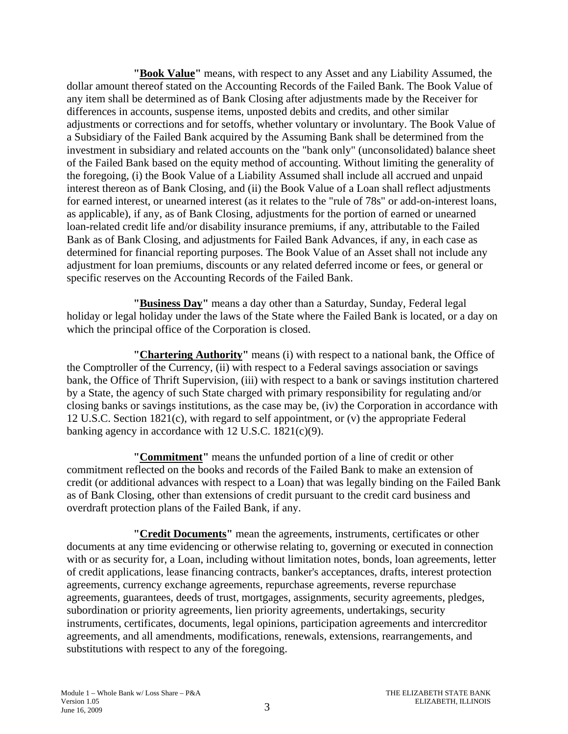**"Book Value"** means, with respect to any Asset and any Liability Assumed, the dollar amount thereof stated on the Accounting Records of the Failed Bank. The Book Value of any item shall be determined as of Bank Closing after adjustments made by the Receiver for differences in accounts, suspense items, unposted debits and credits, and other similar adjustments or corrections and for setoffs, whether voluntary or involuntary. The Book Value of a Subsidiary of the Failed Bank acquired by the Assuming Bank shall be determined from the investment in subsidiary and related accounts on the "bank only" (unconsolidated) balance sheet of the Failed Bank based on the equity method of accounting. Without limiting the generality of the foregoing, (i) the Book Value of a Liability Assumed shall include all accrued and unpaid interest thereon as of Bank Closing, and (ii) the Book Value of a Loan shall reflect adjustments for earned interest, or unearned interest (as it relates to the "rule of 78s" or add-on-interest loans, as applicable), if any, as of Bank Closing, adjustments for the portion of earned or unearned loan-related credit life and/or disability insurance premiums, if any, attributable to the Failed Bank as of Bank Closing, and adjustments for Failed Bank Advances, if any, in each case as determined for financial reporting purposes. The Book Value of an Asset shall not include any adjustment for loan premiums, discounts or any related deferred income or fees, or general or specific reserves on the Accounting Records of the Failed Bank.

**"Business Day"** means a day other than a Saturday, Sunday, Federal legal holiday or legal holiday under the laws of the State where the Failed Bank is located, or a day on which the principal office of the Corporation is closed.

**"Chartering Authority"** means (i) with respect to a national bank, the Office of the Comptroller of the Currency, (ii) with respect to a Federal savings association or savings bank, the Office of Thrift Supervision, (iii) with respect to a bank or savings institution chartered by a State, the agency of such State charged with primary responsibility for regulating and/or closing banks or savings institutions, as the case may be, (iv) the Corporation in accordance with 12 U.S.C. Section 1821(c), with regard to self appointment, or (v) the appropriate Federal banking agency in accordance with 12 U.S.C. 1821(c)(9).

**"Commitment"** means the unfunded portion of a line of credit or other commitment reflected on the books and records of the Failed Bank to make an extension of credit (or additional advances with respect to a Loan) that was legally binding on the Failed Bank as of Bank Closing, other than extensions of credit pursuant to the credit card business and overdraft protection plans of the Failed Bank, if any.

**"Credit Documents"** mean the agreements, instruments, certificates or other documents at any time evidencing or otherwise relating to, governing or executed in connection with or as security for, a Loan, including without limitation notes, bonds, loan agreements, letter of credit applications, lease financing contracts, banker's acceptances, drafts, interest protection agreements, currency exchange agreements, repurchase agreements, reverse repurchase agreements, guarantees, deeds of trust, mortgages, assignments, security agreements, pledges, subordination or priority agreements, lien priority agreements, undertakings, security instruments, certificates, documents, legal opinions, participation agreements and intercreditor agreements, and all amendments, modifications, renewals, extensions, rearrangements, and substitutions with respect to any of the foregoing.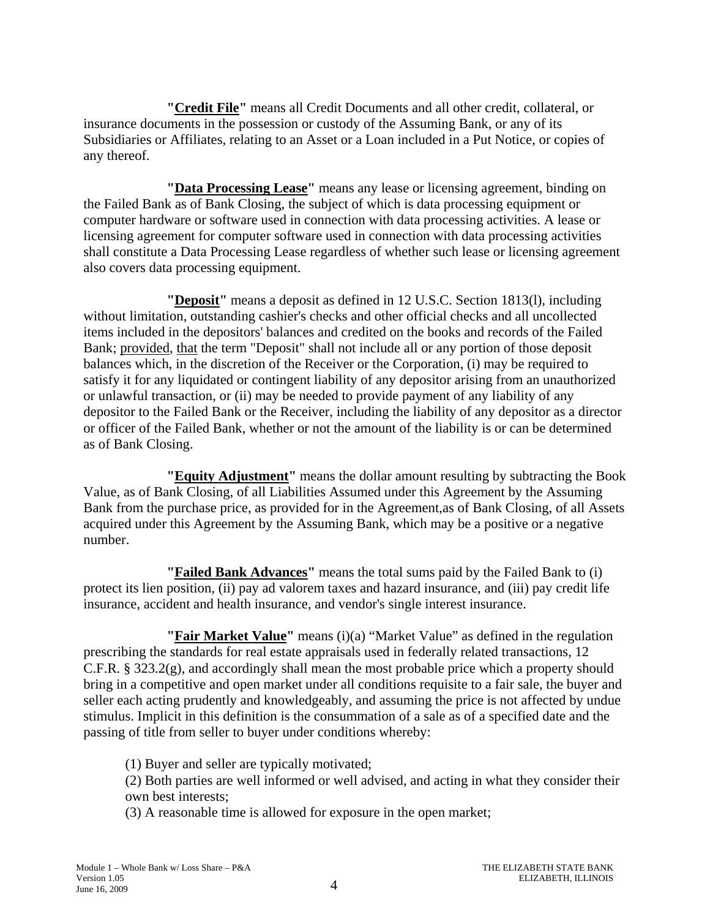**"<u>Credit File</u>"** means all Credit Documents and all other credit, collateral, or insurance documents in the possession or custody of the Assuming Bank, or any of its Subsidiaries or Affiliates, relating to an Asset or a Loan included in a Put Notice, or copies of any thereof.

**"<u>Data Processing Lease</u>"** means any lease or licensing agreement, binding on the Failed Bank as of Bank Closing, the subject of which is data processing equipment or computer hardware or software used in connection with data processing activities. A lease or licensing agreement for computer software used in connection with data processing activities shall constitute a Data Processing Lease regardless of whether such lease or licensing agreement also covers data processing equipment.

**"<u>Deposit</u>"** means a deposit as defined in 12 U.S.C. Section 1813(l), including without limitation, outstanding cashier's checks and other official checks and all uncollected items included in the depositors' balances and credited on the books and records of the Failed Bank; <u>provided</u>, <u>that</u> the term "Deposit" shall not include all or any portion of those deposit balances which, in the discretion of the Receiver or the Corporation, (i) may be required to satisfy it for any liquidated or contingent liability of any depositor arising from an unauthorized or unlawful transaction, or (ii) may be needed to provide payment of any liability of any depositor to the Failed Bank or the Receiver, including the liability of any depositor as a director or officer of the Failed Bank, whether or not the amount of the liability is or can be determined as of Bank Closing.

**"<u>Equity Adjustment</u>"** means the dollar amount resulting by subtracting the Book Value, as of Bank Closing, of all Liabilities Assumed under this Agreement by the Assuming Bank from the purchase price, as provided for in the Agreement,as of Bank Closing, of all Assets acquired under this Agreement by the Assuming Bank, which may be a positive or a negative number.

**"<u>Failed Bank Advances</u>"** means the total sums paid by the Failed Bank to (i) protect its lien position, (ii) pay ad valorem taxes and hazard insurance, and (iii) pay credit life insurance, accident and health insurance, and vendor's single interest insurance.

**"<u>Fair Market Value</u>"** means (i)(a) "Market Value" as defined in the regulation prescribing the standards for real estate appraisals used in federally related transactions, 12 C.F.R. § 323.2(g), and accordingly shall mean the most probable price which a property should bring in a competitive and open market under all conditions requisite to a fair sale, the buyer and seller each acting prudently and knowledgeably, and assuming the price is not affected by undue stimulus. Implicit in this definition is the consummation of a sale as of a specified date and the passing of title from seller to buyer under conditions whereby:

(1) Buyer and seller are typically motivated;
(2) Both parties are well informed or well advised, and acting in what they consider their own best interests;
(3) A reasonable time is allowed for exposure in the open market;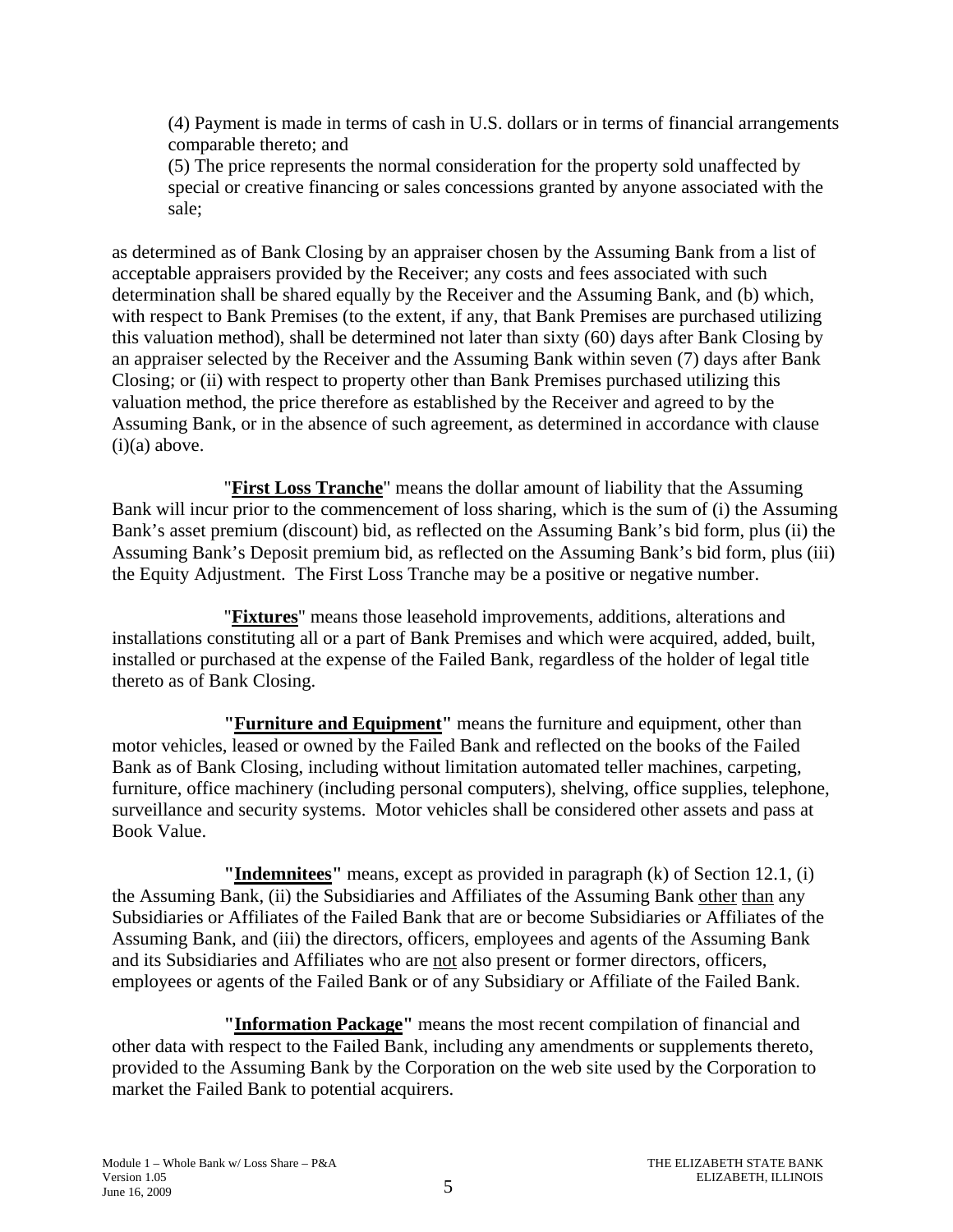(4) Payment is made in terms of cash in U.S. dollars or in terms of financial arrangements comparable thereto; and

(5) The price represents the normal consideration for the property sold unaffected by special or creative financing or sales concessions granted by anyone associated with the sale;

as determined as of Bank Closing by an appraiser chosen by the Assuming Bank from a list of acceptable appraisers provided by the Receiver; any costs and fees associated with such determination shall be shared equally by the Receiver and the Assuming Bank, and (b) which, with respect to Bank Premises (to the extent, if any, that Bank Premises are purchased utilizing this valuation method), shall be determined not later than sixty (60) days after Bank Closing by an appraiser selected by the Receiver and the Assuming Bank within seven (7) days after Bank Closing; or (ii) with respect to property other than Bank Premises purchased utilizing this valuation method, the price therefore as established by the Receiver and agreed to by the Assuming Bank, or in the absence of such agreement, as determined in accordance with clause (i)(a) above.

"**First Loss Tranche**" means the dollar amount of liability that the Assuming Bank will incur prior to the commencement of loss sharing, which is the sum of (i) the Assuming Bank's asset premium (discount) bid, as reflected on the Assuming Bank's bid form, plus (ii) the Assuming Bank's Deposit premium bid, as reflected on the Assuming Bank's bid form, plus (iii) the Equity Adjustment. The First Loss Tranche may be a positive or negative number.

"**Fixtures**" means those leasehold improvements, additions, alterations and installations constituting all or a part of Bank Premises and which were acquired, added, built, installed or purchased at the expense of the Failed Bank, regardless of the holder of legal title thereto as of Bank Closing.

**"Furniture and Equipment"** means the furniture and equipment, other than motor vehicles, leased or owned by the Failed Bank and reflected on the books of the Failed Bank as of Bank Closing, including without limitation automated teller machines, carpeting, furniture, office machinery (including personal computers), shelving, office supplies, telephone, surveillance and security systems. Motor vehicles shall be considered other assets and pass at Book Value.

**"Indemnitees"** means, except as provided in paragraph (k) of Section 12.1, (i) the Assuming Bank, (ii) the Subsidiaries and Affiliates of the Assuming Bank other than any Subsidiaries or Affiliates of the Failed Bank that are or become Subsidiaries or Affiliates of the Assuming Bank, and (iii) the directors, officers, employees and agents of the Assuming Bank and its Subsidiaries and Affiliates who are not also present or former directors, officers, employees or agents of the Failed Bank or of any Subsidiary or Affiliate of the Failed Bank.

**"Information Package"** means the most recent compilation of financial and other data with respect to the Failed Bank, including any amendments or supplements thereto, provided to the Assuming Bank by the Corporation on the web site used by the Corporation to market the Failed Bank to potential acquirers.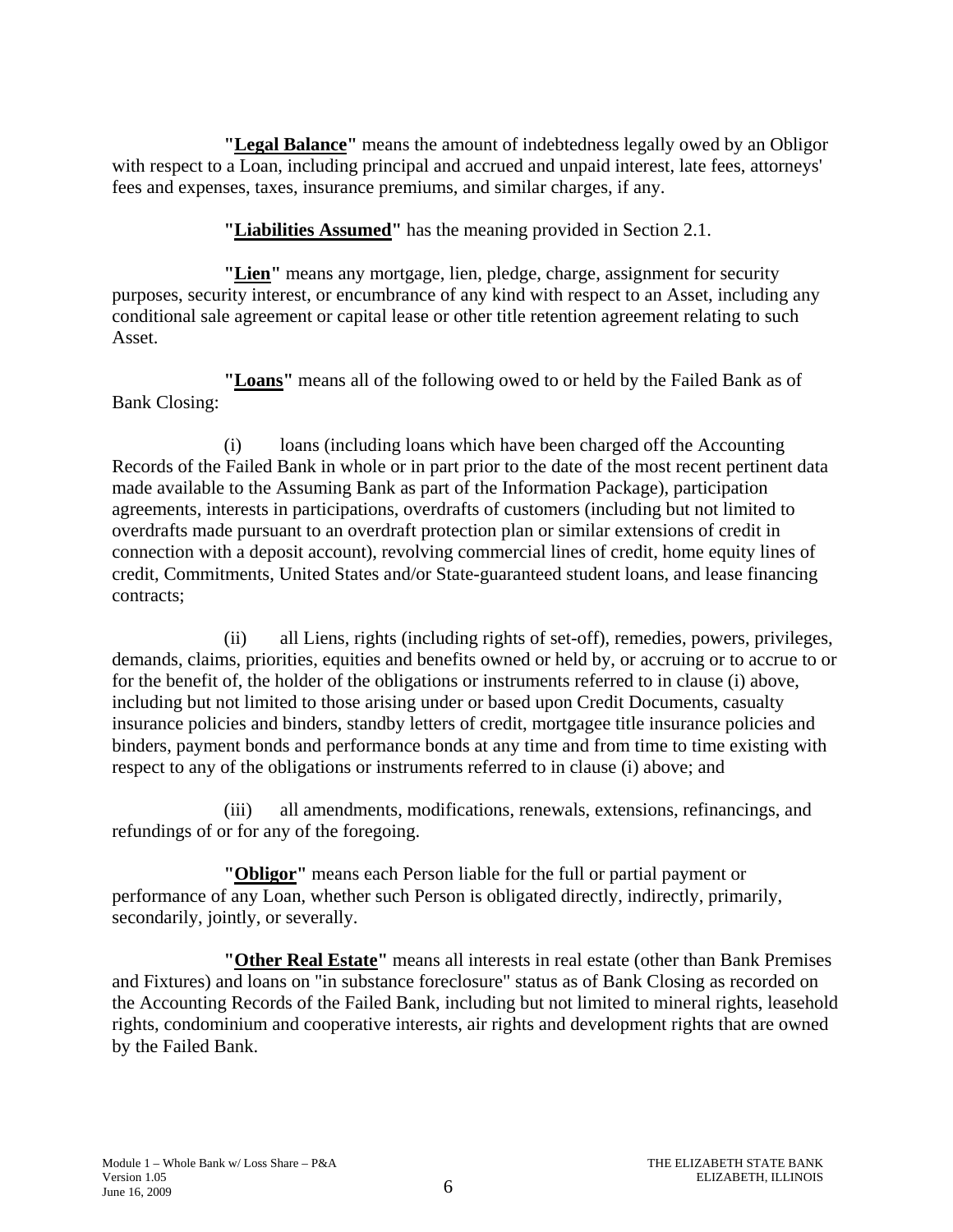**"Legal Balance"** means the amount of indebtedness legally owed by an Obligor with respect to a Loan, including principal and accrued and unpaid interest, late fees, attorneys' fees and expenses, taxes, insurance premiums, and similar charges, if any.

**"Liabilities Assumed"** has the meaning provided in Section 2.1.

**"Lien"** means any mortgage, lien, pledge, charge, assignment for security purposes, security interest, or encumbrance of any kind with respect to an Asset, including any conditional sale agreement or capital lease or other title retention agreement relating to such Asset.

**"Loans"** means all of the following owed to or held by the Failed Bank as of Bank Closing:

(i) loans (including loans which have been charged off the Accounting Records of the Failed Bank in whole or in part prior to the date of the most recent pertinent data made available to the Assuming Bank as part of the Information Package), participation agreements, interests in participations, overdrafts of customers (including but not limited to overdrafts made pursuant to an overdraft protection plan or similar extensions of credit in connection with a deposit account), revolving commercial lines of credit, home equity lines of credit, Commitments, United States and/or State-guaranteed student loans, and lease financing contracts;

(ii) all Liens, rights (including rights of set-off), remedies, powers, privileges, demands, claims, priorities, equities and benefits owned or held by, or accruing or to accrue to or for the benefit of, the holder of the obligations or instruments referred to in clause (i) above, including but not limited to those arising under or based upon Credit Documents, casualty insurance policies and binders, standby letters of credit, mortgagee title insurance policies and binders, payment bonds and performance bonds at any time and from time to time existing with respect to any of the obligations or instruments referred to in clause (i) above; and

(iii) all amendments, modifications, renewals, extensions, refinancings, and refundings of or for any of the foregoing.

**"Obligor"** means each Person liable for the full or partial payment or performance of any Loan, whether such Person is obligated directly, indirectly, primarily, secondarily, jointly, or severally.

**"Other Real Estate"** means all interests in real estate (other than Bank Premises and Fixtures) and loans on "in substance foreclosure" status as of Bank Closing as recorded on the Accounting Records of the Failed Bank, including but not limited to mineral rights, leasehold rights, condominium and cooperative interests, air rights and development rights that are owned by the Failed Bank.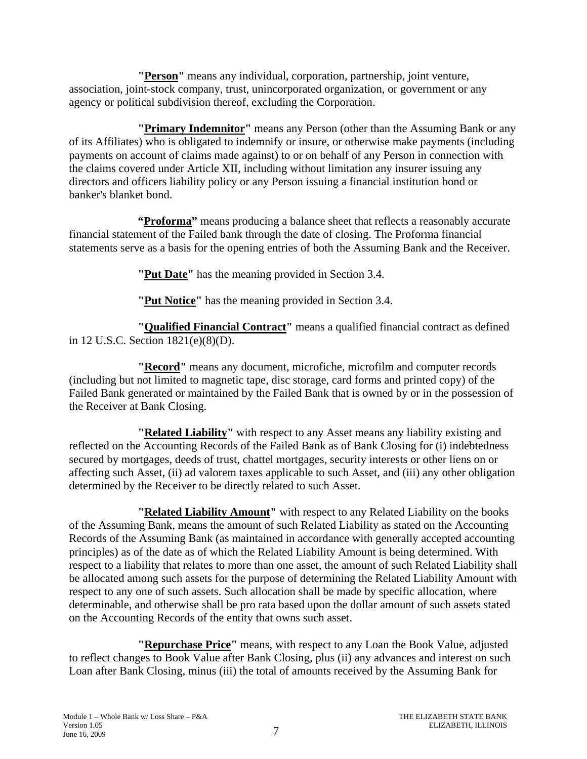**"Person"** means any individual, corporation, partnership, joint venture, association, joint-stock company, trust, unincorporated organization, or government or any agency or political subdivision thereof, excluding the Corporation.

**"Primary Indemnitor"** means any Person (other than the Assuming Bank or any of its Affiliates) who is obligated to indemnify or insure, or otherwise make payments (including payments on account of claims made against) to or on behalf of any Person in connection with the claims covered under Article XII, including without limitation any insurer issuing any directors and officers liability policy or any Person issuing a financial institution bond or banker's blanket bond.

**"Proforma"** means producing a balance sheet that reflects a reasonably accurate financial statement of the Failed bank through the date of closing. The Proforma financial statements serve as a basis for the opening entries of both the Assuming Bank and the Receiver.

**"Put Date"** has the meaning provided in Section 3.4.

**"Put Notice"** has the meaning provided in Section 3.4.

**"Qualified Financial Contract"** means a qualified financial contract as defined in 12 U.S.C. Section 1821(e)(8)(D).

**"Record"** means any document, microfiche, microfilm and computer records (including but not limited to magnetic tape, disc storage, card forms and printed copy) of the Failed Bank generated or maintained by the Failed Bank that is owned by or in the possession of the Receiver at Bank Closing.

**"Related Liability"** with respect to any Asset means any liability existing and reflected on the Accounting Records of the Failed Bank as of Bank Closing for (i) indebtedness secured by mortgages, deeds of trust, chattel mortgages, security interests or other liens on or affecting such Asset, (ii) ad valorem taxes applicable to such Asset, and (iii) any other obligation determined by the Receiver to be directly related to such Asset.

**"Related Liability Amount"** with respect to any Related Liability on the books of the Assuming Bank, means the amount of such Related Liability as stated on the Accounting Records of the Assuming Bank (as maintained in accordance with generally accepted accounting principles) as of the date as of which the Related Liability Amount is being determined. With respect to a liability that relates to more than one asset, the amount of such Related Liability shall be allocated among such assets for the purpose of determining the Related Liability Amount with respect to any one of such assets. Such allocation shall be made by specific allocation, where determinable, and otherwise shall be pro rata based upon the dollar amount of such assets stated on the Accounting Records of the entity that owns such asset.

**"Repurchase Price"** means, with respect to any Loan the Book Value, adjusted to reflect changes to Book Value after Bank Closing, plus (ii) any advances and interest on such Loan after Bank Closing, minus (iii) the total of amounts received by the Assuming Bank for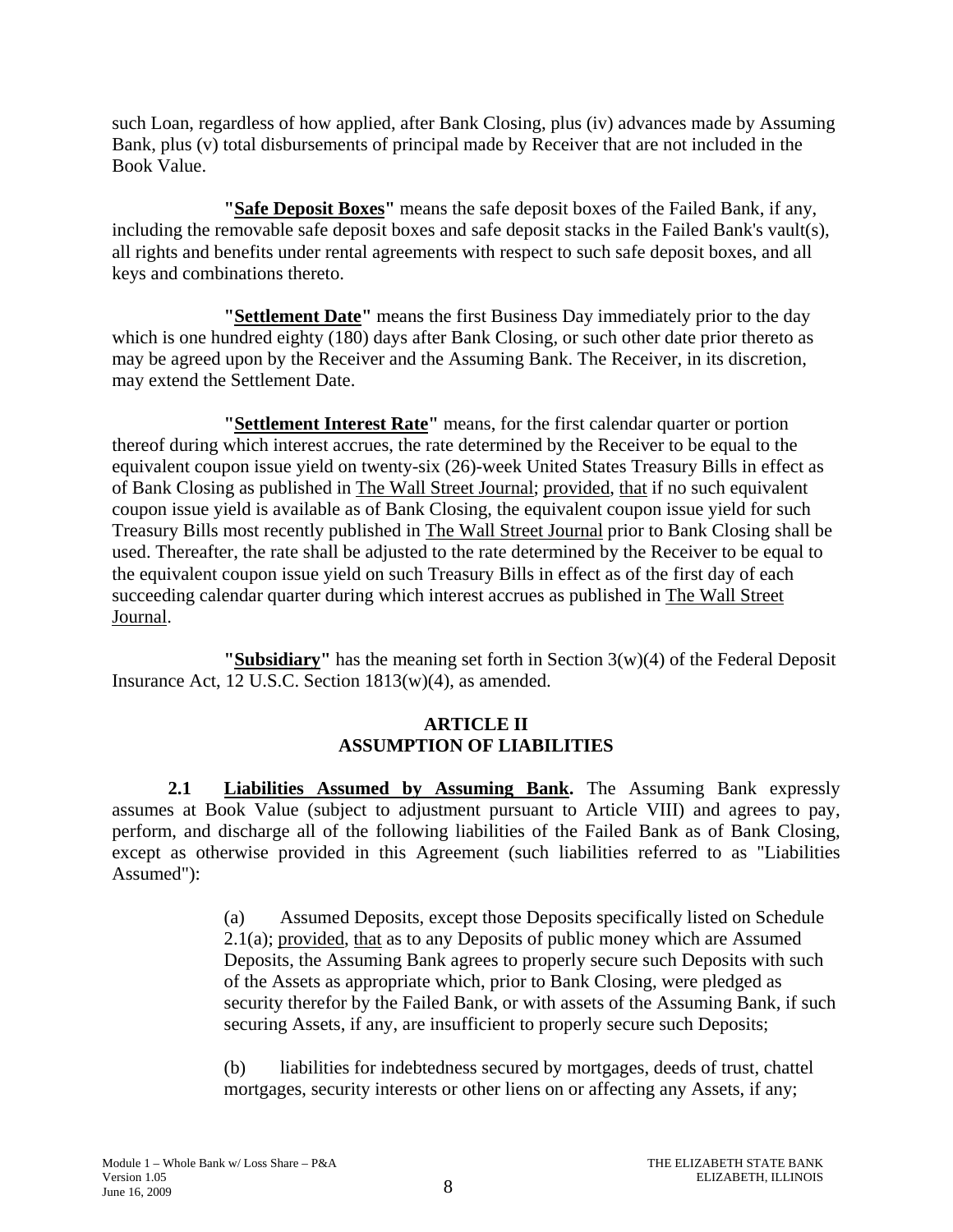such Loan, regardless of how applied, after Bank Closing, plus (iv) advances made by Assuming Bank, plus (v) total disbursements of principal made by Receiver that are not included in the Book Value.

**"Safe Deposit Boxes"** means the safe deposit boxes of the Failed Bank, if any, including the removable safe deposit boxes and safe deposit stacks in the Failed Bank's vault(s), all rights and benefits under rental agreements with respect to such safe deposit boxes, and all keys and combinations thereto.

**"Settlement Date"** means the first Business Day immediately prior to the day which is one hundred eighty (180) days after Bank Closing, or such other date prior thereto as may be agreed upon by the Receiver and the Assuming Bank. The Receiver, in its discretion, may extend the Settlement Date.

**"Settlement Interest Rate"** means, for the first calendar quarter or portion thereof during which interest accrues, the rate determined by the Receiver to be equal to the equivalent coupon issue yield on twenty-six (26)-week United States Treasury Bills in effect as of Bank Closing as published in The Wall Street Journal; provided, that if no such equivalent coupon issue yield is available as of Bank Closing, the equivalent coupon issue yield for such Treasury Bills most recently published in The Wall Street Journal prior to Bank Closing shall be used. Thereafter, the rate shall be adjusted to the rate determined by the Receiver to be equal to the equivalent coupon issue yield on such Treasury Bills in effect as of the first day of each succeeding calendar quarter during which interest accrues as published in The Wall Street Journal.

**"Subsidiary"** has the meaning set forth in Section 3(w)(4) of the Federal Deposit Insurance Act, 12 U.S.C. Section 1813(w)(4), as amended.

## ARTICLE II
## ASSUMPTION OF LIABILITIES

**2.1 Liabilities Assumed by Assuming Bank.** The Assuming Bank expressly assumes at Book Value (subject to adjustment pursuant to Article VIII) and agrees to pay, perform, and discharge all of the following liabilities of the Failed Bank as of Bank Closing, except as otherwise provided in this Agreement (such liabilities referred to as "Liabilities Assumed"):

(a) Assumed Deposits, except those Deposits specifically listed on Schedule 2.1(a); provided, that as to any Deposits of public money which are Assumed Deposits, the Assuming Bank agrees to properly secure such Deposits with such of the Assets as appropriate which, prior to Bank Closing, were pledged as security therefor by the Failed Bank, or with assets of the Assuming Bank, if such securing Assets, if any, are insufficient to properly secure such Deposits;

(b) liabilities for indebtedness secured by mortgages, deeds of trust, chattel mortgages, security interests or other liens on or affecting any Assets, if any;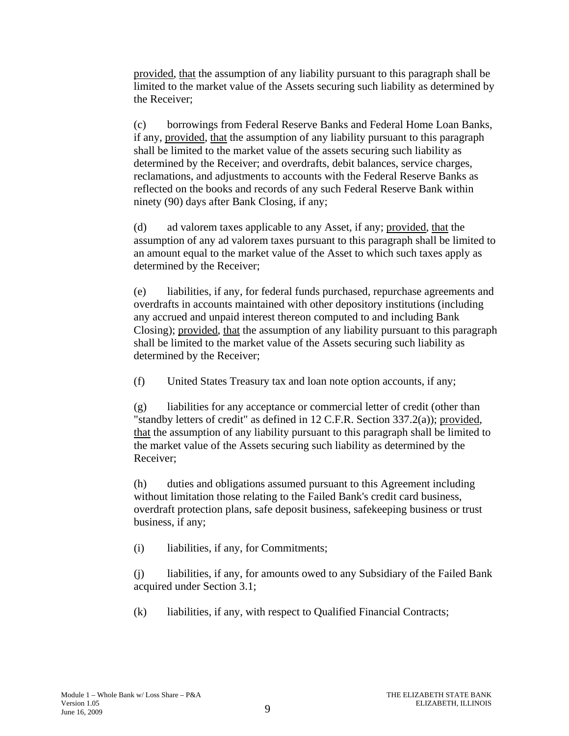provided, that the assumption of any liability pursuant to this paragraph shall be limited to the market value of the Assets securing such liability as determined by the Receiver;

(c) borrowings from Federal Reserve Banks and Federal Home Loan Banks, if any, provided, that the assumption of any liability pursuant to this paragraph shall be limited to the market value of the assets securing such liability as determined by the Receiver; and overdrafts, debit balances, service charges, reclamations, and adjustments to accounts with the Federal Reserve Banks as reflected on the books and records of any such Federal Reserve Bank within ninety (90) days after Bank Closing, if any;

(d) ad valorem taxes applicable to any Asset, if any; provided, that the assumption of any ad valorem taxes pursuant to this paragraph shall be limited to an amount equal to the market value of the Asset to which such taxes apply as determined by the Receiver;

(e) liabilities, if any, for federal funds purchased, repurchase agreements and overdrafts in accounts maintained with other depository institutions (including any accrued and unpaid interest thereon computed to and including Bank Closing); provided, that the assumption of any liability pursuant to this paragraph shall be limited to the market value of the Assets securing such liability as determined by the Receiver;

(f) United States Treasury tax and loan note option accounts, if any;

(g) liabilities for any acceptance or commercial letter of credit (other than "standby letters of credit" as defined in 12 C.F.R. Section 337.2(a)); provided, that the assumption of any liability pursuant to this paragraph shall be limited to the market value of the Assets securing such liability as determined by the Receiver;

(h) duties and obligations assumed pursuant to this Agreement including without limitation those relating to the Failed Bank's credit card business, overdraft protection plans, safe deposit business, safekeeping business or trust business, if any;

(i) liabilities, if any, for Commitments;

(j) liabilities, if any, for amounts owed to any Subsidiary of the Failed Bank acquired under Section 3.1;

(k) liabilities, if any, with respect to Qualified Financial Contracts;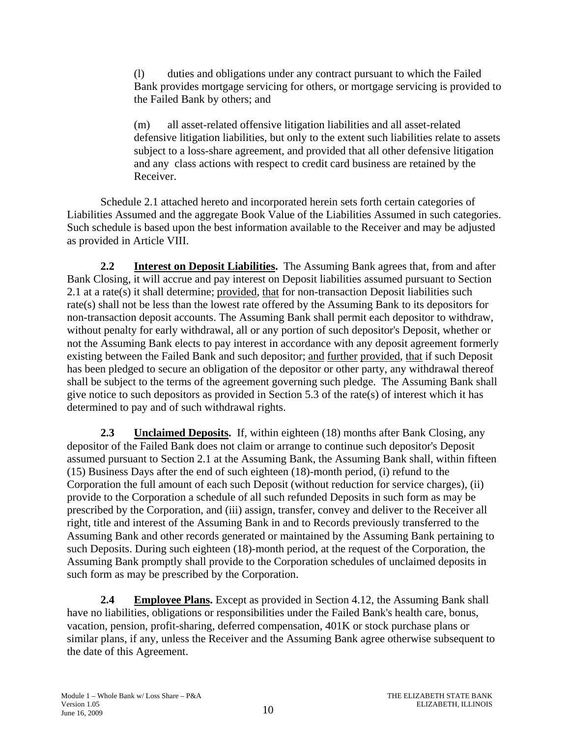(l) duties and obligations under any contract pursuant to which the Failed Bank provides mortgage servicing for others, or mortgage servicing is provided to the Failed Bank by others; and

(m) all asset-related offensive litigation liabilities and all asset-related defensive litigation liabilities, but only to the extent such liabilities relate to assets subject to a loss-share agreement, and provided that all other defensive litigation and any class actions with respect to credit card business are retained by the Receiver.

Schedule 2.1 attached hereto and incorporated herein sets forth certain categories of Liabilities Assumed and the aggregate Book Value of the Liabilities Assumed in such categories. Such schedule is based upon the best information available to the Receiver and may be adjusted as provided in Article VIII.

**2.2 Interest on Deposit Liabilities.** The Assuming Bank agrees that, from and after Bank Closing, it will accrue and pay interest on Deposit liabilities assumed pursuant to Section 2.1 at a rate(s) it shall determine; provided, that for non-transaction Deposit liabilities such rate(s) shall not be less than the lowest rate offered by the Assuming Bank to its depositors for non-transaction deposit accounts. The Assuming Bank shall permit each depositor to withdraw, without penalty for early withdrawal, all or any portion of such depositor's Deposit, whether or not the Assuming Bank elects to pay interest in accordance with any deposit agreement formerly existing between the Failed Bank and such depositor; and further provided, that if such Deposit has been pledged to secure an obligation of the depositor or other party, any withdrawal thereof shall be subject to the terms of the agreement governing such pledge. The Assuming Bank shall give notice to such depositors as provided in Section 5.3 of the rate(s) of interest which it has determined to pay and of such withdrawal rights.

**2.3 Unclaimed Deposits.** If, within eighteen (18) months after Bank Closing, any depositor of the Failed Bank does not claim or arrange to continue such depositor's Deposit assumed pursuant to Section 2.1 at the Assuming Bank, the Assuming Bank shall, within fifteen (15) Business Days after the end of such eighteen (18)-month period, (i) refund to the Corporation the full amount of each such Deposit (without reduction for service charges), (ii) provide to the Corporation a schedule of all such refunded Deposits in such form as may be prescribed by the Corporation, and (iii) assign, transfer, convey and deliver to the Receiver all right, title and interest of the Assuming Bank in and to Records previously transferred to the Assuming Bank and other records generated or maintained by the Assuming Bank pertaining to such Deposits. During such eighteen (18)-month period, at the request of the Corporation, the Assuming Bank promptly shall provide to the Corporation schedules of unclaimed deposits in such form as may be prescribed by the Corporation.

**2.4 Employee Plans.** Except as provided in Section 4.12, the Assuming Bank shall have no liabilities, obligations or responsibilities under the Failed Bank's health care, bonus, vacation, pension, profit-sharing, deferred compensation, 401K or stock purchase plans or similar plans, if any, unless the Receiver and the Assuming Bank agree otherwise subsequent to the date of this Agreement.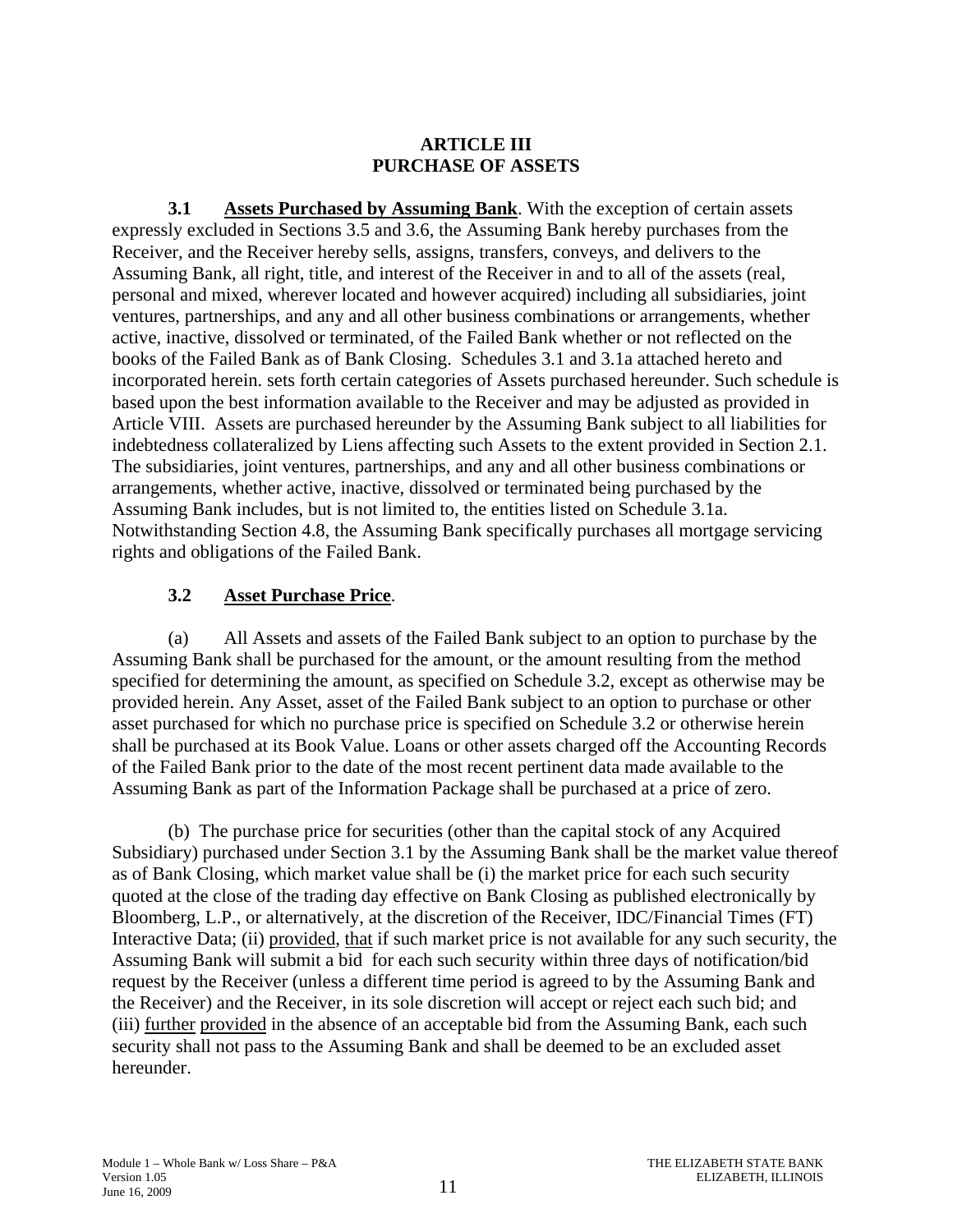## ARTICLE III
## PURCHASE OF ASSETS

**3.1 Assets Purchased by Assuming Bank**. With the exception of certain assets expressly excluded in Sections 3.5 and 3.6, the Assuming Bank hereby purchases from the Receiver, and the Receiver hereby sells, assigns, transfers, conveys, and delivers to the Assuming Bank, all right, title, and interest of the Receiver in and to all of the assets (real, personal and mixed, wherever located and however acquired) including all subsidiaries, joint ventures, partnerships, and any and all other business combinations or arrangements, whether active, inactive, dissolved or terminated, of the Failed Bank whether or not reflected on the books of the Failed Bank as of Bank Closing. Schedules 3.1 and 3.1a attached hereto and incorporated herein. sets forth certain categories of Assets purchased hereunder. Such schedule is based upon the best information available to the Receiver and may be adjusted as provided in Article VIII. Assets are purchased hereunder by the Assuming Bank subject to all liabilities for indebtedness collateralized by Liens affecting such Assets to the extent provided in Section 2.1. The subsidiaries, joint ventures, partnerships, and any and all other business combinations or arrangements, whether active, inactive, dissolved or terminated being purchased by the Assuming Bank includes, but is not limited to, the entities listed on Schedule 3.1a. Notwithstanding Section 4.8, the Assuming Bank specifically purchases all mortgage servicing rights and obligations of the Failed Bank.

**3.2 Asset Purchase Price**.

(a) All Assets and assets of the Failed Bank subject to an option to purchase by the Assuming Bank shall be purchased for the amount, or the amount resulting from the method specified for determining the amount, as specified on Schedule 3.2, except as otherwise may be provided herein. Any Asset, asset of the Failed Bank subject to an option to purchase or other asset purchased for which no purchase price is specified on Schedule 3.2 or otherwise herein shall be purchased at its Book Value. Loans or other assets charged off the Accounting Records of the Failed Bank prior to the date of the most recent pertinent data made available to the Assuming Bank as part of the Information Package shall be purchased at a price of zero.

(b) The purchase price for securities (other than the capital stock of any Acquired Subsidiary) purchased under Section 3.1 by the Assuming Bank shall be the market value thereof as of Bank Closing, which market value shall be (i) the market price for each such security quoted at the close of the trading day effective on Bank Closing as published electronically by Bloomberg, L.P., or alternatively, at the discretion of the Receiver, IDC/Financial Times (FT) Interactive Data; (ii) provided, that if such market price is not available for any such security, the Assuming Bank will submit a bid for each such security within three days of notification/bid request by the Receiver (unless a different time period is agreed to by the Assuming Bank and the Receiver) and the Receiver, in its sole discretion will accept or reject each such bid; and (iii) further provided in the absence of an acceptable bid from the Assuming Bank, each such security shall not pass to the Assuming Bank and shall be deemed to be an excluded asset hereunder.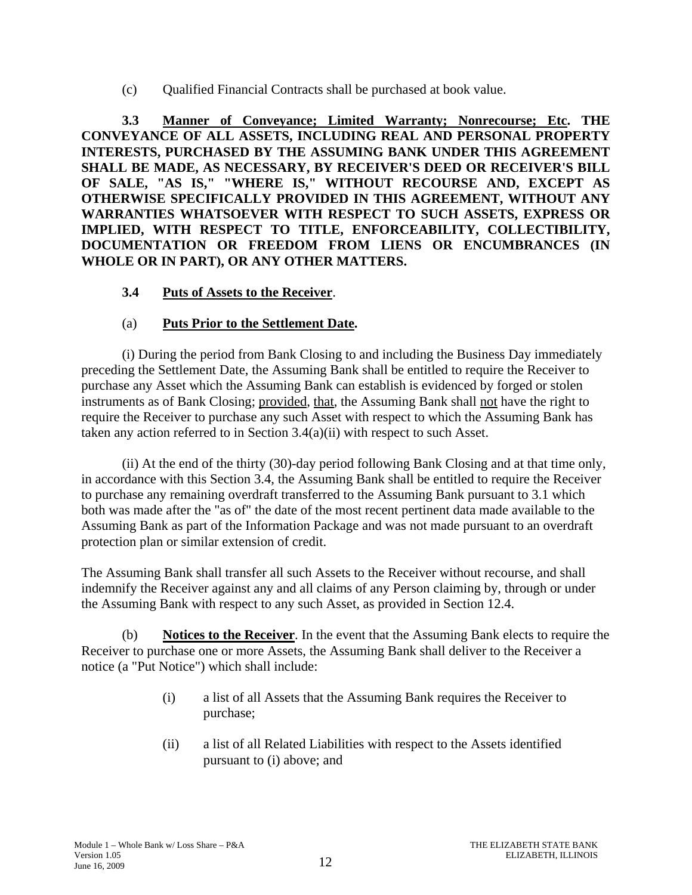(c) Qualified Financial Contracts shall be purchased at book value.

**3.3 Manner of Conveyance; Limited Warranty; Nonrecourse; Etc. THE CONVEYANCE OF ALL ASSETS, INCLUDING REAL AND PERSONAL PROPERTY INTERESTS, PURCHASED BY THE ASSUMING BANK UNDER THIS AGREEMENT SHALL BE MADE, AS NECESSARY, BY RECEIVER'S DEED OR RECEIVER'S BILL OF SALE, "AS IS," "WHERE IS," WITHOUT RECOURSE AND, EXCEPT AS OTHERWISE SPECIFICALLY PROVIDED IN THIS AGREEMENT, WITHOUT ANY WARRANTIES WHATSOEVER WITH RESPECT TO SUCH ASSETS, EXPRESS OR IMPLIED, WITH RESPECT TO TITLE, ENFORCEABILITY, COLLECTIBILITY, DOCUMENTATION OR FREEDOM FROM LIENS OR ENCUMBRANCES (IN WHOLE OR IN PART), OR ANY OTHER MATTERS.**

**3.4 Puts of Assets to the Receiver**.

(a) **Puts Prior to the Settlement Date.**

(i) During the period from Bank Closing to and including the Business Day immediately preceding the Settlement Date, the Assuming Bank shall be entitled to require the Receiver to purchase any Asset which the Assuming Bank can establish is evidenced by forged or stolen instruments as of Bank Closing; provided, that, the Assuming Bank shall not have the right to require the Receiver to purchase any such Asset with respect to which the Assuming Bank has taken any action referred to in Section 3.4(a)(ii) with respect to such Asset.

(ii) At the end of the thirty (30)-day period following Bank Closing and at that time only, in accordance with this Section 3.4, the Assuming Bank shall be entitled to require the Receiver to purchase any remaining overdraft transferred to the Assuming Bank pursuant to 3.1 which both was made after the "as of" the date of the most recent pertinent data made available to the Assuming Bank as part of the Information Package and was not made pursuant to an overdraft protection plan or similar extension of credit.

The Assuming Bank shall transfer all such Assets to the Receiver without recourse, and shall indemnify the Receiver against any and all claims of any Person claiming by, through or under the Assuming Bank with respect to any such Asset, as provided in Section 12.4.

(b) **Notices to the Receiver**. In the event that the Assuming Bank elects to require the Receiver to purchase one or more Assets, the Assuming Bank shall deliver to the Receiver a notice (a "Put Notice") which shall include:

(i) a list of all Assets that the Assuming Bank requires the Receiver to purchase;

(ii) a list of all Related Liabilities with respect to the Assets identified pursuant to (i) above; and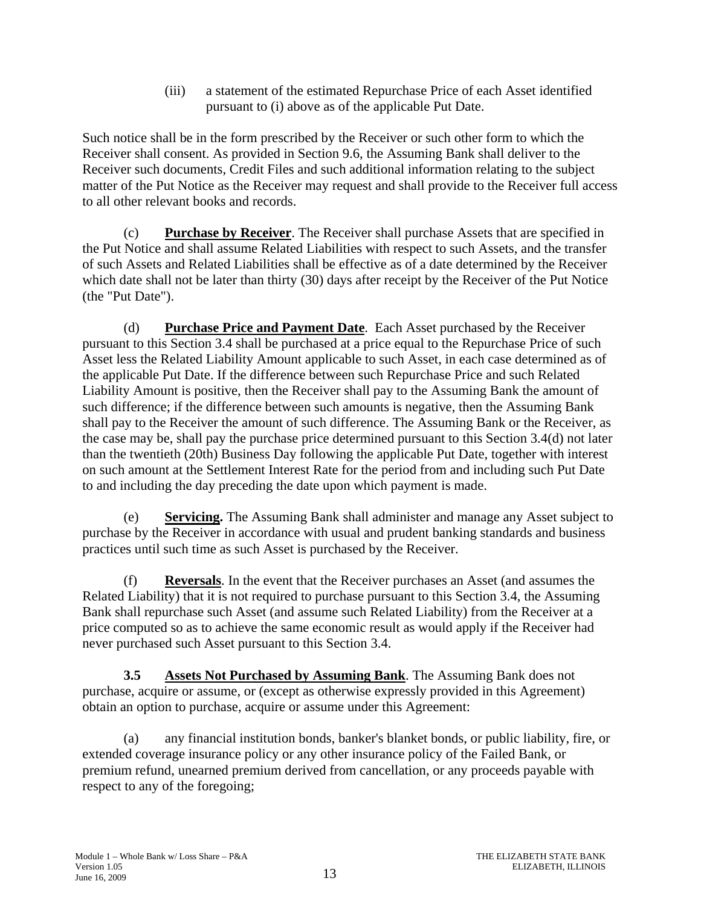(iii) a statement of the estimated Repurchase Price of each Asset identified pursuant to (i) above as of the applicable Put Date.

Such notice shall be in the form prescribed by the Receiver or such other form to which the Receiver shall consent. As provided in Section 9.6, the Assuming Bank shall deliver to the Receiver such documents, Credit Files and such additional information relating to the subject matter of the Put Notice as the Receiver may request and shall provide to the Receiver full access to all other relevant books and records.

(c) **Purchase by Receiver**. The Receiver shall purchase Assets that are specified in the Put Notice and shall assume Related Liabilities with respect to such Assets, and the transfer of such Assets and Related Liabilities shall be effective as of a date determined by the Receiver which date shall not be later than thirty (30) days after receipt by the Receiver of the Put Notice (the "Put Date").

(d) **Purchase Price and Payment Date**. Each Asset purchased by the Receiver pursuant to this Section 3.4 shall be purchased at a price equal to the Repurchase Price of such Asset less the Related Liability Amount applicable to such Asset, in each case determined as of the applicable Put Date. If the difference between such Repurchase Price and such Related Liability Amount is positive, then the Receiver shall pay to the Assuming Bank the amount of such difference; if the difference between such amounts is negative, then the Assuming Bank shall pay to the Receiver the amount of such difference. The Assuming Bank or the Receiver, as the case may be, shall pay the purchase price determined pursuant to this Section 3.4(d) not later than the twentieth (20th) Business Day following the applicable Put Date, together with interest on such amount at the Settlement Interest Rate for the period from and including such Put Date to and including the day preceding the date upon which payment is made.

(e) **Servicing.** The Assuming Bank shall administer and manage any Asset subject to purchase by the Receiver in accordance with usual and prudent banking standards and business practices until such time as such Asset is purchased by the Receiver.

(f) **Reversals**. In the event that the Receiver purchases an Asset (and assumes the Related Liability) that it is not required to purchase pursuant to this Section 3.4, the Assuming Bank shall repurchase such Asset (and assume such Related Liability) from the Receiver at a price computed so as to achieve the same economic result as would apply if the Receiver had never purchased such Asset pursuant to this Section 3.4.

**3.5 Assets Not Purchased by Assuming Bank**. The Assuming Bank does not purchase, acquire or assume, or (except as otherwise expressly provided in this Agreement) obtain an option to purchase, acquire or assume under this Agreement:

(a) any financial institution bonds, banker's blanket bonds, or public liability, fire, or extended coverage insurance policy or any other insurance policy of the Failed Bank, or premium refund, unearned premium derived from cancellation, or any proceeds payable with respect to any of the foregoing;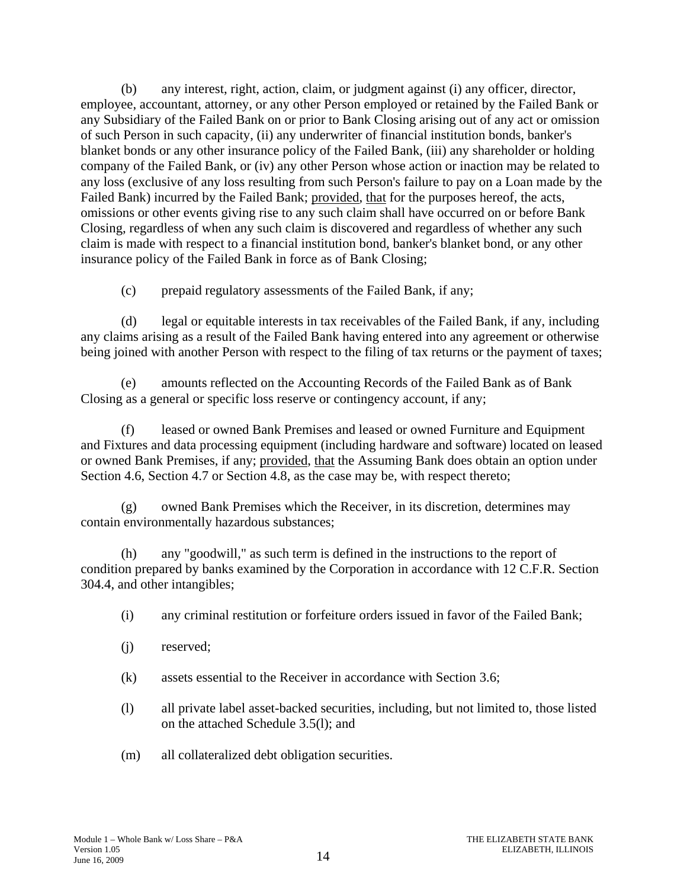(b) any interest, right, action, claim, or judgment against (i) any officer, director, employee, accountant, attorney, or any other Person employed or retained by the Failed Bank or any Subsidiary of the Failed Bank on or prior to Bank Closing arising out of any act or omission of such Person in such capacity, (ii) any underwriter of financial institution bonds, banker's blanket bonds or any other insurance policy of the Failed Bank, (iii) any shareholder or holding company of the Failed Bank, or (iv) any other Person whose action or inaction may be related to any loss (exclusive of any loss resulting from such Person's failure to pay on a Loan made by the Failed Bank) incurred by the Failed Bank; provided, that for the purposes hereof, the acts, omissions or other events giving rise to any such claim shall have occurred on or before Bank Closing, regardless of when any such claim is discovered and regardless of whether any such claim is made with respect to a financial institution bond, banker's blanket bond, or any other insurance policy of the Failed Bank in force as of Bank Closing;

(c) prepaid regulatory assessments of the Failed Bank, if any;

(d) legal or equitable interests in tax receivables of the Failed Bank, if any, including any claims arising as a result of the Failed Bank having entered into any agreement or otherwise being joined with another Person with respect to the filing of tax returns or the payment of taxes;

(e) amounts reflected on the Accounting Records of the Failed Bank as of Bank Closing as a general or specific loss reserve or contingency account, if any;

(f) leased or owned Bank Premises and leased or owned Furniture and Equipment and Fixtures and data processing equipment (including hardware and software) located on leased or owned Bank Premises, if any; provided, that the Assuming Bank does obtain an option under Section 4.6, Section 4.7 or Section 4.8, as the case may be, with respect thereto;

(g) owned Bank Premises which the Receiver, in its discretion, determines may contain environmentally hazardous substances;

(h) any "goodwill," as such term is defined in the instructions to the report of condition prepared by banks examined by the Corporation in accordance with 12 C.F.R. Section 304.4, and other intangibles;

(i) any criminal restitution or forfeiture orders issued in favor of the Failed Bank;

(j) reserved;

(k) assets essential to the Receiver in accordance with Section 3.6;

(l) all private label asset-backed securities, including, but not limited to, those listed on the attached Schedule 3.5(l); and

(m) all collateralized debt obligation securities.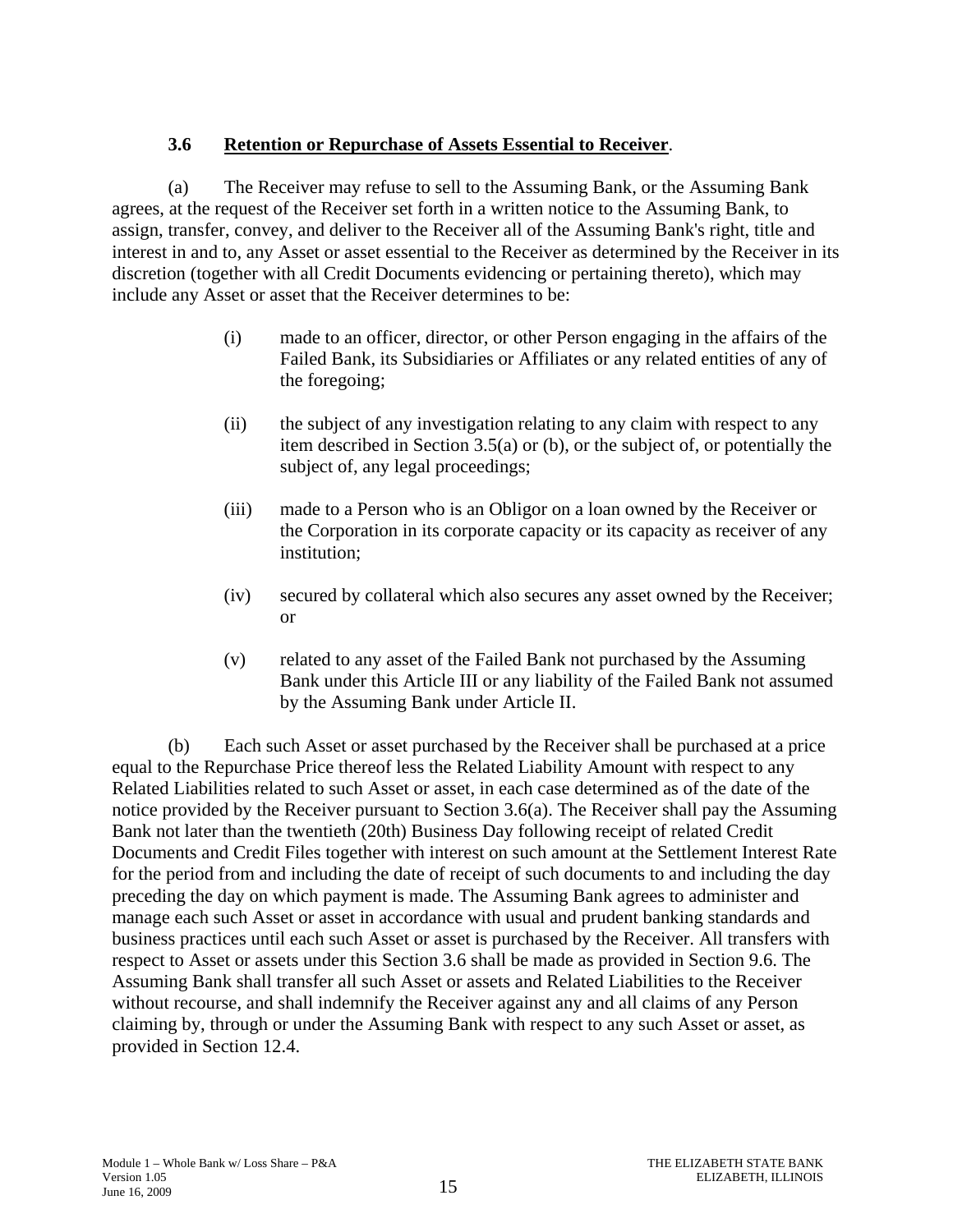### 3.6 Retention or Repurchase of Assets Essential to Receiver.

(a) The Receiver may refuse to sell to the Assuming Bank, or the Assuming Bank agrees, at the request of the Receiver set forth in a written notice to the Assuming Bank, to assign, transfer, convey, and deliver to the Receiver all of the Assuming Bank's right, title and interest in and to, any Asset or asset essential to the Receiver as determined by the Receiver in its discretion (together with all Credit Documents evidencing or pertaining thereto), which may include any Asset or asset that the Receiver determines to be:

(i) made to an officer, director, or other Person engaging in the affairs of the Failed Bank, its Subsidiaries or Affiliates or any related entities of any of the foregoing;

(ii) the subject of any investigation relating to any claim with respect to any item described in Section 3.5(a) or (b), or the subject of, or potentially the subject of, any legal proceedings;

(iii) made to a Person who is an Obligor on a loan owned by the Receiver or the Corporation in its corporate capacity or its capacity as receiver of any institution;

(iv) secured by collateral which also secures any asset owned by the Receiver; or

(v) related to any asset of the Failed Bank not purchased by the Assuming Bank under this Article III or any liability of the Failed Bank not assumed by the Assuming Bank under Article II.

(b) Each such Asset or asset purchased by the Receiver shall be purchased at a price equal to the Repurchase Price thereof less the Related Liability Amount with respect to any Related Liabilities related to such Asset or asset, in each case determined as of the date of the notice provided by the Receiver pursuant to Section 3.6(a). The Receiver shall pay the Assuming Bank not later than the twentieth (20th) Business Day following receipt of related Credit Documents and Credit Files together with interest on such amount at the Settlement Interest Rate for the period from and including the date of receipt of such documents to and including the day preceding the day on which payment is made. The Assuming Bank agrees to administer and manage each such Asset or asset in accordance with usual and prudent banking standards and business practices until each such Asset or asset is purchased by the Receiver. All transfers with respect to Asset or assets under this Section 3.6 shall be made as provided in Section 9.6. The Assuming Bank shall transfer all such Asset or assets and Related Liabilities to the Receiver without recourse, and shall indemnify the Receiver against any and all claims of any Person claiming by, through or under the Assuming Bank with respect to any such Asset or asset, as provided in Section 12.4.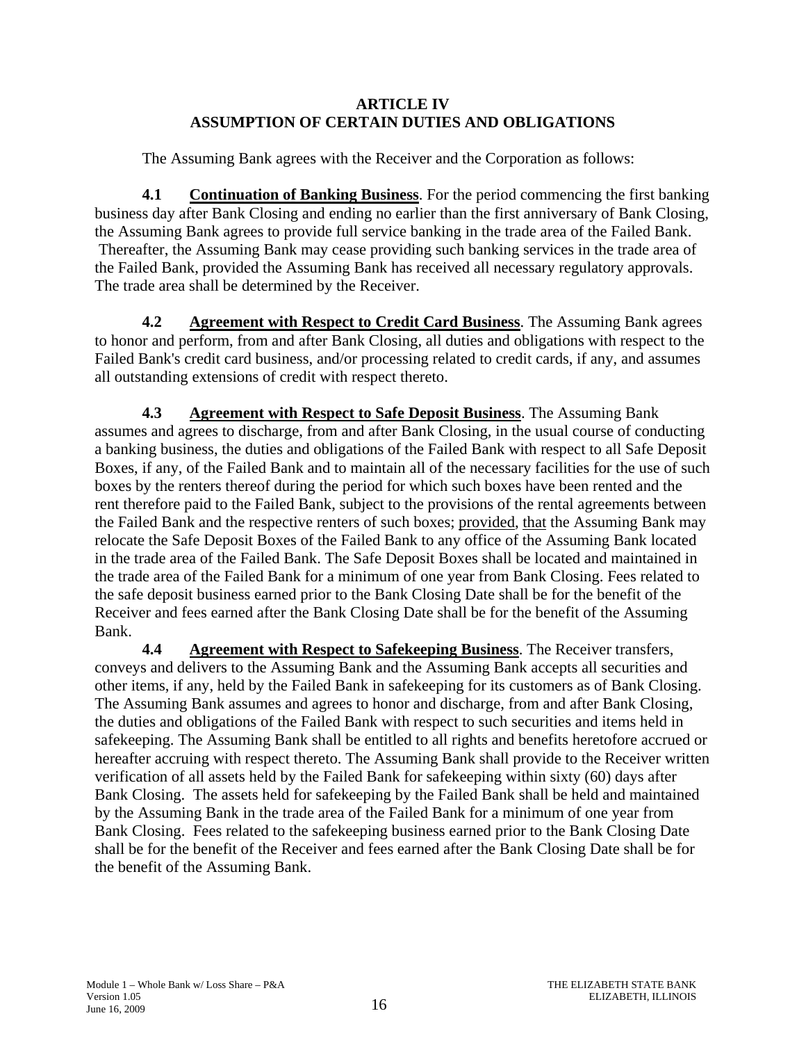# ARTICLE IV
# ASSUMPTION OF CERTAIN DUTIES AND OBLIGATIONS

The Assuming Bank agrees with the Receiver and the Corporation as follows:

**4.1 Continuation of Banking Business**. For the period commencing the first banking business day after Bank Closing and ending no earlier than the first anniversary of Bank Closing, the Assuming Bank agrees to provide full service banking in the trade area of the Failed Bank. Thereafter, the Assuming Bank may cease providing such banking services in the trade area of the Failed Bank, provided the Assuming Bank has received all necessary regulatory approvals. The trade area shall be determined by the Receiver.

**4.2 Agreement with Respect to Credit Card Business**. The Assuming Bank agrees to honor and perform, from and after Bank Closing, all duties and obligations with respect to the Failed Bank's credit card business, and/or processing related to credit cards, if any, and assumes all outstanding extensions of credit with respect thereto.

**4.3 Agreement with Respect to Safe Deposit Business**. The Assuming Bank assumes and agrees to discharge, from and after Bank Closing, in the usual course of conducting a banking business, the duties and obligations of the Failed Bank with respect to all Safe Deposit Boxes, if any, of the Failed Bank and to maintain all of the necessary facilities for the use of such boxes by the renters thereof during the period for which such boxes have been rented and the rent therefore paid to the Failed Bank, subject to the provisions of the rental agreements between the Failed Bank and the respective renters of such boxes; provided, that the Assuming Bank may relocate the Safe Deposit Boxes of the Failed Bank to any office of the Assuming Bank located in the trade area of the Failed Bank. The Safe Deposit Boxes shall be located and maintained in the trade area of the Failed Bank for a minimum of one year from Bank Closing. Fees related to the safe deposit business earned prior to the Bank Closing Date shall be for the benefit of the Receiver and fees earned after the Bank Closing Date shall be for the benefit of the Assuming Bank.

**4.4 Agreement with Respect to Safekeeping Business**. The Receiver transfers, conveys and delivers to the Assuming Bank and the Assuming Bank accepts all securities and other items, if any, held by the Failed Bank in safekeeping for its customers as of Bank Closing. The Assuming Bank assumes and agrees to honor and discharge, from and after Bank Closing, the duties and obligations of the Failed Bank with respect to such securities and items held in safekeeping. The Assuming Bank shall be entitled to all rights and benefits heretofore accrued or hereafter accruing with respect thereto. The Assuming Bank shall provide to the Receiver written verification of all assets held by the Failed Bank for safekeeping within sixty (60) days after Bank Closing. The assets held for safekeeping by the Failed Bank shall be held and maintained by the Assuming Bank in the trade area of the Failed Bank for a minimum of one year from Bank Closing. Fees related to the safekeeping business earned prior to the Bank Closing Date shall be for the benefit of the Receiver and fees earned after the Bank Closing Date shall be for the benefit of the Assuming Bank.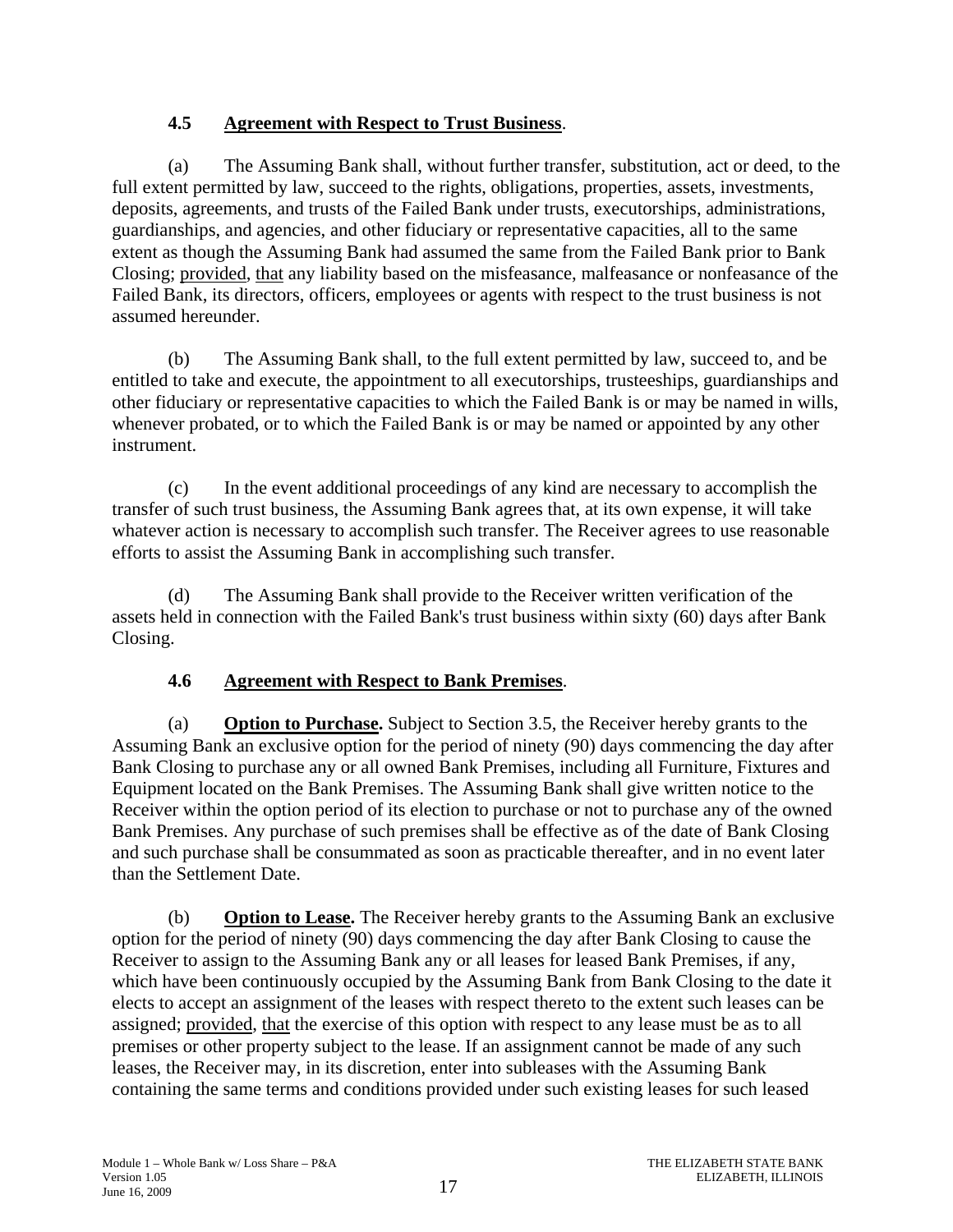### 4.5 <u>Agreement with Respect to Trust Business</u>.

(a) The Assuming Bank shall, without further transfer, substitution, act or deed, to the full extent permitted by law, succeed to the rights, obligations, properties, assets, investments, deposits, agreements, and trusts of the Failed Bank under trusts, executorships, administrations, guardianships, and agencies, and other fiduciary or representative capacities, all to the same extent as though the Assuming Bank had assumed the same from the Failed Bank prior to Bank Closing; <u>provided</u>, <u>that</u> any liability based on the misfeasance, malfeasance or nonfeasance of the Failed Bank, its directors, officers, employees or agents with respect to the trust business is not assumed hereunder.

(b) The Assuming Bank shall, to the full extent permitted by law, succeed to, and be entitled to take and execute, the appointment to all executorships, trusteeships, guardianships and other fiduciary or representative capacities to which the Failed Bank is or may be named in wills, whenever probated, or to which the Failed Bank is or may be named or appointed by any other instrument.

(c) In the event additional proceedings of any kind are necessary to accomplish the transfer of such trust business, the Assuming Bank agrees that, at its own expense, it will take whatever action is necessary to accomplish such transfer. The Receiver agrees to use reasonable efforts to assist the Assuming Bank in accomplishing such transfer.

(d) The Assuming Bank shall provide to the Receiver written verification of the assets held in connection with the Failed Bank's trust business within sixty (60) days after Bank Closing.

### 4.6 <u>Agreement with Respect to Bank Premises</u>.

(a) **<u>Option to Purchase</u>.** Subject to Section 3.5, the Receiver hereby grants to the Assuming Bank an exclusive option for the period of ninety (90) days commencing the day after Bank Closing to purchase any or all owned Bank Premises, including all Furniture, Fixtures and Equipment located on the Bank Premises. The Assuming Bank shall give written notice to the Receiver within the option period of its election to purchase or not to purchase any of the owned Bank Premises. Any purchase of such premises shall be effective as of the date of Bank Closing and such purchase shall be consummated as soon as practicable thereafter, and in no event later than the Settlement Date.

(b) **<u>Option to Lease</u>.** The Receiver hereby grants to the Assuming Bank an exclusive option for the period of ninety (90) days commencing the day after Bank Closing to cause the Receiver to assign to the Assuming Bank any or all leases for leased Bank Premises, if any, which have been continuously occupied by the Assuming Bank from Bank Closing to the date it elects to accept an assignment of the leases with respect thereto to the extent such leases can be assigned; <u>provided</u>, <u>that</u> the exercise of this option with respect to any lease must be as to all premises or other property subject to the lease. If an assignment cannot be made of any such leases, the Receiver may, in its discretion, enter into subleases with the Assuming Bank containing the same terms and conditions provided under such existing leases for such leased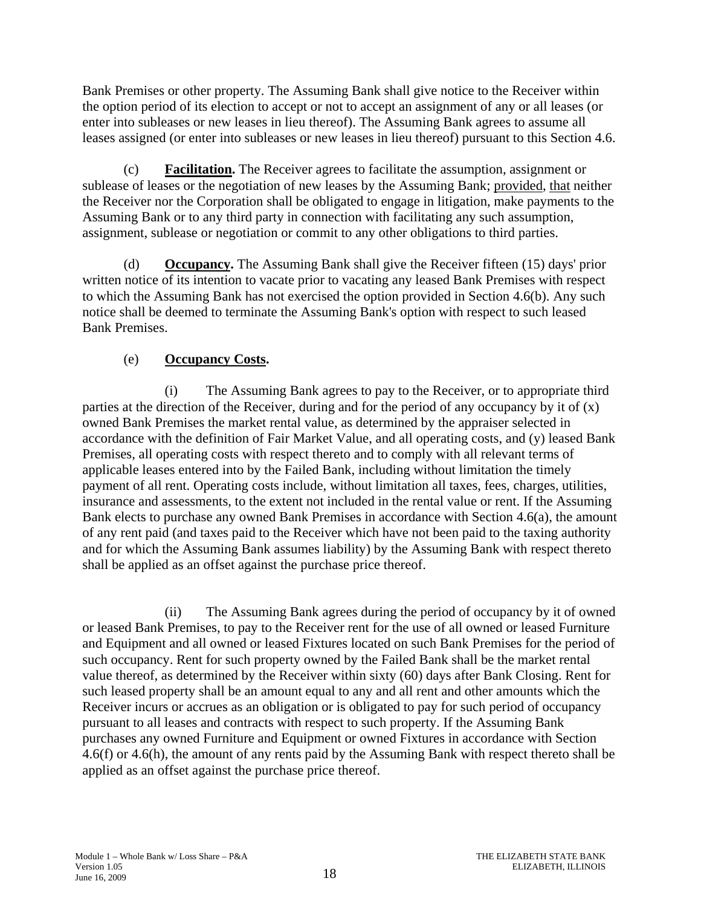Bank Premises or other property. The Assuming Bank shall give notice to the Receiver within the option period of its election to accept or not to accept an assignment of any or all leases (or enter into subleases or new leases in lieu thereof). The Assuming Bank agrees to assume all leases assigned (or enter into subleases or new leases in lieu thereof) pursuant to this Section 4.6.

(c) **Facilitation.** The Receiver agrees to facilitate the assumption, assignment or sublease of leases or the negotiation of new leases by the Assuming Bank; provided, that neither the Receiver nor the Corporation shall be obligated to engage in litigation, make payments to the Assuming Bank or to any third party in connection with facilitating any such assumption, assignment, sublease or negotiation or commit to any other obligations to third parties.

(d) **Occupancy.** The Assuming Bank shall give the Receiver fifteen (15) days' prior written notice of its intention to vacate prior to vacating any leased Bank Premises with respect to which the Assuming Bank has not exercised the option provided in Section 4.6(b). Any such notice shall be deemed to terminate the Assuming Bank's option with respect to such leased Bank Premises.

(e) **Occupancy Costs.**

(i) The Assuming Bank agrees to pay to the Receiver, or to appropriate third parties at the direction of the Receiver, during and for the period of any occupancy by it of (x) owned Bank Premises the market rental value, as determined by the appraiser selected in accordance with the definition of Fair Market Value, and all operating costs, and (y) leased Bank Premises, all operating costs with respect thereto and to comply with all relevant terms of applicable leases entered into by the Failed Bank, including without limitation the timely payment of all rent. Operating costs include, without limitation all taxes, fees, charges, utilities, insurance and assessments, to the extent not included in the rental value or rent. If the Assuming Bank elects to purchase any owned Bank Premises in accordance with Section 4.6(a), the amount of any rent paid (and taxes paid to the Receiver which have not been paid to the taxing authority and for which the Assuming Bank assumes liability) by the Assuming Bank with respect thereto shall be applied as an offset against the purchase price thereof.

(ii) The Assuming Bank agrees during the period of occupancy by it of owned or leased Bank Premises, to pay to the Receiver rent for the use of all owned or leased Furniture and Equipment and all owned or leased Fixtures located on such Bank Premises for the period of such occupancy. Rent for such property owned by the Failed Bank shall be the market rental value thereof, as determined by the Receiver within sixty (60) days after Bank Closing. Rent for such leased property shall be an amount equal to any and all rent and other amounts which the Receiver incurs or accrues as an obligation or is obligated to pay for such period of occupancy pursuant to all leases and contracts with respect to such property. If the Assuming Bank purchases any owned Furniture and Equipment or owned Fixtures in accordance with Section 4.6(f) or 4.6(h), the amount of any rents paid by the Assuming Bank with respect thereto shall be applied as an offset against the purchase price thereof.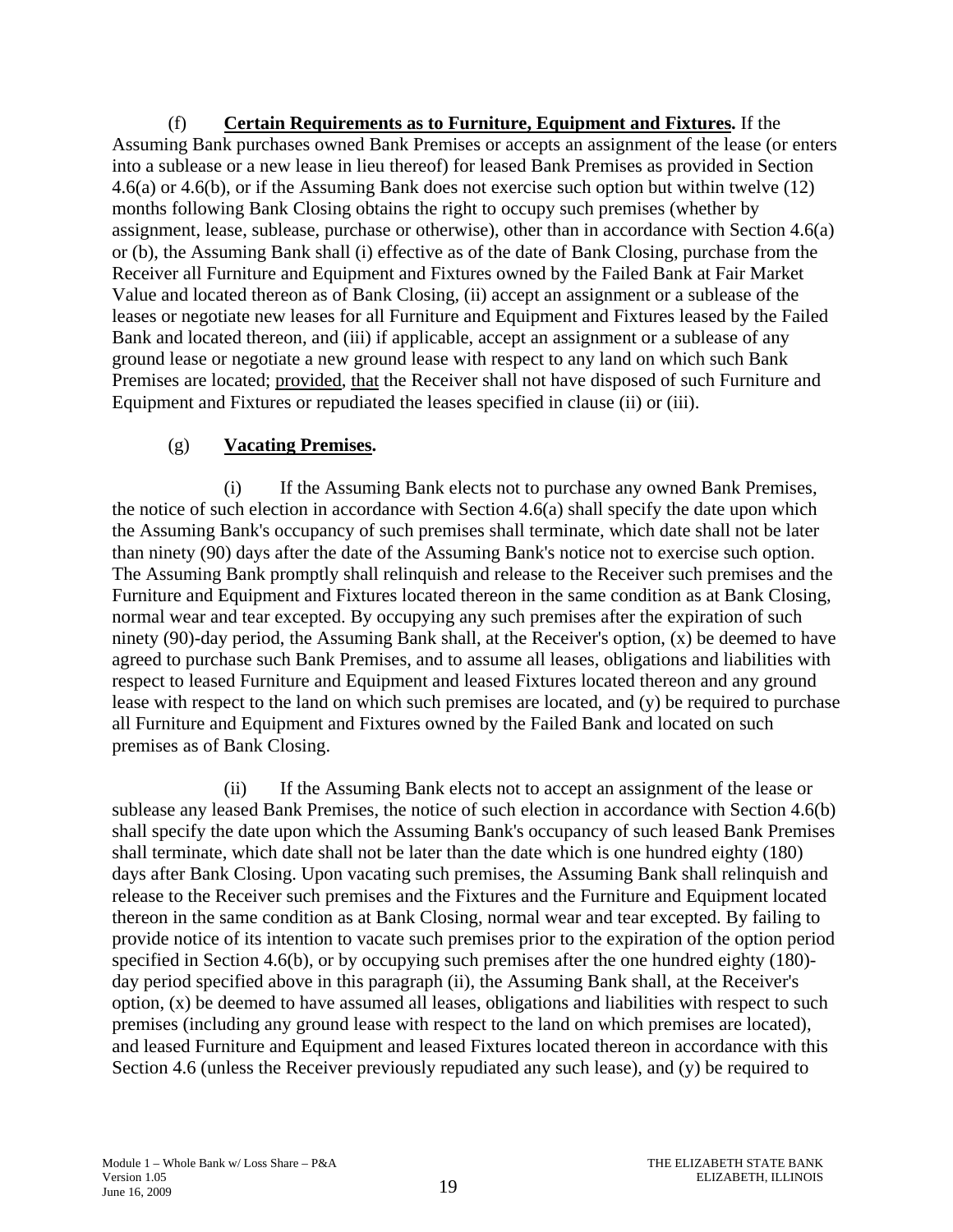(f) **Certain Requirements as to Furniture, Equipment and Fixtures.** If the Assuming Bank purchases owned Bank Premises or accepts an assignment of the lease (or enters into a sublease or a new lease in lieu thereof) for leased Bank Premises as provided in Section 4.6(a) or 4.6(b), or if the Assuming Bank does not exercise such option but within twelve (12) months following Bank Closing obtains the right to occupy such premises (whether by assignment, lease, sublease, purchase or otherwise), other than in accordance with Section 4.6(a) or (b), the Assuming Bank shall (i) effective as of the date of Bank Closing, purchase from the Receiver all Furniture and Equipment and Fixtures owned by the Failed Bank at Fair Market Value and located thereon as of Bank Closing, (ii) accept an assignment or a sublease of the leases or negotiate new leases for all Furniture and Equipment and Fixtures leased by the Failed Bank and located thereon, and (iii) if applicable, accept an assignment or a sublease of any ground lease or negotiate a new ground lease with respect to any land on which such Bank Premises are located; provided, that the Receiver shall not have disposed of such Furniture and Equipment and Fixtures or repudiated the leases specified in clause (ii) or (iii).

(g) **Vacating Premises.**

(i) If the Assuming Bank elects not to purchase any owned Bank Premises, the notice of such election in accordance with Section 4.6(a) shall specify the date upon which the Assuming Bank's occupancy of such premises shall terminate, which date shall not be later than ninety (90) days after the date of the Assuming Bank's notice not to exercise such option. The Assuming Bank promptly shall relinquish and release to the Receiver such premises and the Furniture and Equipment and Fixtures located thereon in the same condition as at Bank Closing, normal wear and tear excepted. By occupying any such premises after the expiration of such ninety (90)-day period, the Assuming Bank shall, at the Receiver's option, (x) be deemed to have agreed to purchase such Bank Premises, and to assume all leases, obligations and liabilities with respect to leased Furniture and Equipment and leased Fixtures located thereon and any ground lease with respect to the land on which such premises are located, and (y) be required to purchase all Furniture and Equipment and Fixtures owned by the Failed Bank and located on such premises as of Bank Closing.

(ii) If the Assuming Bank elects not to accept an assignment of the lease or sublease any leased Bank Premises, the notice of such election in accordance with Section 4.6(b) shall specify the date upon which the Assuming Bank's occupancy of such leased Bank Premises shall terminate, which date shall not be later than the date which is one hundred eighty (180) days after Bank Closing. Upon vacating such premises, the Assuming Bank shall relinquish and release to the Receiver such premises and the Fixtures and the Furniture and Equipment located thereon in the same condition as at Bank Closing, normal wear and tear excepted. By failing to provide notice of its intention to vacate such premises prior to the expiration of the option period specified in Section 4.6(b), or by occupying such premises after the one hundred eighty (180)-day period specified above in this paragraph (ii), the Assuming Bank shall, at the Receiver's option, (x) be deemed to have assumed all leases, obligations and liabilities with respect to such premises (including any ground lease with respect to the land on which premises are located), and leased Furniture and Equipment and leased Fixtures located thereon in accordance with this Section 4.6 (unless the Receiver previously repudiated any such lease), and (y) be required to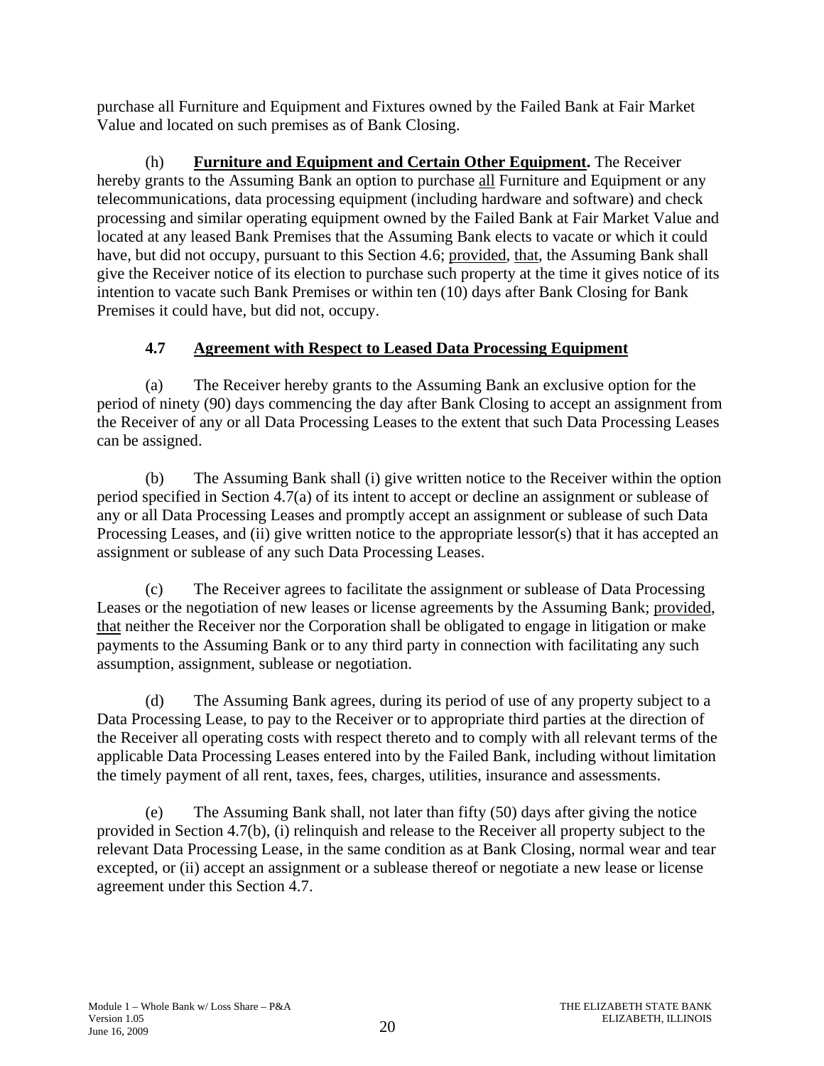purchase all Furniture and Equipment and Fixtures owned by the Failed Bank at Fair Market Value and located on such premises as of Bank Closing.

(h) **Furniture and Equipment and Certain Other Equipment.** The Receiver hereby grants to the Assuming Bank an option to purchase all Furniture and Equipment or any telecommunications, data processing equipment (including hardware and software) and check processing and similar operating equipment owned by the Failed Bank at Fair Market Value and located at any leased Bank Premises that the Assuming Bank elects to vacate or which it could have, but did not occupy, pursuant to this Section 4.6; provided, that, the Assuming Bank shall give the Receiver notice of its election to purchase such property at the time it gives notice of its intention to vacate such Bank Premises or within ten (10) days after Bank Closing for Bank Premises it could have, but did not, occupy.

### 4.7 Agreement with Respect to Leased Data Processing Equipment

(a) The Receiver hereby grants to the Assuming Bank an exclusive option for the period of ninety (90) days commencing the day after Bank Closing to accept an assignment from the Receiver of any or all Data Processing Leases to the extent that such Data Processing Leases can be assigned.

(b) The Assuming Bank shall (i) give written notice to the Receiver within the option period specified in Section 4.7(a) of its intent to accept or decline an assignment or sublease of any or all Data Processing Leases and promptly accept an assignment or sublease of such Data Processing Leases, and (ii) give written notice to the appropriate lessor(s) that it has accepted an assignment or sublease of any such Data Processing Leases.

(c) The Receiver agrees to facilitate the assignment or sublease of Data Processing Leases or the negotiation of new leases or license agreements by the Assuming Bank; provided, that neither the Receiver nor the Corporation shall be obligated to engage in litigation or make payments to the Assuming Bank or to any third party in connection with facilitating any such assumption, assignment, sublease or negotiation.

(d) The Assuming Bank agrees, during its period of use of any property subject to a Data Processing Lease, to pay to the Receiver or to appropriate third parties at the direction of the Receiver all operating costs with respect thereto and to comply with all relevant terms of the applicable Data Processing Leases entered into by the Failed Bank, including without limitation the timely payment of all rent, taxes, fees, charges, utilities, insurance and assessments.

(e) The Assuming Bank shall, not later than fifty (50) days after giving the notice provided in Section 4.7(b), (i) relinquish and release to the Receiver all property subject to the relevant Data Processing Lease, in the same condition as at Bank Closing, normal wear and tear excepted, or (ii) accept an assignment or a sublease thereof or negotiate a new lease or license agreement under this Section 4.7.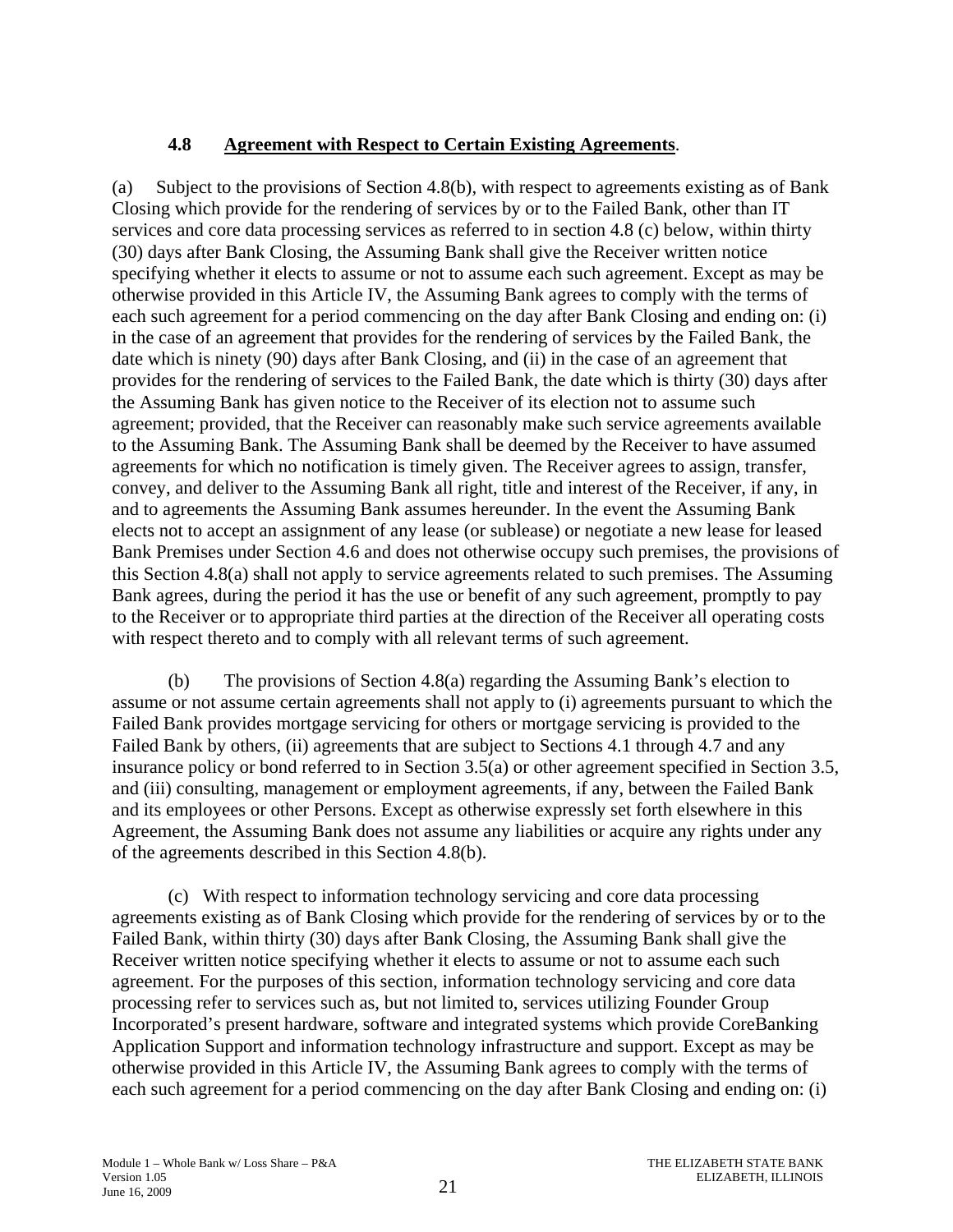**4.8 Agreement with Respect to Certain Existing Agreements**.

(a) Subject to the provisions of Section 4.8(b), with respect to agreements existing as of Bank Closing which provide for the rendering of services by or to the Failed Bank, other than IT services and core data processing services as referred to in section 4.8 (c) below, within thirty (30) days after Bank Closing, the Assuming Bank shall give the Receiver written notice specifying whether it elects to assume or not to assume each such agreement. Except as may be otherwise provided in this Article IV, the Assuming Bank agrees to comply with the terms of each such agreement for a period commencing on the day after Bank Closing and ending on: (i) in the case of an agreement that provides for the rendering of services by the Failed Bank, the date which is ninety (90) days after Bank Closing, and (ii) in the case of an agreement that provides for the rendering of services to the Failed Bank, the date which is thirty (30) days after the Assuming Bank has given notice to the Receiver of its election not to assume such agreement; provided, that the Receiver can reasonably make such service agreements available to the Assuming Bank. The Assuming Bank shall be deemed by the Receiver to have assumed agreements for which no notification is timely given. The Receiver agrees to assign, transfer, convey, and deliver to the Assuming Bank all right, title and interest of the Receiver, if any, in and to agreements the Assuming Bank assumes hereunder. In the event the Assuming Bank elects not to accept an assignment of any lease (or sublease) or negotiate a new lease for leased Bank Premises under Section 4.6 and does not otherwise occupy such premises, the provisions of this Section 4.8(a) shall not apply to service agreements related to such premises. The Assuming Bank agrees, during the period it has the use or benefit of any such agreement, promptly to pay to the Receiver or to appropriate third parties at the direction of the Receiver all operating costs with respect thereto and to comply with all relevant terms of such agreement.

(b) The provisions of Section 4.8(a) regarding the Assuming Bank's election to assume or not assume certain agreements shall not apply to (i) agreements pursuant to which the Failed Bank provides mortgage servicing for others or mortgage servicing is provided to the Failed Bank by others, (ii) agreements that are subject to Sections 4.1 through 4.7 and any insurance policy or bond referred to in Section 3.5(a) or other agreement specified in Section 3.5, and (iii) consulting, management or employment agreements, if any, between the Failed Bank and its employees or other Persons. Except as otherwise expressly set forth elsewhere in this Agreement, the Assuming Bank does not assume any liabilities or acquire any rights under any of the agreements described in this Section 4.8(b).

(c) With respect to information technology servicing and core data processing agreements existing as of Bank Closing which provide for the rendering of services by or to the Failed Bank, within thirty (30) days after Bank Closing, the Assuming Bank shall give the Receiver written notice specifying whether it elects to assume or not to assume each such agreement. For the purposes of this section, information technology servicing and core data processing refer to services such as, but not limited to, services utilizing Founder Group Incorporated's present hardware, software and integrated systems which provide CoreBanking Application Support and information technology infrastructure and support. Except as may be otherwise provided in this Article IV, the Assuming Bank agrees to comply with the terms of each such agreement for a period commencing on the day after Bank Closing and ending on: (i)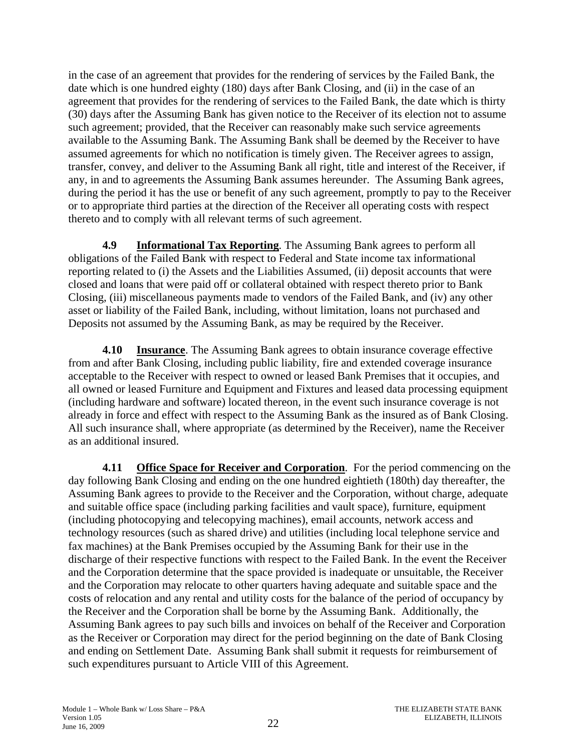in the case of an agreement that provides for the rendering of services by the Failed Bank, the date which is one hundred eighty (180) days after Bank Closing, and (ii) in the case of an agreement that provides for the rendering of services to the Failed Bank, the date which is thirty (30) days after the Assuming Bank has given notice to the Receiver of its election not to assume such agreement; provided, that the Receiver can reasonably make such service agreements available to the Assuming Bank. The Assuming Bank shall be deemed by the Receiver to have assumed agreements for which no notification is timely given. The Receiver agrees to assign, transfer, convey, and deliver to the Assuming Bank all right, title and interest of the Receiver, if any, in and to agreements the Assuming Bank assumes hereunder. The Assuming Bank agrees, during the period it has the use or benefit of any such agreement, promptly to pay to the Receiver or to appropriate third parties at the direction of the Receiver all operating costs with respect thereto and to comply with all relevant terms of such agreement.

**4.9 Informational Tax Reporting**. The Assuming Bank agrees to perform all obligations of the Failed Bank with respect to Federal and State income tax informational reporting related to (i) the Assets and the Liabilities Assumed, (ii) deposit accounts that were closed and loans that were paid off or collateral obtained with respect thereto prior to Bank Closing, (iii) miscellaneous payments made to vendors of the Failed Bank, and (iv) any other asset or liability of the Failed Bank, including, without limitation, loans not purchased and Deposits not assumed by the Assuming Bank, as may be required by the Receiver.

**4.10 Insurance**. The Assuming Bank agrees to obtain insurance coverage effective from and after Bank Closing, including public liability, fire and extended coverage insurance acceptable to the Receiver with respect to owned or leased Bank Premises that it occupies, and all owned or leased Furniture and Equipment and Fixtures and leased data processing equipment (including hardware and software) located thereon, in the event such insurance coverage is not already in force and effect with respect to the Assuming Bank as the insured as of Bank Closing. All such insurance shall, where appropriate (as determined by the Receiver), name the Receiver as an additional insured.

**4.11 Office Space for Receiver and Corporation**. For the period commencing on the day following Bank Closing and ending on the one hundred eightieth (180th) day thereafter, the Assuming Bank agrees to provide to the Receiver and the Corporation, without charge, adequate and suitable office space (including parking facilities and vault space), furniture, equipment (including photocopying and telecopying machines), email accounts, network access and technology resources (such as shared drive) and utilities (including local telephone service and fax machines) at the Bank Premises occupied by the Assuming Bank for their use in the discharge of their respective functions with respect to the Failed Bank. In the event the Receiver and the Corporation determine that the space provided is inadequate or unsuitable, the Receiver and the Corporation may relocate to other quarters having adequate and suitable space and the costs of relocation and any rental and utility costs for the balance of the period of occupancy by the Receiver and the Corporation shall be borne by the Assuming Bank. Additionally, the Assuming Bank agrees to pay such bills and invoices on behalf of the Receiver and Corporation as the Receiver or Corporation may direct for the period beginning on the date of Bank Closing and ending on Settlement Date. Assuming Bank shall submit it requests for reimbursement of such expenditures pursuant to Article VIII of this Agreement.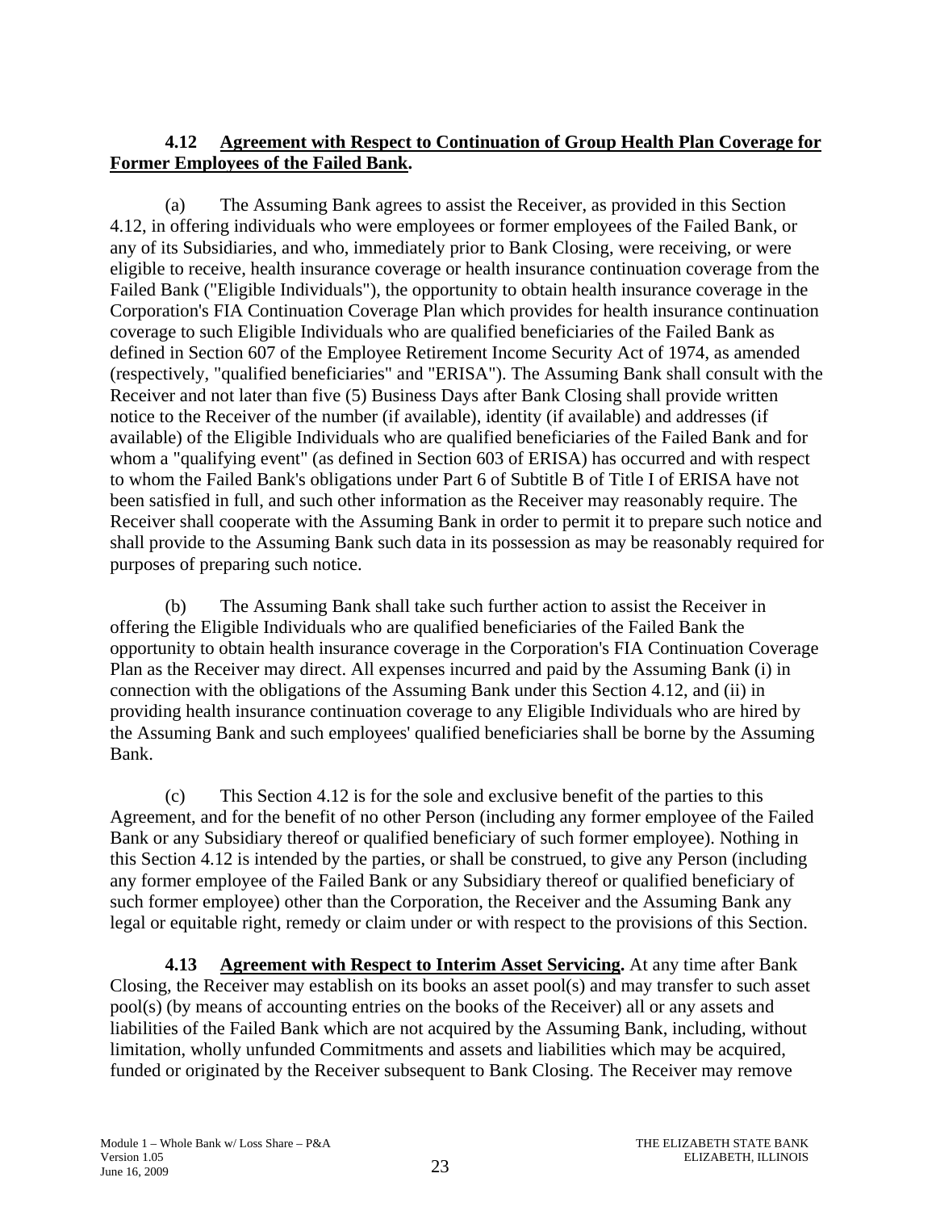**4.12 Agreement with Respect to Continuation of Group Health Plan Coverage for Former Employees of the Failed Bank.**

(a) The Assuming Bank agrees to assist the Receiver, as provided in this Section 4.12, in offering individuals who were employees or former employees of the Failed Bank, or any of its Subsidiaries, and who, immediately prior to Bank Closing, were receiving, or were eligible to receive, health insurance coverage or health insurance continuation coverage from the Failed Bank ("Eligible Individuals"), the opportunity to obtain health insurance coverage in the Corporation's FIA Continuation Coverage Plan which provides for health insurance continuation coverage to such Eligible Individuals who are qualified beneficiaries of the Failed Bank as defined in Section 607 of the Employee Retirement Income Security Act of 1974, as amended (respectively, "qualified beneficiaries" and "ERISA"). The Assuming Bank shall consult with the Receiver and not later than five (5) Business Days after Bank Closing shall provide written notice to the Receiver of the number (if available), identity (if available) and addresses (if available) of the Eligible Individuals who are qualified beneficiaries of the Failed Bank and for whom a "qualifying event" (as defined in Section 603 of ERISA) has occurred and with respect to whom the Failed Bank's obligations under Part 6 of Subtitle B of Title I of ERISA have not been satisfied in full, and such other information as the Receiver may reasonably require. The Receiver shall cooperate with the Assuming Bank in order to permit it to prepare such notice and shall provide to the Assuming Bank such data in its possession as may be reasonably required for purposes of preparing such notice.

(b) The Assuming Bank shall take such further action to assist the Receiver in offering the Eligible Individuals who are qualified beneficiaries of the Failed Bank the opportunity to obtain health insurance coverage in the Corporation's FIA Continuation Coverage Plan as the Receiver may direct. All expenses incurred and paid by the Assuming Bank (i) in connection with the obligations of the Assuming Bank under this Section 4.12, and (ii) in providing health insurance continuation coverage to any Eligible Individuals who are hired by the Assuming Bank and such employees' qualified beneficiaries shall be borne by the Assuming Bank.

(c) This Section 4.12 is for the sole and exclusive benefit of the parties to this Agreement, and for the benefit of no other Person (including any former employee of the Failed Bank or any Subsidiary thereof or qualified beneficiary of such former employee). Nothing in this Section 4.12 is intended by the parties, or shall be construed, to give any Person (including any former employee of the Failed Bank or any Subsidiary thereof or qualified beneficiary of such former employee) other than the Corporation, the Receiver and the Assuming Bank any legal or equitable right, remedy or claim under or with respect to the provisions of this Section.

**4.13 Agreement with Respect to Interim Asset Servicing.** At any time after Bank Closing, the Receiver may establish on its books an asset pool(s) and may transfer to such asset pool(s) (by means of accounting entries on the books of the Receiver) all or any assets and liabilities of the Failed Bank which are not acquired by the Assuming Bank, including, without limitation, wholly unfunded Commitments and assets and liabilities which may be acquired, funded or originated by the Receiver subsequent to Bank Closing. The Receiver may remove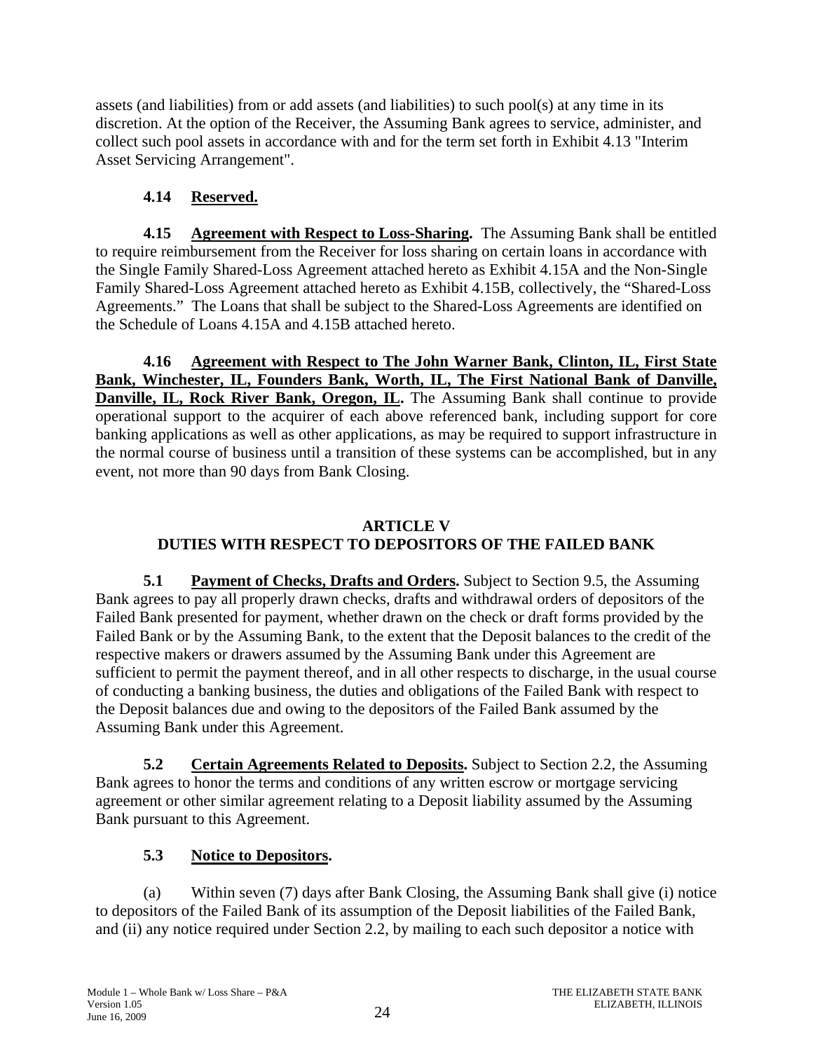assets (and liabilities) from or add assets (and liabilities) to such pool(s) at any time in its discretion. At the option of the Receiver, the Assuming Bank agrees to service, administer, and collect such pool assets in accordance with and for the term set forth in Exhibit 4.13 "Interim Asset Servicing Arrangement".

**4.14 Reserved.**

**4.15 Agreement with Respect to Loss-Sharing.** The Assuming Bank shall be entitled to require reimbursement from the Receiver for loss sharing on certain loans in accordance with the Single Family Shared-Loss Agreement attached hereto as Exhibit 4.15A and the Non-Single Family Shared-Loss Agreement attached hereto as Exhibit 4.15B, collectively, the "Shared-Loss Agreements." The Loans that shall be subject to the Shared-Loss Agreements are identified on the Schedule of Loans 4.15A and 4.15B attached hereto.

**4.16 Agreement with Respect to The John Warner Bank, Clinton, IL, First State Bank, Winchester, IL, Founders Bank, Worth, IL, The First National Bank of Danville, Danville, IL, Rock River Bank, Oregon, IL.** The Assuming Bank shall continue to provide operational support to the acquirer of each above referenced bank, including support for core banking applications as well as other applications, as may be required to support infrastructure in the normal course of business until a transition of these systems can be accomplished, but in any event, not more than 90 days from Bank Closing.

## ARTICLE V
## DUTIES WITH RESPECT TO DEPOSITORS OF THE FAILED BANK

**5.1 Payment of Checks, Drafts and Orders.** Subject to Section 9.5, the Assuming Bank agrees to pay all properly drawn checks, drafts and withdrawal orders of depositors of the Failed Bank presented for payment, whether drawn on the check or draft forms provided by the Failed Bank or by the Assuming Bank, to the extent that the Deposit balances to the credit of the respective makers or drawers assumed by the Assuming Bank under this Agreement are sufficient to permit the payment thereof, and in all other respects to discharge, in the usual course of conducting a banking business, the duties and obligations of the Failed Bank with respect to the Deposit balances due and owing to the depositors of the Failed Bank assumed by the Assuming Bank under this Agreement.

**5.2 Certain Agreements Related to Deposits.** Subject to Section 2.2, the Assuming Bank agrees to honor the terms and conditions of any written escrow or mortgage servicing agreement or other similar agreement relating to a Deposit liability assumed by the Assuming Bank pursuant to this Agreement.

**5.3 Notice to Depositors.**

(a) Within seven (7) days after Bank Closing, the Assuming Bank shall give (i) notice to depositors of the Failed Bank of its assumption of the Deposit liabilities of the Failed Bank, and (ii) any notice required under Section 2.2, by mailing to each such depositor a notice with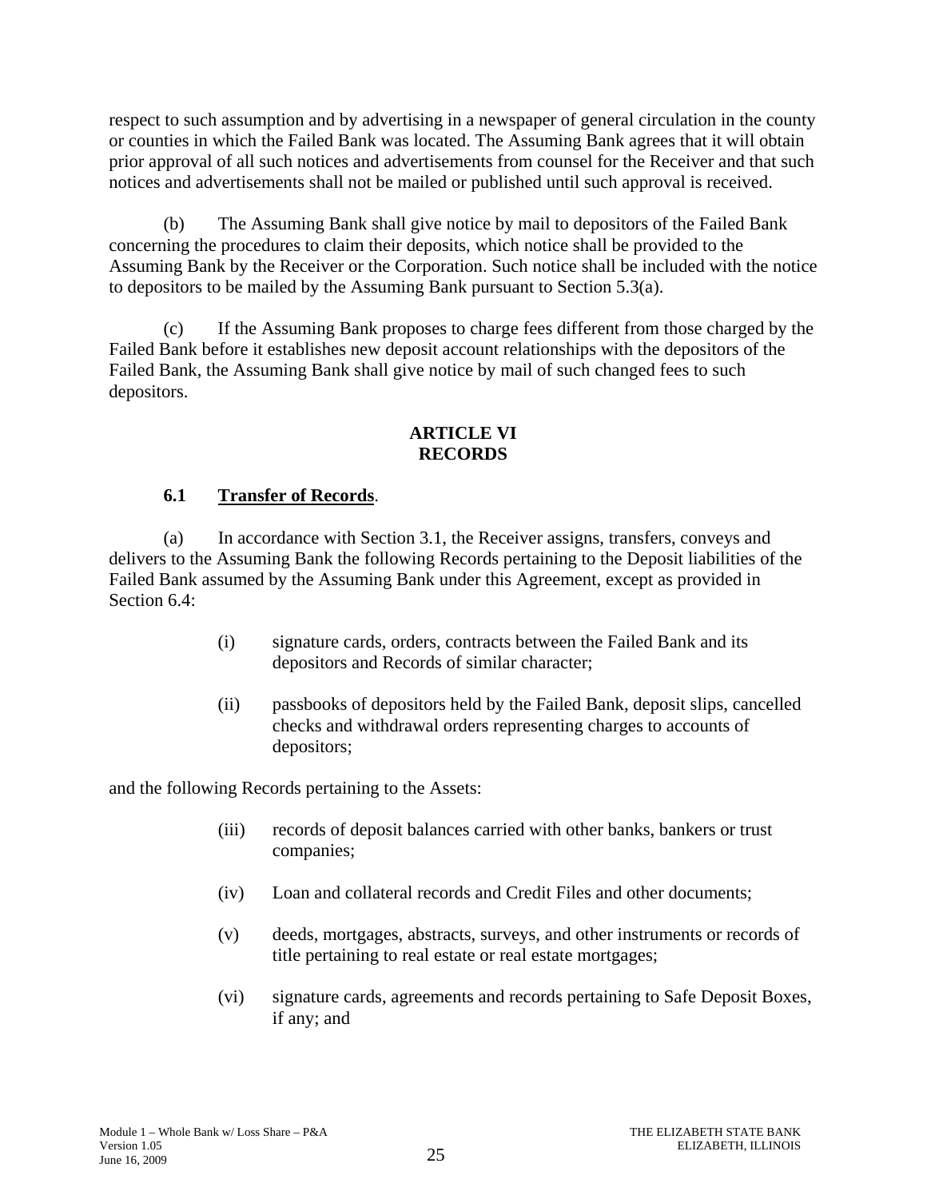respect to such assumption and by advertising in a newspaper of general circulation in the county or counties in which the Failed Bank was located. The Assuming Bank agrees that it will obtain prior approval of all such notices and advertisements from counsel for the Receiver and that such notices and advertisements shall not be mailed or published until such approval is received.

(b) The Assuming Bank shall give notice by mail to depositors of the Failed Bank concerning the procedures to claim their deposits, which notice shall be provided to the Assuming Bank by the Receiver or the Corporation. Such notice shall be included with the notice to depositors to be mailed by the Assuming Bank pursuant to Section 5.3(a).

(c) If the Assuming Bank proposes to charge fees different from those charged by the Failed Bank before it establishes new deposit account relationships with the depositors of the Failed Bank, the Assuming Bank shall give notice by mail of such changed fees to such depositors.

## ARTICLE VI
## RECORDS

### 6.1 Transfer of Records.

(a) In accordance with Section 3.1, the Receiver assigns, transfers, conveys and delivers to the Assuming Bank the following Records pertaining to the Deposit liabilities of the Failed Bank assumed by the Assuming Bank under this Agreement, except as provided in Section 6.4:

(i) signature cards, orders, contracts between the Failed Bank and its depositors and Records of similar character;

(ii) passbooks of depositors held by the Failed Bank, deposit slips, cancelled checks and withdrawal orders representing charges to accounts of depositors;

and the following Records pertaining to the Assets:

(iii) records of deposit balances carried with other banks, bankers or trust companies;

(iv) Loan and collateral records and Credit Files and other documents;

(v) deeds, mortgages, abstracts, surveys, and other instruments or records of title pertaining to real estate or real estate mortgages;

(vi) signature cards, agreements and records pertaining to Safe Deposit Boxes, if any; and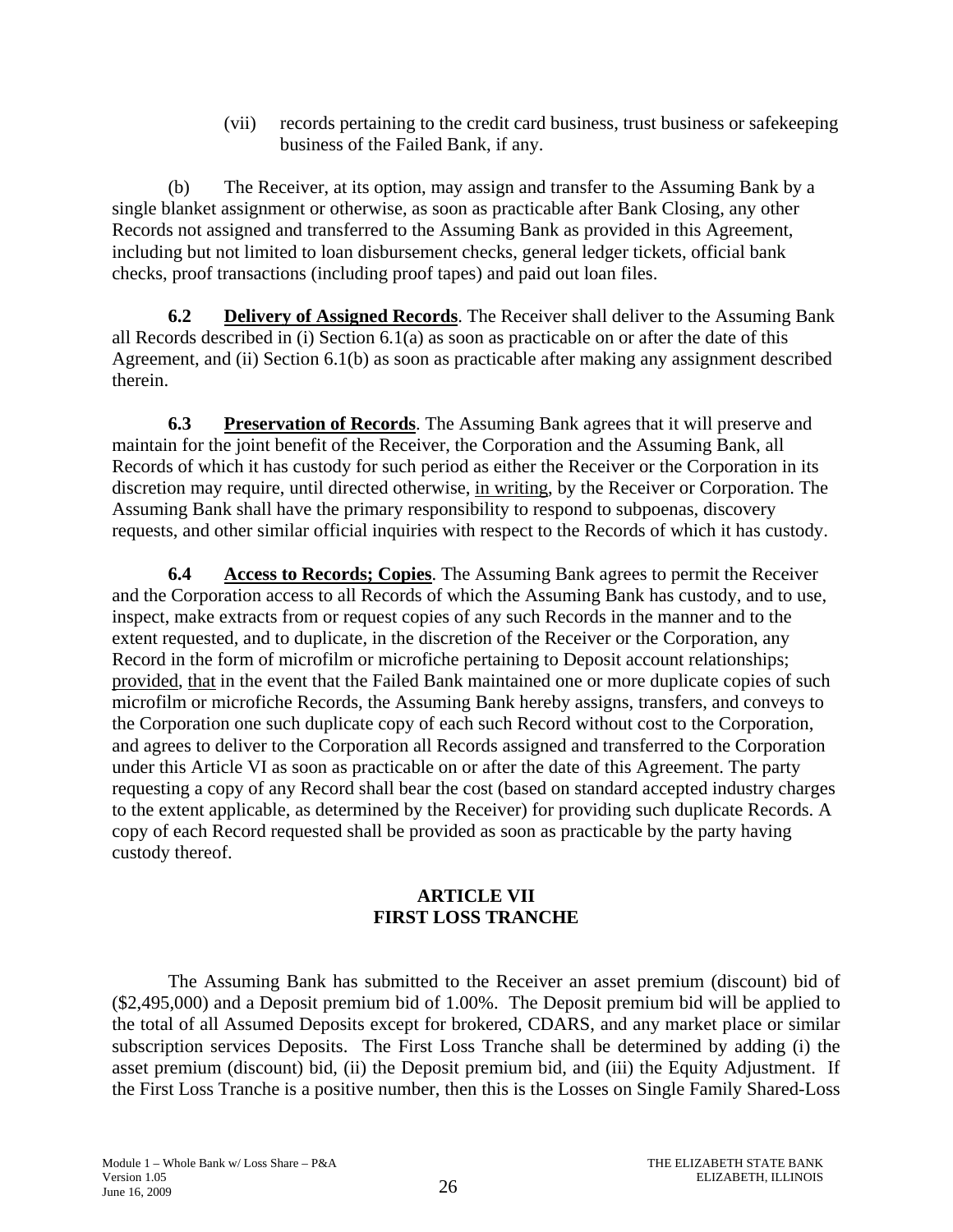(vii) records pertaining to the credit card business, trust business or safekeeping business of the Failed Bank, if any.

(b) The Receiver, at its option, may assign and transfer to the Assuming Bank by a single blanket assignment or otherwise, as soon as practicable after Bank Closing, any other Records not assigned and transferred to the Assuming Bank as provided in this Agreement, including but not limited to loan disbursement checks, general ledger tickets, official bank checks, proof transactions (including proof tapes) and paid out loan files.

**6.2 Delivery of Assigned Records**. The Receiver shall deliver to the Assuming Bank all Records described in (i) Section 6.1(a) as soon as practicable on or after the date of this Agreement, and (ii) Section 6.1(b) as soon as practicable after making any assignment described therein.

**6.3 Preservation of Records**. The Assuming Bank agrees that it will preserve and maintain for the joint benefit of the Receiver, the Corporation and the Assuming Bank, all Records of which it has custody for such period as either the Receiver or the Corporation in its discretion may require, until directed otherwise, in writing, by the Receiver or Corporation. The Assuming Bank shall have the primary responsibility to respond to subpoenas, discovery requests, and other similar official inquiries with respect to the Records of which it has custody.

**6.4 Access to Records; Copies**. The Assuming Bank agrees to permit the Receiver and the Corporation access to all Records of which the Assuming Bank has custody, and to use, inspect, make extracts from or request copies of any such Records in the manner and to the extent requested, and to duplicate, in the discretion of the Receiver or the Corporation, any Record in the form of microfilm or microfiche pertaining to Deposit account relationships; provided, that in the event that the Failed Bank maintained one or more duplicate copies of such microfilm or microfiche Records, the Assuming Bank hereby assigns, transfers, and conveys to the Corporation one such duplicate copy of each such Record without cost to the Corporation, and agrees to deliver to the Corporation all Records assigned and transferred to the Corporation under this Article VI as soon as practicable on or after the date of this Agreement. The party requesting a copy of any Record shall bear the cost (based on standard accepted industry charges to the extent applicable, as determined by the Receiver) for providing such duplicate Records. A copy of each Record requested shall be provided as soon as practicable by the party having custody thereof.

## ARTICLE VII
## FIRST LOSS TRANCHE

The Assuming Bank has submitted to the Receiver an asset premium (discount) bid of ($2,495,000) and a Deposit premium bid of 1.00%. The Deposit premium bid will be applied to the total of all Assumed Deposits except for brokered, CDARS, and any market place or similar subscription services Deposits. The First Loss Tranche shall be determined by adding (i) the asset premium (discount) bid, (ii) the Deposit premium bid, and (iii) the Equity Adjustment. If the First Loss Tranche is a positive number, then this is the Losses on Single Family Shared-Loss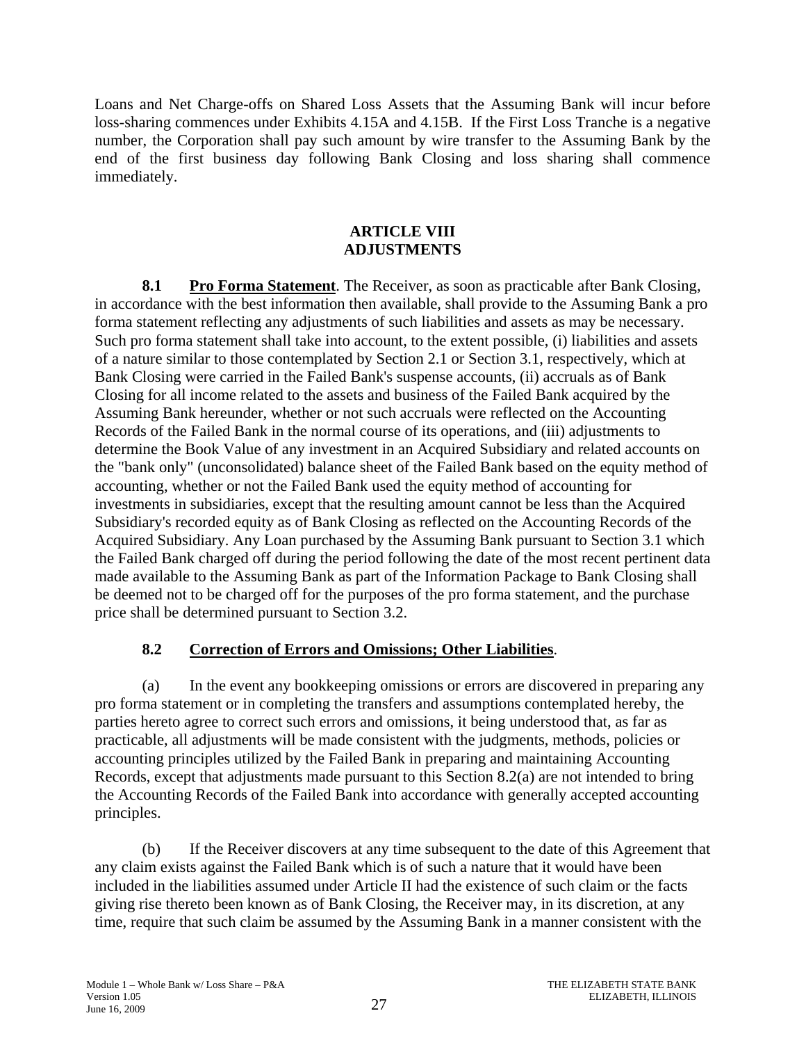Loans and Net Charge-offs on Shared Loss Assets that the Assuming Bank will incur before loss-sharing commences under Exhibits 4.15A and 4.15B. If the First Loss Tranche is a negative number, the Corporation shall pay such amount by wire transfer to the Assuming Bank by the end of the first business day following Bank Closing and loss sharing shall commence immediately.

## ARTICLE VIII
## ADJUSTMENTS

**8.1 Pro Forma Statement**. The Receiver, as soon as practicable after Bank Closing, in accordance with the best information then available, shall provide to the Assuming Bank a pro forma statement reflecting any adjustments of such liabilities and assets as may be necessary. Such pro forma statement shall take into account, to the extent possible, (i) liabilities and assets of a nature similar to those contemplated by Section 2.1 or Section 3.1, respectively, which at Bank Closing were carried in the Failed Bank's suspense accounts, (ii) accruals as of Bank Closing for all income related to the assets and business of the Failed Bank acquired by the Assuming Bank hereunder, whether or not such accruals were reflected on the Accounting Records of the Failed Bank in the normal course of its operations, and (iii) adjustments to determine the Book Value of any investment in an Acquired Subsidiary and related accounts on the "bank only" (unconsolidated) balance sheet of the Failed Bank based on the equity method of accounting, whether or not the Failed Bank used the equity method of accounting for investments in subsidiaries, except that the resulting amount cannot be less than the Acquired Subsidiary's recorded equity as of Bank Closing as reflected on the Accounting Records of the Acquired Subsidiary. Any Loan purchased by the Assuming Bank pursuant to Section 3.1 which the Failed Bank charged off during the period following the date of the most recent pertinent data made available to the Assuming Bank as part of the Information Package to Bank Closing shall be deemed not to be charged off for the purposes of the pro forma statement, and the purchase price shall be determined pursuant to Section 3.2.

### 8.2 Correction of Errors and Omissions; Other Liabilities.

(a) In the event any bookkeeping omissions or errors are discovered in preparing any pro forma statement or in completing the transfers and assumptions contemplated hereby, the parties hereto agree to correct such errors and omissions, it being understood that, as far as practicable, all adjustments will be made consistent with the judgments, methods, policies or accounting principles utilized by the Failed Bank in preparing and maintaining Accounting Records, except that adjustments made pursuant to this Section 8.2(a) are not intended to bring the Accounting Records of the Failed Bank into accordance with generally accepted accounting principles.

(b) If the Receiver discovers at any time subsequent to the date of this Agreement that any claim exists against the Failed Bank which is of such a nature that it would have been included in the liabilities assumed under Article II had the existence of such claim or the facts giving rise thereto been known as of Bank Closing, the Receiver may, in its discretion, at any time, require that such claim be assumed by the Assuming Bank in a manner consistent with the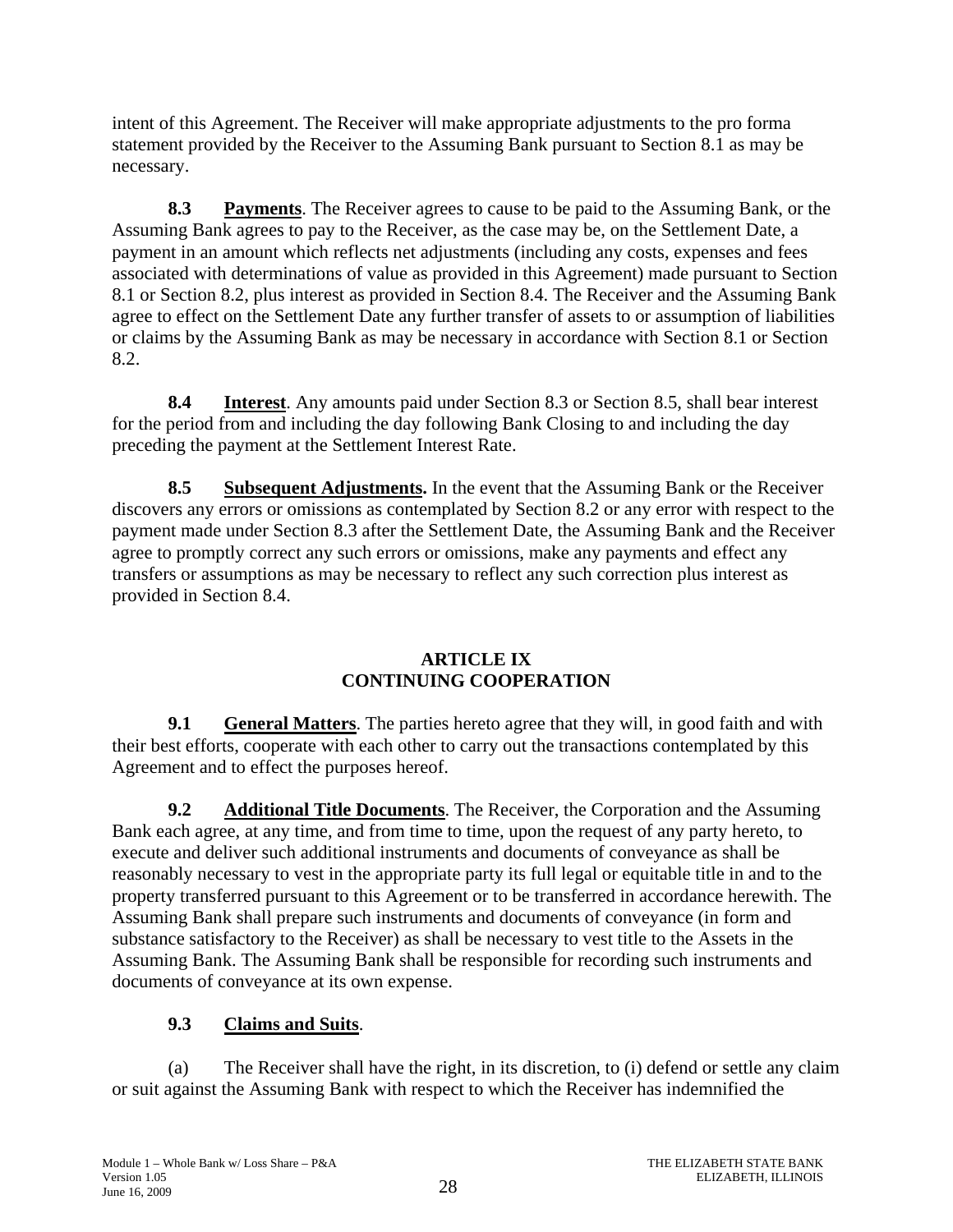intent of this Agreement. The Receiver will make appropriate adjustments to the pro forma statement provided by the Receiver to the Assuming Bank pursuant to Section 8.1 as may be necessary.

**8.3 Payments**. The Receiver agrees to cause to be paid to the Assuming Bank, or the Assuming Bank agrees to pay to the Receiver, as the case may be, on the Settlement Date, a payment in an amount which reflects net adjustments (including any costs, expenses and fees associated with determinations of value as provided in this Agreement) made pursuant to Section 8.1 or Section 8.2, plus interest as provided in Section 8.4. The Receiver and the Assuming Bank agree to effect on the Settlement Date any further transfer of assets to or assumption of liabilities or claims by the Assuming Bank as may be necessary in accordance with Section 8.1 or Section 8.2.

**8.4 Interest**. Any amounts paid under Section 8.3 or Section 8.5, shall bear interest for the period from and including the day following Bank Closing to and including the day preceding the payment at the Settlement Interest Rate.

**8.5 Subsequent Adjustments.** In the event that the Assuming Bank or the Receiver discovers any errors or omissions as contemplated by Section 8.2 or any error with respect to the payment made under Section 8.3 after the Settlement Date, the Assuming Bank and the Receiver agree to promptly correct any such errors or omissions, make any payments and effect any transfers or assumptions as may be necessary to reflect any such correction plus interest as provided in Section 8.4.

## ARTICLE IX
## CONTINUING COOPERATION

**9.1 General Matters**. The parties hereto agree that they will, in good faith and with their best efforts, cooperate with each other to carry out the transactions contemplated by this Agreement and to effect the purposes hereof.

**9.2 Additional Title Documents**. The Receiver, the Corporation and the Assuming Bank each agree, at any time, and from time to time, upon the request of any party hereto, to execute and deliver such additional instruments and documents of conveyance as shall be reasonably necessary to vest in the appropriate party its full legal or equitable title in and to the property transferred pursuant to this Agreement or to be transferred in accordance herewith. The Assuming Bank shall prepare such instruments and documents of conveyance (in form and substance satisfactory to the Receiver) as shall be necessary to vest title to the Assets in the Assuming Bank. The Assuming Bank shall be responsible for recording such instruments and documents of conveyance at its own expense.

**9.3 Claims and Suits**.

(a) The Receiver shall have the right, in its discretion, to (i) defend or settle any claim or suit against the Assuming Bank with respect to which the Receiver has indemnified the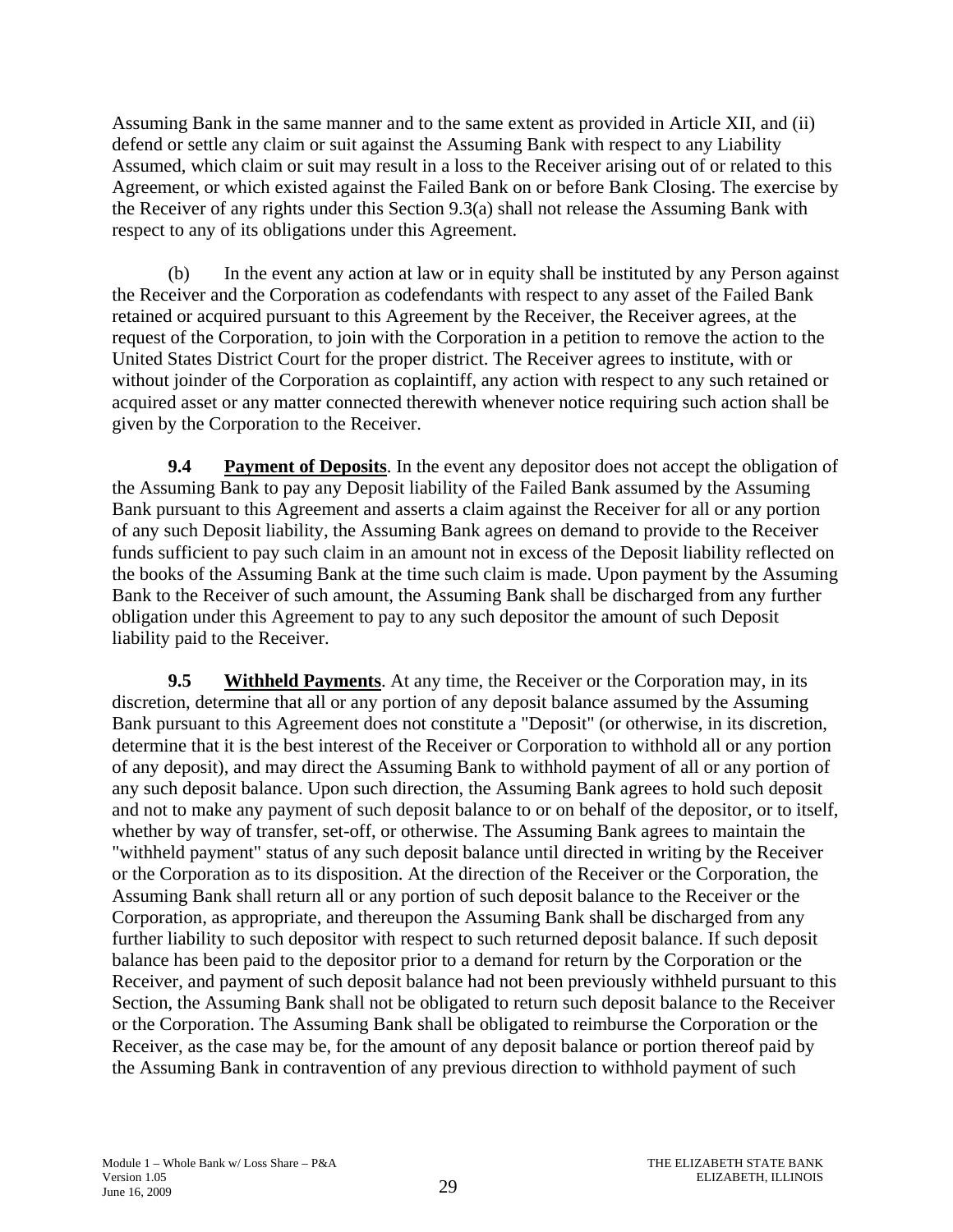Assuming Bank in the same manner and to the same extent as provided in Article XII, and (ii) defend or settle any claim or suit against the Assuming Bank with respect to any Liability Assumed, which claim or suit may result in a loss to the Receiver arising out of or related to this Agreement, or which existed against the Failed Bank on or before Bank Closing. The exercise by the Receiver of any rights under this Section 9.3(a) shall not release the Assuming Bank with respect to any of its obligations under this Agreement.

(b) In the event any action at law or in equity shall be instituted by any Person against the Receiver and the Corporation as codefendants with respect to any asset of the Failed Bank retained or acquired pursuant to this Agreement by the Receiver, the Receiver agrees, at the request of the Corporation, to join with the Corporation in a petition to remove the action to the United States District Court for the proper district. The Receiver agrees to institute, with or without joinder of the Corporation as coplaintiff, any action with respect to any such retained or acquired asset or any matter connected therewith whenever notice requiring such action shall be given by the Corporation to the Receiver.

**9.4 Payment of Deposits**. In the event any depositor does not accept the obligation of the Assuming Bank to pay any Deposit liability of the Failed Bank assumed by the Assuming Bank pursuant to this Agreement and asserts a claim against the Receiver for all or any portion of any such Deposit liability, the Assuming Bank agrees on demand to provide to the Receiver funds sufficient to pay such claim in an amount not in excess of the Deposit liability reflected on the books of the Assuming Bank at the time such claim is made. Upon payment by the Assuming Bank to the Receiver of such amount, the Assuming Bank shall be discharged from any further obligation under this Agreement to pay to any such depositor the amount of such Deposit liability paid to the Receiver.

**9.5 Withheld Payments**. At any time, the Receiver or the Corporation may, in its discretion, determine that all or any portion of any deposit balance assumed by the Assuming Bank pursuant to this Agreement does not constitute a "Deposit" (or otherwise, in its discretion, determine that it is the best interest of the Receiver or Corporation to withhold all or any portion of any deposit), and may direct the Assuming Bank to withhold payment of all or any portion of any such deposit balance. Upon such direction, the Assuming Bank agrees to hold such deposit and not to make any payment of such deposit balance to or on behalf of the depositor, or to itself, whether by way of transfer, set-off, or otherwise. The Assuming Bank agrees to maintain the "withheld payment" status of any such deposit balance until directed in writing by the Receiver or the Corporation as to its disposition. At the direction of the Receiver or the Corporation, the Assuming Bank shall return all or any portion of such deposit balance to the Receiver or the Corporation, as appropriate, and thereupon the Assuming Bank shall be discharged from any further liability to such depositor with respect to such returned deposit balance. If such deposit balance has been paid to the depositor prior to a demand for return by the Corporation or the Receiver, and payment of such deposit balance had not been previously withheld pursuant to this Section, the Assuming Bank shall not be obligated to return such deposit balance to the Receiver or the Corporation. The Assuming Bank shall be obligated to reimburse the Corporation or the Receiver, as the case may be, for the amount of any deposit balance or portion thereof paid by the Assuming Bank in contravention of any previous direction to withhold payment of such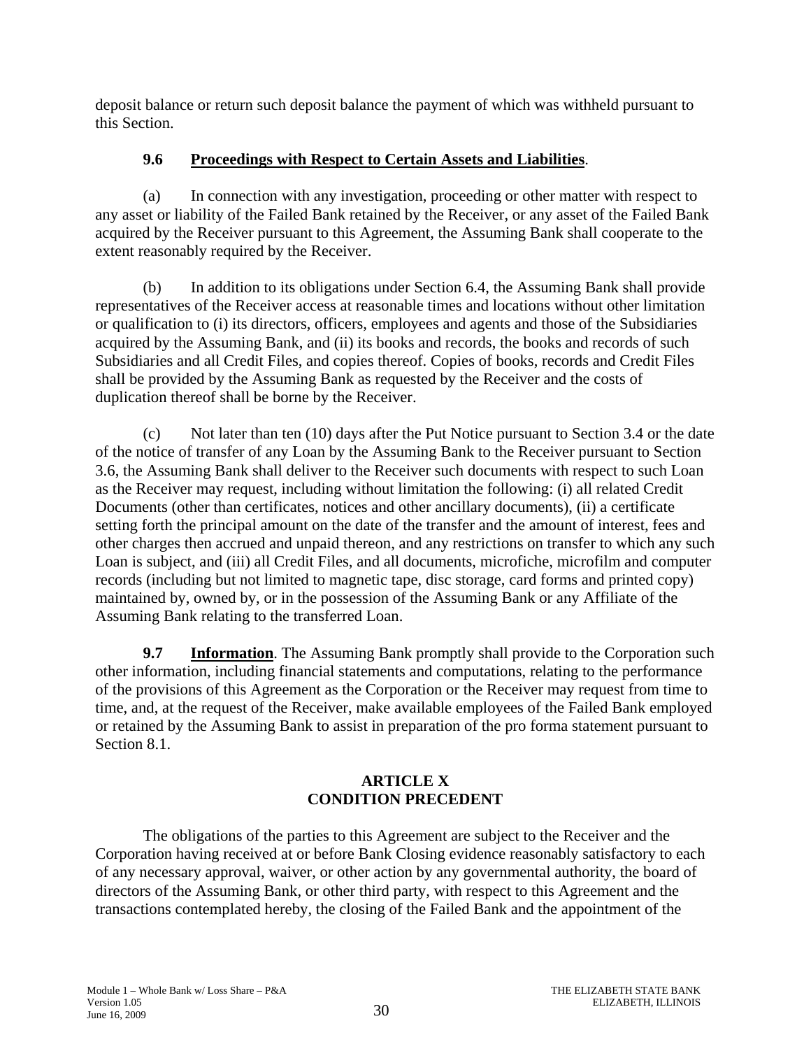deposit balance or return such deposit balance the payment of which was withheld pursuant to this Section.

**9.6 Proceedings with Respect to Certain Assets and Liabilities**.

(a) In connection with any investigation, proceeding or other matter with respect to any asset or liability of the Failed Bank retained by the Receiver, or any asset of the Failed Bank acquired by the Receiver pursuant to this Agreement, the Assuming Bank shall cooperate to the extent reasonably required by the Receiver.

(b) In addition to its obligations under Section 6.4, the Assuming Bank shall provide representatives of the Receiver access at reasonable times and locations without other limitation or qualification to (i) its directors, officers, employees and agents and those of the Subsidiaries acquired by the Assuming Bank, and (ii) its books and records, the books and records of such Subsidiaries and all Credit Files, and copies thereof. Copies of books, records and Credit Files shall be provided by the Assuming Bank as requested by the Receiver and the costs of duplication thereof shall be borne by the Receiver.

(c) Not later than ten (10) days after the Put Notice pursuant to Section 3.4 or the date of the notice of transfer of any Loan by the Assuming Bank to the Receiver pursuant to Section 3.6, the Assuming Bank shall deliver to the Receiver such documents with respect to such Loan as the Receiver may request, including without limitation the following: (i) all related Credit Documents (other than certificates, notices and other ancillary documents), (ii) a certificate setting forth the principal amount on the date of the transfer and the amount of interest, fees and other charges then accrued and unpaid thereon, and any restrictions on transfer to which any such Loan is subject, and (iii) all Credit Files, and all documents, microfiche, microfilm and computer records (including but not limited to magnetic tape, disc storage, card forms and printed copy) maintained by, owned by, or in the possession of the Assuming Bank or any Affiliate of the Assuming Bank relating to the transferred Loan.

**9.7 Information**. The Assuming Bank promptly shall provide to the Corporation such other information, including financial statements and computations, relating to the performance of the provisions of this Agreement as the Corporation or the Receiver may request from time to time, and, at the request of the Receiver, make available employees of the Failed Bank employed or retained by the Assuming Bank to assist in preparation of the pro forma statement pursuant to Section 8.1.

## ARTICLE X
## CONDITION PRECEDENT

The obligations of the parties to this Agreement are subject to the Receiver and the Corporation having received at or before Bank Closing evidence reasonably satisfactory to each of any necessary approval, waiver, or other action by any governmental authority, the board of directors of the Assuming Bank, or other third party, with respect to this Agreement and the transactions contemplated hereby, the closing of the Failed Bank and the appointment of the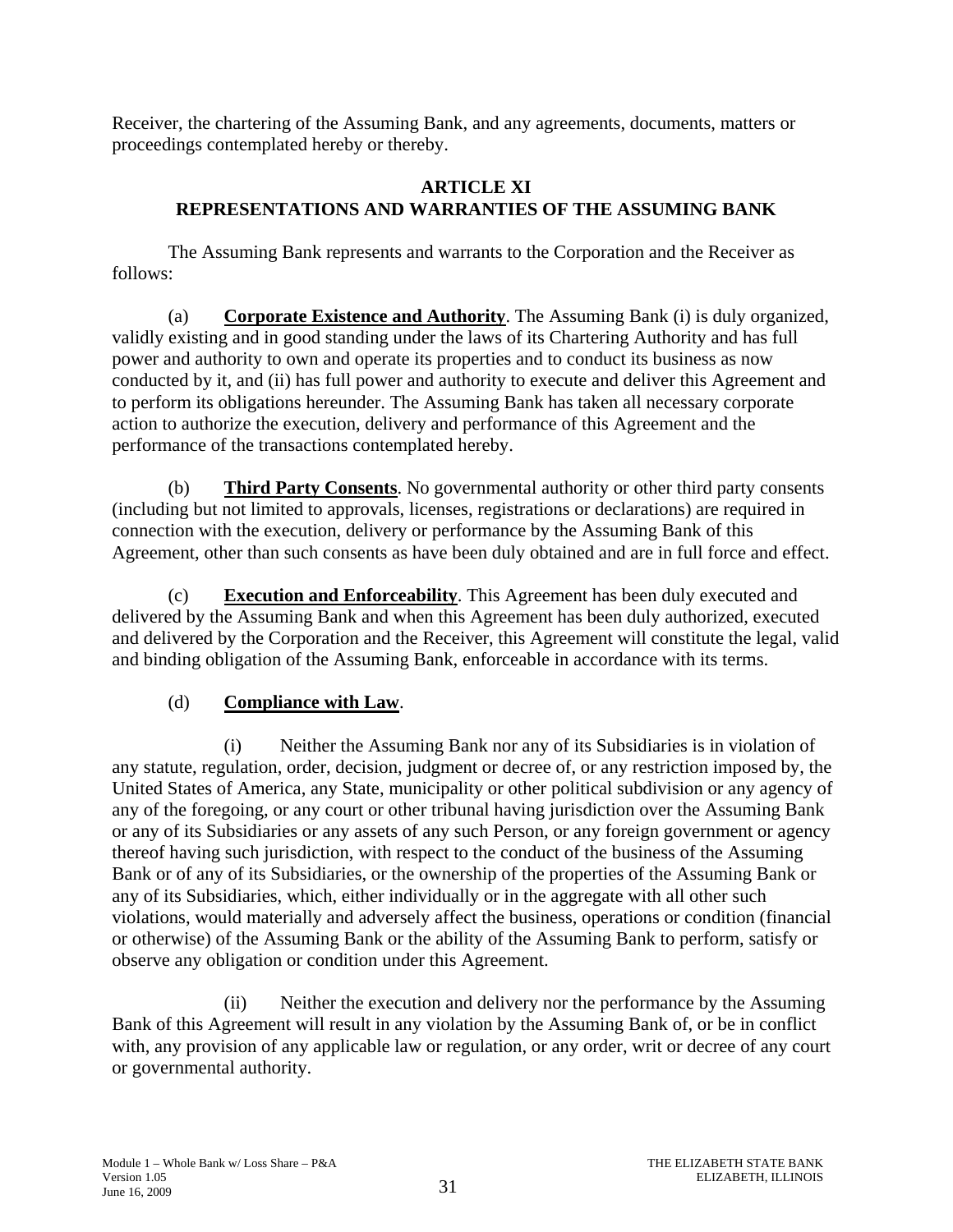Receiver, the chartering of the Assuming Bank, and any agreements, documents, matters or proceedings contemplated hereby or thereby.

## ARTICLE XI
## REPRESENTATIONS AND WARRANTIES OF THE ASSUMING BANK

The Assuming Bank represents and warrants to the Corporation and the Receiver as follows:

(a) **Corporate Existence and Authority**. The Assuming Bank (i) is duly organized, validly existing and in good standing under the laws of its Chartering Authority and has full power and authority to own and operate its properties and to conduct its business as now conducted by it, and (ii) has full power and authority to execute and deliver this Agreement and to perform its obligations hereunder. The Assuming Bank has taken all necessary corporate action to authorize the execution, delivery and performance of this Agreement and the performance of the transactions contemplated hereby.

(b) **Third Party Consents**. No governmental authority or other third party consents (including but not limited to approvals, licenses, registrations or declarations) are required in connection with the execution, delivery or performance by the Assuming Bank of this Agreement, other than such consents as have been duly obtained and are in full force and effect.

(c) **Execution and Enforceability**. This Agreement has been duly executed and delivered by the Assuming Bank and when this Agreement has been duly authorized, executed and delivered by the Corporation and the Receiver, this Agreement will constitute the legal, valid and binding obligation of the Assuming Bank, enforceable in accordance with its terms.

(d) **Compliance with Law**.

(i) Neither the Assuming Bank nor any of its Subsidiaries is in violation of any statute, regulation, order, decision, judgment or decree of, or any restriction imposed by, the United States of America, any State, municipality or other political subdivision or any agency of any of the foregoing, or any court or other tribunal having jurisdiction over the Assuming Bank or any of its Subsidiaries or any assets of any such Person, or any foreign government or agency thereof having such jurisdiction, with respect to the conduct of the business of the Assuming Bank or of any of its Subsidiaries, or the ownership of the properties of the Assuming Bank or any of its Subsidiaries, which, either individually or in the aggregate with all other such violations, would materially and adversely affect the business, operations or condition (financial or otherwise) of the Assuming Bank or the ability of the Assuming Bank to perform, satisfy or observe any obligation or condition under this Agreement.

(ii) Neither the execution and delivery nor the performance by the Assuming Bank of this Agreement will result in any violation by the Assuming Bank of, or be in conflict with, any provision of any applicable law or regulation, or any order, writ or decree of any court or governmental authority.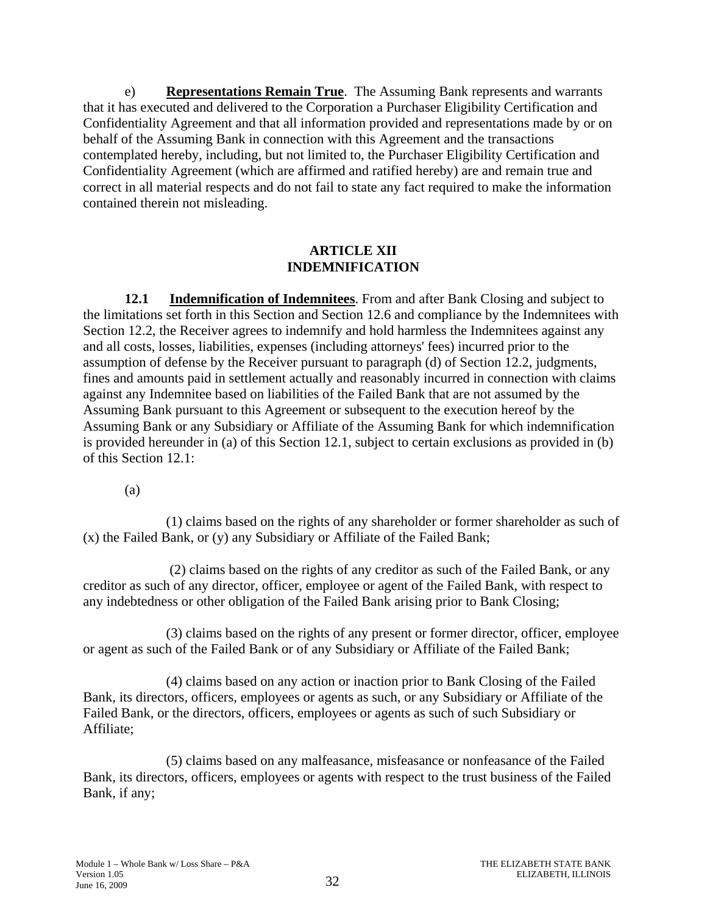e) **Representations Remain True**. The Assuming Bank represents and warrants that it has executed and delivered to the Corporation a Purchaser Eligibility Certification and Confidentiality Agreement and that all information provided and representations made by or on behalf of the Assuming Bank in connection with this Agreement and the transactions contemplated hereby, including, but not limited to, the Purchaser Eligibility Certification and Confidentiality Agreement (which are affirmed and ratified hereby) are and remain true and correct in all material respects and do not fail to state any fact required to make the information contained therein not misleading.

## ARTICLE XII
## INDEMNIFICATION

**12.1 Indemnification of Indemnitees**. From and after Bank Closing and subject to the limitations set forth in this Section and Section 12.6 and compliance by the Indemnitees with Section 12.2, the Receiver agrees to indemnify and hold harmless the Indemnitees against any and all costs, losses, liabilities, expenses (including attorneys' fees) incurred prior to the assumption of defense by the Receiver pursuant to paragraph (d) of Section 12.2, judgments, fines and amounts paid in settlement actually and reasonably incurred in connection with claims against any Indemnitee based on liabilities of the Failed Bank that are not assumed by the Assuming Bank pursuant to this Agreement or subsequent to the execution hereof by the Assuming Bank or any Subsidiary or Affiliate of the Assuming Bank for which indemnification is provided hereunder in (a) of this Section 12.1, subject to certain exclusions as provided in (b) of this Section 12.1:

(a)

(1) claims based on the rights of any shareholder or former shareholder as such of (x) the Failed Bank, or (y) any Subsidiary or Affiliate of the Failed Bank;

(2) claims based on the rights of any creditor as such of the Failed Bank, or any creditor as such of any director, officer, employee or agent of the Failed Bank, with respect to any indebtedness or other obligation of the Failed Bank arising prior to Bank Closing;

(3) claims based on the rights of any present or former director, officer, employee or agent as such of the Failed Bank or of any Subsidiary or Affiliate of the Failed Bank;

(4) claims based on any action or inaction prior to Bank Closing of the Failed Bank, its directors, officers, employees or agents as such, or any Subsidiary or Affiliate of the Failed Bank, or the directors, officers, employees or agents as such of such Subsidiary or Affiliate;

(5) claims based on any malfeasance, misfeasance or nonfeasance of the Failed Bank, its directors, officers, employees or agents with respect to the trust business of the Failed Bank, if any;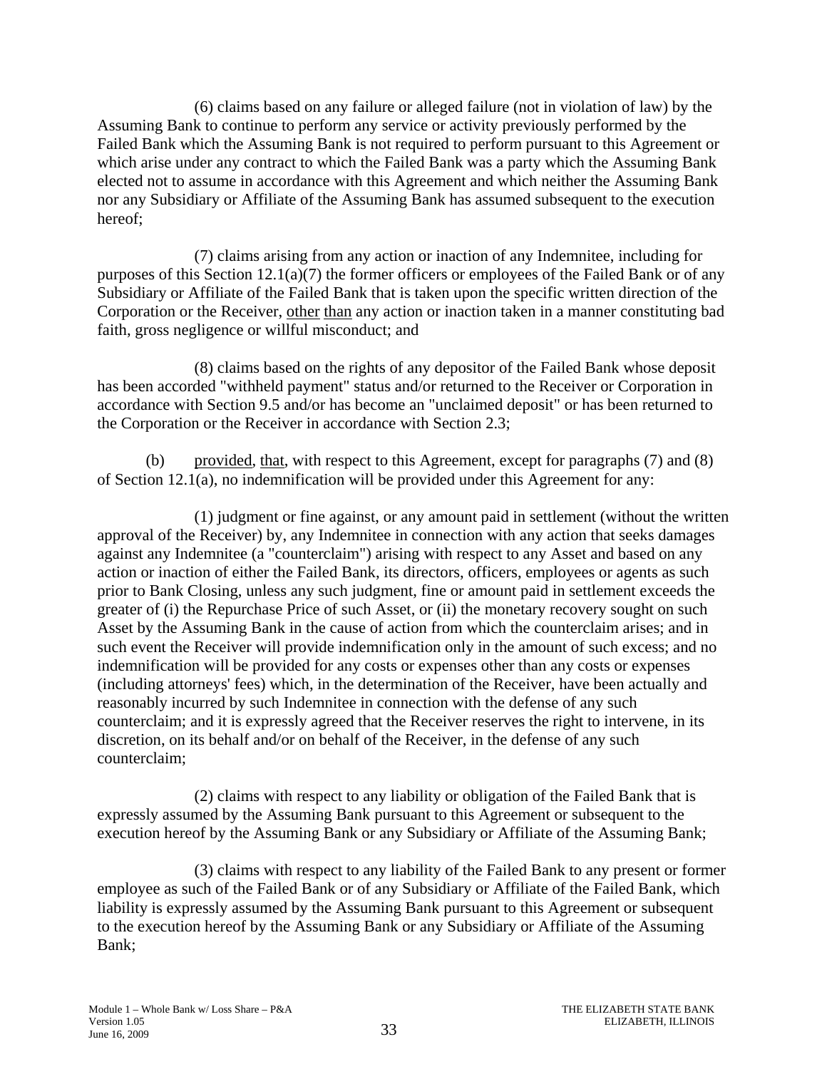(6) claims based on any failure or alleged failure (not in violation of law) by the Assuming Bank to continue to perform any service or activity previously performed by the Failed Bank which the Assuming Bank is not required to perform pursuant to this Agreement or which arise under any contract to which the Failed Bank was a party which the Assuming Bank elected not to assume in accordance with this Agreement and which neither the Assuming Bank nor any Subsidiary or Affiliate of the Assuming Bank has assumed subsequent to the execution hereof;

(7) claims arising from any action or inaction of any Indemnitee, including for purposes of this Section 12.1(a)(7) the former officers or employees of the Failed Bank or of any Subsidiary or Affiliate of the Failed Bank that is taken upon the specific written direction of the Corporation or the Receiver, other than any action or inaction taken in a manner constituting bad faith, gross negligence or willful misconduct; and

(8) claims based on the rights of any depositor of the Failed Bank whose deposit has been accorded "withheld payment" status and/or returned to the Receiver or Corporation in accordance with Section 9.5 and/or has become an "unclaimed deposit" or has been returned to the Corporation or the Receiver in accordance with Section 2.3;

(b) provided, that, with respect to this Agreement, except for paragraphs (7) and (8) of Section 12.1(a), no indemnification will be provided under this Agreement for any:

(1) judgment or fine against, or any amount paid in settlement (without the written approval of the Receiver) by, any Indemnitee in connection with any action that seeks damages against any Indemnitee (a "counterclaim") arising with respect to any Asset and based on any action or inaction of either the Failed Bank, its directors, officers, employees or agents as such prior to Bank Closing, unless any such judgment, fine or amount paid in settlement exceeds the greater of (i) the Repurchase Price of such Asset, or (ii) the monetary recovery sought on such Asset by the Assuming Bank in the cause of action from which the counterclaim arises; and in such event the Receiver will provide indemnification only in the amount of such excess; and no indemnification will be provided for any costs or expenses other than any costs or expenses (including attorneys' fees) which, in the determination of the Receiver, have been actually and reasonably incurred by such Indemnitee in connection with the defense of any such counterclaim; and it is expressly agreed that the Receiver reserves the right to intervene, in its discretion, on its behalf and/or on behalf of the Receiver, in the defense of any such counterclaim;

(2) claims with respect to any liability or obligation of the Failed Bank that is expressly assumed by the Assuming Bank pursuant to this Agreement or subsequent to the execution hereof by the Assuming Bank or any Subsidiary or Affiliate of the Assuming Bank;

(3) claims with respect to any liability of the Failed Bank to any present or former employee as such of the Failed Bank or of any Subsidiary or Affiliate of the Failed Bank, which liability is expressly assumed by the Assuming Bank pursuant to this Agreement or subsequent to the execution hereof by the Assuming Bank or any Subsidiary or Affiliate of the Assuming Bank;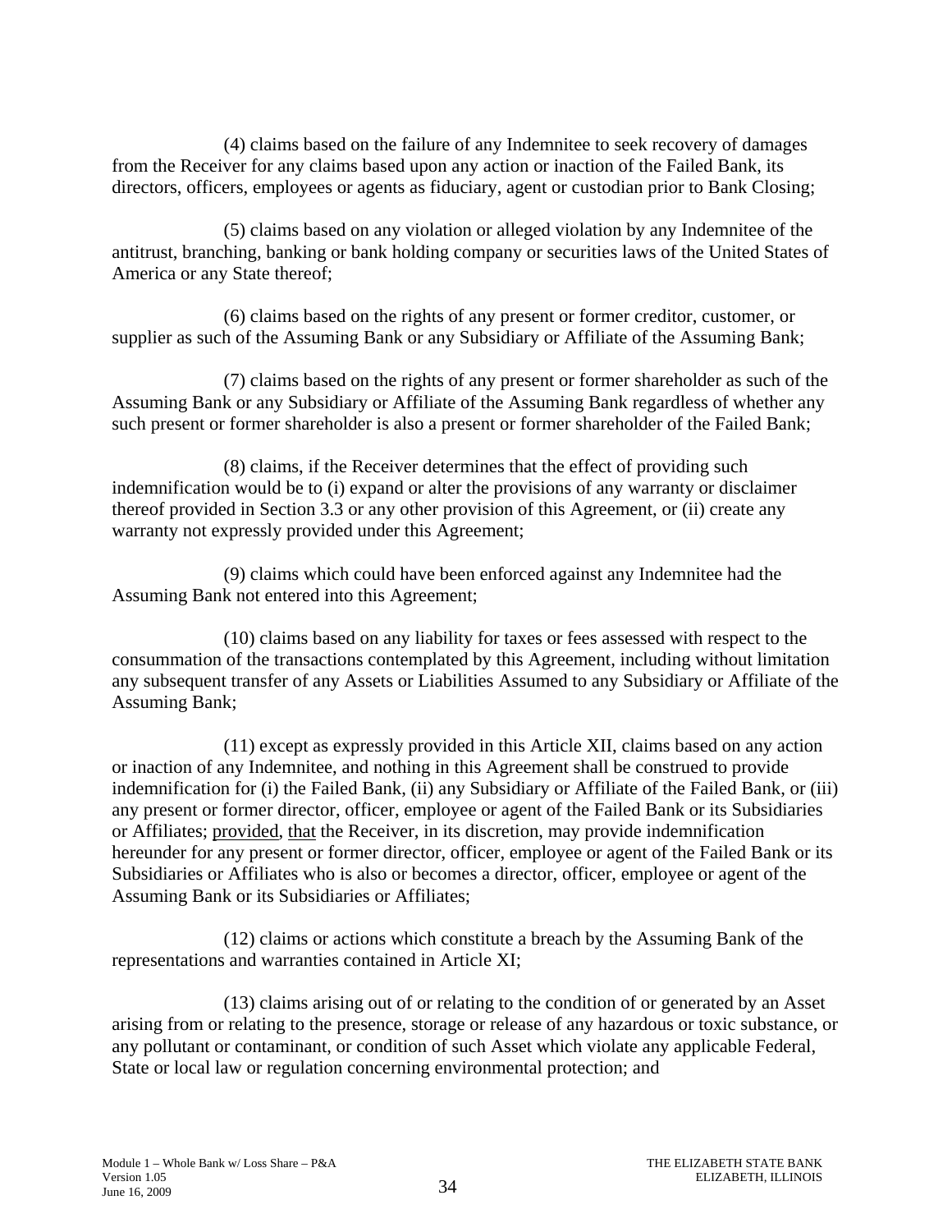(4) claims based on the failure of any Indemnitee to seek recovery of damages from the Receiver for any claims based upon any action or inaction of the Failed Bank, its directors, officers, employees or agents as fiduciary, agent or custodian prior to Bank Closing;

(5) claims based on any violation or alleged violation by any Indemnitee of the antitrust, branching, banking or bank holding company or securities laws of the United States of America or any State thereof;

(6) claims based on the rights of any present or former creditor, customer, or supplier as such of the Assuming Bank or any Subsidiary or Affiliate of the Assuming Bank;

(7) claims based on the rights of any present or former shareholder as such of the Assuming Bank or any Subsidiary or Affiliate of the Assuming Bank regardless of whether any such present or former shareholder is also a present or former shareholder of the Failed Bank;

(8) claims, if the Receiver determines that the effect of providing such indemnification would be to (i) expand or alter the provisions of any warranty or disclaimer thereof provided in Section 3.3 or any other provision of this Agreement, or (ii) create any warranty not expressly provided under this Agreement;

(9) claims which could have been enforced against any Indemnitee had the Assuming Bank not entered into this Agreement;

(10) claims based on any liability for taxes or fees assessed with respect to the consummation of the transactions contemplated by this Agreement, including without limitation any subsequent transfer of any Assets or Liabilities Assumed to any Subsidiary or Affiliate of the Assuming Bank;

(11) except as expressly provided in this Article XII, claims based on any action or inaction of any Indemnitee, and nothing in this Agreement shall be construed to provide indemnification for (i) the Failed Bank, (ii) any Subsidiary or Affiliate of the Failed Bank, or (iii) any present or former director, officer, employee or agent of the Failed Bank or its Subsidiaries or Affiliates; provided, that the Receiver, in its discretion, may provide indemnification hereunder for any present or former director, officer, employee or agent of the Failed Bank or its Subsidiaries or Affiliates who is also or becomes a director, officer, employee or agent of the Assuming Bank or its Subsidiaries or Affiliates;

(12) claims or actions which constitute a breach by the Assuming Bank of the representations and warranties contained in Article XI;

(13) claims arising out of or relating to the condition of or generated by an Asset arising from or relating to the presence, storage or release of any hazardous or toxic substance, or any pollutant or contaminant, or condition of such Asset which violate any applicable Federal, State or local law or regulation concerning environmental protection; and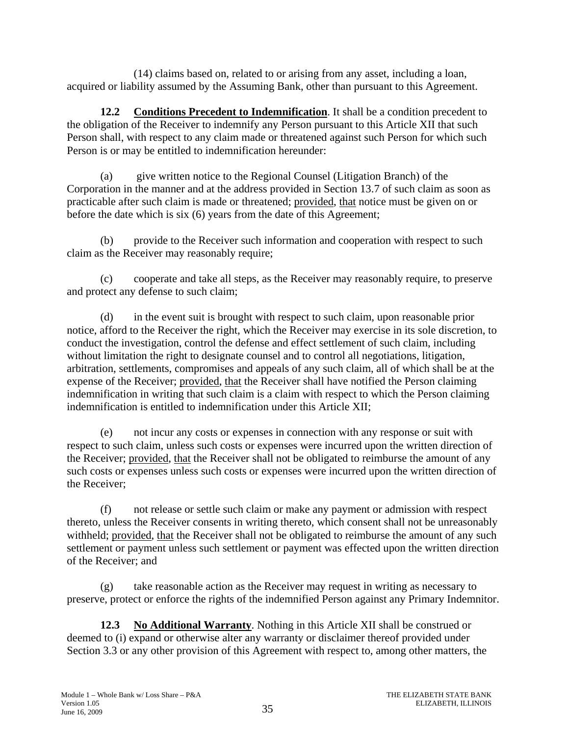(14) claims based on, related to or arising from any asset, including a loan, acquired or liability assumed by the Assuming Bank, other than pursuant to this Agreement.

**12.2 Conditions Precedent to Indemnification**. It shall be a condition precedent to the obligation of the Receiver to indemnify any Person pursuant to this Article XII that such Person shall, with respect to any claim made or threatened against such Person for which such Person is or may be entitled to indemnification hereunder:

(a) give written notice to the Regional Counsel (Litigation Branch) of the Corporation in the manner and at the address provided in Section 13.7 of such claim as soon as practicable after such claim is made or threatened; provided, that notice must be given on or before the date which is six (6) years from the date of this Agreement;

(b) provide to the Receiver such information and cooperation with respect to such claim as the Receiver may reasonably require;

(c) cooperate and take all steps, as the Receiver may reasonably require, to preserve and protect any defense to such claim;

(d) in the event suit is brought with respect to such claim, upon reasonable prior notice, afford to the Receiver the right, which the Receiver may exercise in its sole discretion, to conduct the investigation, control the defense and effect settlement of such claim, including without limitation the right to designate counsel and to control all negotiations, litigation, arbitration, settlements, compromises and appeals of any such claim, all of which shall be at the expense of the Receiver; provided, that the Receiver shall have notified the Person claiming indemnification in writing that such claim is a claim with respect to which the Person claiming indemnification is entitled to indemnification under this Article XII;

(e) not incur any costs or expenses in connection with any response or suit with respect to such claim, unless such costs or expenses were incurred upon the written direction of the Receiver; provided, that the Receiver shall not be obligated to reimburse the amount of any such costs or expenses unless such costs or expenses were incurred upon the written direction of the Receiver;

(f) not release or settle such claim or make any payment or admission with respect thereto, unless the Receiver consents in writing thereto, which consent shall not be unreasonably withheld; provided, that the Receiver shall not be obligated to reimburse the amount of any such settlement or payment unless such settlement or payment was effected upon the written direction of the Receiver; and

(g) take reasonable action as the Receiver may request in writing as necessary to preserve, protect or enforce the rights of the indemnified Person against any Primary Indemnitor.

**12.3 No Additional Warranty**. Nothing in this Article XII shall be construed or deemed to (i) expand or otherwise alter any warranty or disclaimer thereof provided under Section 3.3 or any other provision of this Agreement with respect to, among other matters, the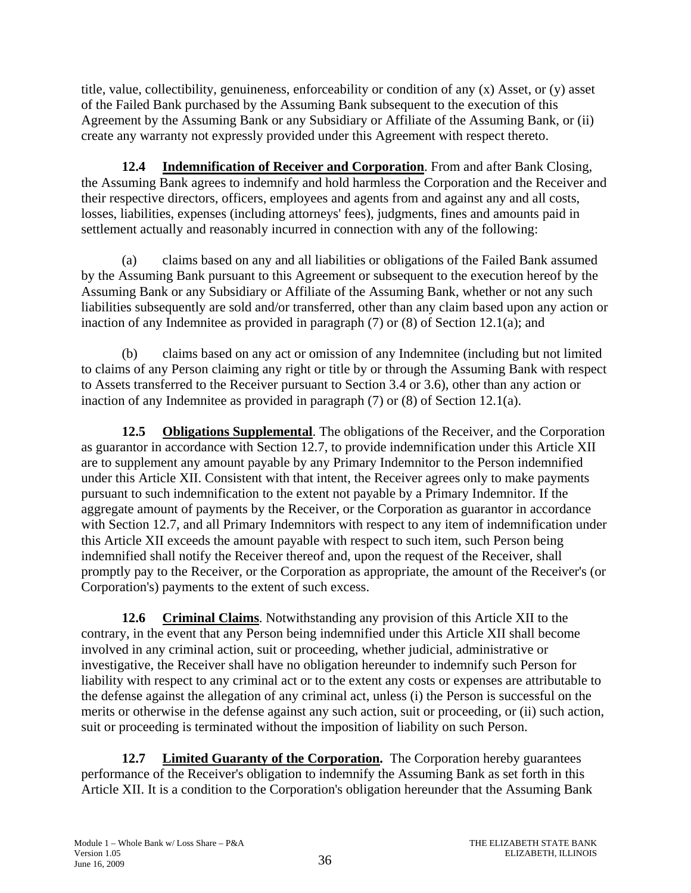title, value, collectibility, genuineness, enforceability or condition of any (x) Asset, or (y) asset of the Failed Bank purchased by the Assuming Bank subsequent to the execution of this Agreement by the Assuming Bank or any Subsidiary or Affiliate of the Assuming Bank, or (ii) create any warranty not expressly provided under this Agreement with respect thereto.

**12.4 Indemnification of Receiver and Corporation**. From and after Bank Closing, the Assuming Bank agrees to indemnify and hold harmless the Corporation and the Receiver and their respective directors, officers, employees and agents from and against any and all costs, losses, liabilities, expenses (including attorneys' fees), judgments, fines and amounts paid in settlement actually and reasonably incurred in connection with any of the following:

(a) claims based on any and all liabilities or obligations of the Failed Bank assumed by the Assuming Bank pursuant to this Agreement or subsequent to the execution hereof by the Assuming Bank or any Subsidiary or Affiliate of the Assuming Bank, whether or not any such liabilities subsequently are sold and/or transferred, other than any claim based upon any action or inaction of any Indemnitee as provided in paragraph (7) or (8) of Section 12.1(a); and

(b) claims based on any act or omission of any Indemnitee (including but not limited to claims of any Person claiming any right or title by or through the Assuming Bank with respect to Assets transferred to the Receiver pursuant to Section 3.4 or 3.6), other than any action or inaction of any Indemnitee as provided in paragraph (7) or (8) of Section 12.1(a).

**12.5 Obligations Supplemental**. The obligations of the Receiver, and the Corporation as guarantor in accordance with Section 12.7, to provide indemnification under this Article XII are to supplement any amount payable by any Primary Indemnitor to the Person indemnified under this Article XII. Consistent with that intent, the Receiver agrees only to make payments pursuant to such indemnification to the extent not payable by a Primary Indemnitor. If the aggregate amount of payments by the Receiver, or the Corporation as guarantor in accordance with Section 12.7, and all Primary Indemnitors with respect to any item of indemnification under this Article XII exceeds the amount payable with respect to such item, such Person being indemnified shall notify the Receiver thereof and, upon the request of the Receiver, shall promptly pay to the Receiver, or the Corporation as appropriate, the amount of the Receiver's (or Corporation's) payments to the extent of such excess.

**12.6 Criminal Claims**. Notwithstanding any provision of this Article XII to the contrary, in the event that any Person being indemnified under this Article XII shall become involved in any criminal action, suit or proceeding, whether judicial, administrative or investigative, the Receiver shall have no obligation hereunder to indemnify such Person for liability with respect to any criminal act or to the extent any costs or expenses are attributable to the defense against the allegation of any criminal act, unless (i) the Person is successful on the merits or otherwise in the defense against any such action, suit or proceeding, or (ii) such action, suit or proceeding is terminated without the imposition of liability on such Person.

**12.7 Limited Guaranty of the Corporation.** The Corporation hereby guarantees performance of the Receiver's obligation to indemnify the Assuming Bank as set forth in this Article XII. It is a condition to the Corporation's obligation hereunder that the Assuming Bank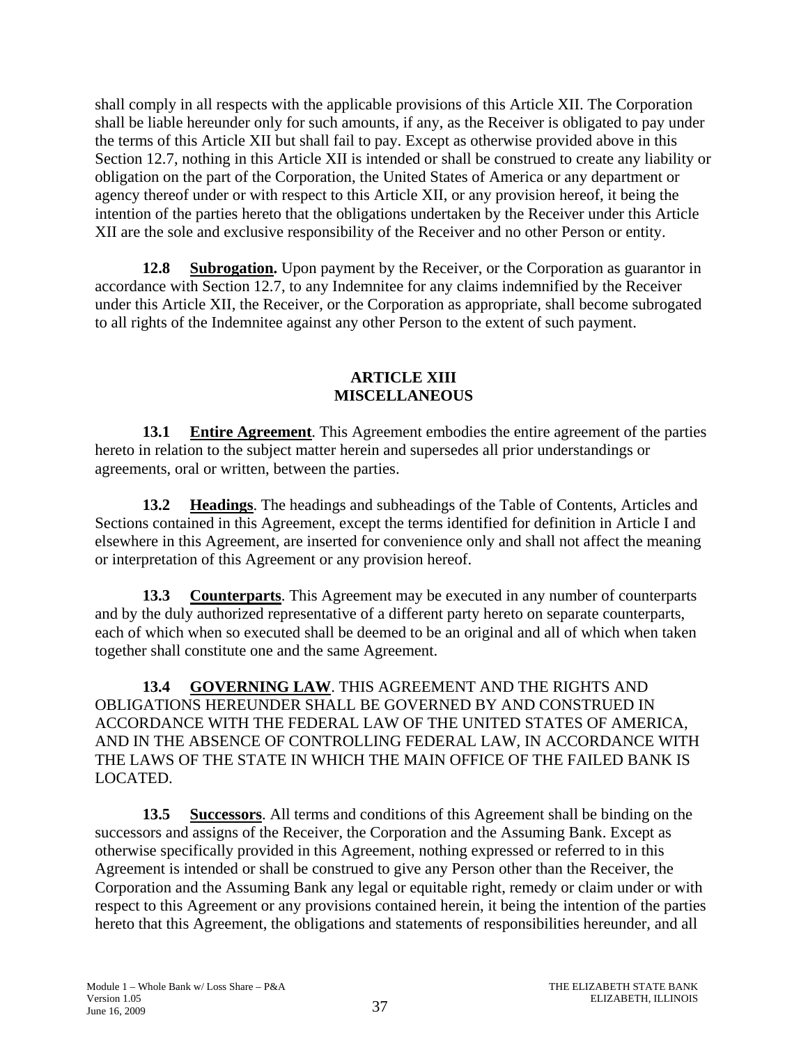shall comply in all respects with the applicable provisions of this Article XII. The Corporation shall be liable hereunder only for such amounts, if any, as the Receiver is obligated to pay under the terms of this Article XII but shall fail to pay. Except as otherwise provided above in this Section 12.7, nothing in this Article XII is intended or shall be construed to create any liability or obligation on the part of the Corporation, the United States of America or any department or agency thereof under or with respect to this Article XII, or any provision hereof, it being the intention of the parties hereto that the obligations undertaken by the Receiver under this Article XII are the sole and exclusive responsibility of the Receiver and no other Person or entity.

**12.8 Subrogation.** Upon payment by the Receiver, or the Corporation as guarantor in accordance with Section 12.7, to any Indemnitee for any claims indemnified by the Receiver under this Article XII, the Receiver, or the Corporation as appropriate, shall become subrogated to all rights of the Indemnitee against any other Person to the extent of such payment.

## ARTICLE XIII
## MISCELLANEOUS

**13.1 Entire Agreement**. This Agreement embodies the entire agreement of the parties hereto in relation to the subject matter herein and supersedes all prior understandings or agreements, oral or written, between the parties.

**13.2 Headings**. The headings and subheadings of the Table of Contents, Articles and Sections contained in this Agreement, except the terms identified for definition in Article I and elsewhere in this Agreement, are inserted for convenience only and shall not affect the meaning or interpretation of this Agreement or any provision hereof.

**13.3 Counterparts**. This Agreement may be executed in any number of counterparts and by the duly authorized representative of a different party hereto on separate counterparts, each of which when so executed shall be deemed to be an original and all of which when taken together shall constitute one and the same Agreement.

**13.4 GOVERNING LAW**. THIS AGREEMENT AND THE RIGHTS AND OBLIGATIONS HEREUNDER SHALL BE GOVERNED BY AND CONSTRUED IN ACCORDANCE WITH THE FEDERAL LAW OF THE UNITED STATES OF AMERICA, AND IN THE ABSENCE OF CONTROLLING FEDERAL LAW, IN ACCORDANCE WITH THE LAWS OF THE STATE IN WHICH THE MAIN OFFICE OF THE FAILED BANK IS LOCATED.

**13.5 Successors**. All terms and conditions of this Agreement shall be binding on the successors and assigns of the Receiver, the Corporation and the Assuming Bank. Except as otherwise specifically provided in this Agreement, nothing expressed or referred to in this Agreement is intended or shall be construed to give any Person other than the Receiver, the Corporation and the Assuming Bank any legal or equitable right, remedy or claim under or with respect to this Agreement or any provisions contained herein, it being the intention of the parties hereto that this Agreement, the obligations and statements of responsibilities hereunder, and all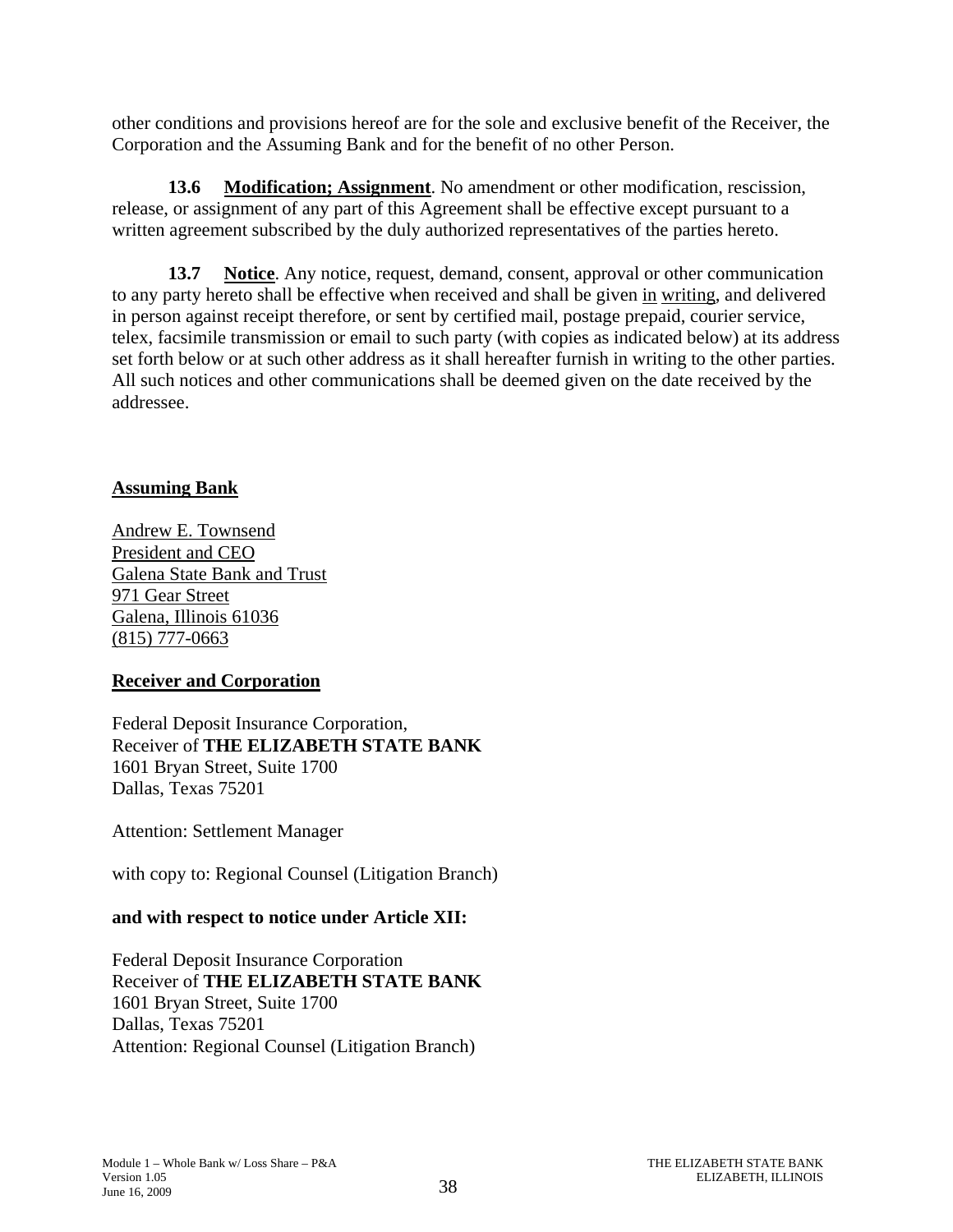other conditions and provisions hereof are for the sole and exclusive benefit of the Receiver, the Corporation and the Assuming Bank and for the benefit of no other Person.

**13.6 Modification; Assignment**. No amendment or other modification, rescission, release, or assignment of any part of this Agreement shall be effective except pursuant to a written agreement subscribed by the duly authorized representatives of the parties hereto.

**13.7 Notice**. Any notice, request, demand, consent, approval or other communication to any party hereto shall be effective when received and shall be given in writing, and delivered in person against receipt therefore, or sent by certified mail, postage prepaid, courier service, telex, facsimile transmission or email to such party (with copies as indicated below) at its address set forth below or at such other address as it shall hereafter furnish in writing to the other parties. All such notices and other communications shall be deemed given on the date received by the addressee.

**Assuming Bank**

Andrew E. Townsend
President and CEO
Galena State Bank and Trust
971 Gear Street
Galena, Illinois 61036
(815) 777-0663

**Receiver and Corporation**

Federal Deposit Insurance Corporation,
Receiver of **THE ELIZABETH STATE BANK**
1601 Bryan Street, Suite 1700
Dallas, Texas 75201

Attention: Settlement Manager

with copy to: Regional Counsel (Litigation Branch)

**and with respect to notice under Article XII:**

Federal Deposit Insurance Corporation
Receiver of **THE ELIZABETH STATE BANK**
1601 Bryan Street, Suite 1700
Dallas, Texas 75201
Attention: Regional Counsel (Litigation Branch)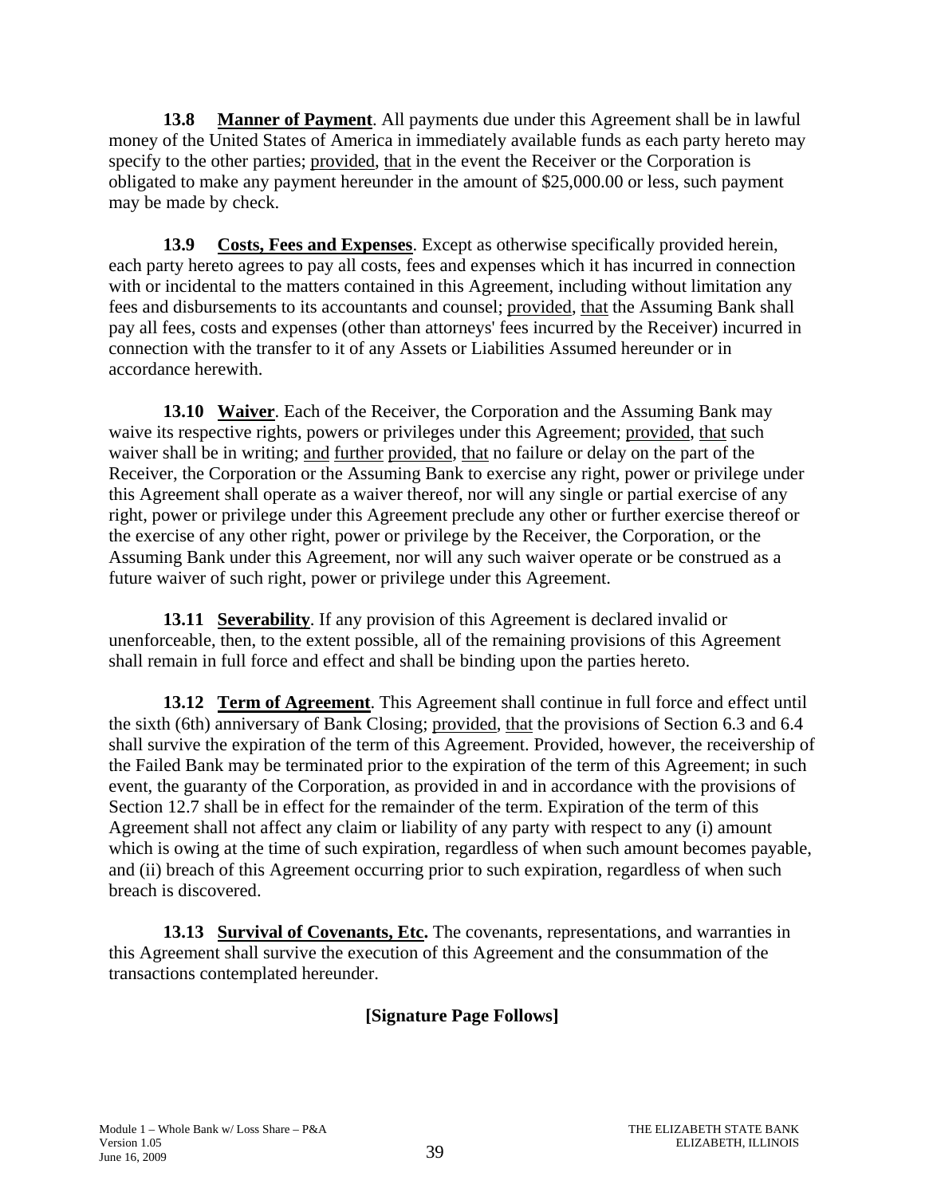**13.8 Manner of Payment**. All payments due under this Agreement shall be in lawful money of the United States of America in immediately available funds as each party hereto may specify to the other parties; provided, that in the event the Receiver or the Corporation is obligated to make any payment hereunder in the amount of $25,000.00 or less, such payment may be made by check.

**13.9 Costs, Fees and Expenses**. Except as otherwise specifically provided herein, each party hereto agrees to pay all costs, fees and expenses which it has incurred in connection with or incidental to the matters contained in this Agreement, including without limitation any fees and disbursements to its accountants and counsel; provided, that the Assuming Bank shall pay all fees, costs and expenses (other than attorneys' fees incurred by the Receiver) incurred in connection with the transfer to it of any Assets or Liabilities Assumed hereunder or in accordance herewith.

**13.10 Waiver**. Each of the Receiver, the Corporation and the Assuming Bank may waive its respective rights, powers or privileges under this Agreement; provided, that such waiver shall be in writing; and further provided, that no failure or delay on the part of the Receiver, the Corporation or the Assuming Bank to exercise any right, power or privilege under this Agreement shall operate as a waiver thereof, nor will any single or partial exercise of any right, power or privilege under this Agreement preclude any other or further exercise thereof or the exercise of any other right, power or privilege by the Receiver, the Corporation, or the Assuming Bank under this Agreement, nor will any such waiver operate or be construed as a future waiver of such right, power or privilege under this Agreement.

**13.11 Severability**. If any provision of this Agreement is declared invalid or unenforceable, then, to the extent possible, all of the remaining provisions of this Agreement shall remain in full force and effect and shall be binding upon the parties hereto.

**13.12 Term of Agreement**. This Agreement shall continue in full force and effect until the sixth (6th) anniversary of Bank Closing; provided, that the provisions of Section 6.3 and 6.4 shall survive the expiration of the term of this Agreement. Provided, however, the receivership of the Failed Bank may be terminated prior to the expiration of the term of this Agreement; in such event, the guaranty of the Corporation, as provided in and in accordance with the provisions of Section 12.7 shall be in effect for the remainder of the term. Expiration of the term of this Agreement shall not affect any claim or liability of any party with respect to any (i) amount which is owing at the time of such expiration, regardless of when such amount becomes payable, and (ii) breach of this Agreement occurring prior to such expiration, regardless of when such breach is discovered.

**13.13 Survival of Covenants, Etc.** The covenants, representations, and warranties in this Agreement shall survive the execution of this Agreement and the consummation of the transactions contemplated hereunder.

**[Signature Page Follows]**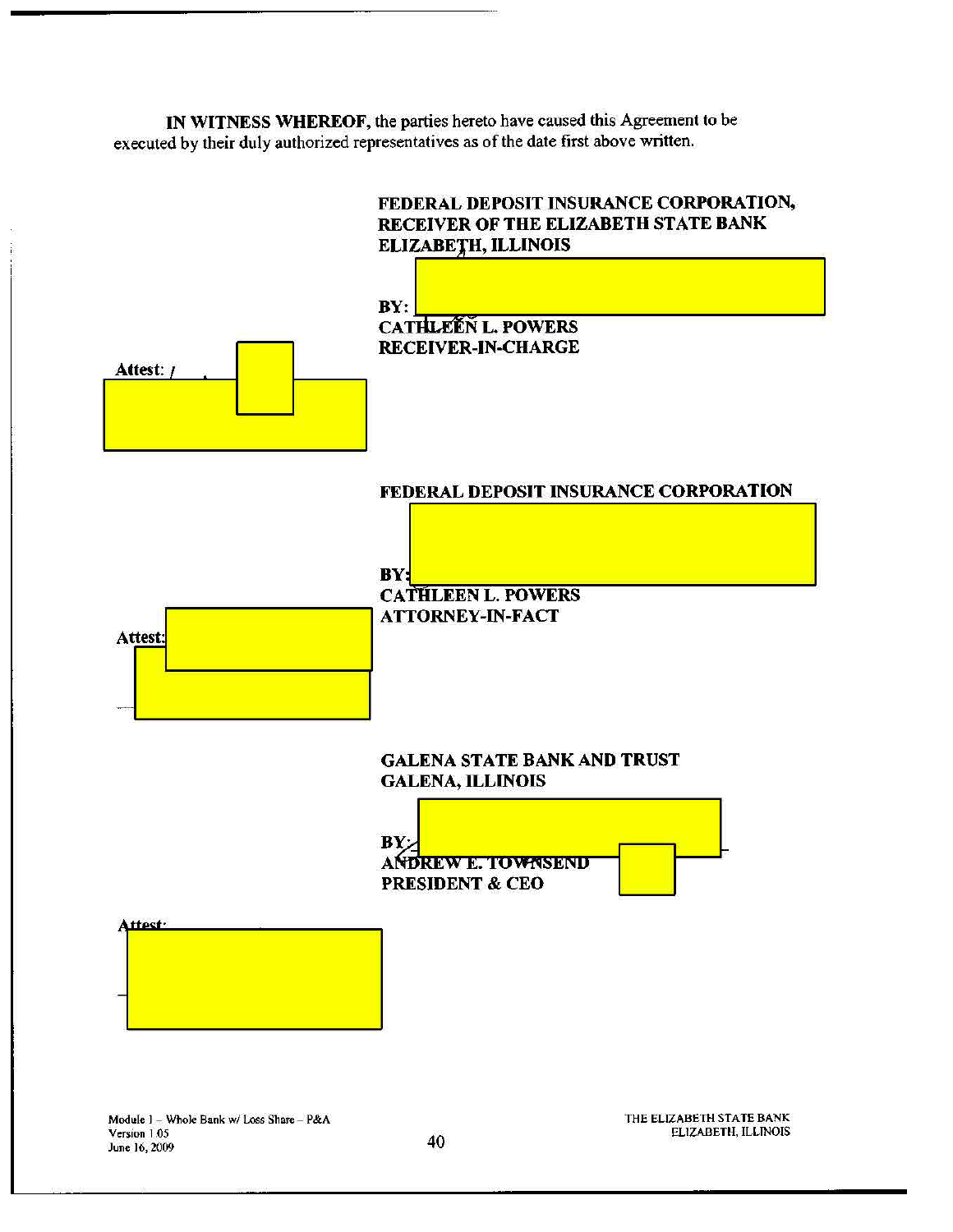**IN WITNESS WHEREOF,** the parties hereto have caused this Agreement to be executed by their duly authorized representatives as of the date first above written.

**FEDERAL DEPOSIT INSURANCE CORPORATION, RECEIVER OF THE ELIZABETH STATE BANK ELIZABETH, ILLINOIS**

**BY:**
**CATHLEEN L. POWERS**
**RECEIVER-IN-CHARGE**

Attest:

**FEDERAL DEPOSIT INSURANCE CORPORATION**

**BY:**
**CATHLEEN L. POWERS**
**ATTORNEY-IN-FACT**

Attest:

**GALENA STATE BANK AND TRUST**
**GALENA, ILLINOIS**

**BY:**
**ANDREW E. TOWNSEND**
**PRESIDENT & CEO**

Attest: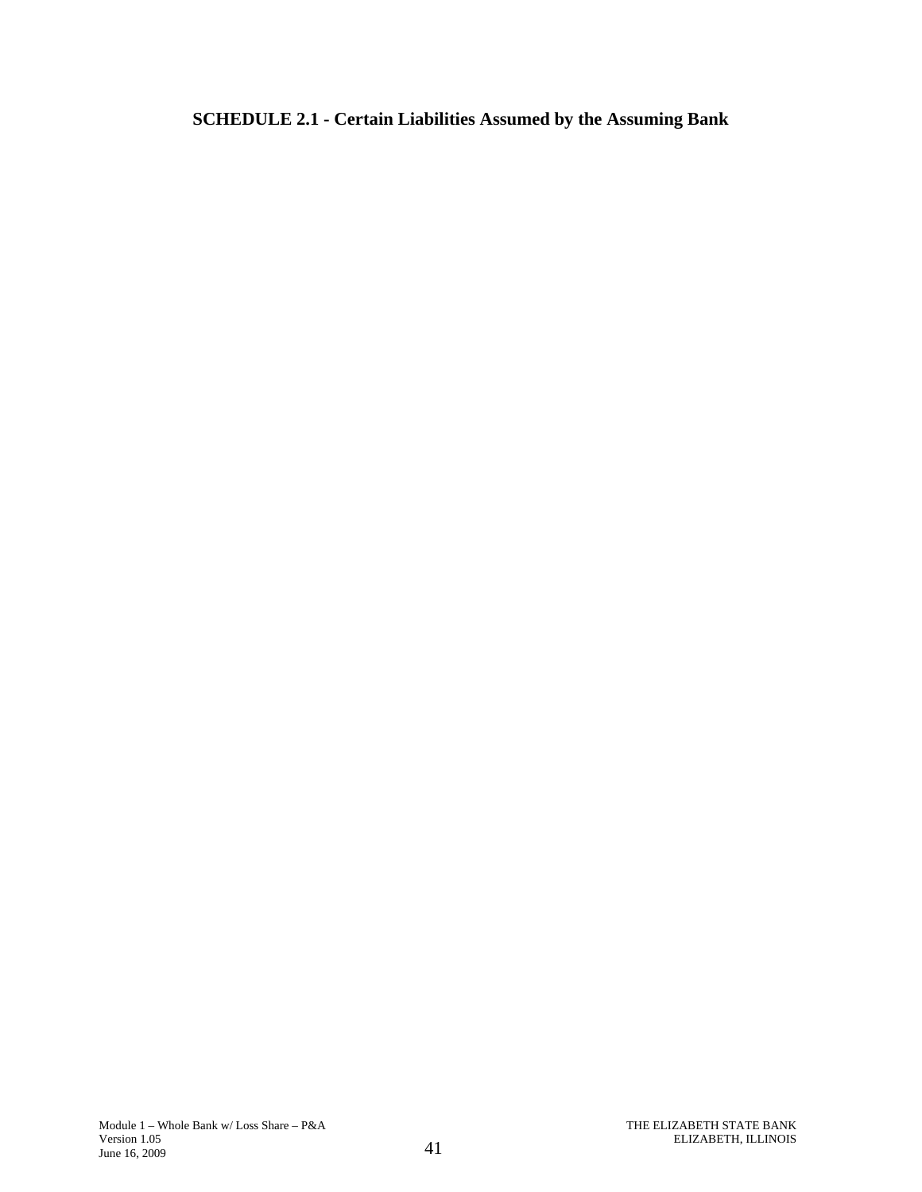# SCHEDULE 2.1 - Certain Liabilities Assumed by the Assuming Bank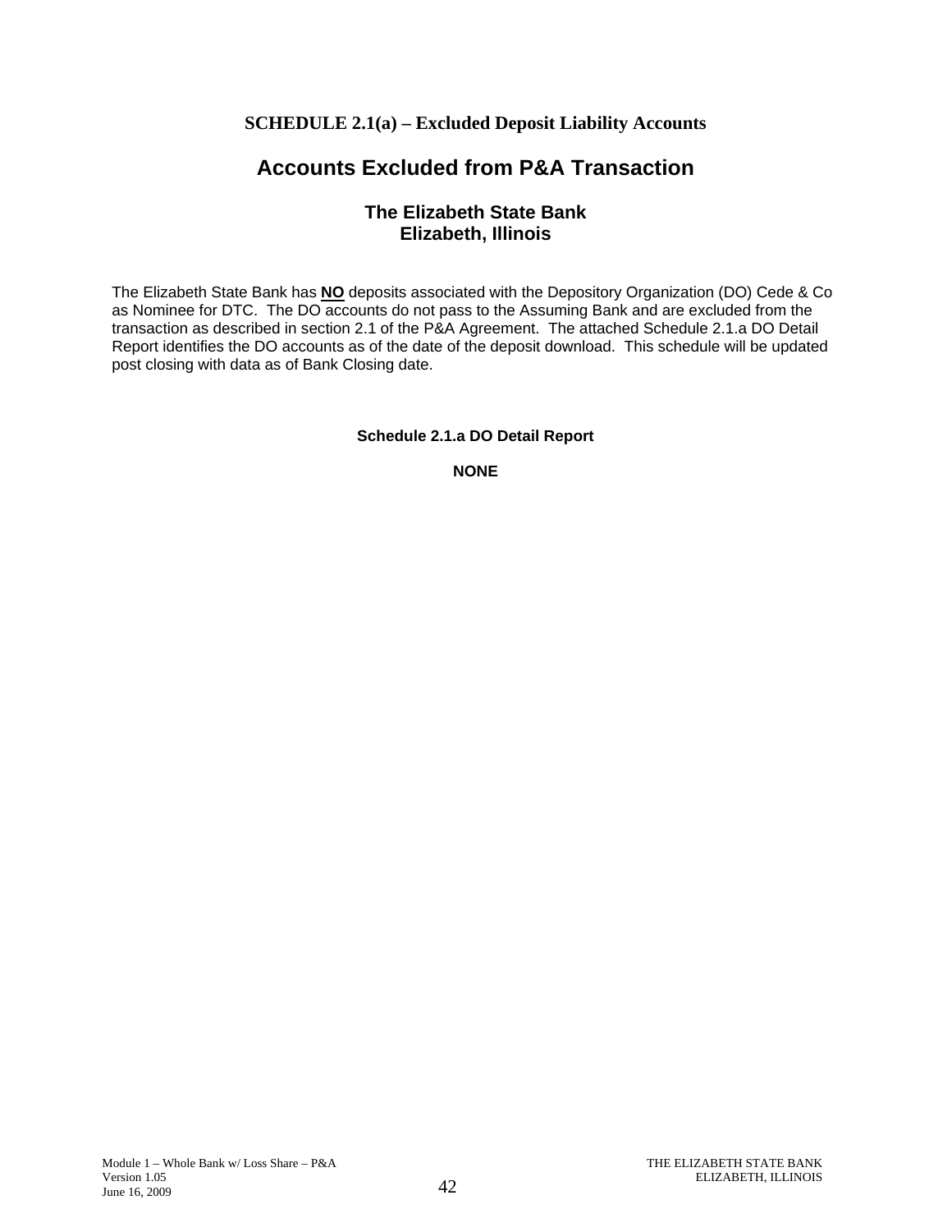**SCHEDULE 2.1(a) – Excluded Deposit Liability Accounts**

# Accounts Excluded from P&A Transaction

## The Elizabeth State Bank
## Elizabeth, Illinois

The Elizabeth State Bank has **NO** deposits associated with the Depository Organization (DO) Cede & Co as Nominee for DTC. The DO accounts do not pass to the Assuming Bank and are excluded from the transaction as described in section 2.1 of the P&A Agreement. The attached Schedule 2.1.a DO Detail Report identifies the DO accounts as of the date of the deposit download. This schedule will be updated post closing with data as of Bank Closing date.

**Schedule 2.1.a DO Detail Report**

**NONE**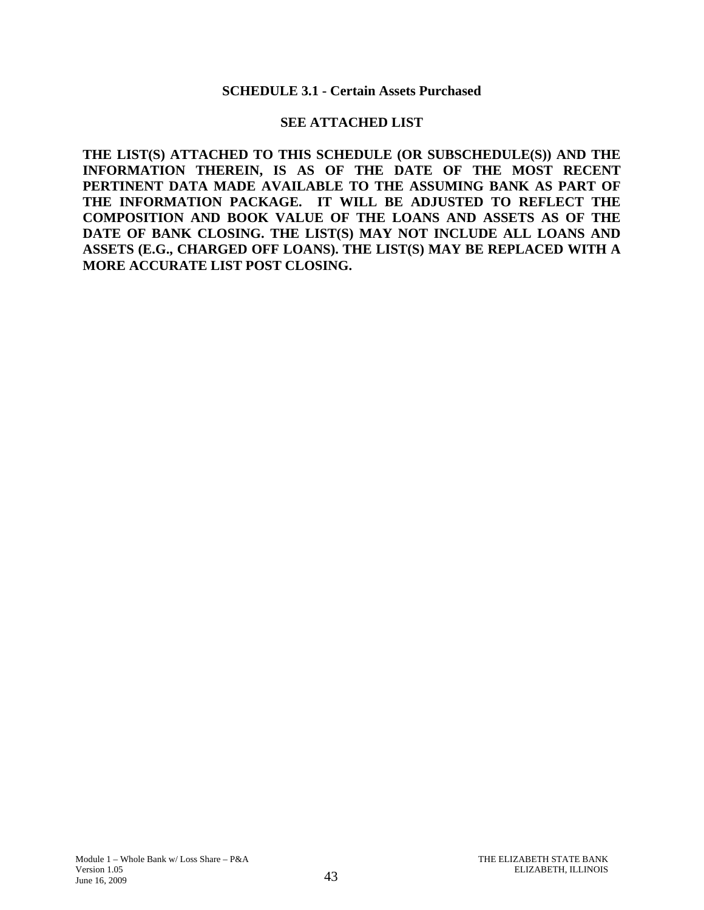## SCHEDULE 3.1 - Certain Assets Purchased

**SEE ATTACHED LIST**

**THE LIST(S) ATTACHED TO THIS SCHEDULE (OR SUBSCHEDULE(S)) AND THE INFORMATION THEREIN, IS AS OF THE DATE OF THE MOST RECENT PERTINENT DATA MADE AVAILABLE TO THE ASSUMING BANK AS PART OF THE INFORMATION PACKAGE. IT WILL BE ADJUSTED TO REFLECT THE COMPOSITION AND BOOK VALUE OF THE LOANS AND ASSETS AS OF THE DATE OF BANK CLOSING. THE LIST(S) MAY NOT INCLUDE ALL LOANS AND ASSETS (E.G., CHARGED OFF LOANS). THE LIST(S) MAY BE REPLACED WITH A MORE ACCURATE LIST POST CLOSING.**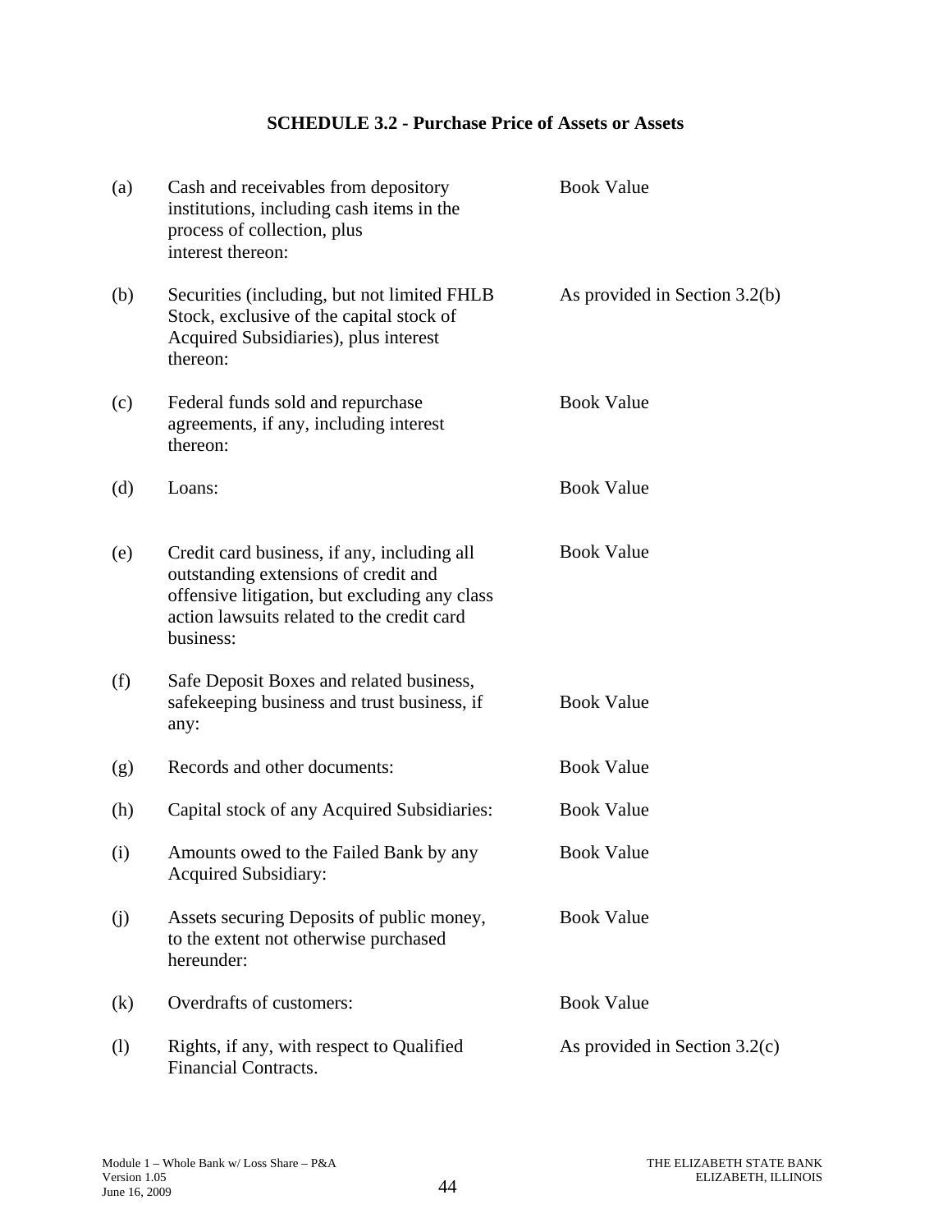## SCHEDULE 3.2 - Purchase Price of Assets or Assets

| | | |
|---|---|---|
| (a) | Cash and receivables from depository institutions, including cash items in the process of collection, plus interest thereon: | Book Value |
| (b) | Securities (including, but not limited FHLB Stock, exclusive of the capital stock of Acquired Subsidiaries), plus interest thereon: | As provided in Section 3.2(b) |
| (c) | Federal funds sold and repurchase agreements, if any, including interest thereon: | Book Value |
| (d) | Loans: | Book Value |
| (e) | Credit card business, if any, including all outstanding extensions of credit and offensive litigation, but excluding any class action lawsuits related to the credit card business: | Book Value |
| (f) | Safe Deposit Boxes and related business, safekeeping business and trust business, if any: | Book Value |
| (g) | Records and other documents: | Book Value |
| (h) | Capital stock of any Acquired Subsidiaries: | Book Value |
| (i) | Amounts owed to the Failed Bank by any Acquired Subsidiary: | Book Value |
| (j) | Assets securing Deposits of public money, to the extent not otherwise purchased hereunder: | Book Value |
| (k) | Overdrafts of customers: | Book Value |
| (l) | Rights, if any, with respect to Qualified Financial Contracts. | As provided in Section 3.2(c) |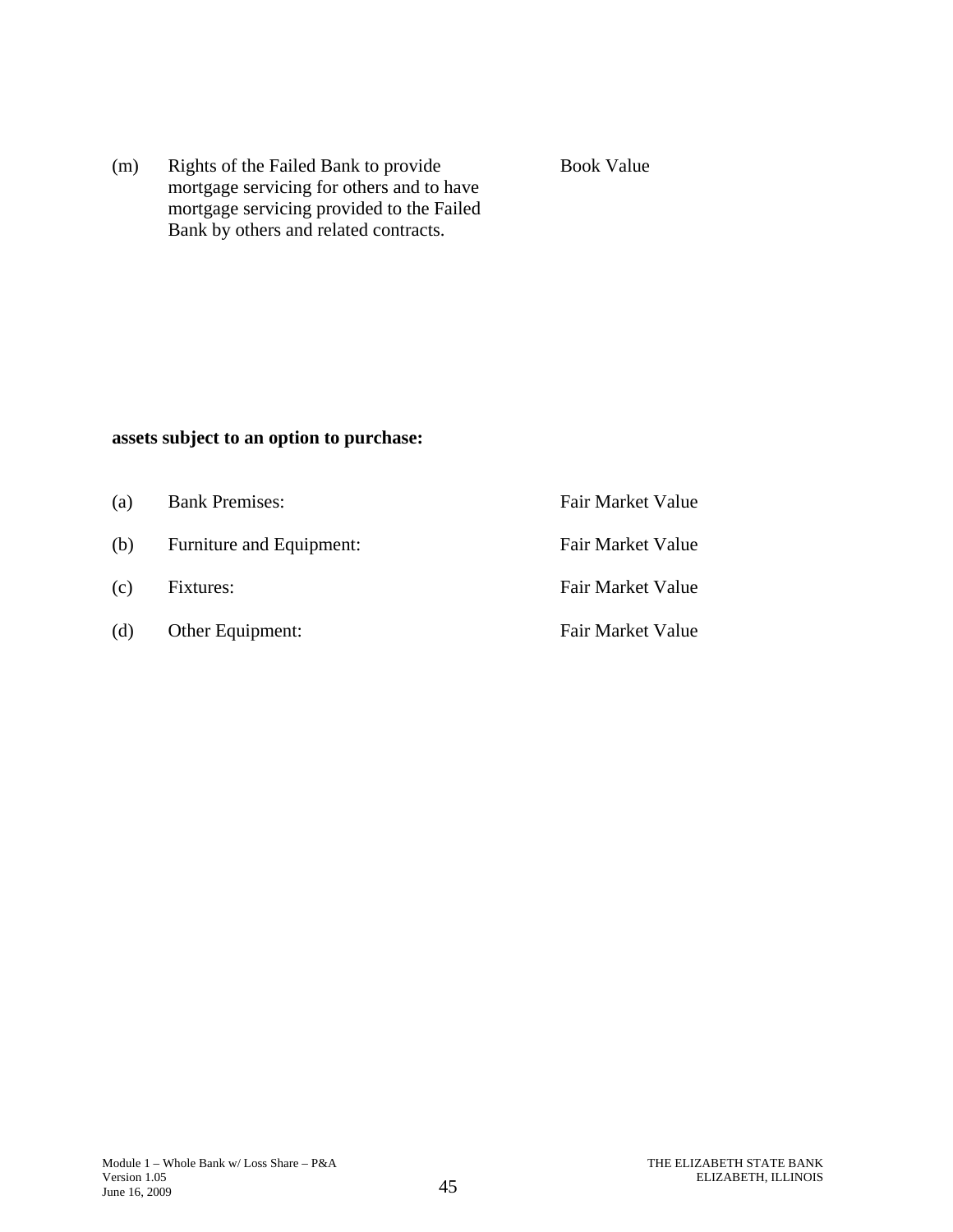| | | |
|---|---|---|
| (m) | Rights of the Failed Bank to provide mortgage servicing for others and to have mortgage servicing provided to the Failed Bank by others and related contracts. | Book Value |

**assets subject to an option to purchase:**

| | | |
|---|---|---|
| (a) | Bank Premises: | Fair Market Value |
| (b) | Furniture and Equipment: | Fair Market Value |
| (c) | Fixtures: | Fair Market Value |
| (d) | Other Equipment: | Fair Market Value |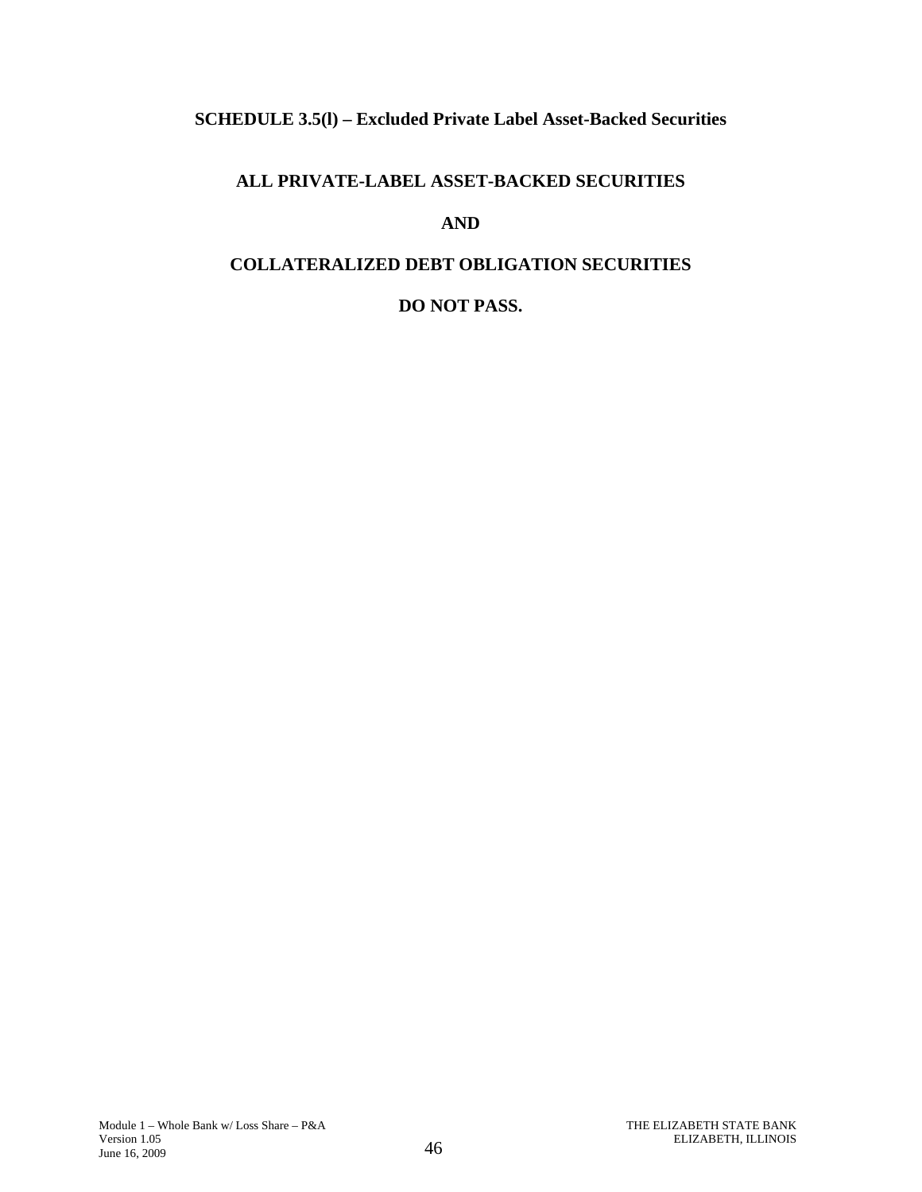## SCHEDULE 3.5(l) – Excluded Private Label Asset-Backed Securities

**ALL PRIVATE-LABEL ASSET-BACKED SECURITIES**

**AND**

**COLLATERALIZED DEBT OBLIGATION SECURITIES**

**DO NOT PASS.**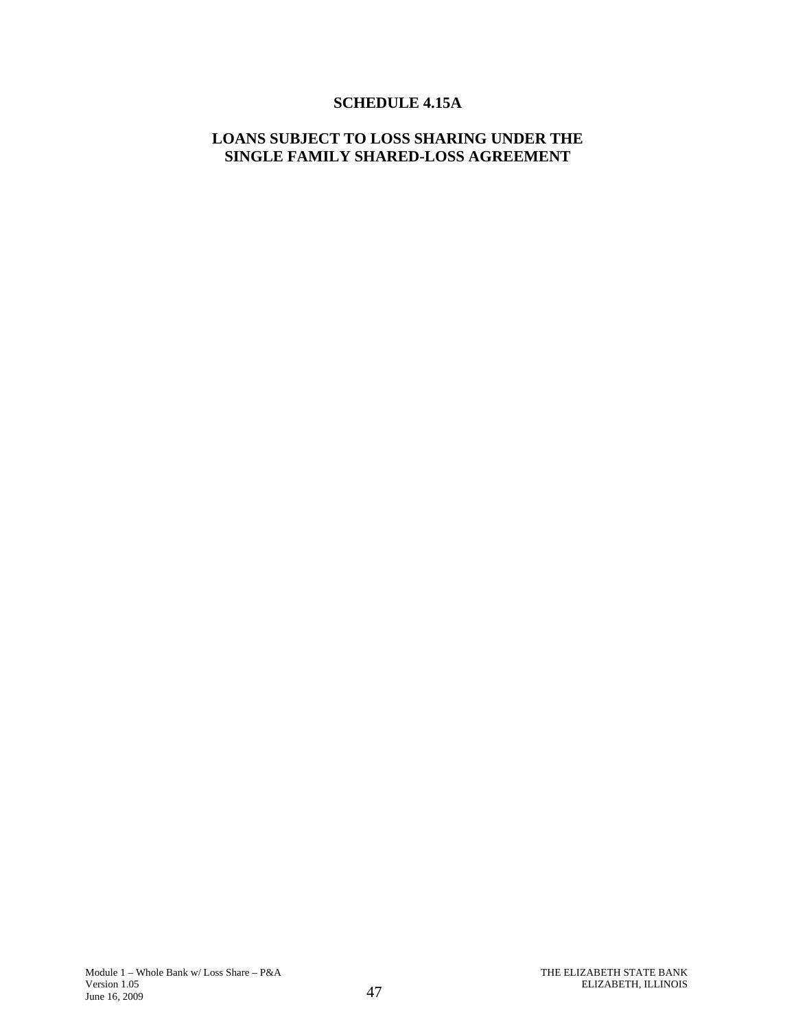# SCHEDULE 4.15A

## LOANS SUBJECT TO LOSS SHARING UNDER THE SINGLE FAMILY SHARED-LOSS AGREEMENT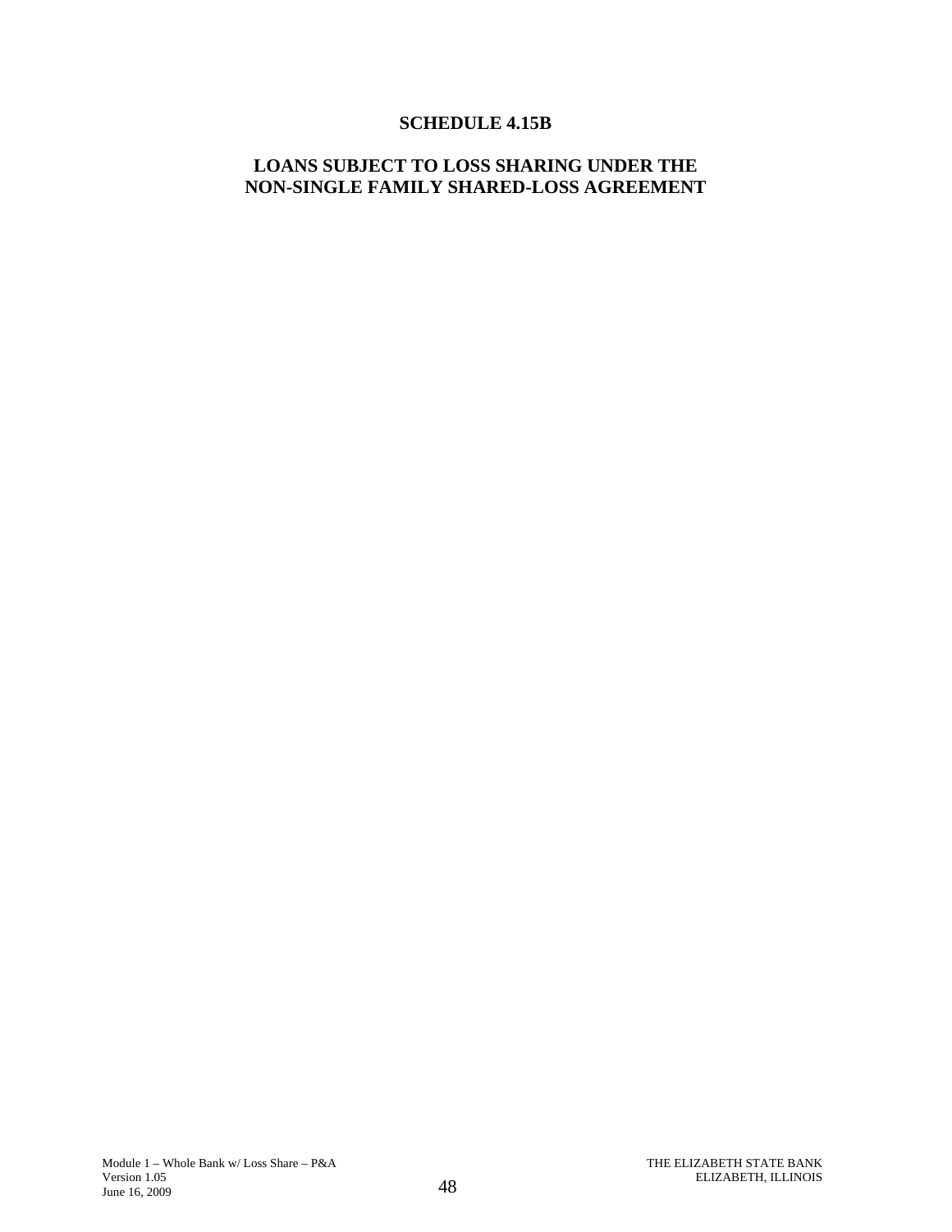# SCHEDULE 4.15B

## LOANS SUBJECT TO LOSS SHARING UNDER THE NON-SINGLE FAMILY SHARED-LOSS AGREEMENT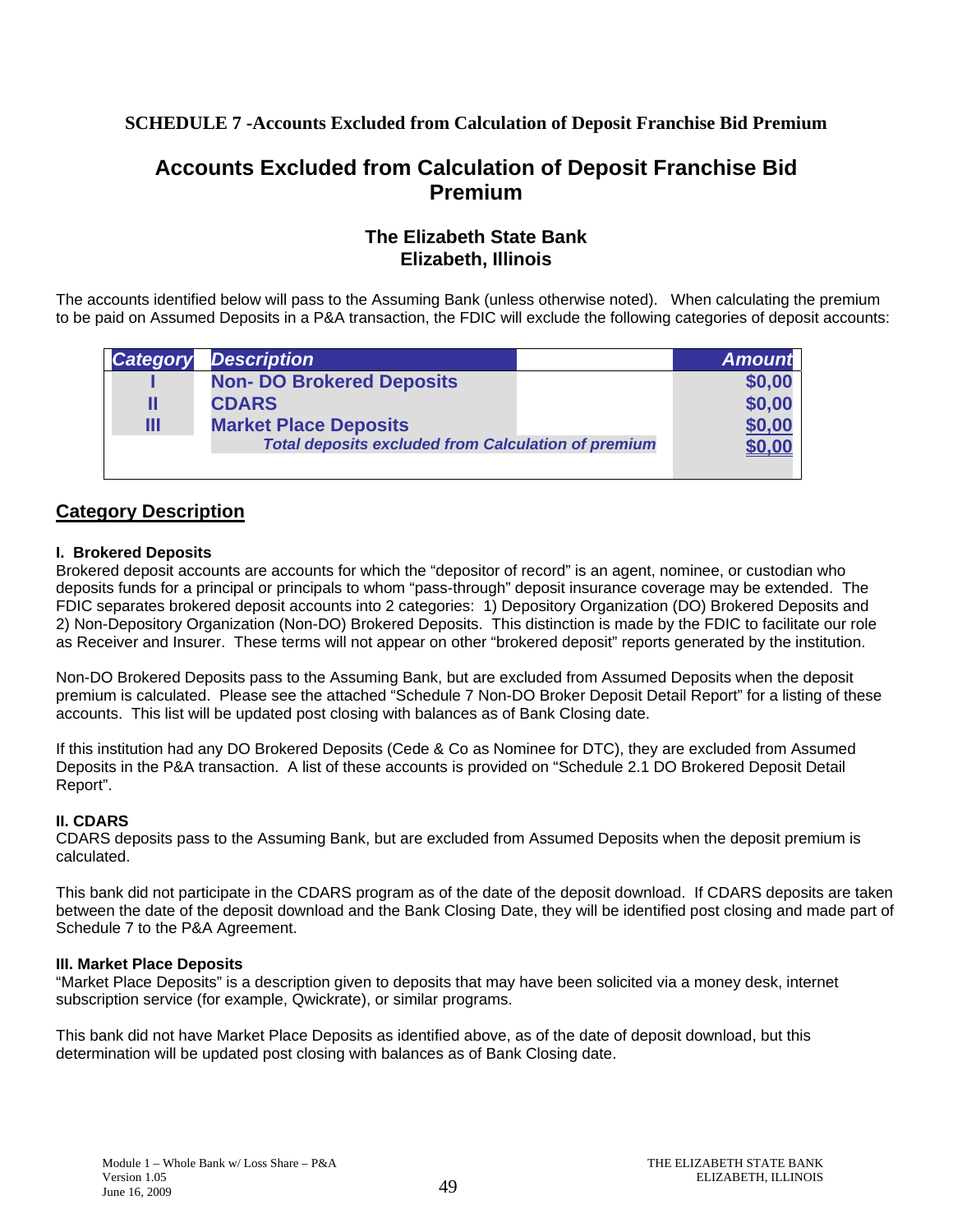**SCHEDULE 7 -Accounts Excluded from Calculation of Deposit Franchise Bid Premium**

# Accounts Excluded from Calculation of Deposit Franchise Bid Premium

## The Elizabeth State Bank
## Elizabeth, Illinois

The accounts identified below will pass to the Assuming Bank (unless otherwise noted). When calculating the premium to be paid on Assumed Deposits in a P&A transaction, the FDIC will exclude the following categories of deposit accounts:

| Category | Description | Amount |
|---|---|---|
| I | Non- DO Brokered Deposits | $0,00 |
| II | CDARS | $0,00 |
| III | Market Place Deposits | $0,00 |
| | *Total deposits excluded from Calculation of premium* | $0,00 |

## Category Description

**I. Brokered Deposits**

Brokered deposit accounts are accounts for which the "depositor of record" is an agent, nominee, or custodian who deposits funds for a principal or principals to whom "pass-through" deposit insurance coverage may be extended. The FDIC separates brokered deposit accounts into 2 categories: 1) Depository Organization (DO) Brokered Deposits and 2) Non-Depository Organization (Non-DO) Brokered Deposits. This distinction is made by the FDIC to facilitate our role as Receiver and Insurer. These terms will not appear on other "brokered deposit" reports generated by the institution.

Non-DO Brokered Deposits pass to the Assuming Bank, but are excluded from Assumed Deposits when the deposit premium is calculated. Please see the attached "Schedule 7 Non-DO Broker Deposit Detail Report" for a listing of these accounts. This list will be updated post closing with balances as of Bank Closing date.

If this institution had any DO Brokered Deposits (Cede & Co as Nominee for DTC), they are excluded from Assumed Deposits in the P&A transaction. A list of these accounts is provided on "Schedule 2.1 DO Brokered Deposit Detail Report".

**II. CDARS**

CDARS deposits pass to the Assuming Bank, but are excluded from Assumed Deposits when the deposit premium is calculated.

This bank did not participate in the CDARS program as of the date of the deposit download. If CDARS deposits are taken between the date of the deposit download and the Bank Closing Date, they will be identified post closing and made part of Schedule 7 to the P&A Agreement.

**III. Market Place Deposits**

"Market Place Deposits" is a description given to deposits that may have been solicited via a money desk, internet subscription service (for example, Qwickrate), or similar programs.

This bank did not have Market Place Deposits as identified above, as of the date of deposit download, but this determination will be updated post closing with balances as of Bank Closing date.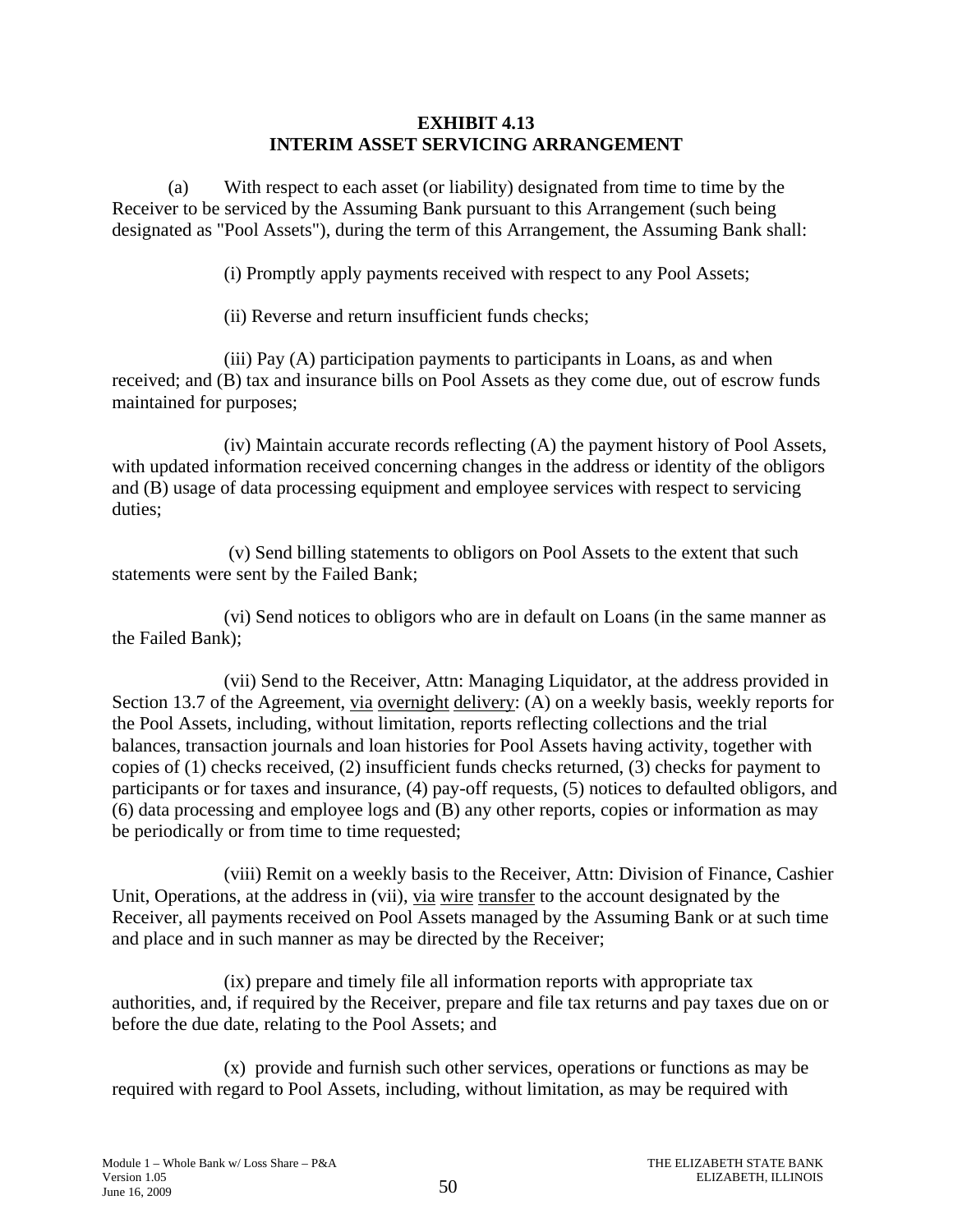# EXHIBIT 4.13
# INTERIM ASSET SERVICING ARRANGEMENT

(a) With respect to each asset (or liability) designated from time to time by the Receiver to be serviced by the Assuming Bank pursuant to this Arrangement (such being designated as "Pool Assets"), during the term of this Arrangement, the Assuming Bank shall:

(i) Promptly apply payments received with respect to any Pool Assets;

(ii) Reverse and return insufficient funds checks;

(iii) Pay (A) participation payments to participants in Loans, as and when received; and (B) tax and insurance bills on Pool Assets as they come due, out of escrow funds maintained for purposes;

(iv) Maintain accurate records reflecting (A) the payment history of Pool Assets, with updated information received concerning changes in the address or identity of the obligors and (B) usage of data processing equipment and employee services with respect to servicing duties;

(v) Send billing statements to obligors on Pool Assets to the extent that such statements were sent by the Failed Bank;

(vi) Send notices to obligors who are in default on Loans (in the same manner as the Failed Bank);

(vii) Send to the Receiver, Attn: Managing Liquidator, at the address provided in Section 13.7 of the Agreement, via overnight delivery: (A) on a weekly basis, weekly reports for the Pool Assets, including, without limitation, reports reflecting collections and the trial balances, transaction journals and loan histories for Pool Assets having activity, together with copies of (1) checks received, (2) insufficient funds checks returned, (3) checks for payment to participants or for taxes and insurance, (4) pay-off requests, (5) notices to defaulted obligors, and (6) data processing and employee logs and (B) any other reports, copies or information as may be periodically or from time to time requested;

(viii) Remit on a weekly basis to the Receiver, Attn: Division of Finance, Cashier Unit, Operations, at the address in (vii), via wire transfer to the account designated by the Receiver, all payments received on Pool Assets managed by the Assuming Bank or at such time and place and in such manner as may be directed by the Receiver;

(ix) prepare and timely file all information reports with appropriate tax authorities, and, if required by the Receiver, prepare and file tax returns and pay taxes due on or before the due date, relating to the Pool Assets; and

(x) provide and furnish such other services, operations or functions as may be required with regard to Pool Assets, including, without limitation, as may be required with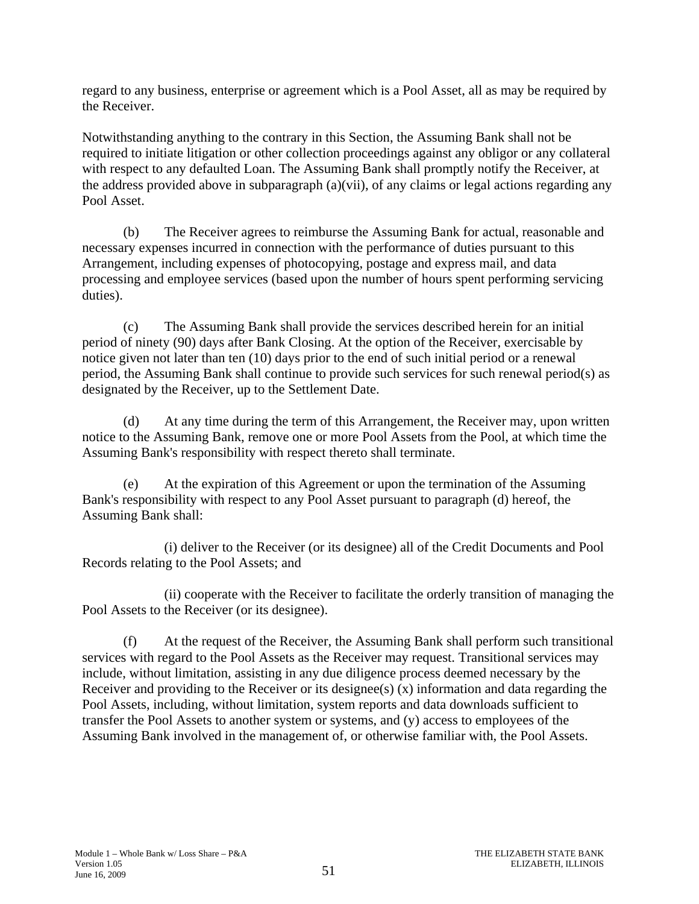regard to any business, enterprise or agreement which is a Pool Asset, all as may be required by the Receiver.

Notwithstanding anything to the contrary in this Section, the Assuming Bank shall not be required to initiate litigation or other collection proceedings against any obligor or any collateral with respect to any defaulted Loan. The Assuming Bank shall promptly notify the Receiver, at the address provided above in subparagraph (a)(vii), of any claims or legal actions regarding any Pool Asset.

(b) The Receiver agrees to reimburse the Assuming Bank for actual, reasonable and necessary expenses incurred in connection with the performance of duties pursuant to this Arrangement, including expenses of photocopying, postage and express mail, and data processing and employee services (based upon the number of hours spent performing servicing duties).

(c) The Assuming Bank shall provide the services described herein for an initial period of ninety (90) days after Bank Closing. At the option of the Receiver, exercisable by notice given not later than ten (10) days prior to the end of such initial period or a renewal period, the Assuming Bank shall continue to provide such services for such renewal period(s) as designated by the Receiver, up to the Settlement Date.

(d) At any time during the term of this Arrangement, the Receiver may, upon written notice to the Assuming Bank, remove one or more Pool Assets from the Pool, at which time the Assuming Bank's responsibility with respect thereto shall terminate.

(e) At the expiration of this Agreement or upon the termination of the Assuming Bank's responsibility with respect to any Pool Asset pursuant to paragraph (d) hereof, the Assuming Bank shall:

(i) deliver to the Receiver (or its designee) all of the Credit Documents and Pool Records relating to the Pool Assets; and

(ii) cooperate with the Receiver to facilitate the orderly transition of managing the Pool Assets to the Receiver (or its designee).

(f) At the request of the Receiver, the Assuming Bank shall perform such transitional services with regard to the Pool Assets as the Receiver may request. Transitional services may include, without limitation, assisting in any due diligence process deemed necessary by the Receiver and providing to the Receiver or its designee(s) (x) information and data regarding the Pool Assets, including, without limitation, system reports and data downloads sufficient to transfer the Pool Assets to another system or systems, and (y) access to employees of the Assuming Bank involved in the management of, or otherwise familiar with, the Pool Assets.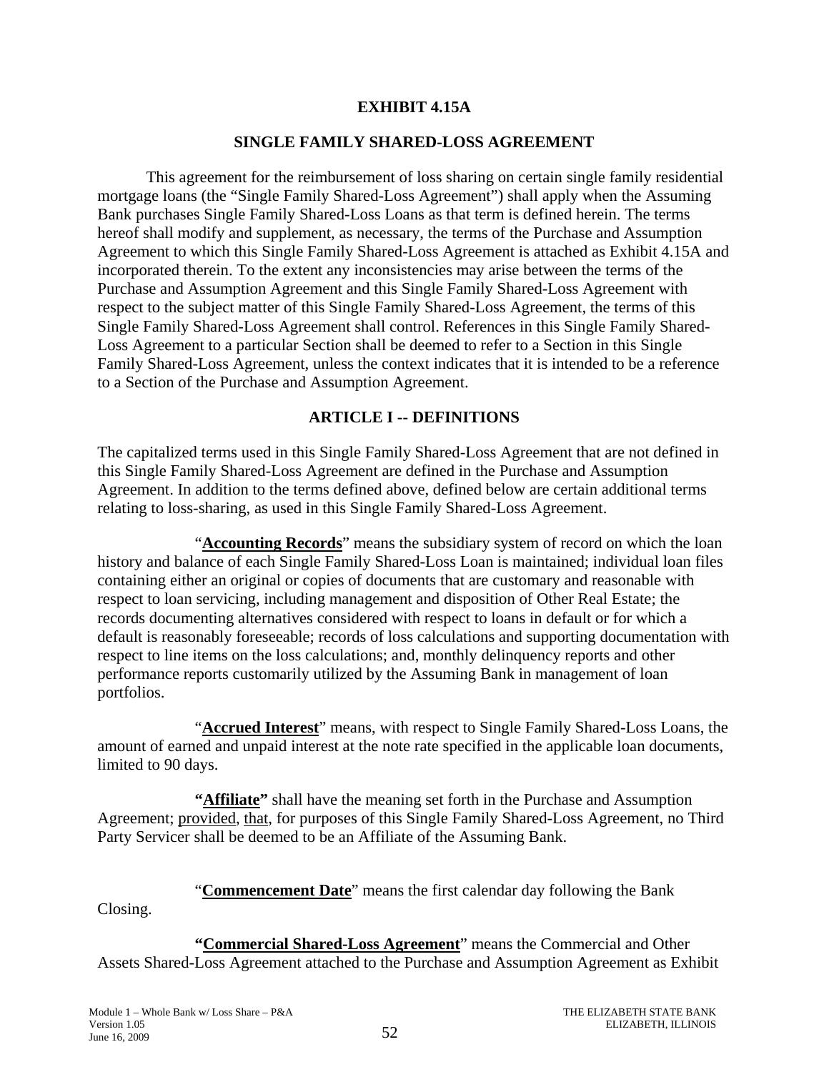# EXHIBIT 4.15A

## SINGLE FAMILY SHARED-LOSS AGREEMENT

This agreement for the reimbursement of loss sharing on certain single family residential mortgage loans (the "Single Family Shared-Loss Agreement") shall apply when the Assuming Bank purchases Single Family Shared-Loss Loans as that term is defined herein. The terms hereof shall modify and supplement, as necessary, the terms of the Purchase and Assumption Agreement to which this Single Family Shared-Loss Agreement is attached as Exhibit 4.15A and incorporated therein. To the extent any inconsistencies may arise between the terms of the Purchase and Assumption Agreement and this Single Family Shared-Loss Agreement with respect to the subject matter of this Single Family Shared-Loss Agreement, the terms of this Single Family Shared-Loss Agreement shall control. References in this Single Family Shared-Loss Agreement to a particular Section shall be deemed to refer to a Section in this Single Family Shared-Loss Agreement, unless the context indicates that it is intended to be a reference to a Section of the Purchase and Assumption Agreement.

## ARTICLE I -- DEFINITIONS

The capitalized terms used in this Single Family Shared-Loss Agreement that are not defined in this Single Family Shared-Loss Agreement are defined in the Purchase and Assumption Agreement. In addition to the terms defined above, defined below are certain additional terms relating to loss-sharing, as used in this Single Family Shared-Loss Agreement.

"**Accounting Records**" means the subsidiary system of record on which the loan history and balance of each Single Family Shared-Loss Loan is maintained; individual loan files containing either an original or copies of documents that are customary and reasonable with respect to loan servicing, including management and disposition of Other Real Estate; the records documenting alternatives considered with respect to loans in default or for which a default is reasonably foreseeable; records of loss calculations and supporting documentation with respect to line items on the loss calculations; and, monthly delinquency reports and other performance reports customarily utilized by the Assuming Bank in management of loan portfolios.

"**Accrued Interest**" means, with respect to Single Family Shared-Loss Loans, the amount of earned and unpaid interest at the note rate specified in the applicable loan documents, limited to 90 days.

**"Affiliate"** shall have the meaning set forth in the Purchase and Assumption Agreement; provided, that, for purposes of this Single Family Shared-Loss Agreement, no Third Party Servicer shall be deemed to be an Affiliate of the Assuming Bank.

"**Commencement Date**" means the first calendar day following the Bank Closing.

**"Commercial Shared-Loss Agreement**" means the Commercial and Other Assets Shared-Loss Agreement attached to the Purchase and Assumption Agreement as Exhibit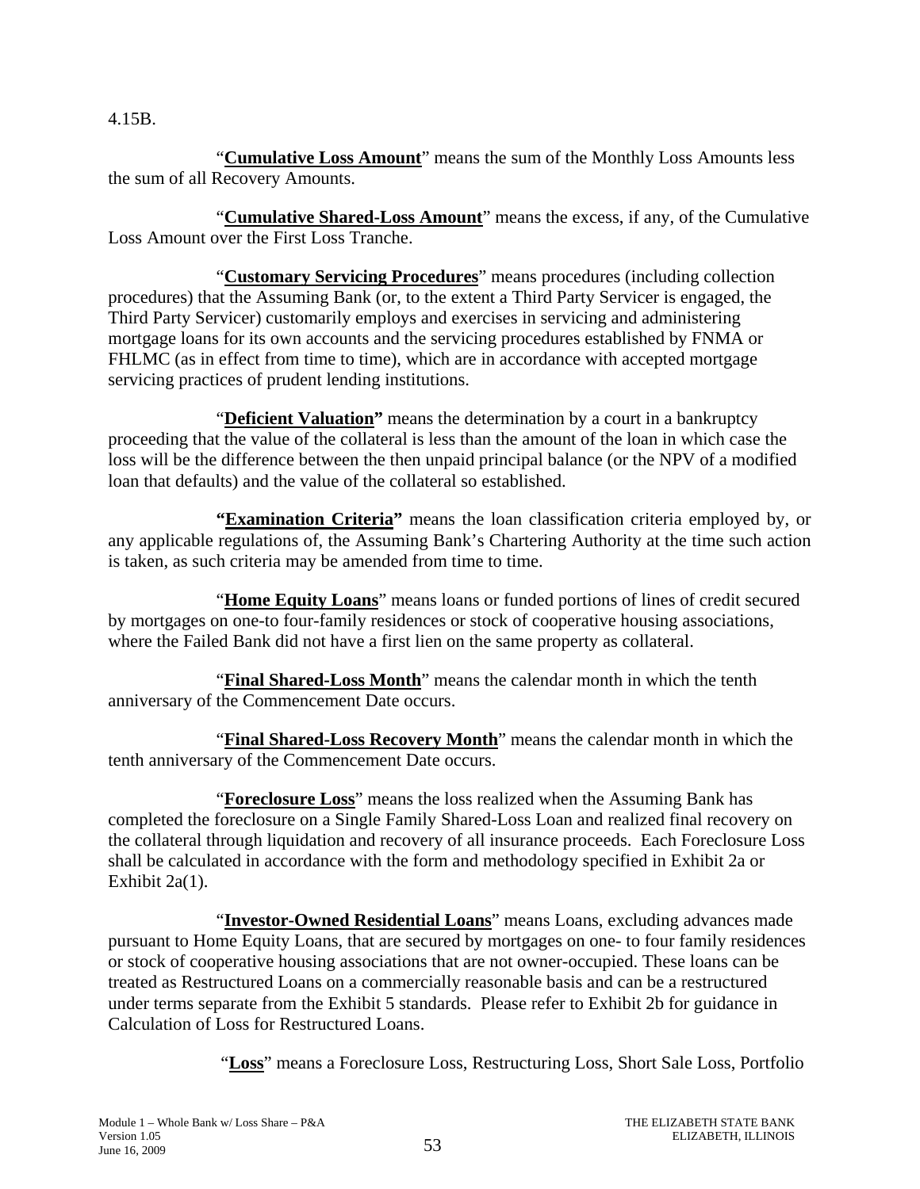4.15B.

"**Cumulative Loss Amount**" means the sum of the Monthly Loss Amounts less the sum of all Recovery Amounts.

"**Cumulative Shared-Loss Amount**" means the excess, if any, of the Cumulative Loss Amount over the First Loss Tranche.

"**Customary Servicing Procedures**" means procedures (including collection procedures) that the Assuming Bank (or, to the extent a Third Party Servicer is engaged, the Third Party Servicer) customarily employs and exercises in servicing and administering mortgage loans for its own accounts and the servicing procedures established by FNMA or FHLMC (as in effect from time to time), which are in accordance with accepted mortgage servicing practices of prudent lending institutions.

"**Deficient Valuation**" means the determination by a court in a bankruptcy proceeding that the value of the collateral is less than the amount of the loan in which case the loss will be the difference between the then unpaid principal balance (or the NPV of a modified loan that defaults) and the value of the collateral so established.

**"Examination Criteria"** means the loan classification criteria employed by, or any applicable regulations of, the Assuming Bank's Chartering Authority at the time such action is taken, as such criteria may be amended from time to time.

"**Home Equity Loans**" means loans or funded portions of lines of credit secured by mortgages on one-to four-family residences or stock of cooperative housing associations, where the Failed Bank did not have a first lien on the same property as collateral.

"**Final Shared-Loss Month**" means the calendar month in which the tenth anniversary of the Commencement Date occurs.

"**Final Shared-Loss Recovery Month**" means the calendar month in which the tenth anniversary of the Commencement Date occurs.

"**Foreclosure Loss**" means the loss realized when the Assuming Bank has completed the foreclosure on a Single Family Shared-Loss Loan and realized final recovery on the collateral through liquidation and recovery of all insurance proceeds. Each Foreclosure Loss shall be calculated in accordance with the form and methodology specified in Exhibit 2a or Exhibit 2a(1).

"**Investor-Owned Residential Loans**" means Loans, excluding advances made pursuant to Home Equity Loans, that are secured by mortgages on one- to four family residences or stock of cooperative housing associations that are not owner-occupied. These loans can be treated as Restructured Loans on a commercially reasonable basis and can be a restructured under terms separate from the Exhibit 5 standards. Please refer to Exhibit 2b for guidance in Calculation of Loss for Restructured Loans.

"**Loss**" means a Foreclosure Loss, Restructuring Loss, Short Sale Loss, Portfolio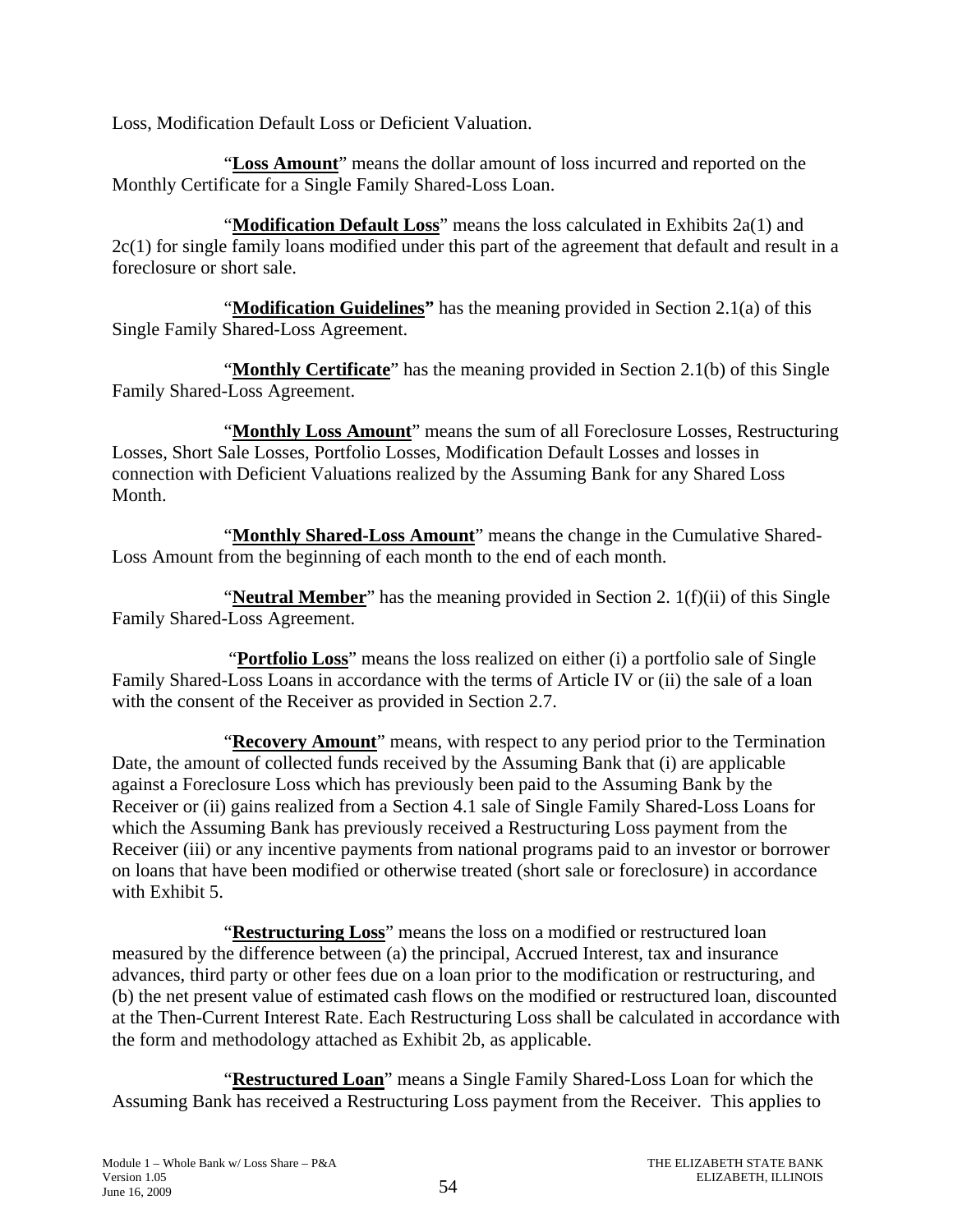Loss, Modification Default Loss or Deficient Valuation.

"**Loss Amount**" means the dollar amount of loss incurred and reported on the Monthly Certificate for a Single Family Shared-Loss Loan.

"**Modification Default Loss**" means the loss calculated in Exhibits 2a(1) and 2c(1) for single family loans modified under this part of the agreement that default and result in a foreclosure or short sale.

"**Modification Guidelines"** has the meaning provided in Section 2.1(a) of this Single Family Shared-Loss Agreement.

"**Monthly Certificate**" has the meaning provided in Section 2.1(b) of this Single Family Shared-Loss Agreement.

"**Monthly Loss Amount**" means the sum of all Foreclosure Losses, Restructuring Losses, Short Sale Losses, Portfolio Losses, Modification Default Losses and losses in connection with Deficient Valuations realized by the Assuming Bank for any Shared Loss Month.

"**Monthly Shared-Loss Amount**" means the change in the Cumulative Shared-Loss Amount from the beginning of each month to the end of each month.

"**Neutral Member**" has the meaning provided in Section 2. 1(f)(ii) of this Single Family Shared-Loss Agreement.

"**Portfolio Loss**" means the loss realized on either (i) a portfolio sale of Single Family Shared-Loss Loans in accordance with the terms of Article IV or (ii) the sale of a loan with the consent of the Receiver as provided in Section 2.7.

"**Recovery Amount**" means, with respect to any period prior to the Termination Date, the amount of collected funds received by the Assuming Bank that (i) are applicable against a Foreclosure Loss which has previously been paid to the Assuming Bank by the Receiver or (ii) gains realized from a Section 4.1 sale of Single Family Shared-Loss Loans for which the Assuming Bank has previously received a Restructuring Loss payment from the Receiver (iii) or any incentive payments from national programs paid to an investor or borrower on loans that have been modified or otherwise treated (short sale or foreclosure) in accordance with Exhibit 5.

"**Restructuring Loss**" means the loss on a modified or restructured loan measured by the difference between (a) the principal, Accrued Interest, tax and insurance advances, third party or other fees due on a loan prior to the modification or restructuring, and (b) the net present value of estimated cash flows on the modified or restructured loan, discounted at the Then-Current Interest Rate. Each Restructuring Loss shall be calculated in accordance with the form and methodology attached as Exhibit 2b, as applicable.

"**Restructured Loan**" means a Single Family Shared-Loss Loan for which the Assuming Bank has received a Restructuring Loss payment from the Receiver. This applies to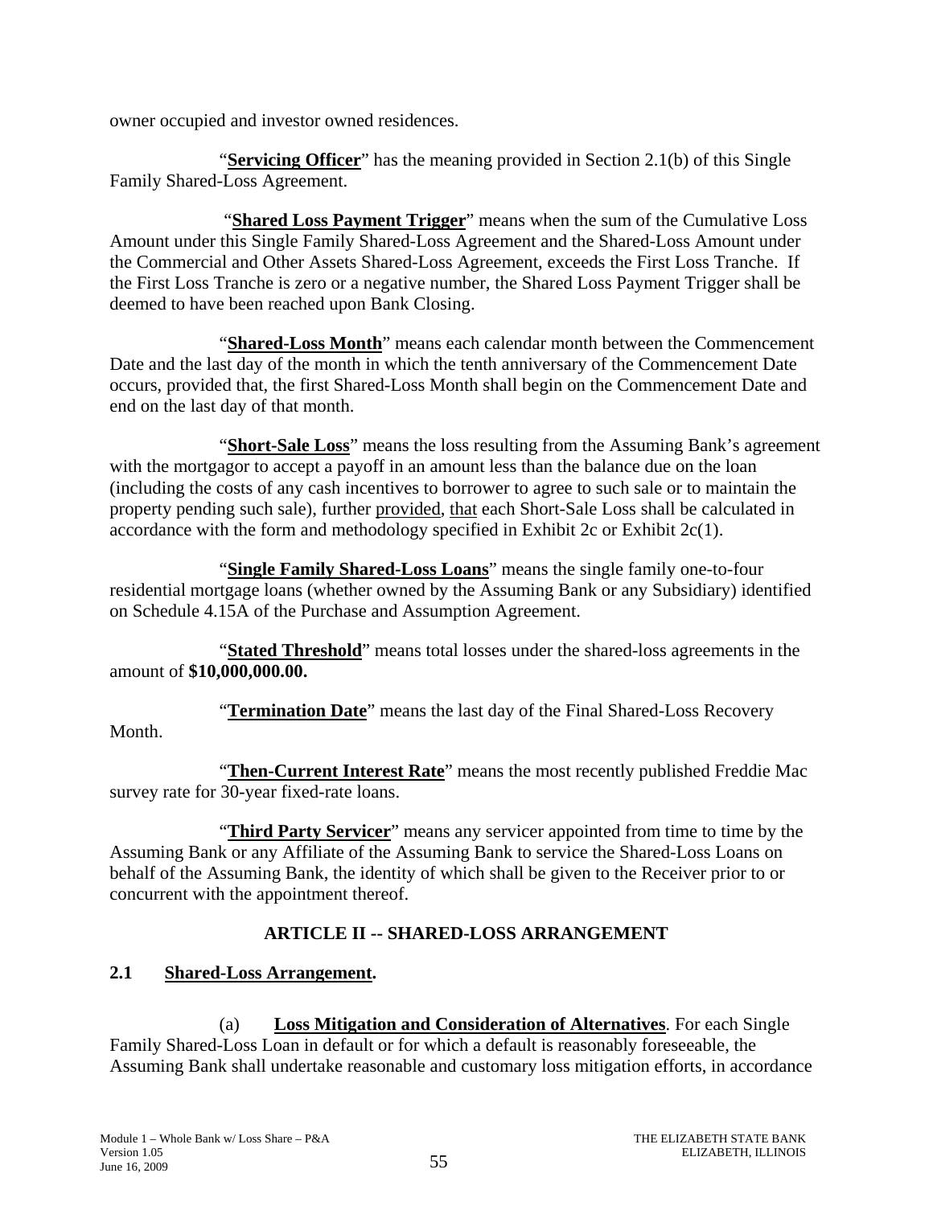owner occupied and investor owned residences.

"**Servicing Officer**" has the meaning provided in Section 2.1(b) of this Single Family Shared-Loss Agreement.

"**Shared Loss Payment Trigger**" means when the sum of the Cumulative Loss Amount under this Single Family Shared-Loss Agreement and the Shared-Loss Amount under the Commercial and Other Assets Shared-Loss Agreement, exceeds the First Loss Tranche. If the First Loss Tranche is zero or a negative number, the Shared Loss Payment Trigger shall be deemed to have been reached upon Bank Closing.

"**Shared-Loss Month**" means each calendar month between the Commencement Date and the last day of the month in which the tenth anniversary of the Commencement Date occurs, provided that, the first Shared-Loss Month shall begin on the Commencement Date and end on the last day of that month.

"**Short-Sale Loss**" means the loss resulting from the Assuming Bank's agreement with the mortgagor to accept a payoff in an amount less than the balance due on the loan (including the costs of any cash incentives to borrower to agree to such sale or to maintain the property pending such sale), further provided, that each Short-Sale Loss shall be calculated in accordance with the form and methodology specified in Exhibit 2c or Exhibit 2c(1).

"**Single Family Shared-Loss Loans**" means the single family one-to-four residential mortgage loans (whether owned by the Assuming Bank or any Subsidiary) identified on Schedule 4.15A of the Purchase and Assumption Agreement.

"**Stated Threshold**" means total losses under the shared-loss agreements in the amount of **$10,000,000.00.**

"**Termination Date**" means the last day of the Final Shared-Loss Recovery Month.

"**Then-Current Interest Rate**" means the most recently published Freddie Mac survey rate for 30-year fixed-rate loans.

"**Third Party Servicer**" means any servicer appointed from time to time by the Assuming Bank or any Affiliate of the Assuming Bank to service the Shared-Loss Loans on behalf of the Assuming Bank, the identity of which shall be given to the Receiver prior to or concurrent with the appointment thereof.

## ARTICLE II -- SHARED-LOSS ARRANGEMENT

### 2.1 Shared-Loss Arrangement.

(a) **Loss Mitigation and Consideration of Alternatives**. For each Single Family Shared-Loss Loan in default or for which a default is reasonably foreseeable, the Assuming Bank shall undertake reasonable and customary loss mitigation efforts, in accordance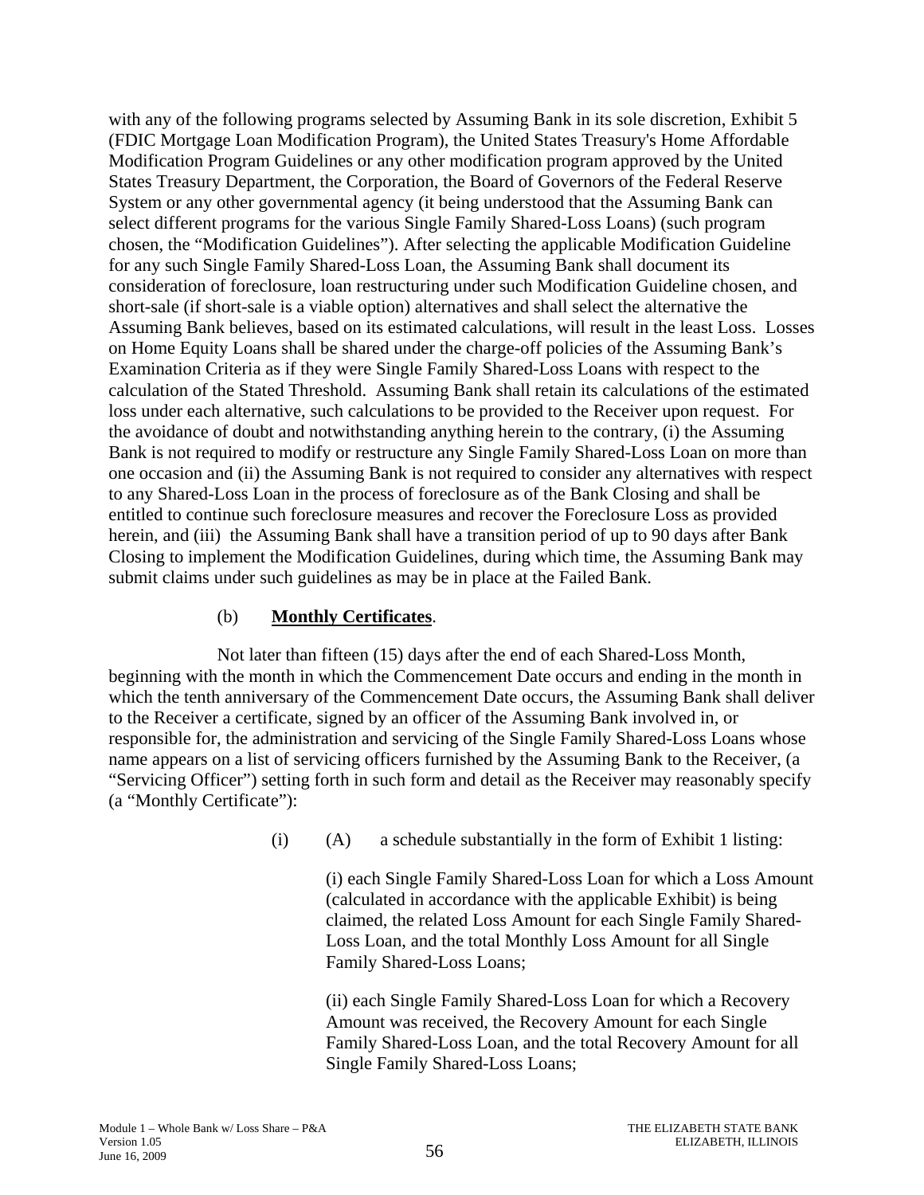with any of the following programs selected by Assuming Bank in its sole discretion, Exhibit 5 (FDIC Mortgage Loan Modification Program), the United States Treasury's Home Affordable Modification Program Guidelines or any other modification program approved by the United States Treasury Department, the Corporation, the Board of Governors of the Federal Reserve System or any other governmental agency (it being understood that the Assuming Bank can select different programs for the various Single Family Shared-Loss Loans) (such program chosen, the "Modification Guidelines"). After selecting the applicable Modification Guideline for any such Single Family Shared-Loss Loan, the Assuming Bank shall document its consideration of foreclosure, loan restructuring under such Modification Guideline chosen, and short-sale (if short-sale is a viable option) alternatives and shall select the alternative the Assuming Bank believes, based on its estimated calculations, will result in the least Loss. Losses on Home Equity Loans shall be shared under the charge-off policies of the Assuming Bank's Examination Criteria as if they were Single Family Shared-Loss Loans with respect to the calculation of the Stated Threshold. Assuming Bank shall retain its calculations of the estimated loss under each alternative, such calculations to be provided to the Receiver upon request. For the avoidance of doubt and notwithstanding anything herein to the contrary, (i) the Assuming Bank is not required to modify or restructure any Single Family Shared-Loss Loan on more than one occasion and (ii) the Assuming Bank is not required to consider any alternatives with respect to any Shared-Loss Loan in the process of foreclosure as of the Bank Closing and shall be entitled to continue such foreclosure measures and recover the Foreclosure Loss as provided herein, and (iii) the Assuming Bank shall have a transition period of up to 90 days after Bank Closing to implement the Modification Guidelines, during which time, the Assuming Bank may submit claims under such guidelines as may be in place at the Failed Bank.

(b) **Monthly Certificates**.

Not later than fifteen (15) days after the end of each Shared-Loss Month, beginning with the month in which the Commencement Date occurs and ending in the month in which the tenth anniversary of the Commencement Date occurs, the Assuming Bank shall deliver to the Receiver a certificate, signed by an officer of the Assuming Bank involved in, or responsible for, the administration and servicing of the Single Family Shared-Loss Loans whose name appears on a list of servicing officers furnished by the Assuming Bank to the Receiver, (a "Servicing Officer") setting forth in such form and detail as the Receiver may reasonably specify (a "Monthly Certificate"):

(i) (A) a schedule substantially in the form of Exhibit 1 listing:

(i) each Single Family Shared-Loss Loan for which a Loss Amount (calculated in accordance with the applicable Exhibit) is being claimed, the related Loss Amount for each Single Family Shared-Loss Loan, and the total Monthly Loss Amount for all Single Family Shared-Loss Loans;

(ii) each Single Family Shared-Loss Loan for which a Recovery Amount was received, the Recovery Amount for each Single Family Shared-Loss Loan, and the total Recovery Amount for all Single Family Shared-Loss Loans;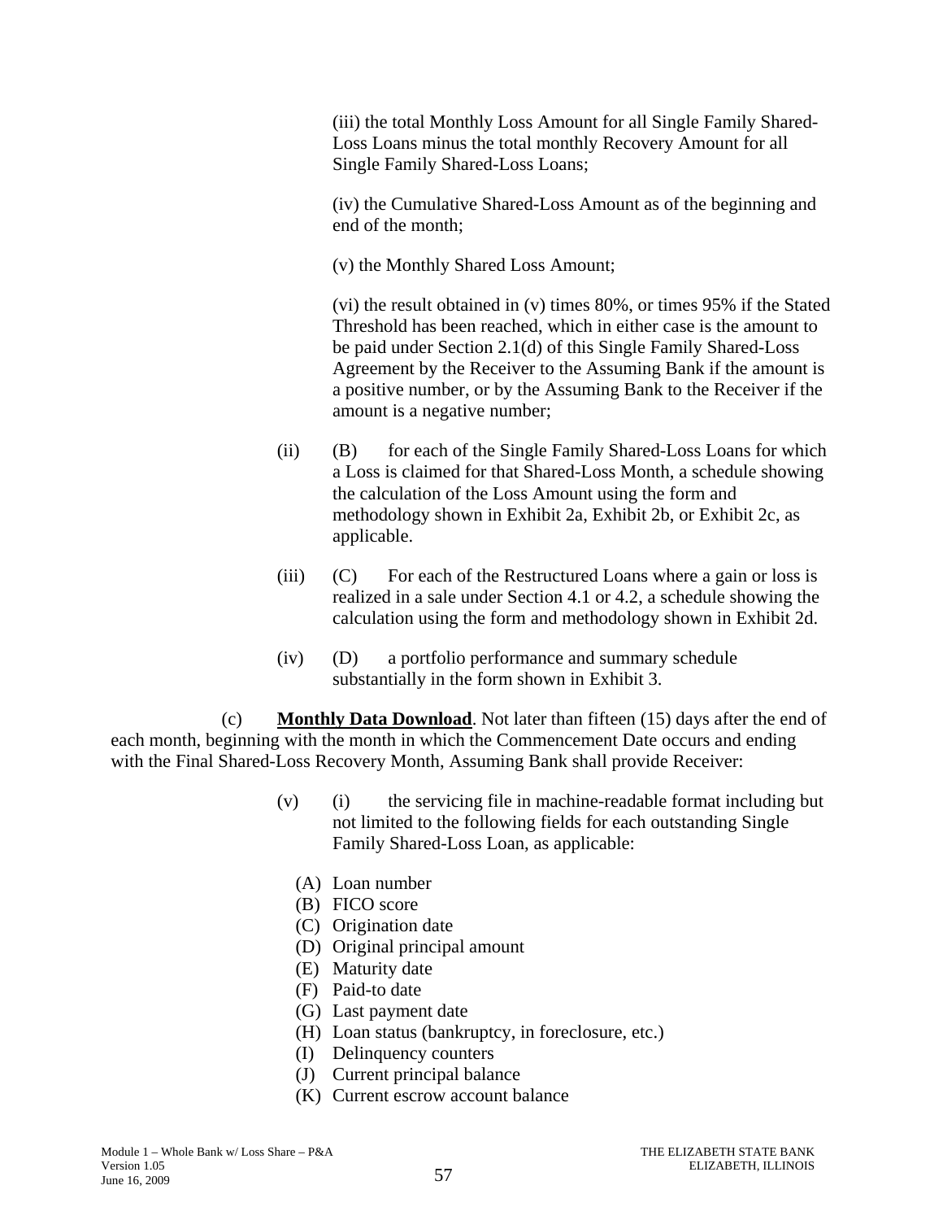(iii) the total Monthly Loss Amount for all Single Family Shared-Loss Loans minus the total monthly Recovery Amount for all Single Family Shared-Loss Loans;

(iv) the Cumulative Shared-Loss Amount as of the beginning and end of the month;

(v) the Monthly Shared Loss Amount;

(vi) the result obtained in (v) times 80%, or times 95% if the Stated Threshold has been reached, which in either case is the amount to be paid under Section 2.1(d) of this Single Family Shared-Loss Agreement by the Receiver to the Assuming Bank if the amount is a positive number, or by the Assuming Bank to the Receiver if the amount is a negative number;

(ii) (B) for each of the Single Family Shared-Loss Loans for which a Loss is claimed for that Shared-Loss Month, a schedule showing the calculation of the Loss Amount using the form and methodology shown in Exhibit 2a, Exhibit 2b, or Exhibit 2c, as applicable.

(iii) (C) For each of the Restructured Loans where a gain or loss is realized in a sale under Section 4.1 or 4.2, a schedule showing the calculation using the form and methodology shown in Exhibit 2d.

(iv) (D) a portfolio performance and summary schedule substantially in the form shown in Exhibit 3.

(c) **Monthly Data Download**. Not later than fifteen (15) days after the end of each month, beginning with the month in which the Commencement Date occurs and ending with the Final Shared-Loss Recovery Month, Assuming Bank shall provide Receiver:

(v) (i) the servicing file in machine-readable format including but not limited to the following fields for each outstanding Single Family Shared-Loss Loan, as applicable:

(A) Loan number
(B) FICO score
(C) Origination date
(D) Original principal amount
(E) Maturity date
(F) Paid-to date
(G) Last payment date
(H) Loan status (bankruptcy, in foreclosure, etc.)
(I) Delinquency counters
(J) Current principal balance
(K) Current escrow account balance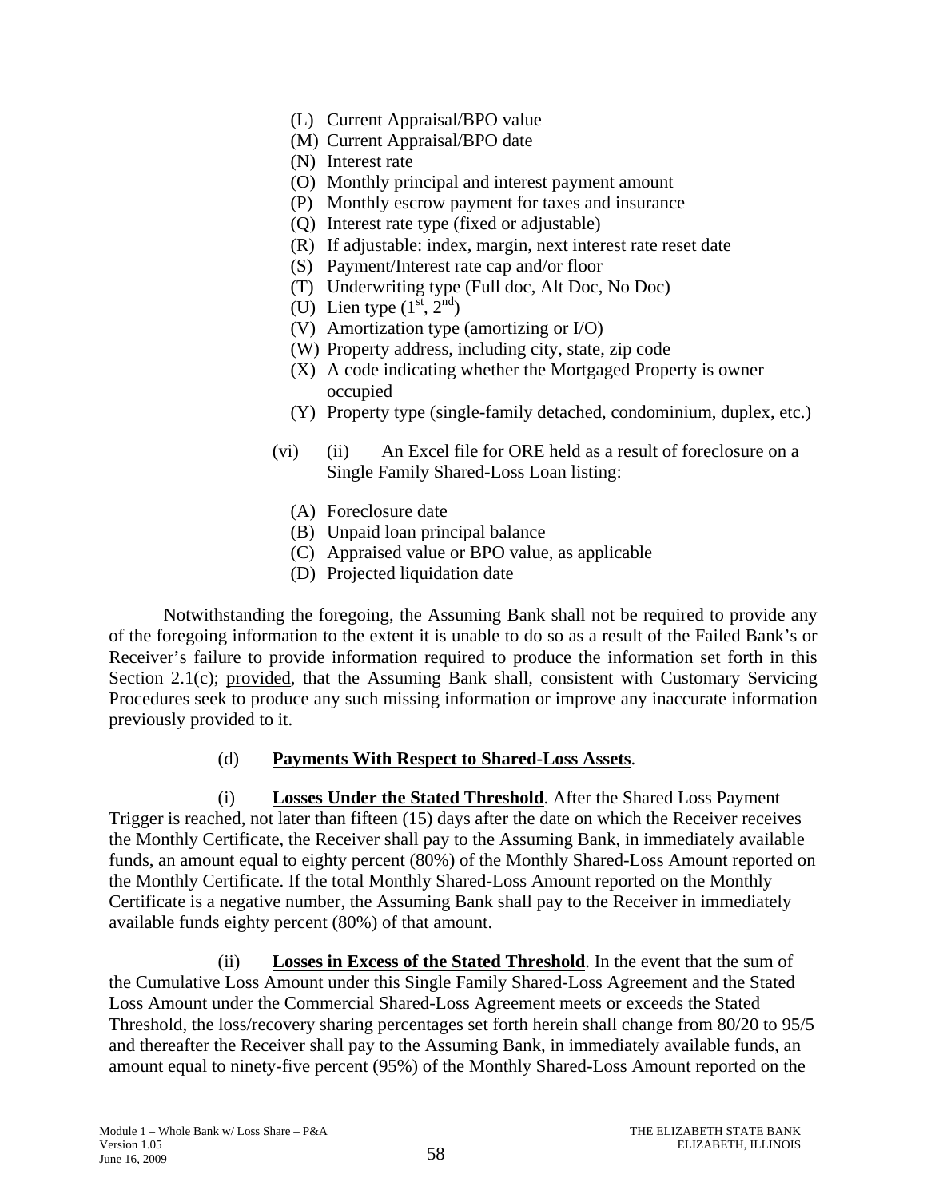(L) Current Appraisal/BPO value
(M) Current Appraisal/BPO date
(N) Interest rate
(O) Monthly principal and interest payment amount
(P) Monthly escrow payment for taxes and insurance
(Q) Interest rate type (fixed or adjustable)
(R) If adjustable: index, margin, next interest rate reset date
(S) Payment/Interest rate cap and/or floor
(T) Underwriting type (Full doc, Alt Doc, No Doc)
(U) Lien type ($1^{st}$, $2^{nd}$)
(V) Amortization type (amortizing or I/O)
(W) Property address, including city, state, zip code
(X) A code indicating whether the Mortgaged Property is owner occupied
(Y) Property type (single-family detached, condominium, duplex, etc.)

(vi) (ii) An Excel file for ORE held as a result of foreclosure on a Single Family Shared-Loss Loan listing:

(A) Foreclosure date
(B) Unpaid loan principal balance
(C) Appraised value or BPO value, as applicable
(D) Projected liquidation date

Notwithstanding the foregoing, the Assuming Bank shall not be required to provide any of the foregoing information to the extent it is unable to do so as a result of the Failed Bank's or Receiver's failure to provide information required to produce the information set forth in this Section 2.1(c); provided, that the Assuming Bank shall, consistent with Customary Servicing Procedures seek to produce any such missing information or improve any inaccurate information previously provided to it.

(d) **Payments With Respect to Shared-Loss Assets**.

(i) **Losses Under the Stated Threshold**. After the Shared Loss Payment Trigger is reached, not later than fifteen (15) days after the date on which the Receiver receives the Monthly Certificate, the Receiver shall pay to the Assuming Bank, in immediately available funds, an amount equal to eighty percent (80%) of the Monthly Shared-Loss Amount reported on the Monthly Certificate. If the total Monthly Shared-Loss Amount reported on the Monthly Certificate is a negative number, the Assuming Bank shall pay to the Receiver in immediately available funds eighty percent (80%) of that amount.

(ii) **Losses in Excess of the Stated Threshold**. In the event that the sum of the Cumulative Loss Amount under this Single Family Shared-Loss Agreement and the Stated Loss Amount under the Commercial Shared-Loss Agreement meets or exceeds the Stated Threshold, the loss/recovery sharing percentages set forth herein shall change from 80/20 to 95/5 and thereafter the Receiver shall pay to the Assuming Bank, in immediately available funds, an amount equal to ninety-five percent (95%) of the Monthly Shared-Loss Amount reported on the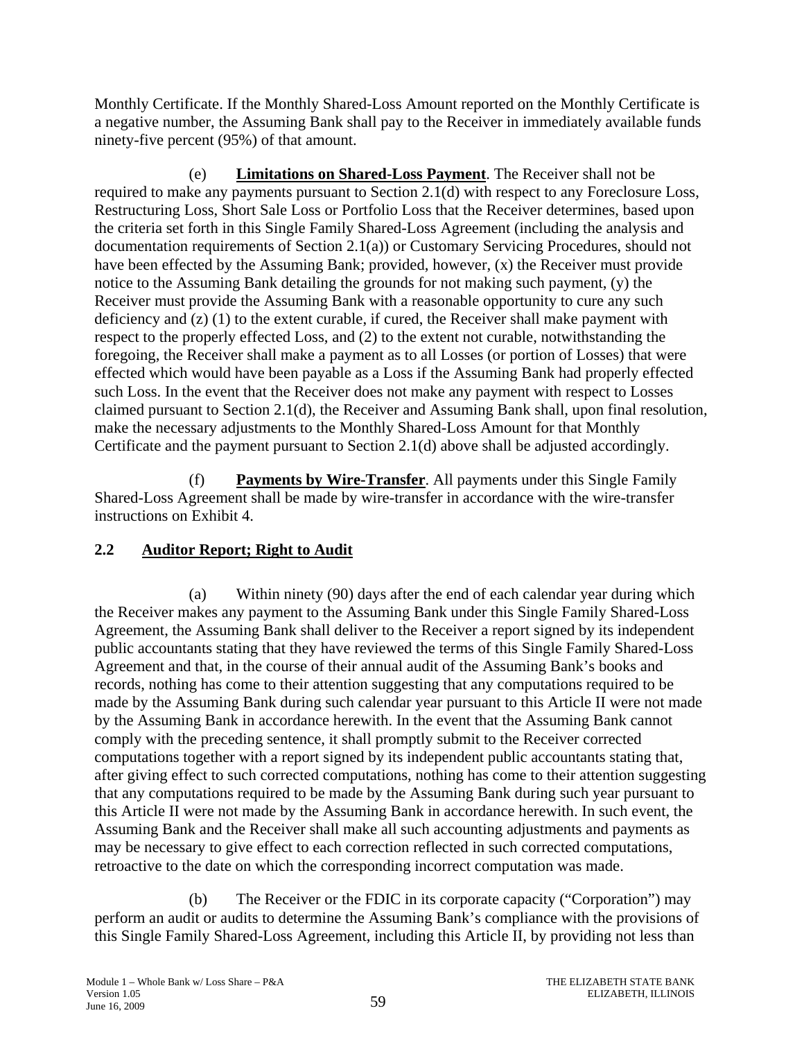Monthly Certificate. If the Monthly Shared-Loss Amount reported on the Monthly Certificate is a negative number, the Assuming Bank shall pay to the Receiver in immediately available funds ninety-five percent (95%) of that amount.

(e) **Limitations on Shared-Loss Payment**. The Receiver shall not be required to make any payments pursuant to Section 2.1(d) with respect to any Foreclosure Loss, Restructuring Loss, Short Sale Loss or Portfolio Loss that the Receiver determines, based upon the criteria set forth in this Single Family Shared-Loss Agreement (including the analysis and documentation requirements of Section 2.1(a)) or Customary Servicing Procedures, should not have been effected by the Assuming Bank; provided, however, (x) the Receiver must provide notice to the Assuming Bank detailing the grounds for not making such payment, (y) the Receiver must provide the Assuming Bank with a reasonable opportunity to cure any such deficiency and (z) (1) to the extent curable, if cured, the Receiver shall make payment with respect to the properly effected Loss, and (2) to the extent not curable, notwithstanding the foregoing, the Receiver shall make a payment as to all Losses (or portion of Losses) that were effected which would have been payable as a Loss if the Assuming Bank had properly effected such Loss. In the event that the Receiver does not make any payment with respect to Losses claimed pursuant to Section 2.1(d), the Receiver and Assuming Bank shall, upon final resolution, make the necessary adjustments to the Monthly Shared-Loss Amount for that Monthly Certificate and the payment pursuant to Section 2.1(d) above shall be adjusted accordingly.

(f) **Payments by Wire-Transfer**. All payments under this Single Family Shared-Loss Agreement shall be made by wire-transfer in accordance with the wire-transfer instructions on Exhibit 4.

## 2.2 Auditor Report; Right to Audit

(a) Within ninety (90) days after the end of each calendar year during which the Receiver makes any payment to the Assuming Bank under this Single Family Shared-Loss Agreement, the Assuming Bank shall deliver to the Receiver a report signed by its independent public accountants stating that they have reviewed the terms of this Single Family Shared-Loss Agreement and that, in the course of their annual audit of the Assuming Bank's books and records, nothing has come to their attention suggesting that any computations required to be made by the Assuming Bank during such calendar year pursuant to this Article II were not made by the Assuming Bank in accordance herewith. In the event that the Assuming Bank cannot comply with the preceding sentence, it shall promptly submit to the Receiver corrected computations together with a report signed by its independent public accountants stating that, after giving effect to such corrected computations, nothing has come to their attention suggesting that any computations required to be made by the Assuming Bank during such year pursuant to this Article II were not made by the Assuming Bank in accordance herewith. In such event, the Assuming Bank and the Receiver shall make all such accounting adjustments and payments as may be necessary to give effect to each correction reflected in such corrected computations, retroactive to the date on which the corresponding incorrect computation was made.

(b) The Receiver or the FDIC in its corporate capacity ("Corporation") may perform an audit or audits to determine the Assuming Bank's compliance with the provisions of this Single Family Shared-Loss Agreement, including this Article II, by providing not less than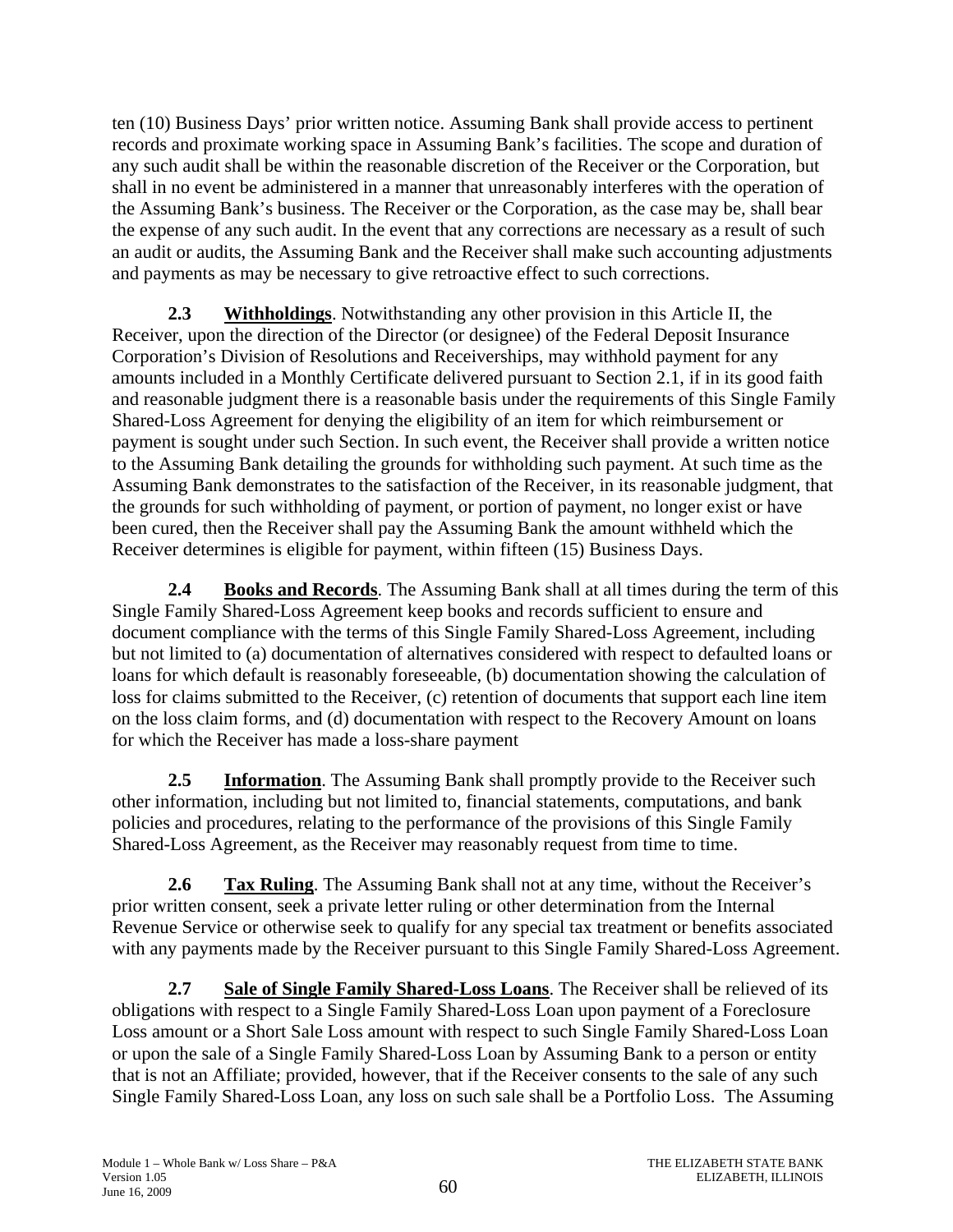ten (10) Business Days' prior written notice. Assuming Bank shall provide access to pertinent records and proximate working space in Assuming Bank's facilities. The scope and duration of any such audit shall be within the reasonable discretion of the Receiver or the Corporation, but shall in no event be administered in a manner that unreasonably interferes with the operation of the Assuming Bank's business. The Receiver or the Corporation, as the case may be, shall bear the expense of any such audit. In the event that any corrections are necessary as a result of such an audit or audits, the Assuming Bank and the Receiver shall make such accounting adjustments and payments as may be necessary to give retroactive effect to such corrections.

**2.3 Withholdings**. Notwithstanding any other provision in this Article II, the Receiver, upon the direction of the Director (or designee) of the Federal Deposit Insurance Corporation's Division of Resolutions and Receiverships, may withhold payment for any amounts included in a Monthly Certificate delivered pursuant to Section 2.1, if in its good faith and reasonable judgment there is a reasonable basis under the requirements of this Single Family Shared-Loss Agreement for denying the eligibility of an item for which reimbursement or payment is sought under such Section. In such event, the Receiver shall provide a written notice to the Assuming Bank detailing the grounds for withholding such payment. At such time as the Assuming Bank demonstrates to the satisfaction of the Receiver, in its reasonable judgment, that the grounds for such withholding of payment, or portion of payment, no longer exist or have been cured, then the Receiver shall pay the Assuming Bank the amount withheld which the Receiver determines is eligible for payment, within fifteen (15) Business Days.

**2.4 Books and Records**. The Assuming Bank shall at all times during the term of this Single Family Shared-Loss Agreement keep books and records sufficient to ensure and document compliance with the terms of this Single Family Shared-Loss Agreement, including but not limited to (a) documentation of alternatives considered with respect to defaulted loans or loans for which default is reasonably foreseeable, (b) documentation showing the calculation of loss for claims submitted to the Receiver, (c) retention of documents that support each line item on the loss claim forms, and (d) documentation with respect to the Recovery Amount on loans for which the Receiver has made a loss-share payment

**2.5 Information**. The Assuming Bank shall promptly provide to the Receiver such other information, including but not limited to, financial statements, computations, and bank policies and procedures, relating to the performance of the provisions of this Single Family Shared-Loss Agreement, as the Receiver may reasonably request from time to time.

**2.6 Tax Ruling**. The Assuming Bank shall not at any time, without the Receiver's prior written consent, seek a private letter ruling or other determination from the Internal Revenue Service or otherwise seek to qualify for any special tax treatment or benefits associated with any payments made by the Receiver pursuant to this Single Family Shared-Loss Agreement.

**2.7 Sale of Single Family Shared-Loss Loans**. The Receiver shall be relieved of its obligations with respect to a Single Family Shared-Loss Loan upon payment of a Foreclosure Loss amount or a Short Sale Loss amount with respect to such Single Family Shared-Loss Loan or upon the sale of a Single Family Shared-Loss Loan by Assuming Bank to a person or entity that is not an Affiliate; provided, however, that if the Receiver consents to the sale of any such Single Family Shared-Loss Loan, any loss on such sale shall be a Portfolio Loss. The Assuming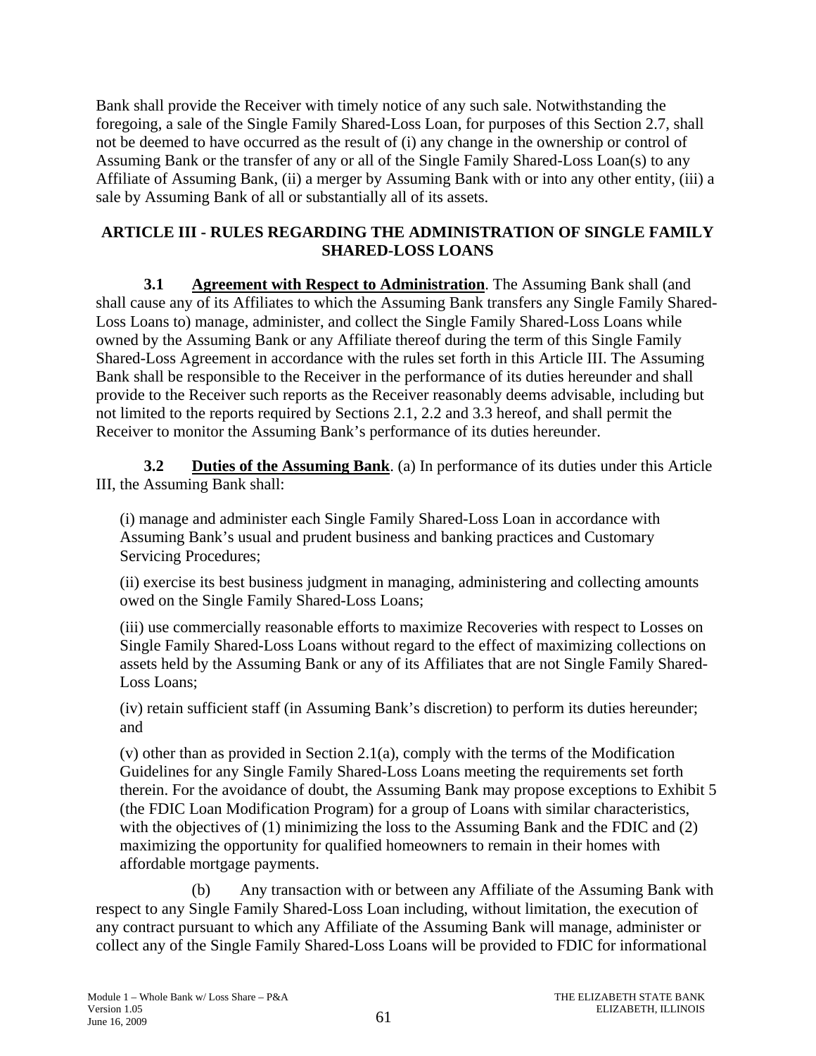Bank shall provide the Receiver with timely notice of any such sale. Notwithstanding the foregoing, a sale of the Single Family Shared-Loss Loan, for purposes of this Section 2.7, shall not be deemed to have occurred as the result of (i) any change in the ownership or control of Assuming Bank or the transfer of any or all of the Single Family Shared-Loss Loan(s) to any Affiliate of Assuming Bank, (ii) a merger by Assuming Bank with or into any other entity, (iii) a sale by Assuming Bank of all or substantially all of its assets.

## ARTICLE III - RULES REGARDING THE ADMINISTRATION OF SINGLE FAMILY SHARED-LOSS LOANS

**3.1 Agreement with Respect to Administration**. The Assuming Bank shall (and shall cause any of its Affiliates to which the Assuming Bank transfers any Single Family Shared-Loss Loans to) manage, administer, and collect the Single Family Shared-Loss Loans while owned by the Assuming Bank or any Affiliate thereof during the term of this Single Family Shared-Loss Agreement in accordance with the rules set forth in this Article III. The Assuming Bank shall be responsible to the Receiver in the performance of its duties hereunder and shall provide to the Receiver such reports as the Receiver reasonably deems advisable, including but not limited to the reports required by Sections 2.1, 2.2 and 3.3 hereof, and shall permit the Receiver to monitor the Assuming Bank's performance of its duties hereunder.

**3.2 Duties of the Assuming Bank**. (a) In performance of its duties under this Article III, the Assuming Bank shall:

(i) manage and administer each Single Family Shared-Loss Loan in accordance with Assuming Bank's usual and prudent business and banking practices and Customary Servicing Procedures;

(ii) exercise its best business judgment in managing, administering and collecting amounts owed on the Single Family Shared-Loss Loans;

(iii) use commercially reasonable efforts to maximize Recoveries with respect to Losses on Single Family Shared-Loss Loans without regard to the effect of maximizing collections on assets held by the Assuming Bank or any of its Affiliates that are not Single Family Shared-Loss Loans;

(iv) retain sufficient staff (in Assuming Bank's discretion) to perform its duties hereunder; and

(v) other than as provided in Section 2.1(a), comply with the terms of the Modification Guidelines for any Single Family Shared-Loss Loans meeting the requirements set forth therein. For the avoidance of doubt, the Assuming Bank may propose exceptions to Exhibit 5 (the FDIC Loan Modification Program) for a group of Loans with similar characteristics, with the objectives of (1) minimizing the loss to the Assuming Bank and the FDIC and (2) maximizing the opportunity for qualified homeowners to remain in their homes with affordable mortgage payments.

(b) Any transaction with or between any Affiliate of the Assuming Bank with respect to any Single Family Shared-Loss Loan including, without limitation, the execution of any contract pursuant to which any Affiliate of the Assuming Bank will manage, administer or collect any of the Single Family Shared-Loss Loans will be provided to FDIC for informational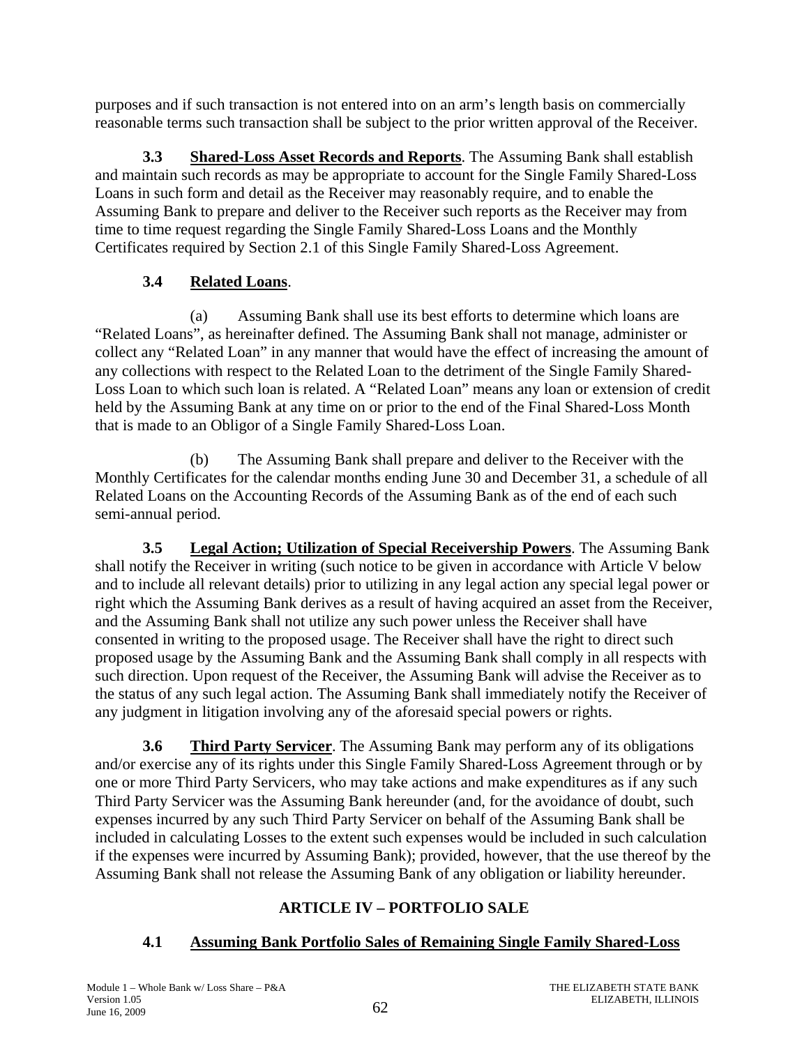purposes and if such transaction is not entered into on an arm's length basis on commercially reasonable terms such transaction shall be subject to the prior written approval of the Receiver.

**3.3 Shared-Loss Asset Records and Reports**. The Assuming Bank shall establish and maintain such records as may be appropriate to account for the Single Family Shared-Loss Loans in such form and detail as the Receiver may reasonably require, and to enable the Assuming Bank to prepare and deliver to the Receiver such reports as the Receiver may from time to time request regarding the Single Family Shared-Loss Loans and the Monthly Certificates required by Section 2.1 of this Single Family Shared-Loss Agreement.

**3.4 Related Loans**.

(a) Assuming Bank shall use its best efforts to determine which loans are "Related Loans", as hereinafter defined. The Assuming Bank shall not manage, administer or collect any "Related Loan" in any manner that would have the effect of increasing the amount of any collections with respect to the Related Loan to the detriment of the Single Family Shared-Loss Loan to which such loan is related. A "Related Loan" means any loan or extension of credit held by the Assuming Bank at any time on or prior to the end of the Final Shared-Loss Month that is made to an Obligor of a Single Family Shared-Loss Loan.

(b) The Assuming Bank shall prepare and deliver to the Receiver with the Monthly Certificates for the calendar months ending June 30 and December 31, a schedule of all Related Loans on the Accounting Records of the Assuming Bank as of the end of each such semi-annual period.

**3.5 Legal Action; Utilization of Special Receivership Powers**. The Assuming Bank shall notify the Receiver in writing (such notice to be given in accordance with Article V below and to include all relevant details) prior to utilizing in any legal action any special legal power or right which the Assuming Bank derives as a result of having acquired an asset from the Receiver, and the Assuming Bank shall not utilize any such power unless the Receiver shall have consented in writing to the proposed usage. The Receiver shall have the right to direct such proposed usage by the Assuming Bank and the Assuming Bank shall comply in all respects with such direction. Upon request of the Receiver, the Assuming Bank will advise the Receiver as to the status of any such legal action. The Assuming Bank shall immediately notify the Receiver of any judgment in litigation involving any of the aforesaid special powers or rights.

**3.6 Third Party Servicer**. The Assuming Bank may perform any of its obligations and/or exercise any of its rights under this Single Family Shared-Loss Agreement through or by one or more Third Party Servicers, who may take actions and make expenditures as if any such Third Party Servicer was the Assuming Bank hereunder (and, for the avoidance of doubt, such expenses incurred by any such Third Party Servicer on behalf of the Assuming Bank shall be included in calculating Losses to the extent such expenses would be included in such calculation if the expenses were incurred by Assuming Bank); provided, however, that the use thereof by the Assuming Bank shall not release the Assuming Bank of any obligation or liability hereunder.

## ARTICLE IV – PORTFOLIO SALE

**4.1 Assuming Bank Portfolio Sales of Remaining Single Family Shared-Loss**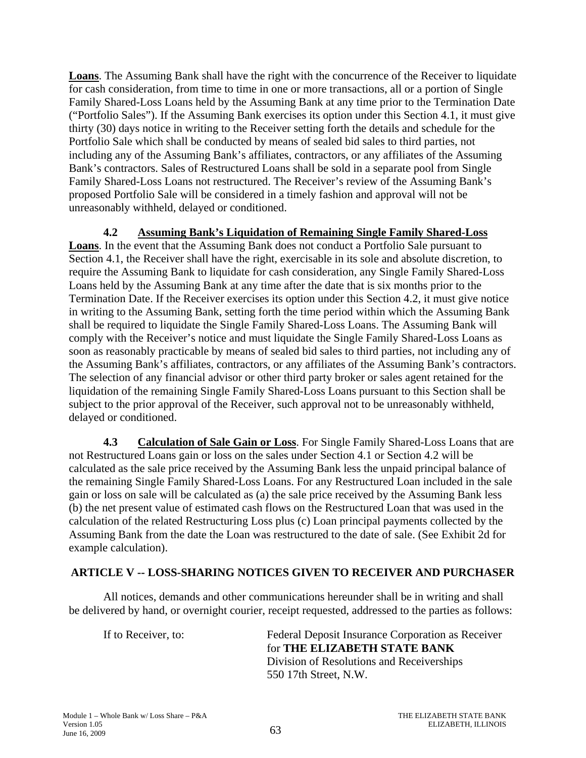**Loans**. The Assuming Bank shall have the right with the concurrence of the Receiver to liquidate for cash consideration, from time to time in one or more transactions, all or a portion of Single Family Shared-Loss Loans held by the Assuming Bank at any time prior to the Termination Date ("Portfolio Sales"). If the Assuming Bank exercises its option under this Section 4.1, it must give thirty (30) days notice in writing to the Receiver setting forth the details and schedule for the Portfolio Sale which shall be conducted by means of sealed bid sales to third parties, not including any of the Assuming Bank's affiliates, contractors, or any affiliates of the Assuming Bank's contractors. Sales of Restructured Loans shall be sold in a separate pool from Single Family Shared-Loss Loans not restructured. The Receiver's review of the Assuming Bank's proposed Portfolio Sale will be considered in a timely fashion and approval will not be unreasonably withheld, delayed or conditioned.

**4.2 Assuming Bank's Liquidation of Remaining Single Family Shared-Loss Loans**. In the event that the Assuming Bank does not conduct a Portfolio Sale pursuant to Section 4.1, the Receiver shall have the right, exercisable in its sole and absolute discretion, to require the Assuming Bank to liquidate for cash consideration, any Single Family Shared-Loss Loans held by the Assuming Bank at any time after the date that is six months prior to the Termination Date. If the Receiver exercises its option under this Section 4.2, it must give notice in writing to the Assuming Bank, setting forth the time period within which the Assuming Bank shall be required to liquidate the Single Family Shared-Loss Loans. The Assuming Bank will comply with the Receiver's notice and must liquidate the Single Family Shared-Loss Loans as soon as reasonably practicable by means of sealed bid sales to third parties, not including any of the Assuming Bank's affiliates, contractors, or any affiliates of the Assuming Bank's contractors. The selection of any financial advisor or other third party broker or sales agent retained for the liquidation of the remaining Single Family Shared-Loss Loans pursuant to this Section shall be subject to the prior approval of the Receiver, such approval not to be unreasonably withheld, delayed or conditioned.

**4.3 Calculation of Sale Gain or Loss**. For Single Family Shared-Loss Loans that are not Restructured Loans gain or loss on the sales under Section 4.1 or Section 4.2 will be calculated as the sale price received by the Assuming Bank less the unpaid principal balance of the remaining Single Family Shared-Loss Loans. For any Restructured Loan included in the sale gain or loss on sale will be calculated as (a) the sale price received by the Assuming Bank less (b) the net present value of estimated cash flows on the Restructured Loan that was used in the calculation of the related Restructuring Loss plus (c) Loan principal payments collected by the Assuming Bank from the date the Loan was restructured to the date of sale. (See Exhibit 2d for example calculation).

## ARTICLE V -- LOSS-SHARING NOTICES GIVEN TO RECEIVER AND PURCHASER

All notices, demands and other communications hereunder shall be in writing and shall be delivered by hand, or overnight courier, receipt requested, addressed to the parties as follows:

If to Receiver, to: Federal Deposit Insurance Corporation as Receiver for **THE ELIZABETH STATE BANK**
Division of Resolutions and Receiverships
550 17th Street, N.W.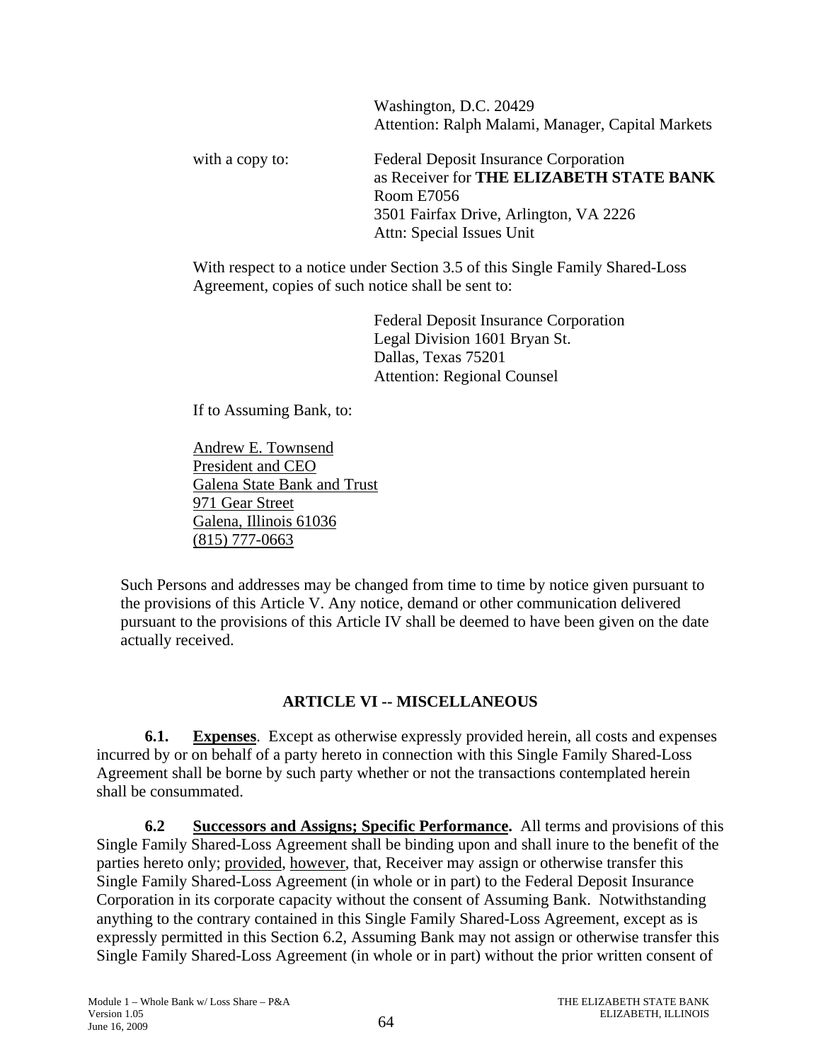Washington, D.C. 20429
Attention: Ralph Malami, Manager, Capital Markets

with a copy to:

Federal Deposit Insurance Corporation
as Receiver for **THE ELIZABETH STATE BANK**
Room E7056
3501 Fairfax Drive, Arlington, VA 2226
Attn: Special Issues Unit

With respect to a notice under Section 3.5 of this Single Family Shared-Loss Agreement, copies of such notice shall be sent to:

Federal Deposit Insurance Corporation
Legal Division 1601 Bryan St.
Dallas, Texas 75201
Attention: Regional Counsel

If to Assuming Bank, to:

Andrew E. Townsend
President and CEO
Galena State Bank and Trust
971 Gear Street
Galena, Illinois 61036
(815) 777-0663

Such Persons and addresses may be changed from time to time by notice given pursuant to the provisions of this Article V. Any notice, demand or other communication delivered pursuant to the provisions of this Article IV shall be deemed to have been given on the date actually received.

## ARTICLE VI -- MISCELLANEOUS

**6.1. Expenses**. Except as otherwise expressly provided herein, all costs and expenses incurred by or on behalf of a party hereto in connection with this Single Family Shared-Loss Agreement shall be borne by such party whether or not the transactions contemplated herein shall be consummated.

**6.2 Successors and Assigns; Specific Performance.** All terms and provisions of this Single Family Shared-Loss Agreement shall be binding upon and shall inure to the benefit of the parties hereto only; provided, however, that, Receiver may assign or otherwise transfer this Single Family Shared-Loss Agreement (in whole or in part) to the Federal Deposit Insurance Corporation in its corporate capacity without the consent of Assuming Bank. Notwithstanding anything to the contrary contained in this Single Family Shared-Loss Agreement, except as is expressly permitted in this Section 6.2, Assuming Bank may not assign or otherwise transfer this Single Family Shared-Loss Agreement (in whole or in part) without the prior written consent of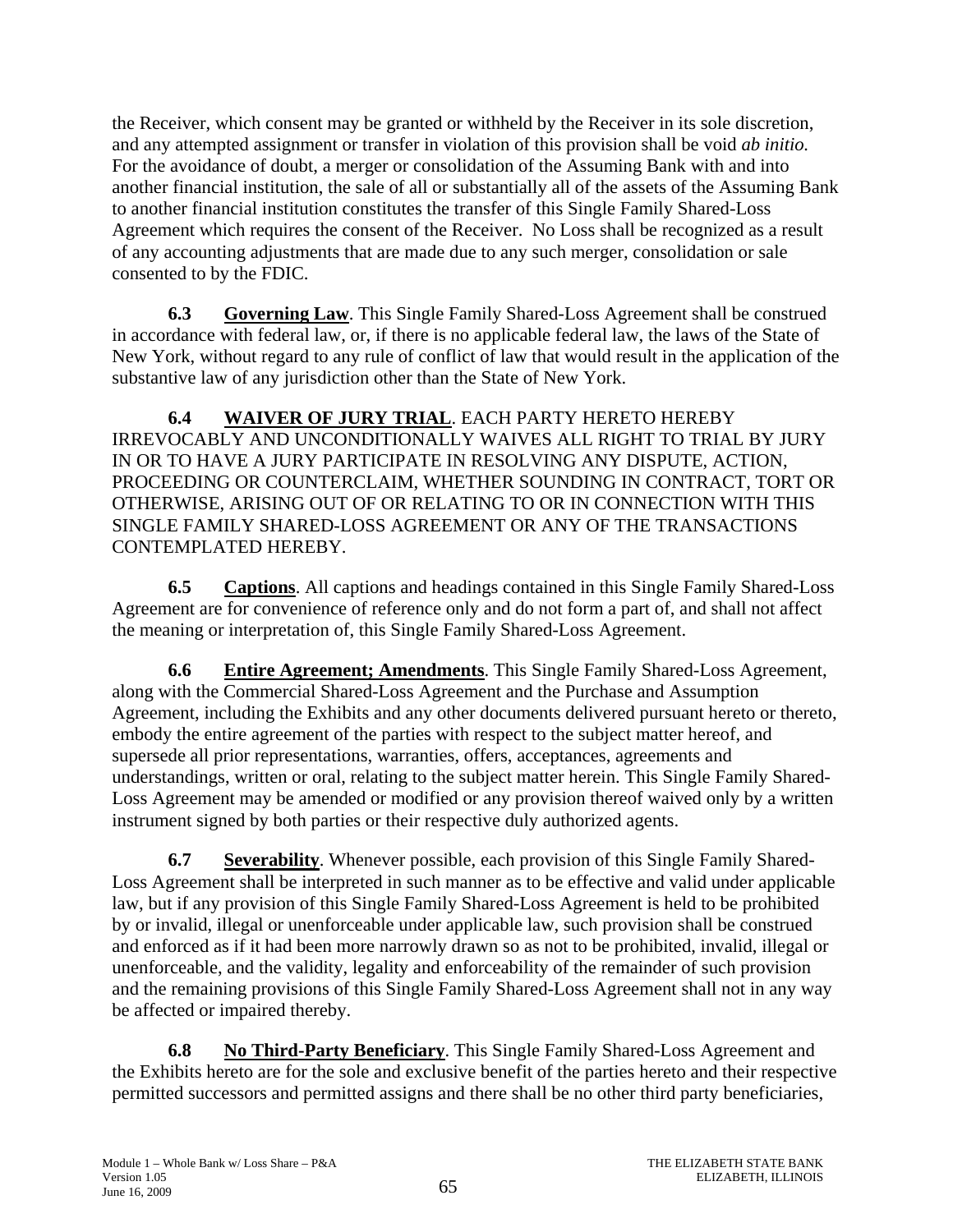the Receiver, which consent may be granted or withheld by the Receiver in its sole discretion, and any attempted assignment or transfer in violation of this provision shall be void *ab initio.* For the avoidance of doubt, a merger or consolidation of the Assuming Bank with and into another financial institution, the sale of all or substantially all of the assets of the Assuming Bank to another financial institution constitutes the transfer of this Single Family Shared-Loss Agreement which requires the consent of the Receiver. No Loss shall be recognized as a result of any accounting adjustments that are made due to any such merger, consolidation or sale consented to by the FDIC.

**6.3 Governing Law**. This Single Family Shared-Loss Agreement shall be construed in accordance with federal law, or, if there is no applicable federal law, the laws of the State of New York, without regard to any rule of conflict of law that would result in the application of the substantive law of any jurisdiction other than the State of New York.

**6.4 WAIVER OF JURY TRIAL**. EACH PARTY HERETO HEREBY IRREVOCABLY AND UNCONDITIONALLY WAIVES ALL RIGHT TO TRIAL BY JURY IN OR TO HAVE A JURY PARTICIPATE IN RESOLVING ANY DISPUTE, ACTION, PROCEEDING OR COUNTERCLAIM, WHETHER SOUNDING IN CONTRACT, TORT OR OTHERWISE, ARISING OUT OF OR RELATING TO OR IN CONNECTION WITH THIS SINGLE FAMILY SHARED-LOSS AGREEMENT OR ANY OF THE TRANSACTIONS CONTEMPLATED HEREBY.

**6.5 Captions**. All captions and headings contained in this Single Family Shared-Loss Agreement are for convenience of reference only and do not form a part of, and shall not affect the meaning or interpretation of, this Single Family Shared-Loss Agreement.

**6.6 Entire Agreement; Amendments**. This Single Family Shared-Loss Agreement, along with the Commercial Shared-Loss Agreement and the Purchase and Assumption Agreement, including the Exhibits and any other documents delivered pursuant hereto or thereto, embody the entire agreement of the parties with respect to the subject matter hereof, and supersede all prior representations, warranties, offers, acceptances, agreements and understandings, written or oral, relating to the subject matter herein. This Single Family Shared-Loss Agreement may be amended or modified or any provision thereof waived only by a written instrument signed by both parties or their respective duly authorized agents.

**6.7 Severability**. Whenever possible, each provision of this Single Family Shared-Loss Agreement shall be interpreted in such manner as to be effective and valid under applicable law, but if any provision of this Single Family Shared-Loss Agreement is held to be prohibited by or invalid, illegal or unenforceable under applicable law, such provision shall be construed and enforced as if it had been more narrowly drawn so as not to be prohibited, invalid, illegal or unenforceable, and the validity, legality and enforceability of the remainder of such provision and the remaining provisions of this Single Family Shared-Loss Agreement shall not in any way be affected or impaired thereby.

**6.8 No Third-Party Beneficiary**. This Single Family Shared-Loss Agreement and the Exhibits hereto are for the sole and exclusive benefit of the parties hereto and their respective permitted successors and permitted assigns and there shall be no other third party beneficiaries,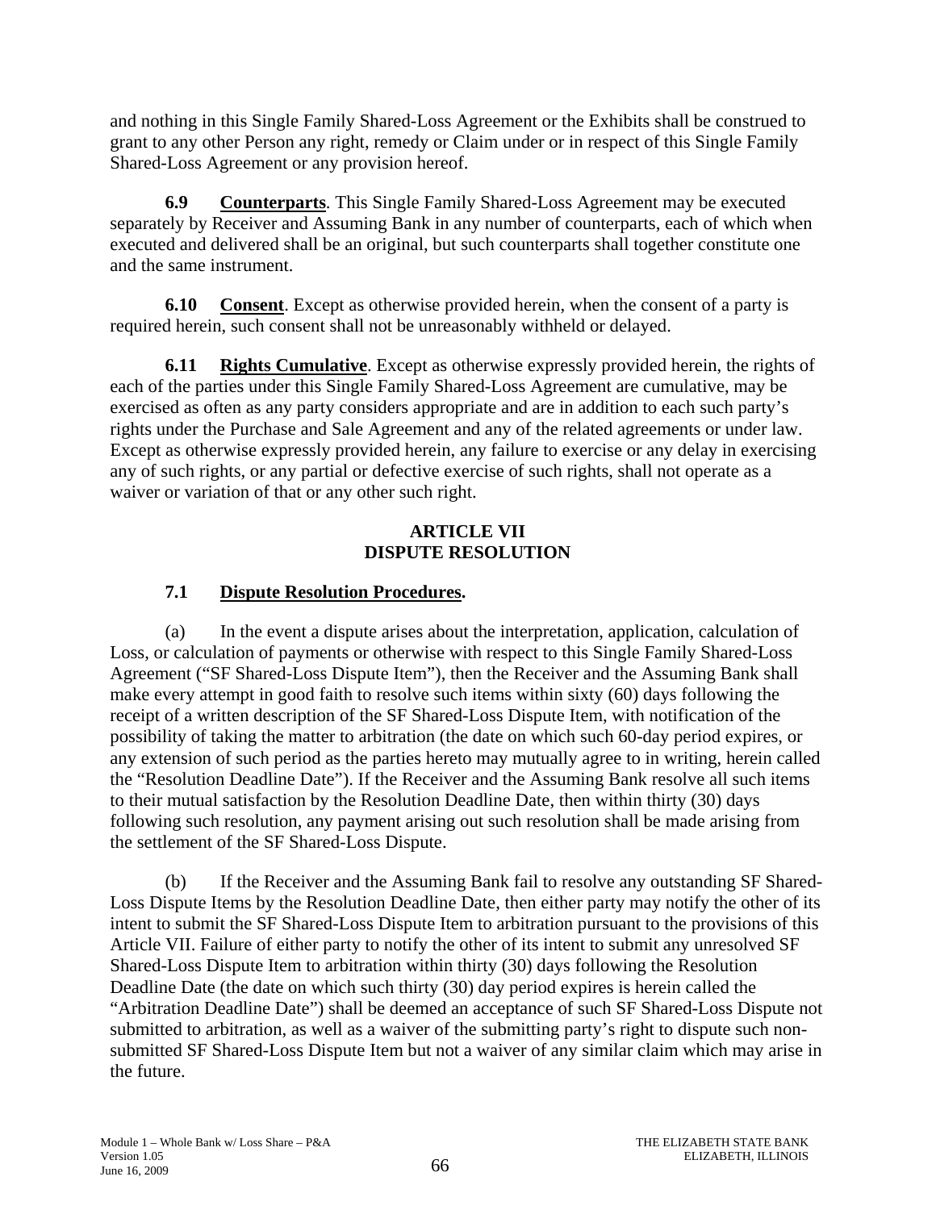and nothing in this Single Family Shared-Loss Agreement or the Exhibits shall be construed to grant to any other Person any right, remedy or Claim under or in respect of this Single Family Shared-Loss Agreement or any provision hereof.

**6.9 Counterparts**. This Single Family Shared-Loss Agreement may be executed separately by Receiver and Assuming Bank in any number of counterparts, each of which when executed and delivered shall be an original, but such counterparts shall together constitute one and the same instrument.

**6.10 Consent**. Except as otherwise provided herein, when the consent of a party is required herein, such consent shall not be unreasonably withheld or delayed.

**6.11 Rights Cumulative**. Except as otherwise expressly provided herein, the rights of each of the parties under this Single Family Shared-Loss Agreement are cumulative, may be exercised as often as any party considers appropriate and are in addition to each such party's rights under the Purchase and Sale Agreement and any of the related agreements or under law. Except as otherwise expressly provided herein, any failure to exercise or any delay in exercising any of such rights, or any partial or defective exercise of such rights, shall not operate as a waiver or variation of that or any other such right.

## ARTICLE VII
## DISPUTE RESOLUTION

### 7.1 Dispute Resolution Procedures.

(a) In the event a dispute arises about the interpretation, application, calculation of Loss, or calculation of payments or otherwise with respect to this Single Family Shared-Loss Agreement ("SF Shared-Loss Dispute Item"), then the Receiver and the Assuming Bank shall make every attempt in good faith to resolve such items within sixty (60) days following the receipt of a written description of the SF Shared-Loss Dispute Item, with notification of the possibility of taking the matter to arbitration (the date on which such 60-day period expires, or any extension of such period as the parties hereto may mutually agree to in writing, herein called the "Resolution Deadline Date"). If the Receiver and the Assuming Bank resolve all such items to their mutual satisfaction by the Resolution Deadline Date, then within thirty (30) days following such resolution, any payment arising out such resolution shall be made arising from the settlement of the SF Shared-Loss Dispute.

(b) If the Receiver and the Assuming Bank fail to resolve any outstanding SF Shared-Loss Dispute Items by the Resolution Deadline Date, then either party may notify the other of its intent to submit the SF Shared-Loss Dispute Item to arbitration pursuant to the provisions of this Article VII. Failure of either party to notify the other of its intent to submit any unresolved SF Shared-Loss Dispute Item to arbitration within thirty (30) days following the Resolution Deadline Date (the date on which such thirty (30) day period expires is herein called the "Arbitration Deadline Date") shall be deemed an acceptance of such SF Shared-Loss Dispute not submitted to arbitration, as well as a waiver of the submitting party's right to dispute such non-submitted SF Shared-Loss Dispute Item but not a waiver of any similar claim which may arise in the future.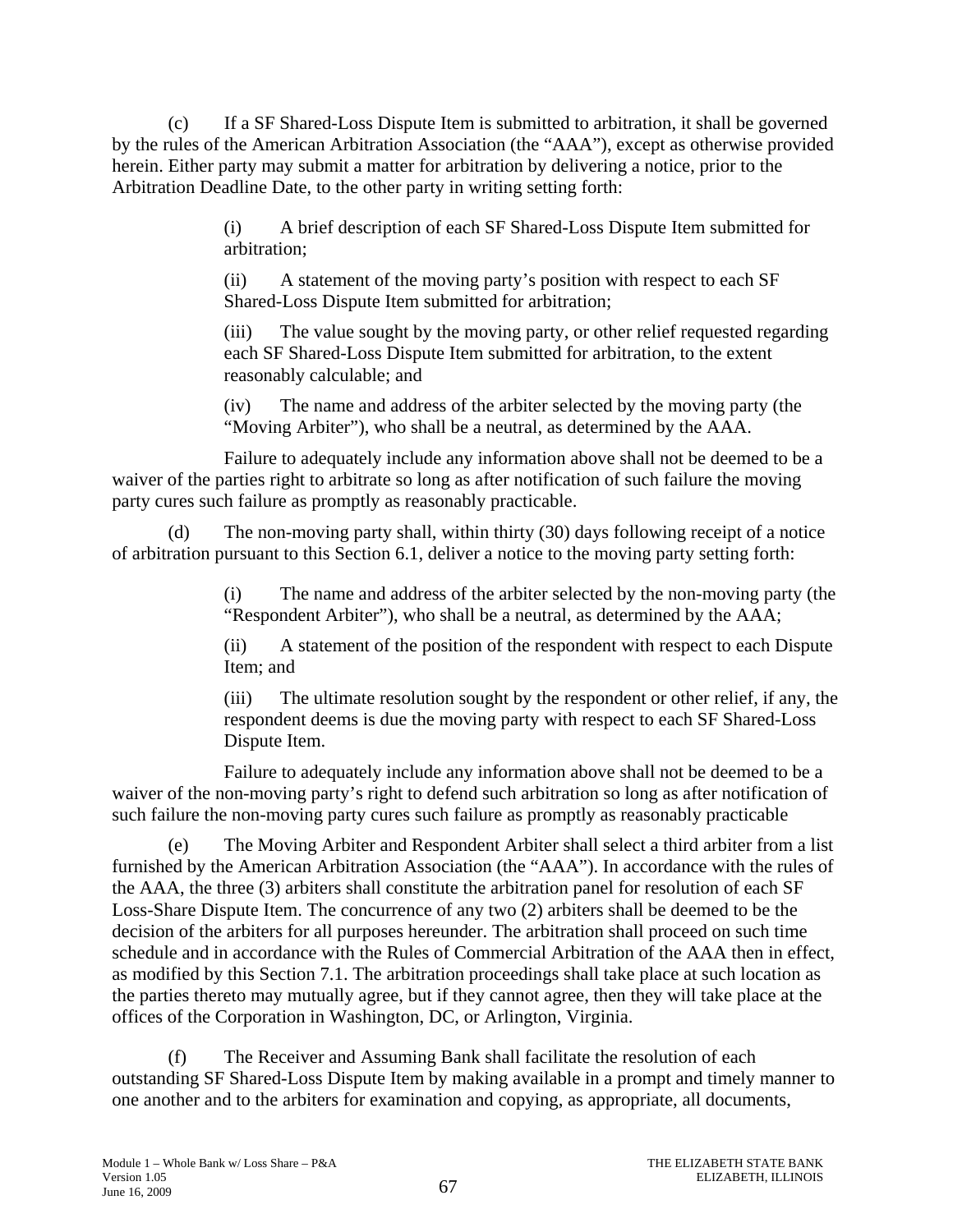(c) If a SF Shared-Loss Dispute Item is submitted to arbitration, it shall be governed by the rules of the American Arbitration Association (the "AAA"), except as otherwise provided herein. Either party may submit a matter for arbitration by delivering a notice, prior to the Arbitration Deadline Date, to the other party in writing setting forth:

> (i) A brief description of each SF Shared-Loss Dispute Item submitted for arbitration;
>
> (ii) A statement of the moving party's position with respect to each SF Shared-Loss Dispute Item submitted for arbitration;
>
> (iii) The value sought by the moving party, or other relief requested regarding each SF Shared-Loss Dispute Item submitted for arbitration, to the extent reasonably calculable; and
>
> (iv) The name and address of the arbiter selected by the moving party (the "Moving Arbiter"), who shall be a neutral, as determined by the AAA.

Failure to adequately include any information above shall not be deemed to be a waiver of the parties right to arbitrate so long as after notification of such failure the moving party cures such failure as promptly as reasonably practicable.

(d) The non-moving party shall, within thirty (30) days following receipt of a notice of arbitration pursuant to this Section 6.1, deliver a notice to the moving party setting forth:

> (i) The name and address of the arbiter selected by the non-moving party (the "Respondent Arbiter"), who shall be a neutral, as determined by the AAA;
>
> (ii) A statement of the position of the respondent with respect to each Dispute Item; and
>
> (iii) The ultimate resolution sought by the respondent or other relief, if any, the respondent deems is due the moving party with respect to each SF Shared-Loss Dispute Item.

Failure to adequately include any information above shall not be deemed to be a waiver of the non-moving party's right to defend such arbitration so long as after notification of such failure the non-moving party cures such failure as promptly as reasonably practicable

(e) The Moving Arbiter and Respondent Arbiter shall select a third arbiter from a list furnished by the American Arbitration Association (the "AAA"). In accordance with the rules of the AAA, the three (3) arbiters shall constitute the arbitration panel for resolution of each SF Loss-Share Dispute Item. The concurrence of any two (2) arbiters shall be deemed to be the decision of the arbiters for all purposes hereunder. The arbitration shall proceed on such time schedule and in accordance with the Rules of Commercial Arbitration of the AAA then in effect, as modified by this Section 7.1. The arbitration proceedings shall take place at such location as the parties thereto may mutually agree, but if they cannot agree, then they will take place at the offices of the Corporation in Washington, DC, or Arlington, Virginia.

(f) The Receiver and Assuming Bank shall facilitate the resolution of each outstanding SF Shared-Loss Dispute Item by making available in a prompt and timely manner to one another and to the arbiters for examination and copying, as appropriate, all documents,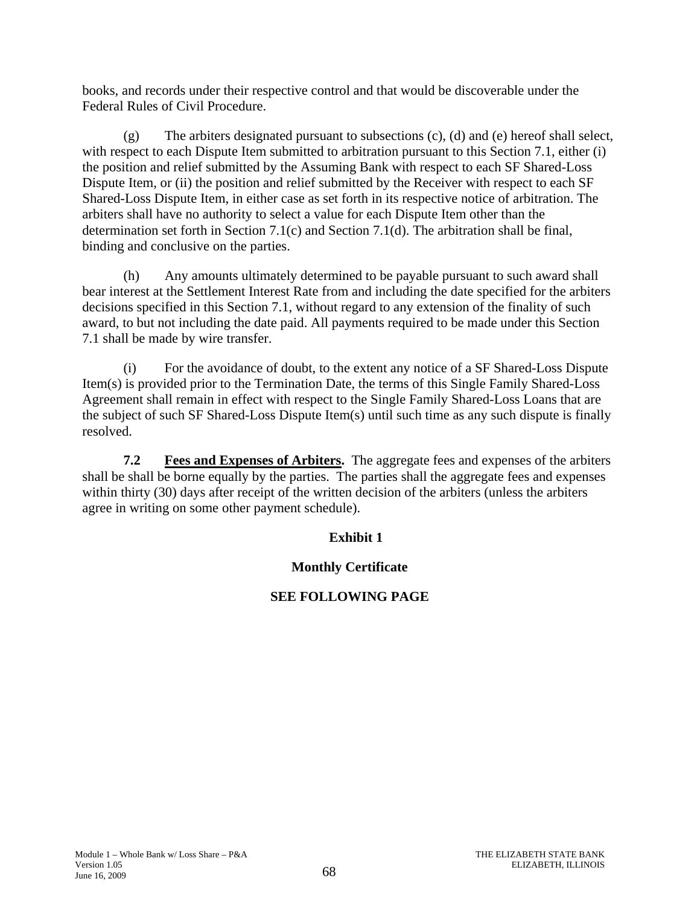books, and records under their respective control and that would be discoverable under the Federal Rules of Civil Procedure.

(g) The arbiters designated pursuant to subsections (c), (d) and (e) hereof shall select, with respect to each Dispute Item submitted to arbitration pursuant to this Section 7.1, either (i) the position and relief submitted by the Assuming Bank with respect to each SF Shared-Loss Dispute Item, or (ii) the position and relief submitted by the Receiver with respect to each SF Shared-Loss Dispute Item, in either case as set forth in its respective notice of arbitration. The arbiters shall have no authority to select a value for each Dispute Item other than the determination set forth in Section 7.1(c) and Section 7.1(d). The arbitration shall be final, binding and conclusive on the parties.

(h) Any amounts ultimately determined to be payable pursuant to such award shall bear interest at the Settlement Interest Rate from and including the date specified for the arbiters decisions specified in this Section 7.1, without regard to any extension of the finality of such award, to but not including the date paid. All payments required to be made under this Section 7.1 shall be made by wire transfer.

(i) For the avoidance of doubt, to the extent any notice of a SF Shared-Loss Dispute Item(s) is provided prior to the Termination Date, the terms of this Single Family Shared-Loss Agreement shall remain in effect with respect to the Single Family Shared-Loss Loans that are the subject of such SF Shared-Loss Dispute Item(s) until such time as any such dispute is finally resolved.

**7.2 Fees and Expenses of Arbiters.** The aggregate fees and expenses of the arbiters shall be shall be borne equally by the parties. The parties shall the aggregate fees and expenses within thirty (30) days after receipt of the written decision of the arbiters (unless the arbiters agree in writing on some other payment schedule).

**Exhibit 1**

**Monthly Certificate**

**SEE FOLLOWING PAGE**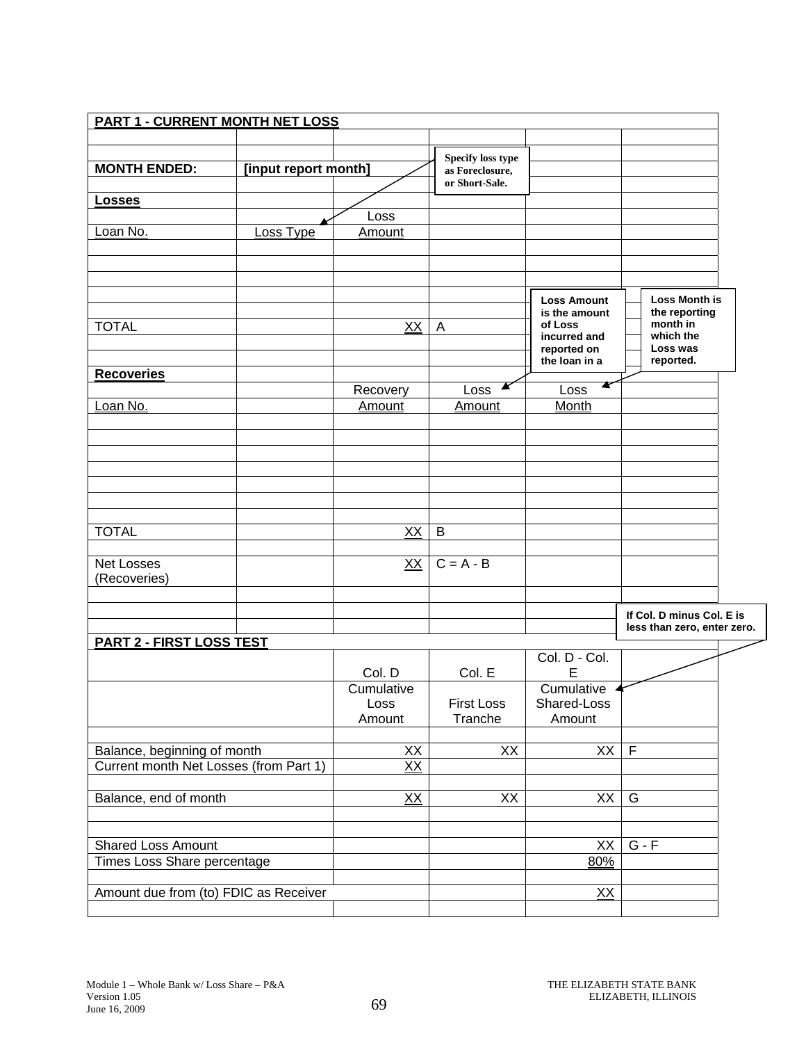## PART 1 - CURRENT MONTH NET LOSS

**MONTH ENDED:** **[input report month]**

> Specify loss type as Foreclosure, or Short-Sale.

### Losses

| Loan No. | Loss Type | Loss Amount | |
|---|---|---|---|
| | | | |
| | | | |
| | | | |
| | | | |
| | | | |
| TOTAL | | XX | A |

### Recoveries

> Loss Amount is the amount of Loss incurred and reported on the loan in a

> Loss Month is the reporting month in which the Loss was reported.

| Loan No. | | Recovery Amount | Loss Amount | Loss Month |
|---|---|---|---|---|
| | | | | |
| | | | | |
| | | | | |
| | | | | |
| | | | | |
| | | | | |
| | | | | |
| TOTAL | | XX | B | |
| | | | | |
| Net Losses (Recoveries) | | XX | C = A - B | |

> If Col. D minus Col. E is less than zero, enter zero.

## PART 2 - FIRST LOSS TEST

| | Col. D | Col. E | Col. D - Col. E | |
|---|---|---|---|---|
| | Cumulative Loss Amount | First Loss Tranche | Cumulative Shared-Loss Amount | |
| | | | | |
| Balance, beginning of month | XX | XX | XX | F |
| Current month Net Losses (from Part 1) | XX | | | |
| | | | | |
| Balance, end of month | XX | XX | XX | G |
| | | | | |
| | | | | |
| Shared Loss Amount | | | XX | G - F |
| Times Loss Share percentage | | | 80% | |
| | | | | |
| Amount due from (to) FDIC as Receiver | | | XX | |

Module 1 – Whole Bank w/ Loss Share – P&A
Version 1.05
June 16, 2009

THE ELIZABETH STATE BANK
ELIZABETH, ILLINOIS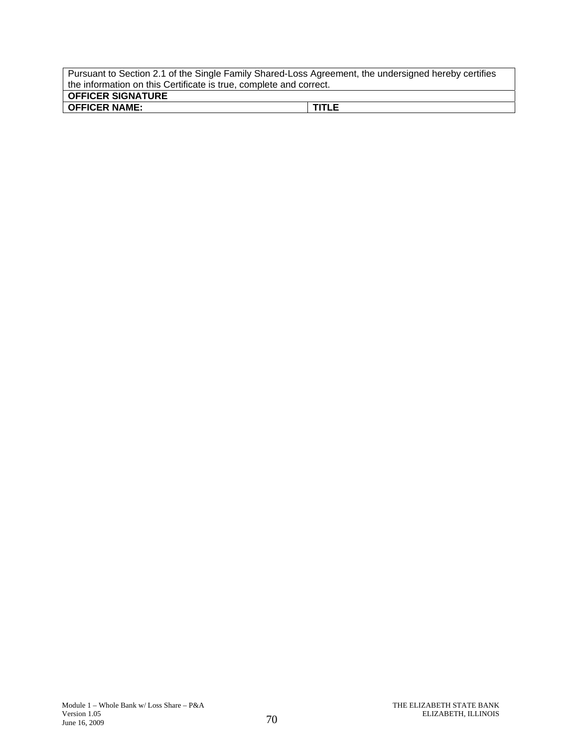| Pursuant to Section 2.1 of the Single Family Shared-Loss Agreement, the undersigned hereby certifies the information on this Certificate is true, complete and correct. | |
|---|---|
| **OFFICER SIGNATURE** | |
| **OFFICER NAME:** | **TITLE** |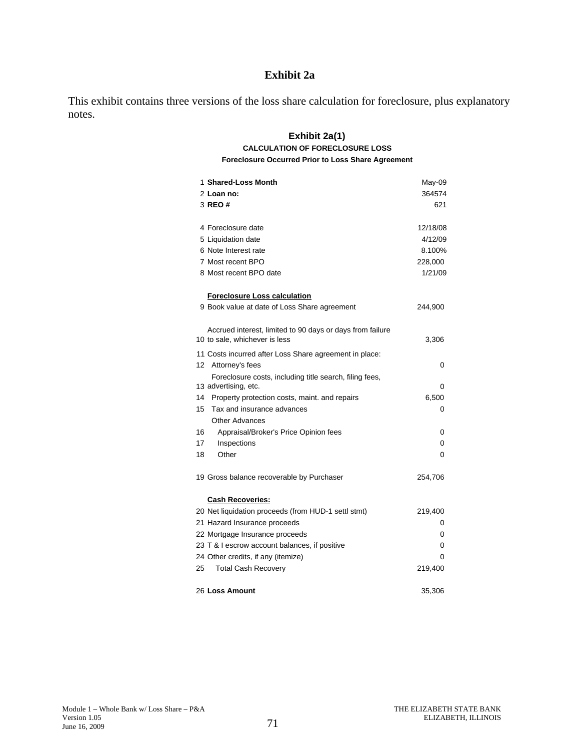# Exhibit 2a

This exhibit contains three versions of the loss share calculation for foreclosure, plus explanatory notes.

## Exhibit 2a(1)

### CALCULATION OF FORECLOSURE LOSS

**Foreclosure Occurred Prior to Loss Share Agreement**

| # | Item | Value |
|---|---|---|
| 1 | **Shared-Loss Month** | May-09 |
| 2 | **Loan no:** | 364574 |
| 3 | **REO #** | 621 |
| | | |
| 4 | Foreclosure date | 12/18/08 |
| 5 | Liquidation date | 4/12/09 |
| 6 | Note Interest rate | 8.100% |
| 7 | Most recent BPO | 228,000 |
| 8 | Most recent BPO date | 1/21/09 |
| | | |
| | **Foreclosure Loss calculation** | |
| 9 | Book value at date of Loss Share agreement | 244,900 |
| | | |
| 10 | Accrued interest, limited to 90 days or days from failure to sale, whichever is less | 3,306 |
| 11 | Costs incurred after Loss Share agreement in place: | |
| 12 | Attorney's fees | 0 |
| 13 | Foreclosure costs, including title search, filing fees, advertising, etc. | 0 |
| 14 | Property protection costs, maint. and repairs | 6,500 |
| 15 | Tax and insurance advances | 0 |
| | Other Advances | |
| 16 | Appraisal/Broker's Price Opinion fees | 0 |
| 17 | Inspections | 0 |
| 18 | Other | 0 |
| | | |
| 19 | Gross balance recoverable by Purchaser | 254,706 |
| | | |
| | **Cash Recoveries:** | |
| 20 | Net liquidation proceeds (from HUD-1 settl stmt) | 219,400 |
| 21 | Hazard Insurance proceeds | 0 |
| 22 | Mortgage Insurance proceeds | 0 |
| 23 | T & I escrow account balances, if positive | 0 |
| 24 | Other credits, if any (itemize) | 0 |
| 25 | Total Cash Recovery | 219,400 |
| | | |
| 26 | **Loss Amount** | 35,306 |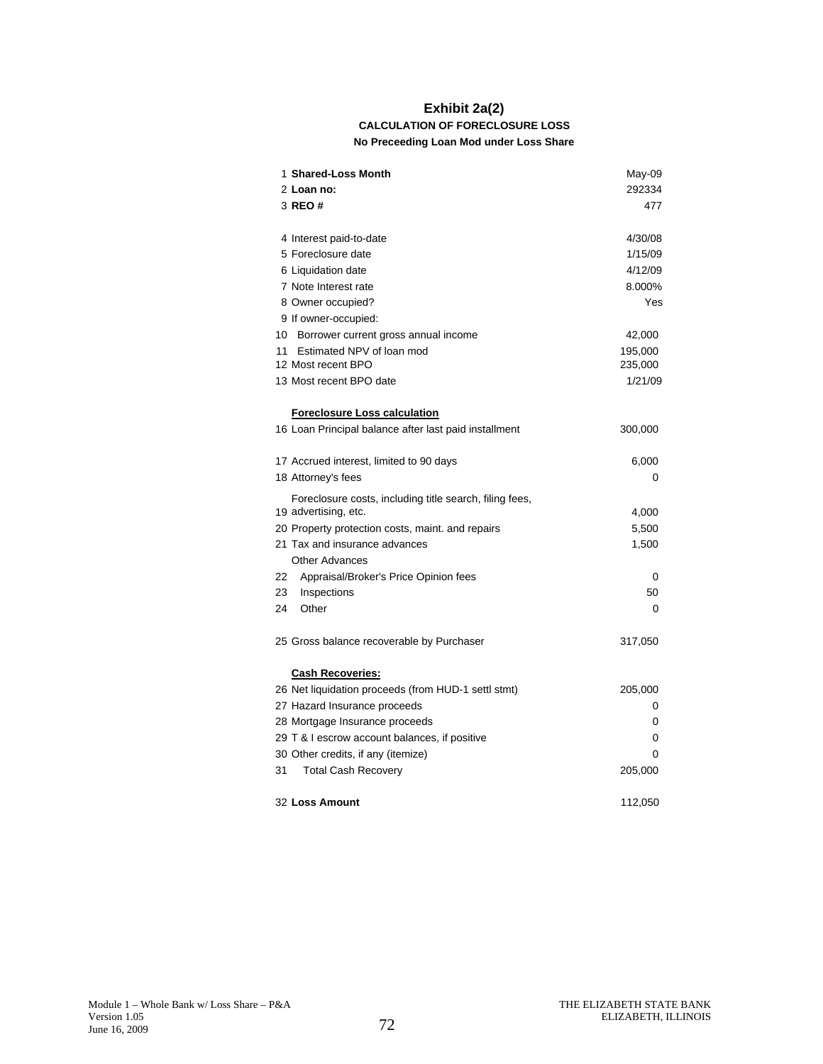# Exhibit 2a(2)

### CALCULATION OF FORECLOSURE LOSS

### No Preceeding Loan Mod under Loss Share

| # | Item | Value |
|---|---|---|
| 1 | **Shared-Loss Month** | May-09 |
| 2 | **Loan no:** | 292334 |
| 3 | **REO #** | 477 |
| | | |
| 4 | Interest paid-to-date | 4/30/08 |
| 5 | Foreclosure date | 1/15/09 |
| 6 | Liquidation date | 4/12/09 |
| 7 | Note Interest rate | 8.000% |
| 8 | Owner occupied? | Yes |
| 9 | If owner-occupied: | |
| 10 | Borrower current gross annual income | 42,000 |
| 11 | Estimated NPV of loan mod | 195,000 |
| 12 | Most recent BPO | 235,000 |
| 13 | Most recent BPO date | 1/21/09 |
| | | |
| | **Foreclosure Loss calculation** | |
| 16 | Loan Principal balance after last paid installment | 300,000 |
| | | |
| 17 | Accrued interest, limited to 90 days | 6,000 |
| 18 | Attorney's fees | 0 |
| 19 | Foreclosure costs, including title search, filing fees, advertising, etc. | 4,000 |
| 20 | Property protection costs, maint. and repairs | 5,500 |
| 21 | Tax and insurance advances | 1,500 |
| | Other Advances | |
| 22 | Appraisal/Broker's Price Opinion fees | 0 |
| 23 | Inspections | 50 |
| 24 | Other | 0 |
| | | |
| 25 | Gross balance recoverable by Purchaser | 317,050 |
| | | |
| | **Cash Recoveries:** | |
| 26 | Net liquidation proceeds (from HUD-1 settl stmt) | 205,000 |
| 27 | Hazard Insurance proceeds | 0 |
| 28 | Mortgage Insurance proceeds | 0 |
| 29 | T & I escrow account balances, if positive | 0 |
| 30 | Other credits, if any (itemize) | 0 |
| 31 | Total Cash Recovery | 205,000 |
| | | |
| 32 | **Loss Amount** | 112,050 |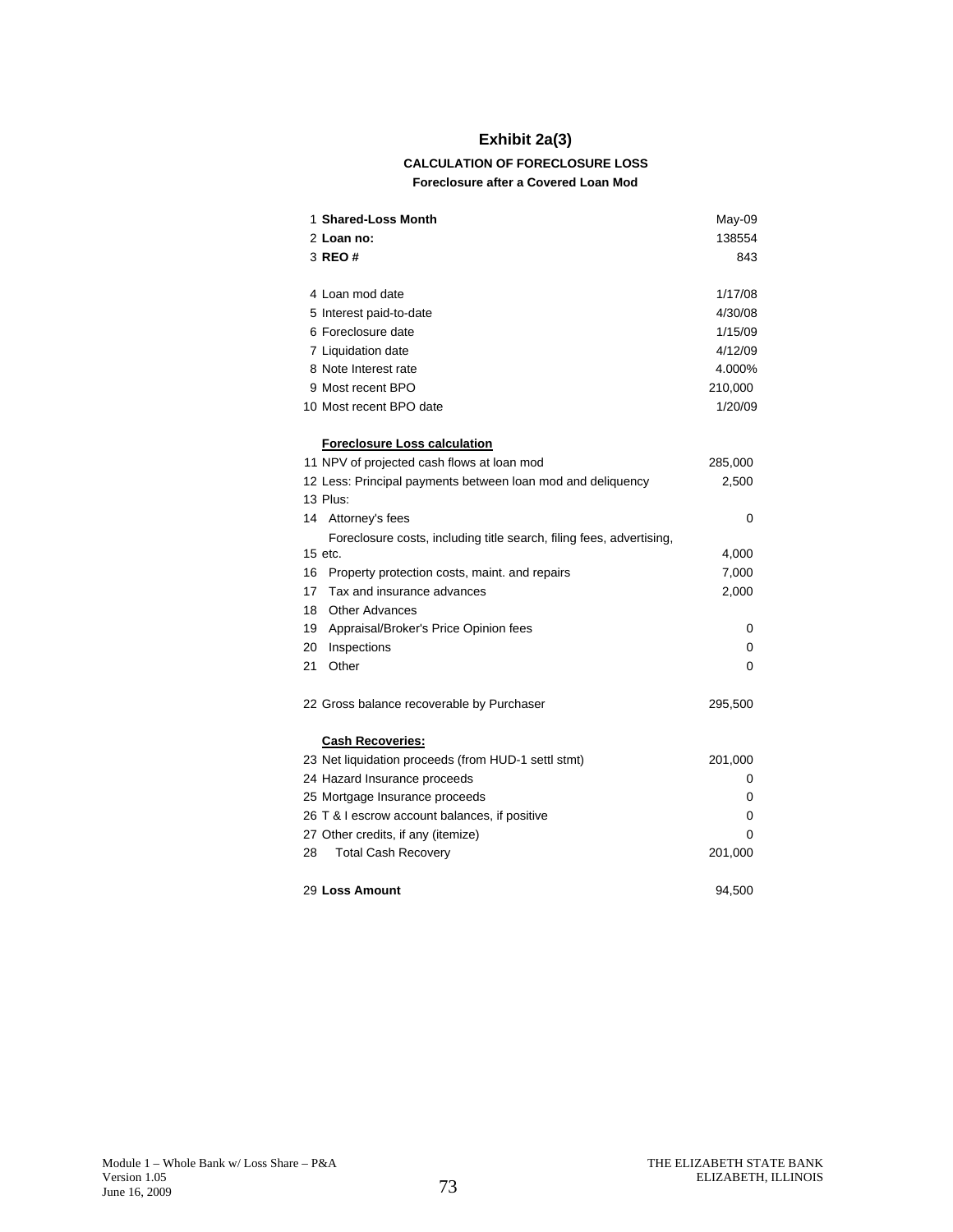# Exhibit 2a(3)

### CALCULATION OF FORECLOSURE LOSS

#### Foreclosure after a Covered Loan Mod

| # | Item | Value |
|---|---|---|
| 1 | **Shared-Loss Month** | May-09 |
| 2 | **Loan no:** | 138554 |
| 3 | **REO #** | 843 |
| | | |
| 4 | Loan mod date | 1/17/08 |
| 5 | Interest paid-to-date | 4/30/08 |
| 6 | Foreclosure date | 1/15/09 |
| 7 | Liquidation date | 4/12/09 |
| 8 | Note Interest rate | 4.000% |
| 9 | Most recent BPO | 210,000 |
| 10 | Most recent BPO date | 1/20/09 |
| | | |
| | **Foreclosure Loss calculation** | |
| 11 | NPV of projected cash flows at loan mod | 285,000 |
| 12 | Less: Principal payments between loan mod and deliquency | 2,500 |
| 13 | Plus: | |
| 14 | Attorney's fees | 0 |
| 15 | Foreclosure costs, including title search, filing fees, advertising, etc. | 4,000 |
| 16 | Property protection costs, maint. and repairs | 7,000 |
| 17 | Tax and insurance advances | 2,000 |
| 18 | Other Advances | |
| 19 | Appraisal/Broker's Price Opinion fees | 0 |
| 20 | Inspections | 0 |
| 21 | Other | 0 |
| | | |
| 22 | Gross balance recoverable by Purchaser | 295,500 |
| | | |
| | **Cash Recoveries:** | |
| 23 | Net liquidation proceeds (from HUD-1 settl stmt) | 201,000 |
| 24 | Hazard Insurance proceeds | 0 |
| 25 | Mortgage Insurance proceeds | 0 |
| 26 | T & I escrow account balances, if positive | 0 |
| 27 | Other credits, if any (itemize) | 0 |
| 28 | Total Cash Recovery | 201,000 |
| | | |
| 29 | **Loss Amount** | 94,500 |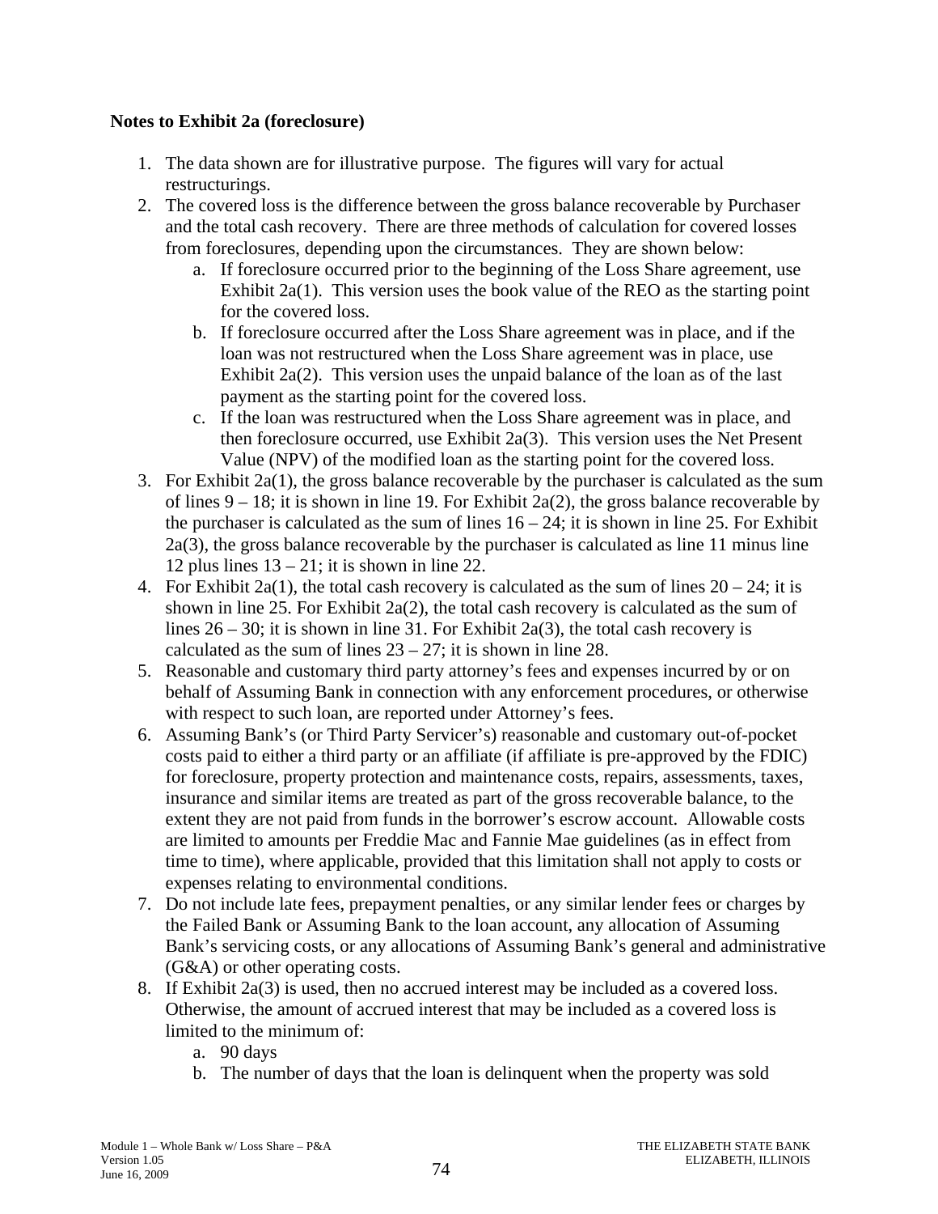**Notes to Exhibit 2a (foreclosure)**

1. The data shown are for illustrative purpose. The figures will vary for actual restructurings.
2. The covered loss is the difference between the gross balance recoverable by Purchaser and the total cash recovery. There are three methods of calculation for covered losses from foreclosures, depending upon the circumstances. They are shown below:
   a. If foreclosure occurred prior to the beginning of the Loss Share agreement, use Exhibit 2a(1). This version uses the book value of the REO as the starting point for the covered loss.
   b. If foreclosure occurred after the Loss Share agreement was in place, and if the loan was not restructured when the Loss Share agreement was in place, use Exhibit 2a(2). This version uses the unpaid balance of the loan as of the last payment as the starting point for the covered loss.
   c. If the loan was restructured when the Loss Share agreement was in place, and then foreclosure occurred, use Exhibit 2a(3). This version uses the Net Present Value (NPV) of the modified loan as the starting point for the covered loss.
3. For Exhibit 2a(1), the gross balance recoverable by the purchaser is calculated as the sum of lines 9 – 18; it is shown in line 19. For Exhibit 2a(2), the gross balance recoverable by the purchaser is calculated as the sum of lines 16 – 24; it is shown in line 25. For Exhibit 2a(3), the gross balance recoverable by the purchaser is calculated as line 11 minus line 12 plus lines 13 – 21; it is shown in line 22.
4. For Exhibit 2a(1), the total cash recovery is calculated as the sum of lines 20 – 24; it is shown in line 25. For Exhibit 2a(2), the total cash recovery is calculated as the sum of lines 26 – 30; it is shown in line 31. For Exhibit 2a(3), the total cash recovery is calculated as the sum of lines 23 – 27; it is shown in line 28.
5. Reasonable and customary third party attorney's fees and expenses incurred by or on behalf of Assuming Bank in connection with any enforcement procedures, or otherwise with respect to such loan, are reported under Attorney's fees.
6. Assuming Bank's (or Third Party Servicer's) reasonable and customary out-of-pocket costs paid to either a third party or an affiliate (if affiliate is pre-approved by the FDIC) for foreclosure, property protection and maintenance costs, repairs, assessments, taxes, insurance and similar items are treated as part of the gross recoverable balance, to the extent they are not paid from funds in the borrower's escrow account. Allowable costs are limited to amounts per Freddie Mac and Fannie Mae guidelines (as in effect from time to time), where applicable, provided that this limitation shall not apply to costs or expenses relating to environmental conditions.
7. Do not include late fees, prepayment penalties, or any similar lender fees or charges by the Failed Bank or Assuming Bank to the loan account, any allocation of Assuming Bank's servicing costs, or any allocations of Assuming Bank's general and administrative (G&A) or other operating costs.
8. If Exhibit 2a(3) is used, then no accrued interest may be included as a covered loss. Otherwise, the amount of accrued interest that may be included as a covered loss is limited to the minimum of:
   a. 90 days
   b. The number of days that the loan is delinquent when the property was sold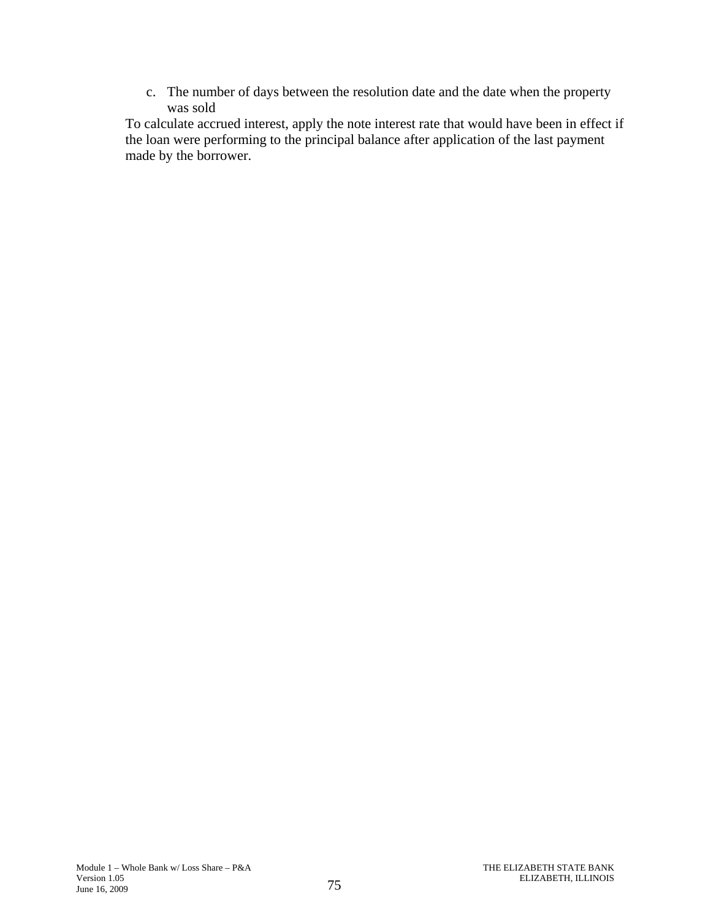c. The number of days between the resolution date and the date when the property was sold

To calculate accrued interest, apply the note interest rate that would have been in effect if the loan were performing to the principal balance after application of the last payment made by the borrower.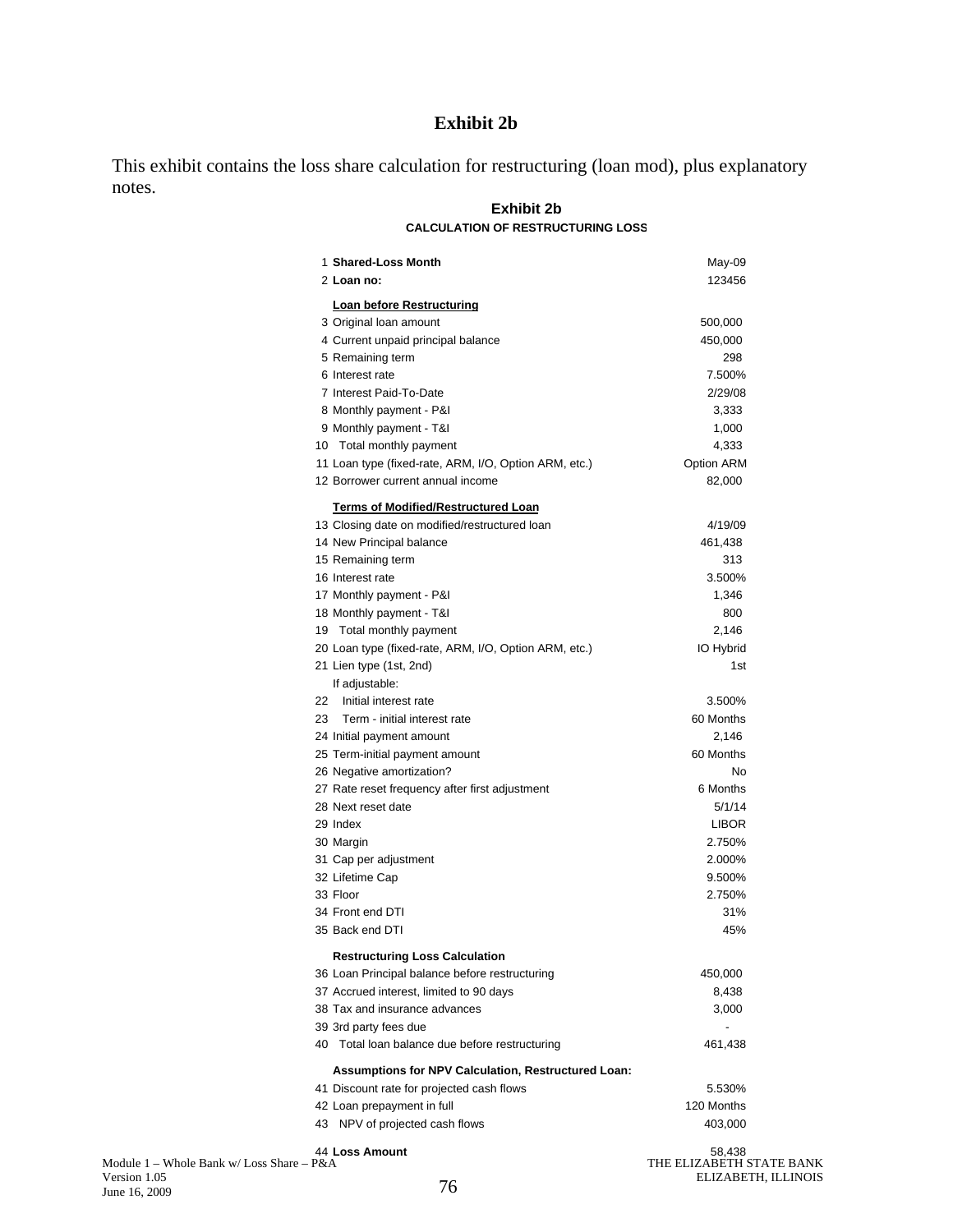# Exhibit 2b

This exhibit contains the loss share calculation for restructuring (loan mod), plus explanatory notes.

## Exhibit 2b

### CALCULATION OF RESTRUCTURING LOSS

| | | |
|---|---|---|
| 1 | **Shared-Loss Month** | May-09 |
| 2 | **Loan no:** | 123456 |
| | **Loan before Restructuring** | |
| 3 | Original loan amount | 500,000 |
| 4 | Current unpaid principal balance | 450,000 |
| 5 | Remaining term | 298 |
| 6 | Interest rate | 7.500% |
| 7 | Interest Paid-To-Date | 2/29/08 |
| 8 | Monthly payment - P&I | 3,333 |
| 9 | Monthly payment - T&I | 1,000 |
| 10 | Total monthly payment | 4,333 |
| 11 | Loan type (fixed-rate, ARM, I/O, Option ARM, etc.) | Option ARM |
| 12 | Borrower current annual income | 82,000 |
| | **Terms of Modified/Restructured Loan** | |
| 13 | Closing date on modified/restructured loan | 4/19/09 |
| 14 | New Principal balance | 461,438 |
| 15 | Remaining term | 313 |
| 16 | Interest rate | 3.500% |
| 17 | Monthly payment - P&I | 1,346 |
| 18 | Monthly payment - T&I | 800 |
| 19 | Total monthly payment | 2,146 |
| 20 | Loan type (fixed-rate, ARM, I/O, Option ARM, etc.) | IO Hybrid |
| 21 | Lien type (1st, 2nd) | 1st |
| | If adjustable: | |
| 22 | Initial interest rate | 3.500% |
| 23 | Term - initial interest rate | 60 Months |
| 24 | Initial payment amount | 2,146 |
| 25 | Term-initial payment amount | 60 Months |
| 26 | Negative amortization? | No |
| 27 | Rate reset frequency after first adjustment | 6 Months |
| 28 | Next reset date | 5/1/14 |
| 29 | Index | LIBOR |
| 30 | Margin | 2.750% |
| 31 | Cap per adjustment | 2.000% |
| 32 | Lifetime Cap | 9.500% |
| 33 | Floor | 2.750% |
| 34 | Front end DTI | 31% |
| 35 | Back end DTI | 45% |
| | **Restructuring Loss Calculation** | |
| 36 | Loan Principal balance before restructuring | 450,000 |
| 37 | Accrued interest, limited to 90 days | 8,438 |
| 38 | Tax and insurance advances | 3,000 |
| 39 | 3rd party fees due | - |
| 40 | Total loan balance due before restructuring | 461,438 |
| | **Assumptions for NPV Calculation, Restructured Loan:** | |
| 41 | Discount rate for projected cash flows | 5.530% |
| 42 | Loan prepayment in full | 120 Months |
| 43 | NPV of projected cash flows | 403,000 |
| 44 | **Loss Amount** | 58,438 |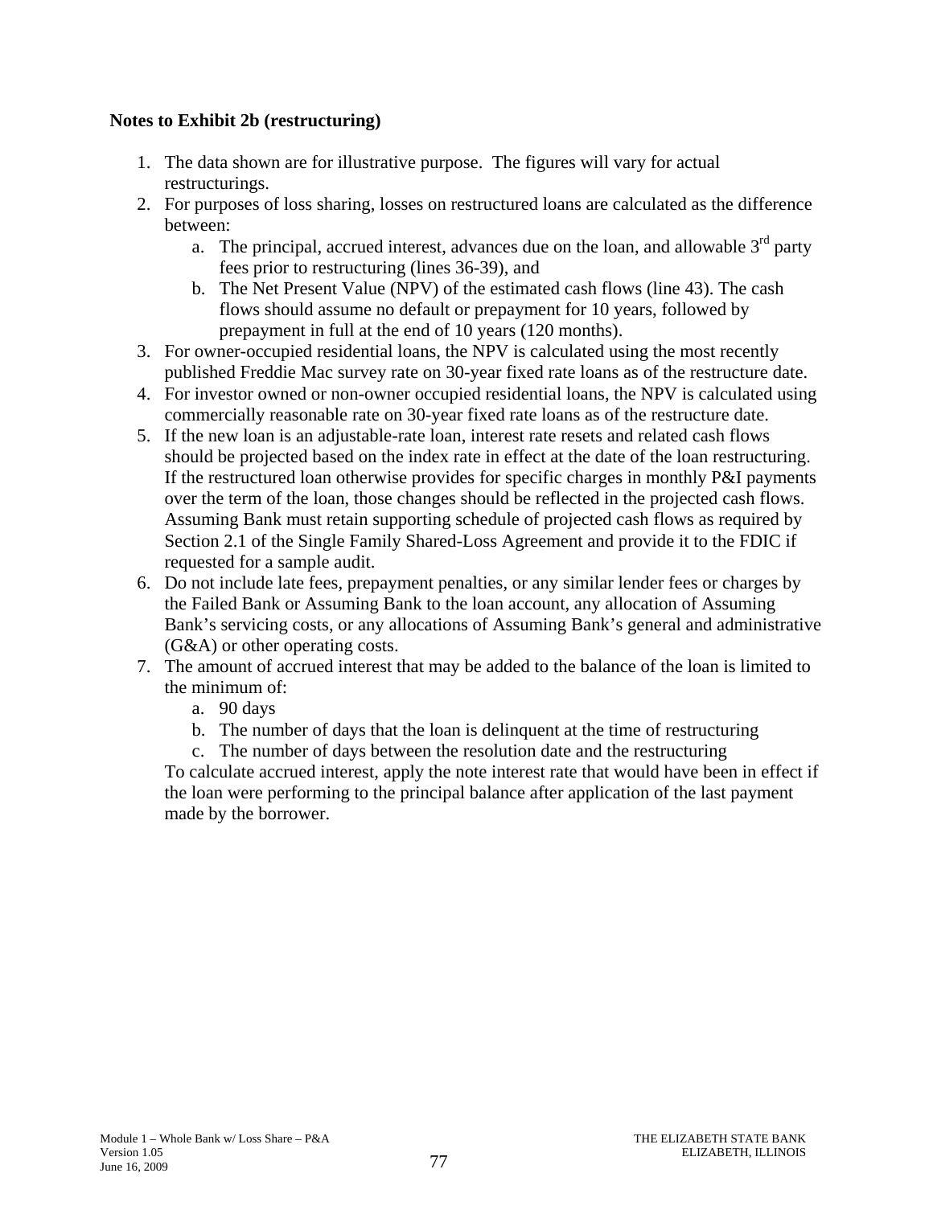**Notes to Exhibit 2b (restructuring)**

1. The data shown are for illustrative purpose. The figures will vary for actual restructurings.
2. For purposes of loss sharing, losses on restructured loans are calculated as the difference between:
   a. The principal, accrued interest, advances due on the loan, and allowable 3rd party fees prior to restructuring (lines 36-39), and
   b. The Net Present Value (NPV) of the estimated cash flows (line 43). The cash flows should assume no default or prepayment for 10 years, followed by prepayment in full at the end of 10 years (120 months).
3. For owner-occupied residential loans, the NPV is calculated using the most recently published Freddie Mac survey rate on 30-year fixed rate loans as of the restructure date.
4. For investor owned or non-owner occupied residential loans, the NPV is calculated using commercially reasonable rate on 30-year fixed rate loans as of the restructure date.
5. If the new loan is an adjustable-rate loan, interest rate resets and related cash flows should be projected based on the index rate in effect at the date of the loan restructuring. If the restructured loan otherwise provides for specific charges in monthly P&I payments over the term of the loan, those changes should be reflected in the projected cash flows. Assuming Bank must retain supporting schedule of projected cash flows as required by Section 2.1 of the Single Family Shared-Loss Agreement and provide it to the FDIC if requested for a sample audit.
6. Do not include late fees, prepayment penalties, or any similar lender fees or charges by the Failed Bank or Assuming Bank to the loan account, any allocation of Assuming Bank's servicing costs, or any allocations of Assuming Bank's general and administrative (G&A) or other operating costs.
7. The amount of accrued interest that may be added to the balance of the loan is limited to the minimum of:
   a. 90 days
   b. The number of days that the loan is delinquent at the time of restructuring
   c. The number of days between the resolution date and the restructuring

   To calculate accrued interest, apply the note interest rate that would have been in effect if the loan were performing to the principal balance after application of the last payment made by the borrower.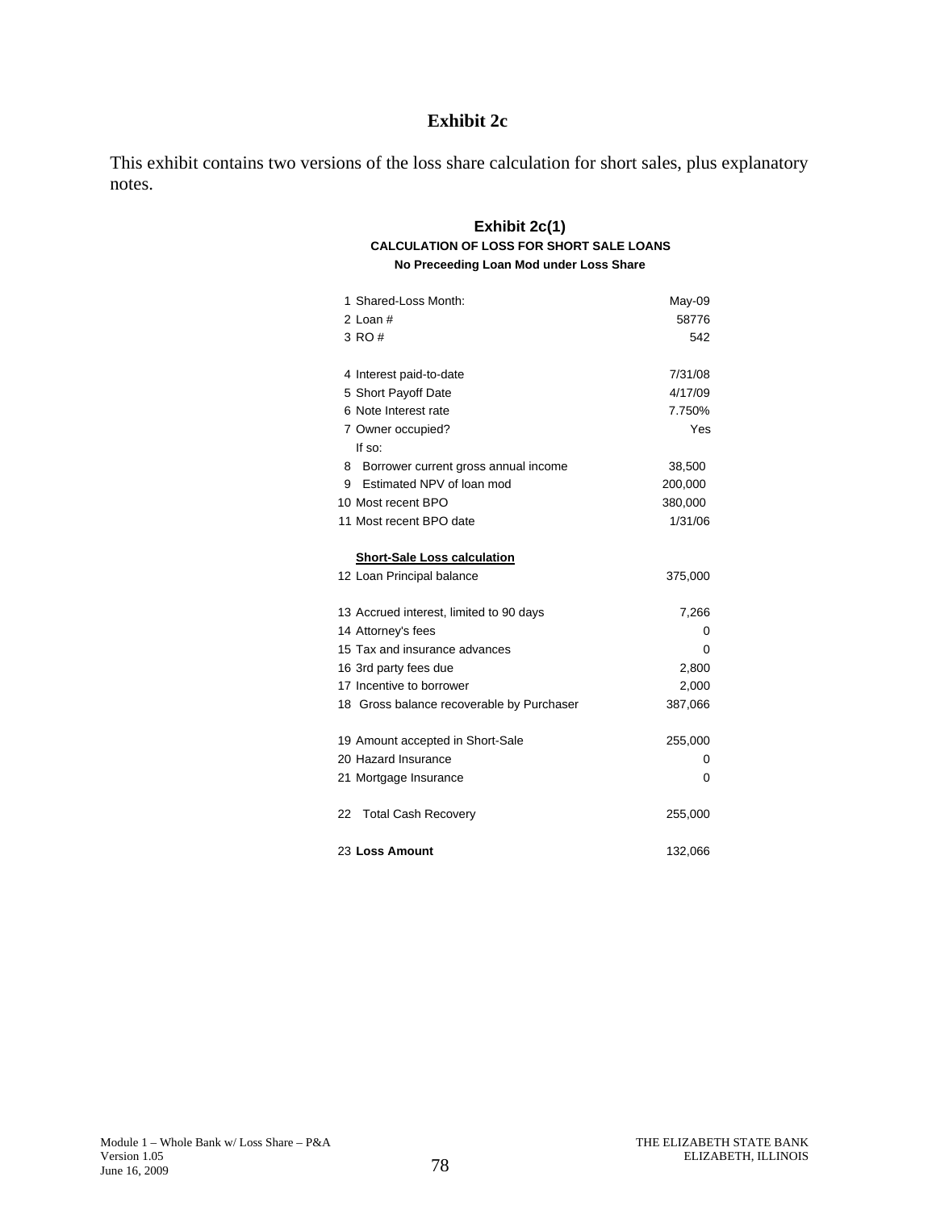# Exhibit 2c

This exhibit contains two versions of the loss share calculation for short sales, plus explanatory notes.

## Exhibit 2c(1)

**CALCULATION OF LOSS FOR SHORT SALE LOANS**

**No Preceeding Loan Mod under Loss Share**

| | | |
|---|---|---|
| 1 | Shared-Loss Month: | May-09 |
| 2 | Loan # | 58776 |
| 3 | RO # | 542 |
| | | |
| 4 | Interest paid-to-date | 7/31/08 |
| 5 | Short Payoff Date | 4/17/09 |
| 6 | Note Interest rate | 7.750% |
| 7 | Owner occupied? | Yes |
| | If so: | |
| 8 | Borrower current gross annual income | 38,500 |
| 9 | Estimated NPV of loan mod | 200,000 |
| 10 | Most recent BPO | 380,000 |
| 11 | Most recent BPO date | 1/31/06 |
| | | |
| | **Short-Sale Loss calculation** | |
| 12 | Loan Principal balance | 375,000 |
| | | |
| 13 | Accrued interest, limited to 90 days | 7,266 |
| 14 | Attorney's fees | 0 |
| 15 | Tax and insurance advances | 0 |
| 16 | 3rd party fees due | 2,800 |
| 17 | Incentive to borrower | 2,000 |
| 18 | Gross balance recoverable by Purchaser | 387,066 |
| | | |
| 19 | Amount accepted in Short-Sale | 255,000 |
| 20 | Hazard Insurance | 0 |
| 21 | Mortgage Insurance | 0 |
| | | |
| 22 | Total Cash Recovery | 255,000 |
| | | |
| 23 | **Loss Amount** | 132,066 |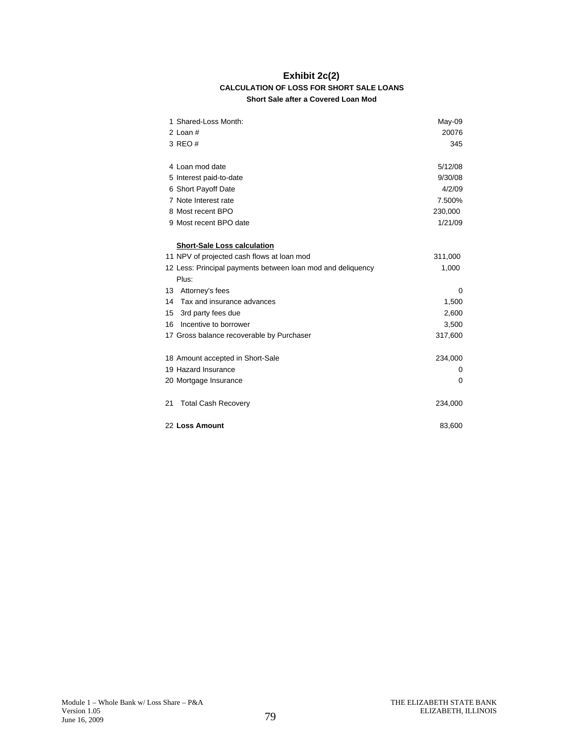# Exhibit 2c(2)

### CALCULATION OF LOSS FOR SHORT SALE LOANS

**Short Sale after a Covered Loan Mod**

| | | |
|---|---|---|
| 1 | Shared-Loss Month: | May-09 |
| 2 | Loan # | 20076 |
| 3 | REO # | 345 |
| | | |
| 4 | Loan mod date | 5/12/08 |
| 5 | Interest paid-to-date | 9/30/08 |
| 6 | Short Payoff Date | 4/2/09 |
| 7 | Note Interest rate | 7.500% |
| 8 | Most recent BPO | 230,000 |
| 9 | Most recent BPO date | 1/21/09 |
| | | |
| | **Short-Sale Loss calculation** | |
| 11 | NPV of projected cash flows at loan mod | 311,000 |
| 12 | Less: Principal payments between loan mod and deliquency | 1,000 |
| | Plus: | |
| 13 | Attorney's fees | 0 |
| 14 | Tax and insurance advances | 1,500 |
| 15 | 3rd party fees due | 2,600 |
| 16 | Incentive to borrower | 3,500 |
| 17 | Gross balance recoverable by Purchaser | 317,600 |
| | | |
| 18 | Amount accepted in Short-Sale | 234,000 |
| 19 | Hazard Insurance | 0 |
| 20 | Mortgage Insurance | 0 |
| | | |
| 21 | Total Cash Recovery | 234,000 |
| | | |
| 22 | **Loss Amount** | 83,600 |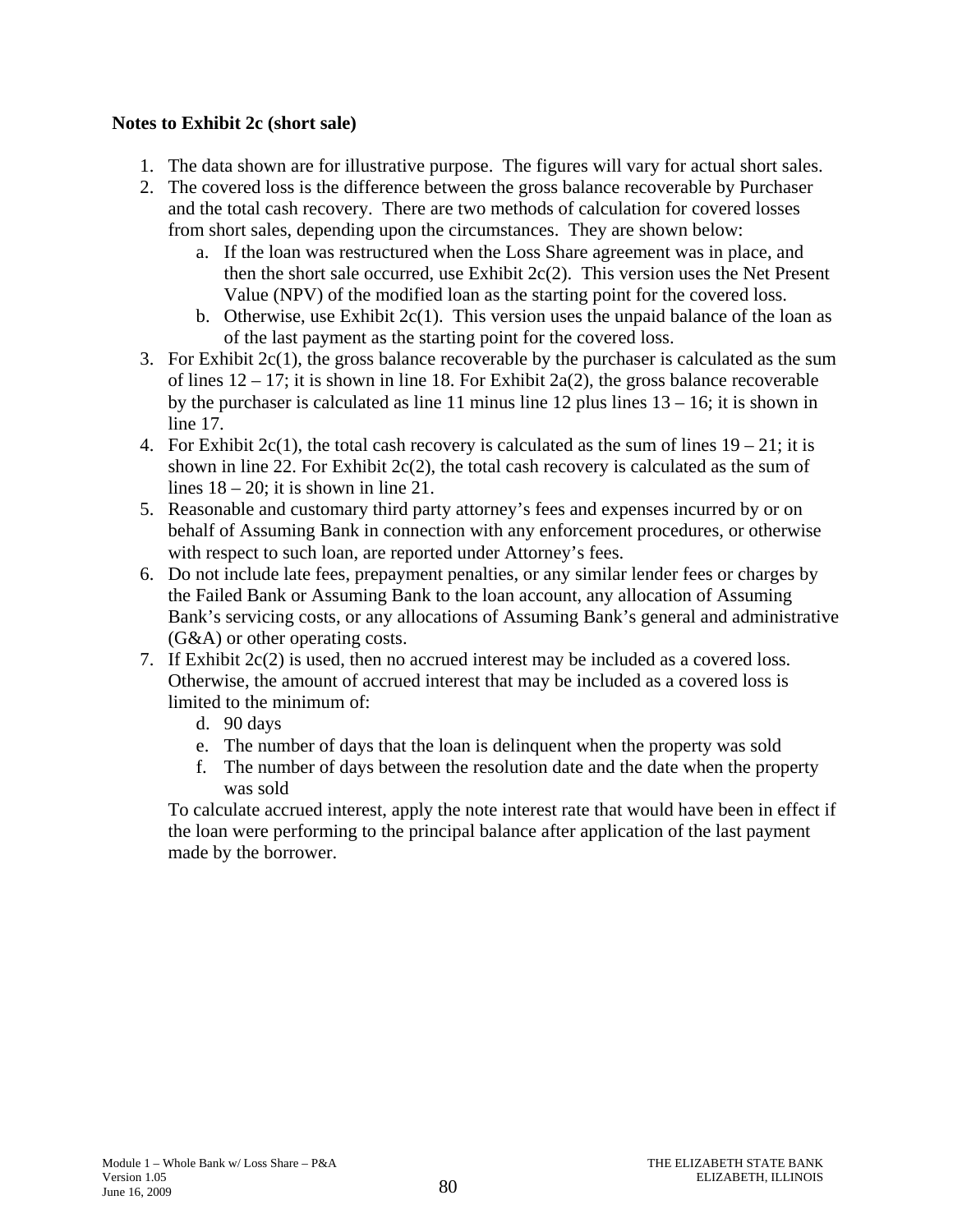**Notes to Exhibit 2c (short sale)**

1. The data shown are for illustrative purpose. The figures will vary for actual short sales.
2. The covered loss is the difference between the gross balance recoverable by Purchaser and the total cash recovery. There are two methods of calculation for covered losses from short sales, depending upon the circumstances. They are shown below:
    a. If the loan was restructured when the Loss Share agreement was in place, and then the short sale occurred, use Exhibit 2c(2). This version uses the Net Present Value (NPV) of the modified loan as the starting point for the covered loss.
    b. Otherwise, use Exhibit 2c(1). This version uses the unpaid balance of the loan as of the last payment as the starting point for the covered loss.
3. For Exhibit 2c(1), the gross balance recoverable by the purchaser is calculated as the sum of lines 12 – 17; it is shown in line 18. For Exhibit 2a(2), the gross balance recoverable by the purchaser is calculated as line 11 minus line 12 plus lines 13 – 16; it is shown in line 17.
4. For Exhibit 2c(1), the total cash recovery is calculated as the sum of lines 19 – 21; it is shown in line 22. For Exhibit 2c(2), the total cash recovery is calculated as the sum of lines 18 – 20; it is shown in line 21.
5. Reasonable and customary third party attorney's fees and expenses incurred by or on behalf of Assuming Bank in connection with any enforcement procedures, or otherwise with respect to such loan, are reported under Attorney's fees.
6. Do not include late fees, prepayment penalties, or any similar lender fees or charges by the Failed Bank or Assuming Bank to the loan account, any allocation of Assuming Bank's servicing costs, or any allocations of Assuming Bank's general and administrative (G&A) or other operating costs.
7. If Exhibit 2c(2) is used, then no accrued interest may be included as a covered loss. Otherwise, the amount of accrued interest that may be included as a covered loss is limited to the minimum of:
    d. 90 days
    e. The number of days that the loan is delinquent when the property was sold
    f. The number of days between the resolution date and the date when the property was sold

    To calculate accrued interest, apply the note interest rate that would have been in effect if the loan were performing to the principal balance after application of the last payment made by the borrower.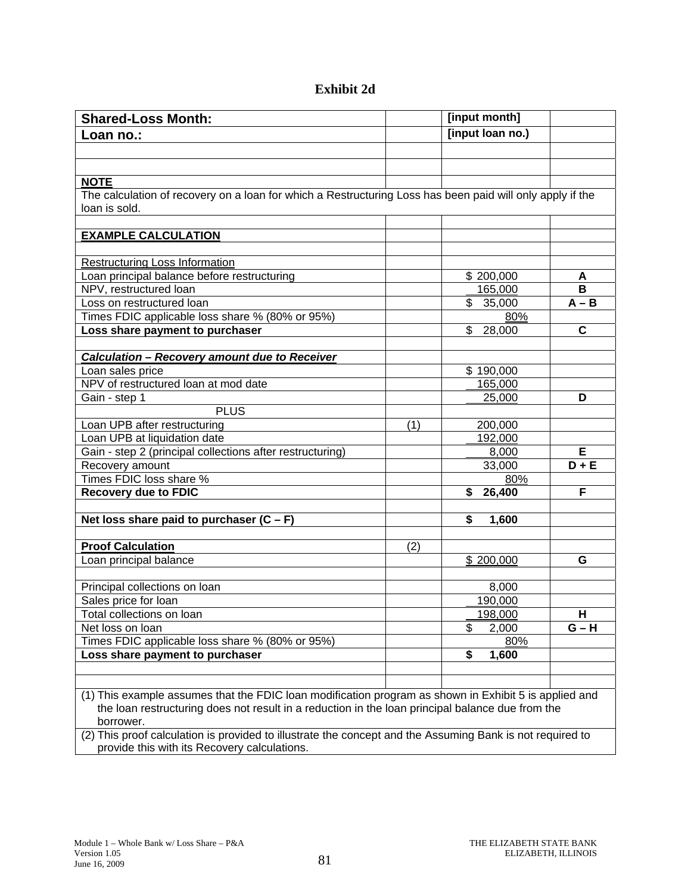# Exhibit 2d

| Shared-Loss Month: | | [input month] | |
|---|---|---|---|
| **Loan no.:** | | **[input loan no.)** | |
| | | | |
| | | | |
| **NOTE** | | | |
| The calculation of recovery on a loan for which a Restructuring Loss has been paid will only apply if the loan is sold. | | | |
| | | | |
| **EXAMPLE CALCULATION** | | | |
| | | | |
| Restructuring Loss Information | | | |
| Loan principal balance before restructuring | | $ 200,000 | **A** |
| NPV, restructured loan | | 165,000 | **B** |
| Loss on restructured loan | | $ 35,000 | **A – B** |
| Times FDIC applicable loss share % (80% or 95%) | | 80% | |
| **Loss share payment to purchaser** | | $ 28,000 | **C** |
| | | | |
| ***Calculation – Recovery amount due to Receiver*** | | | |
| Loan sales price | | $ 190,000 | |
| NPV of restructured loan at mod date | | 165,000 | |
| Gain - step 1 | | 25,000 | **D** |
| PLUS | | | |
| Loan UPB after restructuring | (1) | 200,000 | |
| Loan UPB at liquidation date | | 192,000 | |
| Gain - step 2 (principal collections after restructuring) | | 8,000 | **E** |
| Recovery amount | | 33,000 | **D + E** |
| Times FDIC loss share % | | 80% | |
| **Recovery due to FDIC** | | **$ 26,400** | **F** |
| | | | |
| **Net loss share paid to purchaser (C – F)** | | **$ 1,600** | |
| | | | |
| **Proof Calculation** | (2) | | |
| Loan principal balance | | $ 200,000 | **G** |
| | | | |
| Principal collections on loan | | 8,000 | |
| Sales price for loan | | 190,000 | |
| Total collections on loan | | 198,000 | **H** |
| Net loss on loan | | $ 2,000 | **G – H** |
| Times FDIC applicable loss share % (80% or 95%) | | 80% | |
| **Loss share payment to purchaser** | | **$ 1,600** | |
| | | | |
| | | | |
| (1) This example assumes that the FDIC loan modification program as shown in Exhibit 5 is applied and the loan restructuring does not result in a reduction in the loan principal balance due from the borrower. | | | |
| (2) This proof calculation is provided to illustrate the concept and the Assuming Bank is not required to provide this with its Recovery calculations. | | | |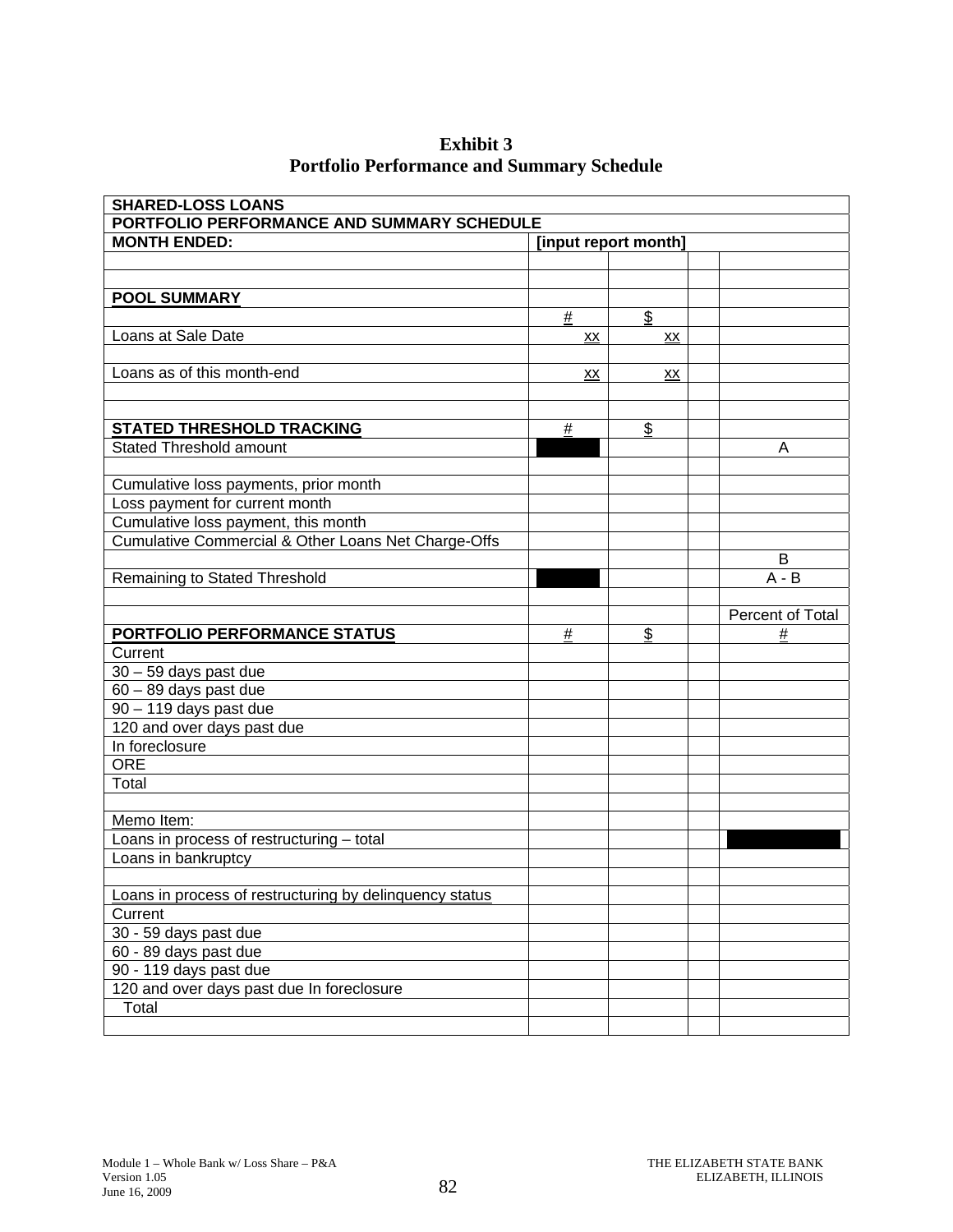**Exhibit 3**
**Portfolio Performance and Summary Schedule**

| **SHARED-LOSS LOANS** | | | | |
|---|---|---|---|---|
| **PORTFOLIO PERFORMANCE AND SUMMARY SCHEDULE** | | | | |
| **MONTH ENDED:** | **[input report month]** | | | |
| | | | | |
| | | | | |
| **POOL SUMMARY** | | | | |
| | # | $ | | |
| Loans at Sale Date | xx | xx | | |
| | | | | |
| Loans as of this month-end | xx | xx | | |
| | | | | |
| | | | | |
| **STATED THRESHOLD TRACKING** | # | $ | | |
| Stated Threshold amount | | | | A |
| | | | | |
| Cumulative loss payments, prior month | | | | |
| Loss payment for current month | | | | |
| Cumulative loss payment, this month | | | | |
| Cumulative Commercial & Other Loans Net Charge-Offs | | | | |
| | | | | B |
| Remaining to Stated Threshold | | | | A - B |
| | | | | |
| | | | | Percent of Total |
| **PORTFOLIO PERFORMANCE STATUS** | # | $ | | # |
| Current | | | | |
| 30 – 59 days past due | | | | |
| 60 – 89 days past due | | | | |
| 90 – 119 days past due | | | | |
| 120 and over days past due | | | | |
| In foreclosure | | | | |
| ORE | | | | |
| Total | | | | |
| | | | | |
| Memo Item: | | | | |
| Loans in process of restructuring – total | | | | |
| Loans in bankruptcy | | | | |
| | | | | |
| Loans in process of restructuring by delinquency status | | | | |
| Current | | | | |
| 30 - 59 days past due | | | | |
| 60 - 89 days past due | | | | |
| 90 - 119 days past due | | | | |
| 120 and over days past due In foreclosure | | | | |
| Total | | | | |
| | | | | |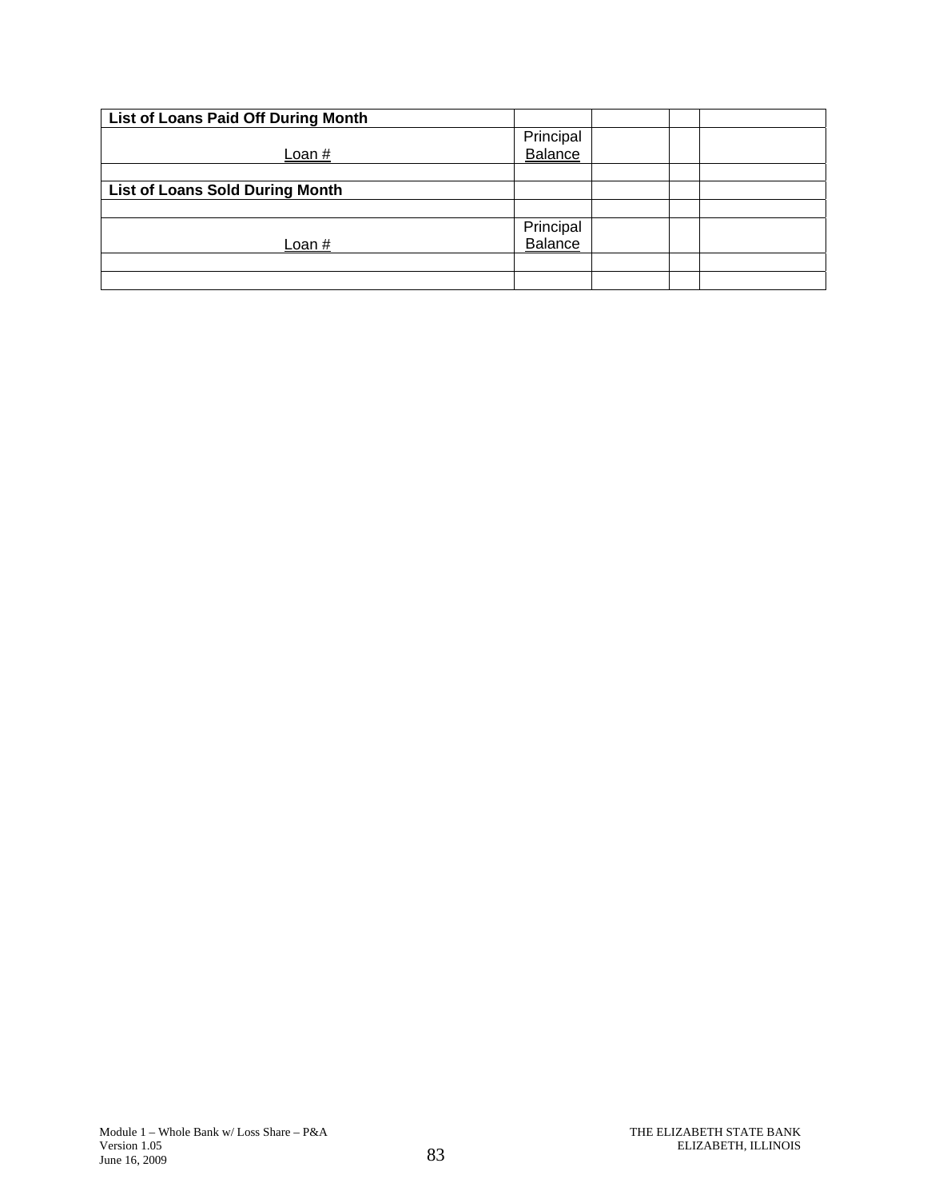| List of Loans Paid Off During Month | | | | |
|---|---|---|---|---|
| Loan # | Principal Balance | | | |
| | | | | |
| **List of Loans Sold During Month** | | | | |
| | | | | |
| Loan # | Principal Balance | | | |
| | | | | |
| | | | | |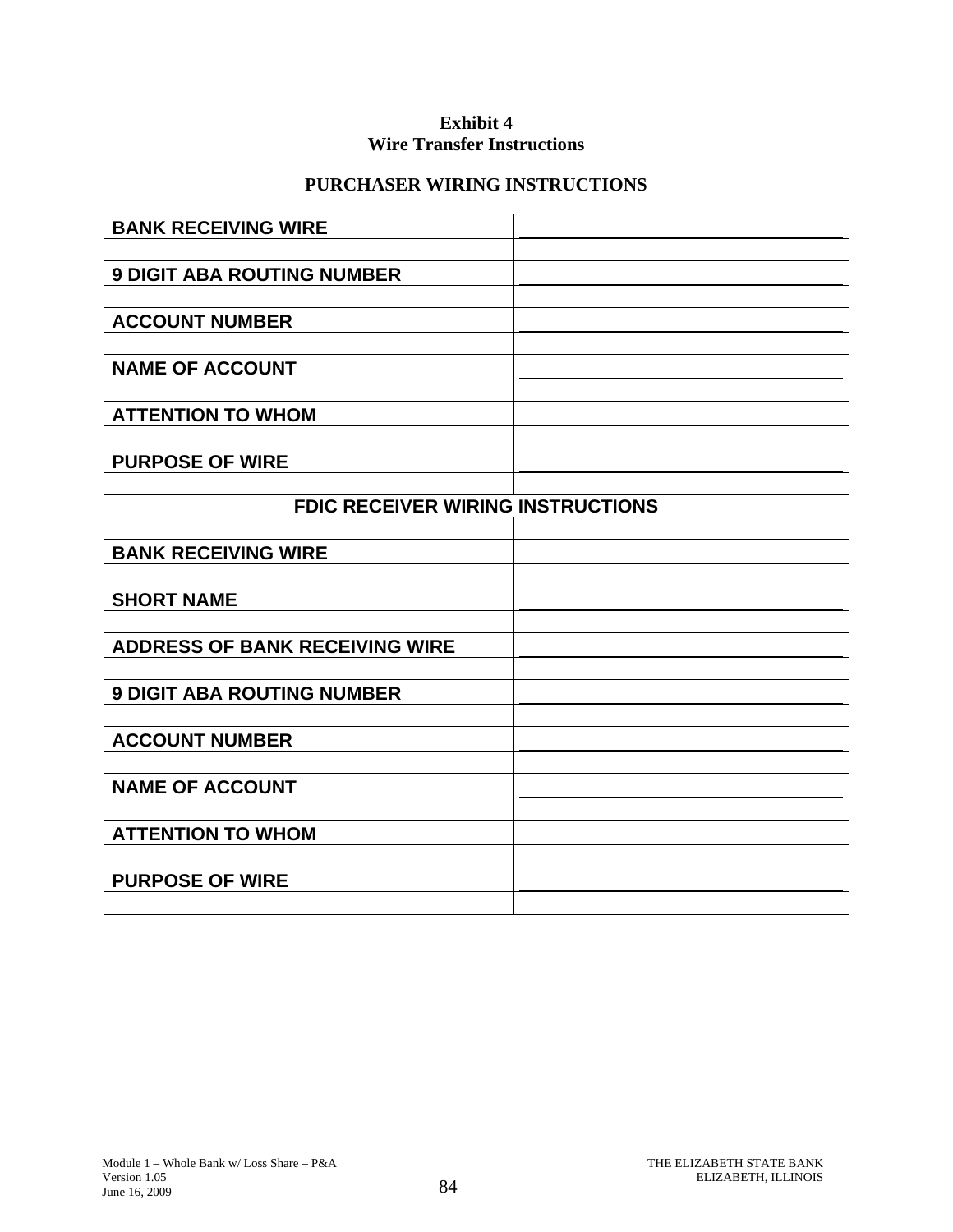**Exhibit 4**
**Wire Transfer Instructions**

**PURCHASER WIRING INSTRUCTIONS**

| | |
|---|---|
| **BANK RECEIVING WIRE** | |
| **9 DIGIT ABA ROUTING NUMBER** | |
| **ACCOUNT NUMBER** | |
| **NAME OF ACCOUNT** | |
| **ATTENTION TO WHOM** | |
| **PURPOSE OF WIRE** | |
| **FDIC RECEIVER WIRING INSTRUCTIONS** | |
| **BANK RECEIVING WIRE** | |
| **SHORT NAME** | |
| **ADDRESS OF BANK RECEIVING WIRE** | |
| **9 DIGIT ABA ROUTING NUMBER** | |
| **ACCOUNT NUMBER** | |
| **NAME OF ACCOUNT** | |
| **ATTENTION TO WHOM** | |
| **PURPOSE OF WIRE** | |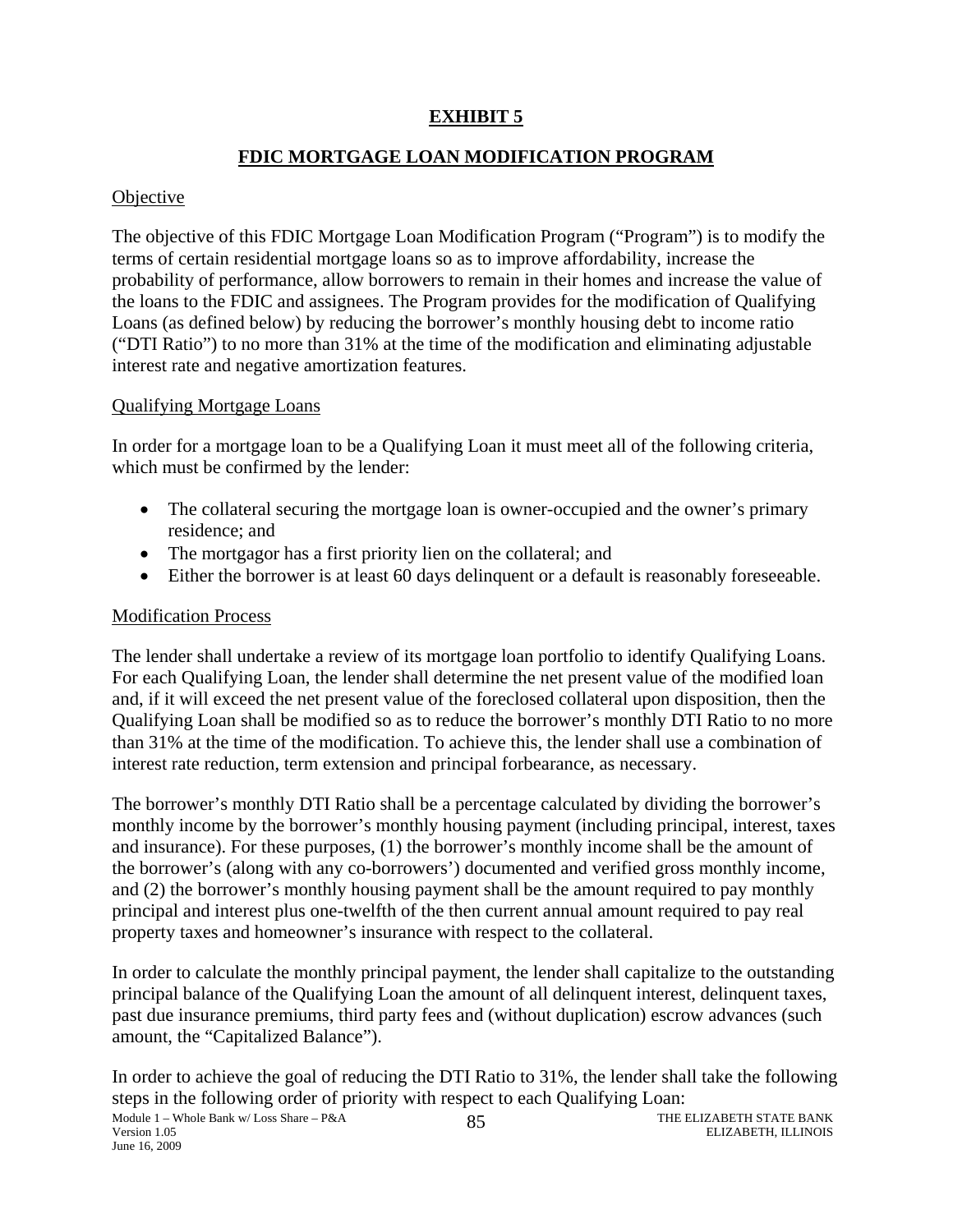# EXHIBIT 5

## FDIC MORTGAGE LOAN MODIFICATION PROGRAM

Objective

The objective of this FDIC Mortgage Loan Modification Program ("Program") is to modify the terms of certain residential mortgage loans so as to improve affordability, increase the probability of performance, allow borrowers to remain in their homes and increase the value of the loans to the FDIC and assignees. The Program provides for the modification of Qualifying Loans (as defined below) by reducing the borrower's monthly housing debt to income ratio ("DTI Ratio") to no more than 31% at the time of the modification and eliminating adjustable interest rate and negative amortization features.

Qualifying Mortgage Loans

In order for a mortgage loan to be a Qualifying Loan it must meet all of the following criteria, which must be confirmed by the lender:

- The collateral securing the mortgage loan is owner-occupied and the owner's primary residence; and
- The mortgagor has a first priority lien on the collateral; and
- Either the borrower is at least 60 days delinquent or a default is reasonably foreseeable.

Modification Process

The lender shall undertake a review of its mortgage loan portfolio to identify Qualifying Loans. For each Qualifying Loan, the lender shall determine the net present value of the modified loan and, if it will exceed the net present value of the foreclosed collateral upon disposition, then the Qualifying Loan shall be modified so as to reduce the borrower's monthly DTI Ratio to no more than 31% at the time of the modification. To achieve this, the lender shall use a combination of interest rate reduction, term extension and principal forbearance, as necessary.

The borrower's monthly DTI Ratio shall be a percentage calculated by dividing the borrower's monthly income by the borrower's monthly housing payment (including principal, interest, taxes and insurance). For these purposes, (1) the borrower's monthly income shall be the amount of the borrower's (along with any co-borrowers') documented and verified gross monthly income, and (2) the borrower's monthly housing payment shall be the amount required to pay monthly principal and interest plus one-twelfth of the then current annual amount required to pay real property taxes and homeowner's insurance with respect to the collateral.

In order to calculate the monthly principal payment, the lender shall capitalize to the outstanding principal balance of the Qualifying Loan the amount of all delinquent interest, delinquent taxes, past due insurance premiums, third party fees and (without duplication) escrow advances (such amount, the "Capitalized Balance").

In order to achieve the goal of reducing the DTI Ratio to 31%, the lender shall take the following steps in the following order of priority with respect to each Qualifying Loan: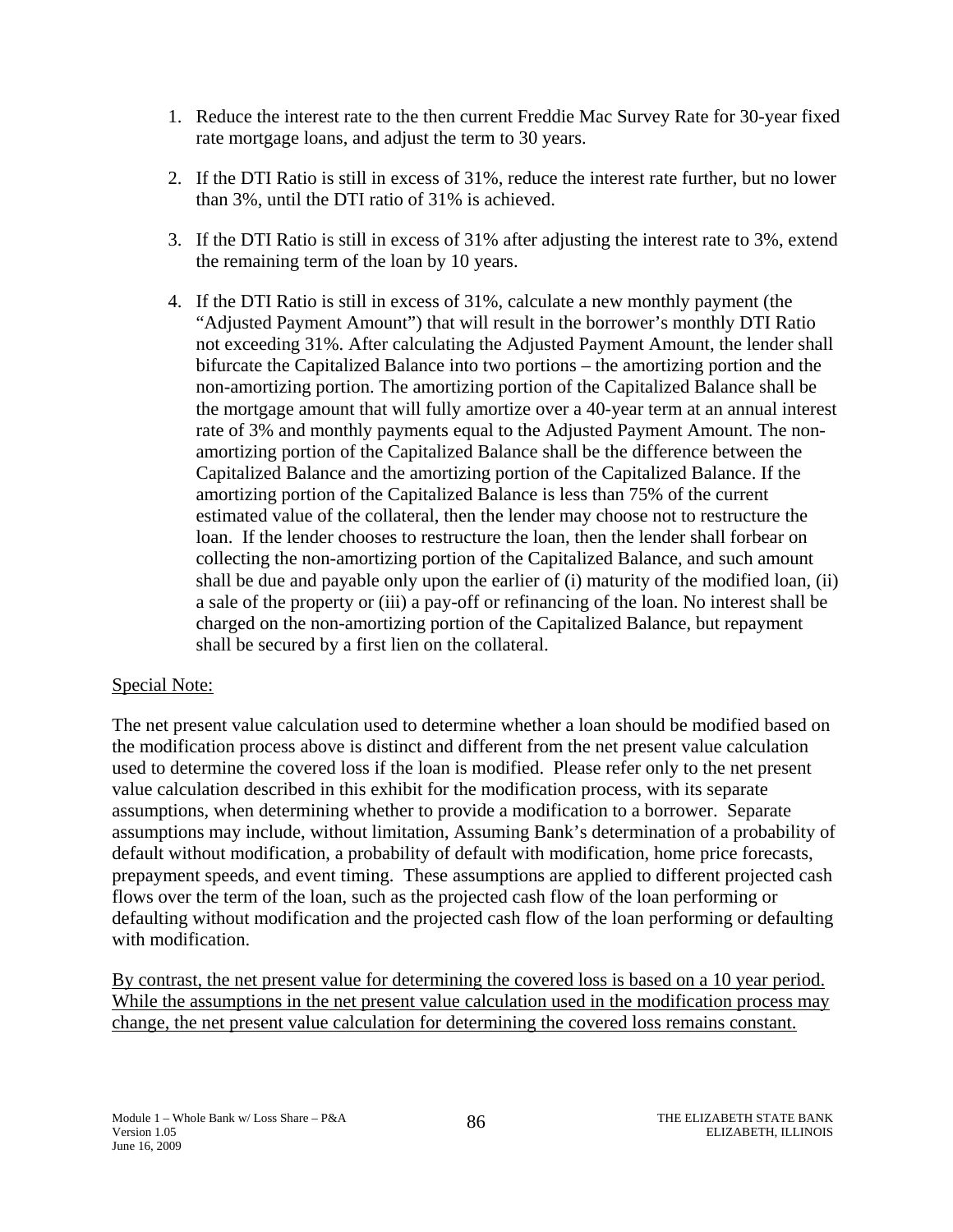1. Reduce the interest rate to the then current Freddie Mac Survey Rate for 30-year fixed rate mortgage loans, and adjust the term to 30 years.

2. If the DTI Ratio is still in excess of 31%, reduce the interest rate further, but no lower than 3%, until the DTI ratio of 31% is achieved.

3. If the DTI Ratio is still in excess of 31% after adjusting the interest rate to 3%, extend the remaining term of the loan by 10 years.

4. If the DTI Ratio is still in excess of 31%, calculate a new monthly payment (the "Adjusted Payment Amount") that will result in the borrower's monthly DTI Ratio not exceeding 31%. After calculating the Adjusted Payment Amount, the lender shall bifurcate the Capitalized Balance into two portions – the amortizing portion and the non-amortizing portion. The amortizing portion of the Capitalized Balance shall be the mortgage amount that will fully amortize over a 40-year term at an annual interest rate of 3% and monthly payments equal to the Adjusted Payment Amount. The non-amortizing portion of the Capitalized Balance shall be the difference between the Capitalized Balance and the amortizing portion of the Capitalized Balance. If the amortizing portion of the Capitalized Balance is less than 75% of the current estimated value of the collateral, then the lender may choose not to restructure the loan. If the lender chooses to restructure the loan, then the lender shall forbear on collecting the non-amortizing portion of the Capitalized Balance, and such amount shall be due and payable only upon the earlier of (i) maturity of the modified loan, (ii) a sale of the property or (iii) a pay-off or refinancing of the loan. No interest shall be charged on the non-amortizing portion of the Capitalized Balance, but repayment shall be secured by a first lien on the collateral.

<u>Special Note:</u>

The net present value calculation used to determine whether a loan should be modified based on the modification process above is distinct and different from the net present value calculation used to determine the covered loss if the loan is modified. Please refer only to the net present value calculation described in this exhibit for the modification process, with its separate assumptions, when determining whether to provide a modification to a borrower. Separate assumptions may include, without limitation, Assuming Bank's determination of a probability of default without modification, a probability of default with modification, home price forecasts, prepayment speeds, and event timing. These assumptions are applied to different projected cash flows over the term of the loan, such as the projected cash flow of the loan performing or defaulting without modification and the projected cash flow of the loan performing or defaulting with modification.

<u>By contrast, the net present value for determining the covered loss is based on a 10 year period. While the assumptions in the net present value calculation used in the modification process may change, the net present value calculation for determining the covered loss remains constant.</u>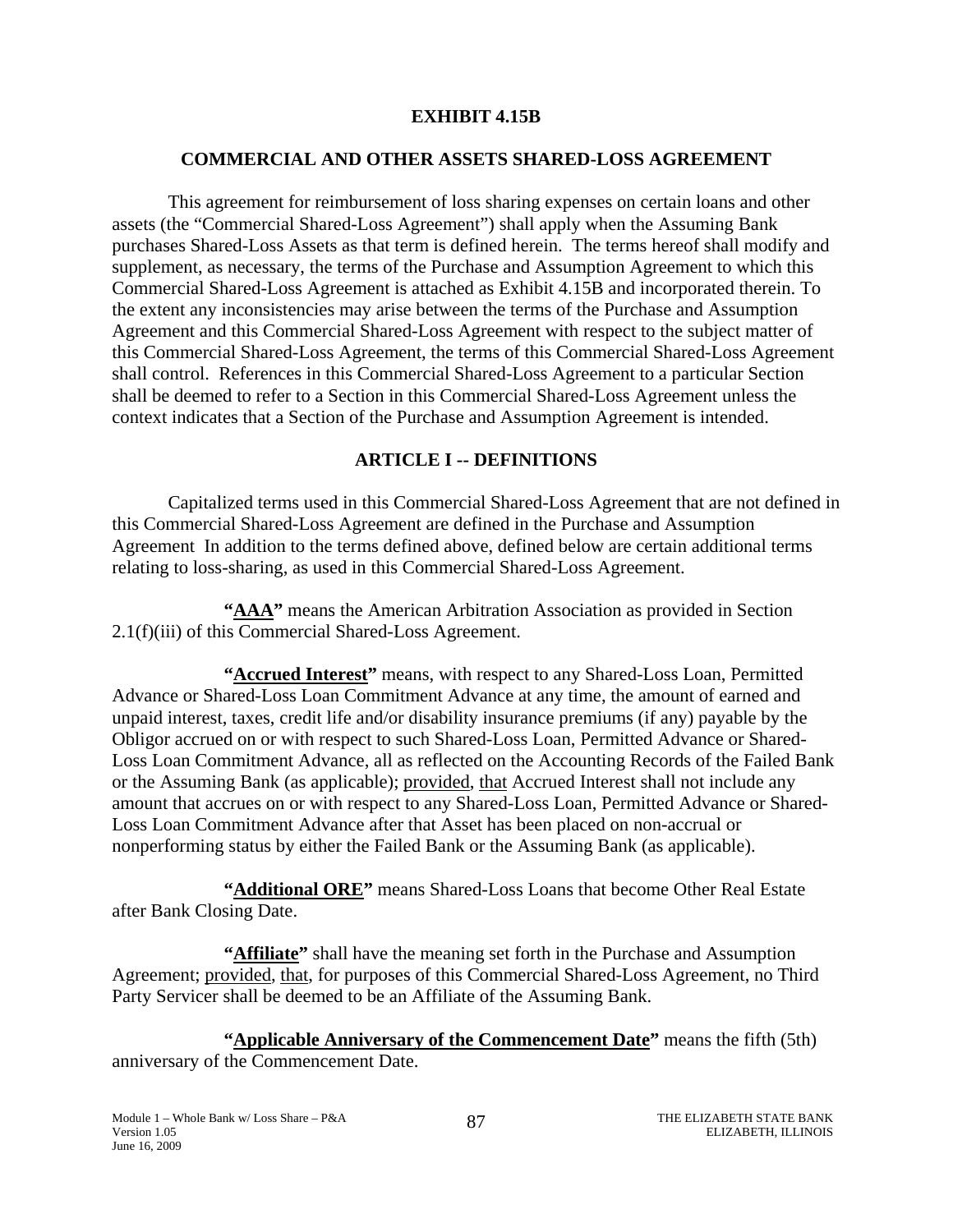# EXHIBIT 4.15B

## COMMERCIAL AND OTHER ASSETS SHARED-LOSS AGREEMENT

This agreement for reimbursement of loss sharing expenses on certain loans and other assets (the "Commercial Shared-Loss Agreement") shall apply when the Assuming Bank purchases Shared-Loss Assets as that term is defined herein. The terms hereof shall modify and supplement, as necessary, the terms of the Purchase and Assumption Agreement to which this Commercial Shared-Loss Agreement is attached as Exhibit 4.15B and incorporated therein. To the extent any inconsistencies may arise between the terms of the Purchase and Assumption Agreement and this Commercial Shared-Loss Agreement with respect to the subject matter of this Commercial Shared-Loss Agreement, the terms of this Commercial Shared-Loss Agreement shall control. References in this Commercial Shared-Loss Agreement to a particular Section shall be deemed to refer to a Section in this Commercial Shared-Loss Agreement unless the context indicates that a Section of the Purchase and Assumption Agreement is intended.

## ARTICLE I -- DEFINITIONS

Capitalized terms used in this Commercial Shared-Loss Agreement that are not defined in this Commercial Shared-Loss Agreement are defined in the Purchase and Assumption Agreement In addition to the terms defined above, defined below are certain additional terms relating to loss-sharing, as used in this Commercial Shared-Loss Agreement.

**"AAA"** means the American Arbitration Association as provided in Section 2.1(f)(iii) of this Commercial Shared-Loss Agreement.

**"Accrued Interest"** means, with respect to any Shared-Loss Loan, Permitted Advance or Shared-Loss Loan Commitment Advance at any time, the amount of earned and unpaid interest, taxes, credit life and/or disability insurance premiums (if any) payable by the Obligor accrued on or with respect to such Shared-Loss Loan, Permitted Advance or Shared-Loss Loan Commitment Advance, all as reflected on the Accounting Records of the Failed Bank or the Assuming Bank (as applicable); provided, that Accrued Interest shall not include any amount that accrues on or with respect to any Shared-Loss Loan, Permitted Advance or Shared-Loss Loan Commitment Advance after that Asset has been placed on non-accrual or nonperforming status by either the Failed Bank or the Assuming Bank (as applicable).

**"Additional ORE"** means Shared-Loss Loans that become Other Real Estate after Bank Closing Date.

**"Affiliate"** shall have the meaning set forth in the Purchase and Assumption Agreement; provided, that, for purposes of this Commercial Shared-Loss Agreement, no Third Party Servicer shall be deemed to be an Affiliate of the Assuming Bank.

**"Applicable Anniversary of the Commencement Date"** means the fifth (5th) anniversary of the Commencement Date.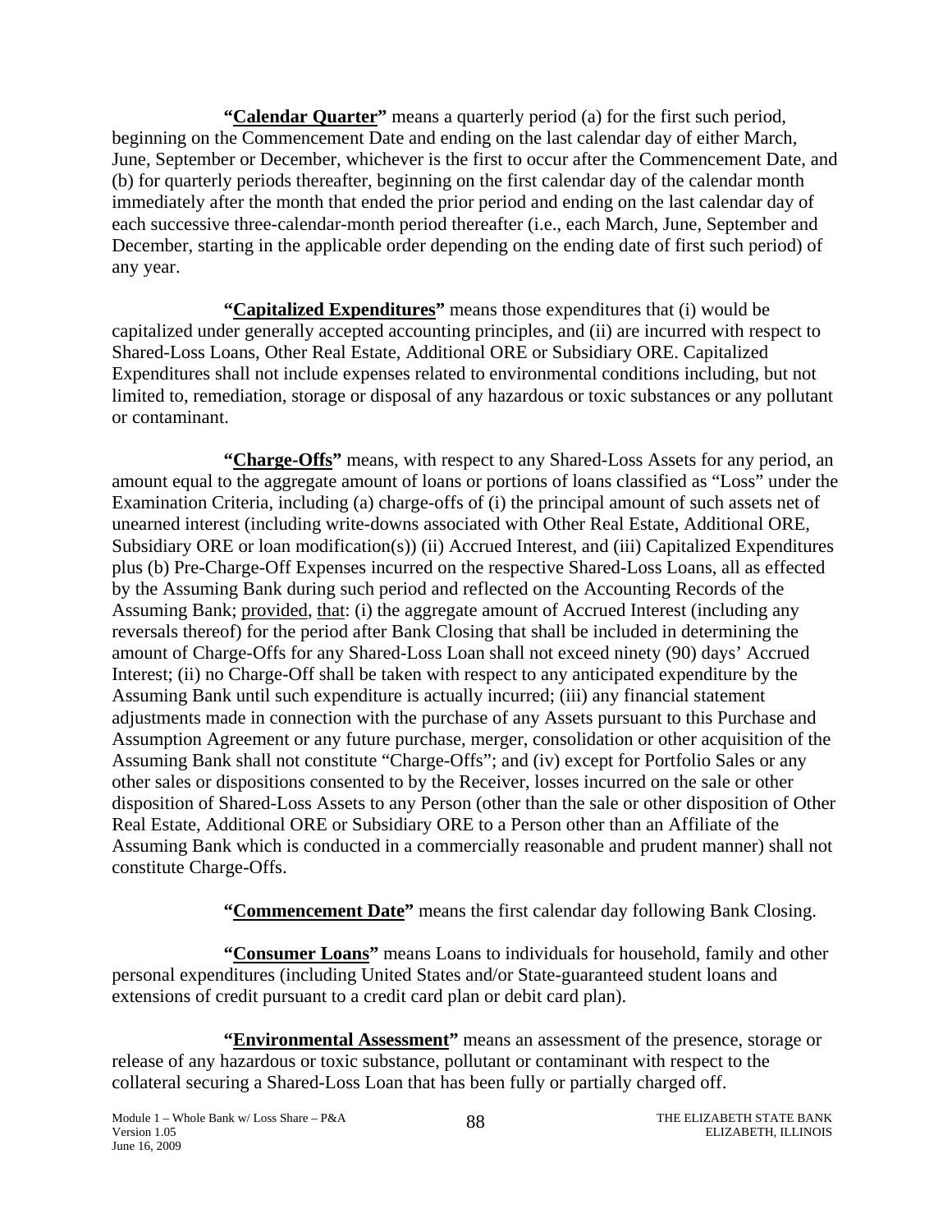**"<u>Calendar Quarter</u>"** means a quarterly period (a) for the first such period, beginning on the Commencement Date and ending on the last calendar day of either March, June, September or December, whichever is the first to occur after the Commencement Date, and (b) for quarterly periods thereafter, beginning on the first calendar day of the calendar month immediately after the month that ended the prior period and ending on the last calendar day of each successive three-calendar-month period thereafter (i.e., each March, June, September and December, starting in the applicable order depending on the ending date of first such period) of any year.

**"<u>Capitalized Expenditures</u>"** means those expenditures that (i) would be capitalized under generally accepted accounting principles, and (ii) are incurred with respect to Shared-Loss Loans, Other Real Estate, Additional ORE or Subsidiary ORE. Capitalized Expenditures shall not include expenses related to environmental conditions including, but not limited to, remediation, storage or disposal of any hazardous or toxic substances or any pollutant or contaminant.

**"<u>Charge-Offs</u>"** means, with respect to any Shared-Loss Assets for any period, an amount equal to the aggregate amount of loans or portions of loans classified as "Loss" under the Examination Criteria, including (a) charge-offs of (i) the principal amount of such assets net of unearned interest (including write-downs associated with Other Real Estate, Additional ORE, Subsidiary ORE or loan modification(s)) (ii) Accrued Interest, and (iii) Capitalized Expenditures plus (b) Pre-Charge-Off Expenses incurred on the respective Shared-Loss Loans, all as effected by the Assuming Bank during such period and reflected on the Accounting Records of the Assuming Bank; <u>provided</u>, <u>that</u>: (i) the aggregate amount of Accrued Interest (including any reversals thereof) for the period after Bank Closing that shall be included in determining the amount of Charge-Offs for any Shared-Loss Loan shall not exceed ninety (90) days' Accrued Interest; (ii) no Charge-Off shall be taken with respect to any anticipated expenditure by the Assuming Bank until such expenditure is actually incurred; (iii) any financial statement adjustments made in connection with the purchase of any Assets pursuant to this Purchase and Assumption Agreement or any future purchase, merger, consolidation or other acquisition of the Assuming Bank shall not constitute "Charge-Offs"; and (iv) except for Portfolio Sales or any other sales or dispositions consented to by the Receiver, losses incurred on the sale or other disposition of Shared-Loss Assets to any Person (other than the sale or other disposition of Other Real Estate, Additional ORE or Subsidiary ORE to a Person other than an Affiliate of the Assuming Bank which is conducted in a commercially reasonable and prudent manner) shall not constitute Charge-Offs.

**"<u>Commencement Date</u>"** means the first calendar day following Bank Closing.

**"<u>Consumer Loans</u>"** means Loans to individuals for household, family and other personal expenditures (including United States and/or State-guaranteed student loans and extensions of credit pursuant to a credit card plan or debit card plan).

**"<u>Environmental Assessment</u>"** means an assessment of the presence, storage or release of any hazardous or toxic substance, pollutant or contaminant with respect to the collateral securing a Shared-Loss Loan that has been fully or partially charged off.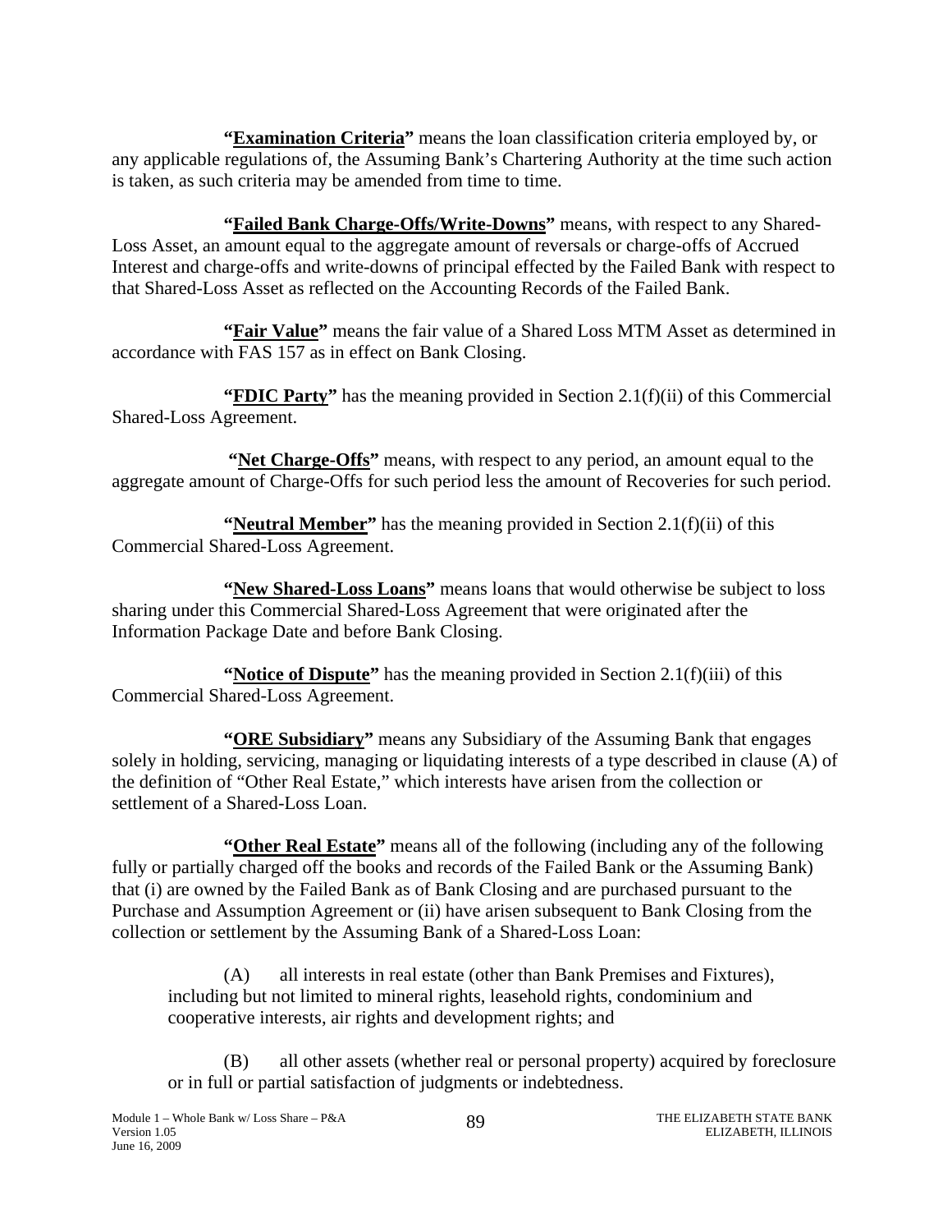**"Examination Criteria"** means the loan classification criteria employed by, or any applicable regulations of, the Assuming Bank's Chartering Authority at the time such action is taken, as such criteria may be amended from time to time.

**"Failed Bank Charge-Offs/Write-Downs"** means, with respect to any Shared-Loss Asset, an amount equal to the aggregate amount of reversals or charge-offs of Accrued Interest and charge-offs and write-downs of principal effected by the Failed Bank with respect to that Shared-Loss Asset as reflected on the Accounting Records of the Failed Bank.

**"Fair Value"** means the fair value of a Shared Loss MTM Asset as determined in accordance with FAS 157 as in effect on Bank Closing.

**"FDIC Party"** has the meaning provided in Section 2.1(f)(ii) of this Commercial Shared-Loss Agreement.

**"Net Charge-Offs"** means, with respect to any period, an amount equal to the aggregate amount of Charge-Offs for such period less the amount of Recoveries for such period.

**"Neutral Member"** has the meaning provided in Section 2.1(f)(ii) of this Commercial Shared-Loss Agreement.

**"New Shared-Loss Loans"** means loans that would otherwise be subject to loss sharing under this Commercial Shared-Loss Agreement that were originated after the Information Package Date and before Bank Closing.

**"Notice of Dispute"** has the meaning provided in Section 2.1(f)(iii) of this Commercial Shared-Loss Agreement.

**"ORE Subsidiary"** means any Subsidiary of the Assuming Bank that engages solely in holding, servicing, managing or liquidating interests of a type described in clause (A) of the definition of "Other Real Estate," which interests have arisen from the collection or settlement of a Shared-Loss Loan.

**"Other Real Estate"** means all of the following (including any of the following fully or partially charged off the books and records of the Failed Bank or the Assuming Bank) that (i) are owned by the Failed Bank as of Bank Closing and are purchased pursuant to the Purchase and Assumption Agreement or (ii) have arisen subsequent to Bank Closing from the collection or settlement by the Assuming Bank of a Shared-Loss Loan:

(A) all interests in real estate (other than Bank Premises and Fixtures), including but not limited to mineral rights, leasehold rights, condominium and cooperative interests, air rights and development rights; and

(B) all other assets (whether real or personal property) acquired by foreclosure or in full or partial satisfaction of judgments or indebtedness.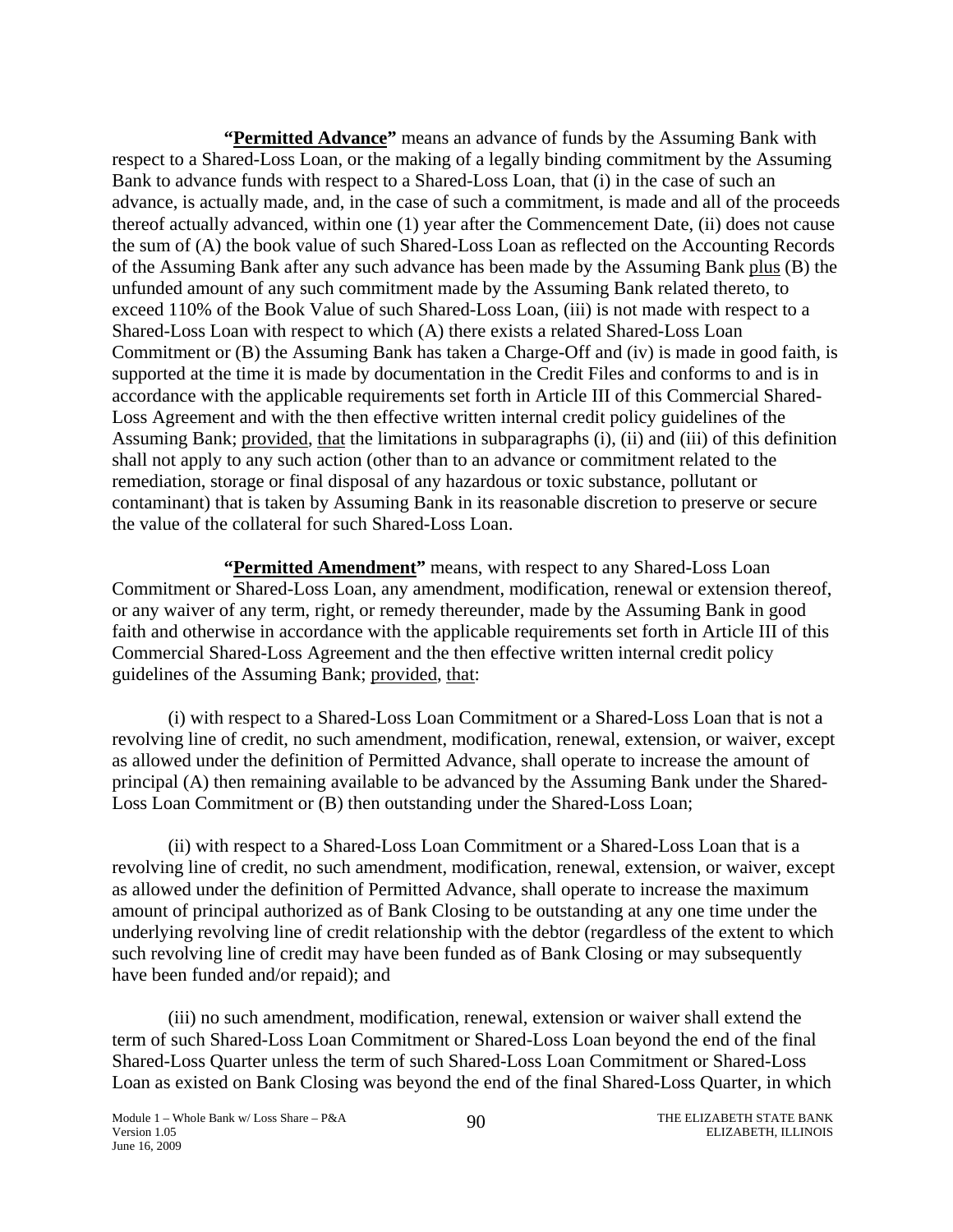**"<u>Permitted Advance</u>"** means an advance of funds by the Assuming Bank with respect to a Shared-Loss Loan, or the making of a legally binding commitment by the Assuming Bank to advance funds with respect to a Shared-Loss Loan, that (i) in the case of such an advance, is actually made, and, in the case of such a commitment, is made and all of the proceeds thereof actually advanced, within one (1) year after the Commencement Date, (ii) does not cause the sum of (A) the book value of such Shared-Loss Loan as reflected on the Accounting Records of the Assuming Bank after any such advance has been made by the Assuming Bank <u>plus</u> (B) the unfunded amount of any such commitment made by the Assuming Bank related thereto, to exceed 110% of the Book Value of such Shared-Loss Loan, (iii) is not made with respect to a Shared-Loss Loan with respect to which (A) there exists a related Shared-Loss Loan Commitment or (B) the Assuming Bank has taken a Charge-Off and (iv) is made in good faith, is supported at the time it is made by documentation in the Credit Files and conforms to and is in accordance with the applicable requirements set forth in Article III of this Commercial Shared-Loss Agreement and with the then effective written internal credit policy guidelines of the Assuming Bank; <u>provided</u>, <u>that</u> the limitations in subparagraphs (i), (ii) and (iii) of this definition shall not apply to any such action (other than to an advance or commitment related to the remediation, storage or final disposal of any hazardous or toxic substance, pollutant or contaminant) that is taken by Assuming Bank in its reasonable discretion to preserve or secure the value of the collateral for such Shared-Loss Loan.

**"<u>Permitted Amendment</u>"** means, with respect to any Shared-Loss Loan Commitment or Shared-Loss Loan, any amendment, modification, renewal or extension thereof, or any waiver of any term, right, or remedy thereunder, made by the Assuming Bank in good faith and otherwise in accordance with the applicable requirements set forth in Article III of this Commercial Shared-Loss Agreement and the then effective written internal credit policy guidelines of the Assuming Bank; <u>provided</u>, <u>that</u>:

(i) with respect to a Shared-Loss Loan Commitment or a Shared-Loss Loan that is not a revolving line of credit, no such amendment, modification, renewal, extension, or waiver, except as allowed under the definition of Permitted Advance, shall operate to increase the amount of principal (A) then remaining available to be advanced by the Assuming Bank under the Shared-Loss Loan Commitment or (B) then outstanding under the Shared-Loss Loan;

(ii) with respect to a Shared-Loss Loan Commitment or a Shared-Loss Loan that is a revolving line of credit, no such amendment, modification, renewal, extension, or waiver, except as allowed under the definition of Permitted Advance, shall operate to increase the maximum amount of principal authorized as of Bank Closing to be outstanding at any one time under the underlying revolving line of credit relationship with the debtor (regardless of the extent to which such revolving line of credit may have been funded as of Bank Closing or may subsequently have been funded and/or repaid); and

(iii) no such amendment, modification, renewal, extension or waiver shall extend the term of such Shared-Loss Loan Commitment or Shared-Loss Loan beyond the end of the final Shared-Loss Quarter unless the term of such Shared-Loss Loan Commitment or Shared-Loss Loan as existed on Bank Closing was beyond the end of the final Shared-Loss Quarter, in which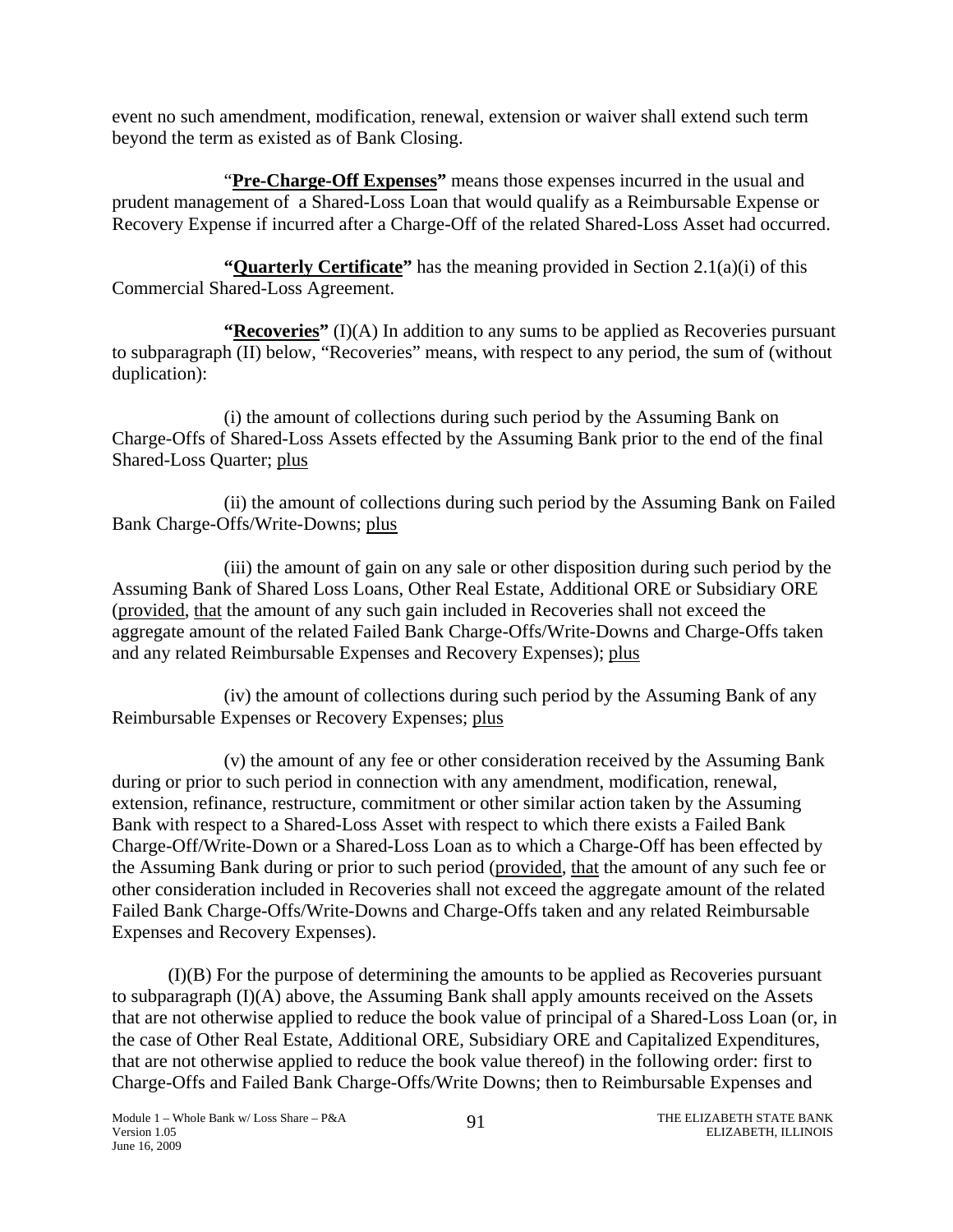event no such amendment, modification, renewal, extension or waiver shall extend such term beyond the term as existed as of Bank Closing.

"**Pre-Charge-Off Expenses**" means those expenses incurred in the usual and prudent management of a Shared-Loss Loan that would qualify as a Reimbursable Expense or Recovery Expense if incurred after a Charge-Off of the related Shared-Loss Asset had occurred.

**"Quarterly Certificate"** has the meaning provided in Section 2.1(a)(i) of this Commercial Shared-Loss Agreement.

**"Recoveries"** (I)(A) In addition to any sums to be applied as Recoveries pursuant to subparagraph (II) below, "Recoveries" means, with respect to any period, the sum of (without duplication):

(i) the amount of collections during such period by the Assuming Bank on Charge-Offs of Shared-Loss Assets effected by the Assuming Bank prior to the end of the final Shared-Loss Quarter; plus

(ii) the amount of collections during such period by the Assuming Bank on Failed Bank Charge-Offs/Write-Downs; plus

(iii) the amount of gain on any sale or other disposition during such period by the Assuming Bank of Shared Loss Loans, Other Real Estate, Additional ORE or Subsidiary ORE (provided, that the amount of any such gain included in Recoveries shall not exceed the aggregate amount of the related Failed Bank Charge-Offs/Write-Downs and Charge-Offs taken and any related Reimbursable Expenses and Recovery Expenses); plus

(iv) the amount of collections during such period by the Assuming Bank of any Reimbursable Expenses or Recovery Expenses; plus

(v) the amount of any fee or other consideration received by the Assuming Bank during or prior to such period in connection with any amendment, modification, renewal, extension, refinance, restructure, commitment or other similar action taken by the Assuming Bank with respect to a Shared-Loss Asset with respect to which there exists a Failed Bank Charge-Off/Write-Down or a Shared-Loss Loan as to which a Charge-Off has been effected by the Assuming Bank during or prior to such period (provided, that the amount of any such fee or other consideration included in Recoveries shall not exceed the aggregate amount of the related Failed Bank Charge-Offs/Write-Downs and Charge-Offs taken and any related Reimbursable Expenses and Recovery Expenses).

(I)(B) For the purpose of determining the amounts to be applied as Recoveries pursuant to subparagraph (I)(A) above, the Assuming Bank shall apply amounts received on the Assets that are not otherwise applied to reduce the book value of principal of a Shared-Loss Loan (or, in the case of Other Real Estate, Additional ORE, Subsidiary ORE and Capitalized Expenditures, that are not otherwise applied to reduce the book value thereof) in the following order: first to Charge-Offs and Failed Bank Charge-Offs/Write Downs; then to Reimbursable Expenses and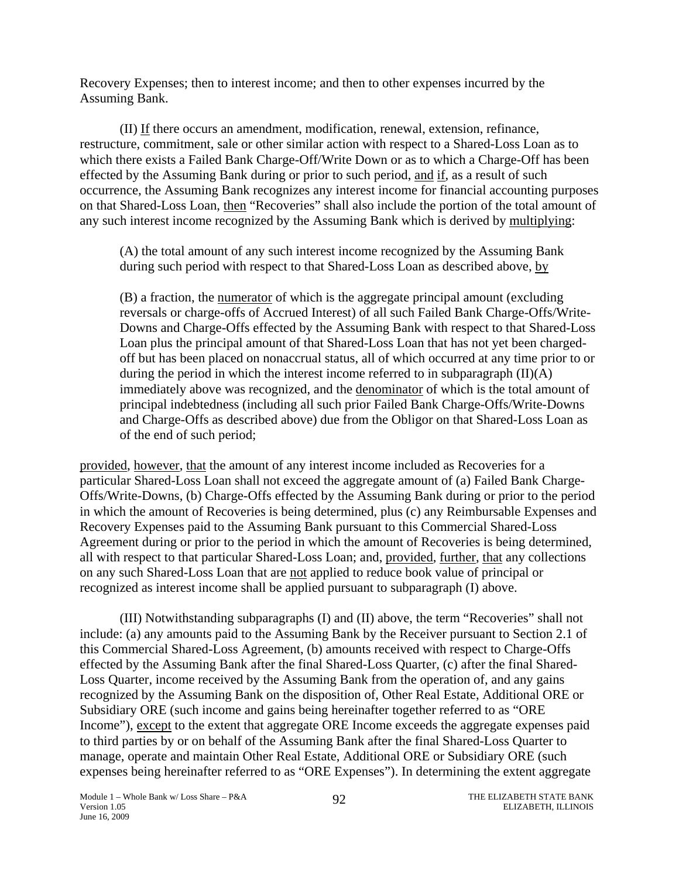Recovery Expenses; then to interest income; and then to other expenses incurred by the Assuming Bank.

(II) If there occurs an amendment, modification, renewal, extension, refinance, restructure, commitment, sale or other similar action with respect to a Shared-Loss Loan as to which there exists a Failed Bank Charge-Off/Write Down or as to which a Charge-Off has been effected by the Assuming Bank during or prior to such period, and if, as a result of such occurrence, the Assuming Bank recognizes any interest income for financial accounting purposes on that Shared-Loss Loan, then "Recoveries" shall also include the portion of the total amount of any such interest income recognized by the Assuming Bank which is derived by multiplying:

> (A) the total amount of any such interest income recognized by the Assuming Bank during such period with respect to that Shared-Loss Loan as described above, by
>
> (B) a fraction, the numerator of which is the aggregate principal amount (excluding reversals or charge-offs of Accrued Interest) of all such Failed Bank Charge-Offs/Write-Downs and Charge-Offs effected by the Assuming Bank with respect to that Shared-Loss Loan plus the principal amount of that Shared-Loss Loan that has not yet been charged-off but has been placed on nonaccrual status, all of which occurred at any time prior to or during the period in which the interest income referred to in subparagraph (II)(A) immediately above was recognized, and the denominator of which is the total amount of principal indebtedness (including all such prior Failed Bank Charge-Offs/Write-Downs and Charge-Offs as described above) due from the Obligor on that Shared-Loss Loan as of the end of such period;

provided, however, that the amount of any interest income included as Recoveries for a particular Shared-Loss Loan shall not exceed the aggregate amount of (a) Failed Bank Charge-Offs/Write-Downs, (b) Charge-Offs effected by the Assuming Bank during or prior to the period in which the amount of Recoveries is being determined, plus (c) any Reimbursable Expenses and Recovery Expenses paid to the Assuming Bank pursuant to this Commercial Shared-Loss Agreement during or prior to the period in which the amount of Recoveries is being determined, all with respect to that particular Shared-Loss Loan; and, provided, further, that any collections on any such Shared-Loss Loan that are not applied to reduce book value of principal or recognized as interest income shall be applied pursuant to subparagraph (I) above.

(III) Notwithstanding subparagraphs (I) and (II) above, the term "Recoveries" shall not include: (a) any amounts paid to the Assuming Bank by the Receiver pursuant to Section 2.1 of this Commercial Shared-Loss Agreement, (b) amounts received with respect to Charge-Offs effected by the Assuming Bank after the final Shared-Loss Quarter, (c) after the final Shared-Loss Quarter, income received by the Assuming Bank from the operation of, and any gains recognized by the Assuming Bank on the disposition of, Other Real Estate, Additional ORE or Subsidiary ORE (such income and gains being hereinafter together referred to as "ORE Income"), except to the extent that aggregate ORE Income exceeds the aggregate expenses paid to third parties by or on behalf of the Assuming Bank after the final Shared-Loss Quarter to manage, operate and maintain Other Real Estate, Additional ORE or Subsidiary ORE (such expenses being hereinafter referred to as "ORE Expenses"). In determining the extent aggregate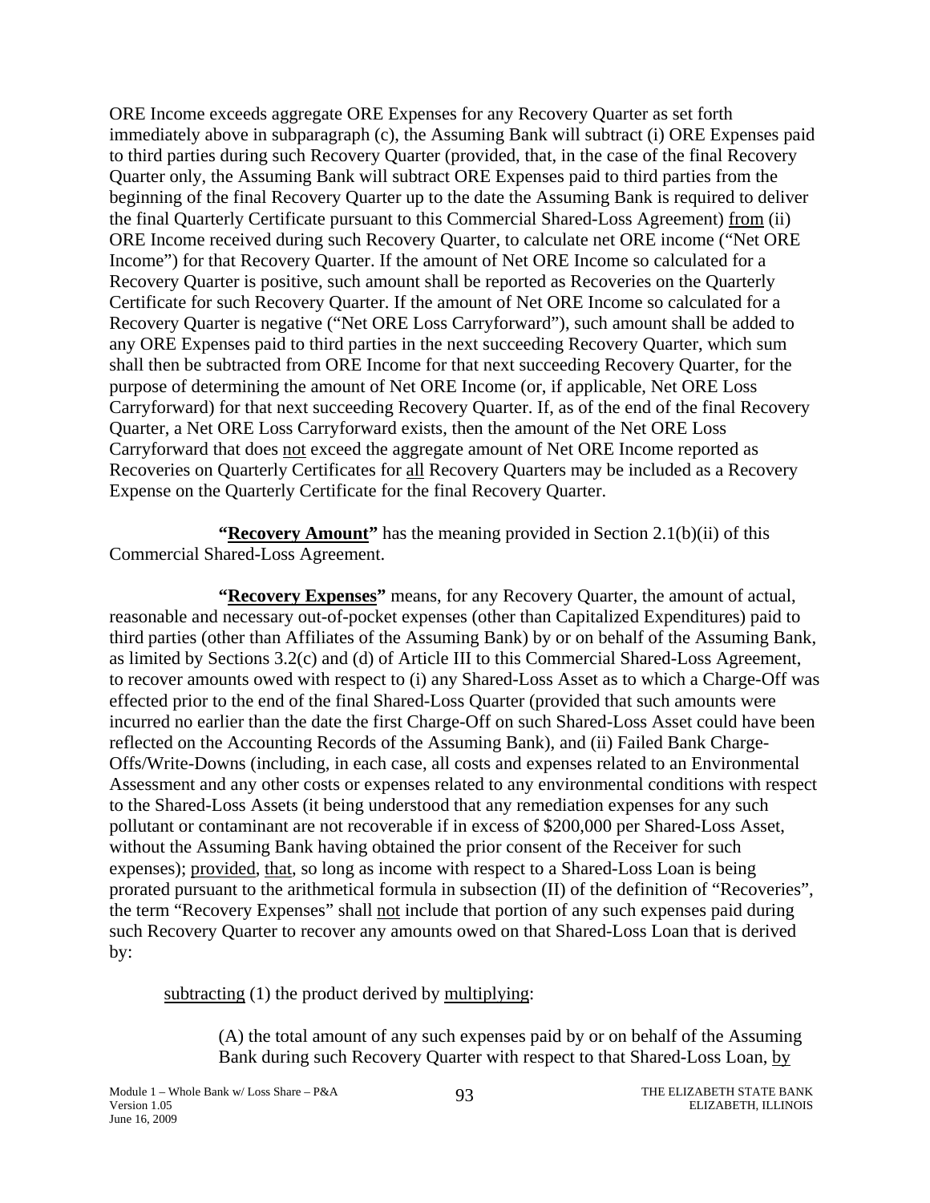ORE Income exceeds aggregate ORE Expenses for any Recovery Quarter as set forth immediately above in subparagraph (c), the Assuming Bank will subtract (i) ORE Expenses paid to third parties during such Recovery Quarter (provided, that, in the case of the final Recovery Quarter only, the Assuming Bank will subtract ORE Expenses paid to third parties from the beginning of the final Recovery Quarter up to the date the Assuming Bank is required to deliver the final Quarterly Certificate pursuant to this Commercial Shared-Loss Agreement) from (ii) ORE Income received during such Recovery Quarter, to calculate net ORE income ("Net ORE Income") for that Recovery Quarter. If the amount of Net ORE Income so calculated for a Recovery Quarter is positive, such amount shall be reported as Recoveries on the Quarterly Certificate for such Recovery Quarter. If the amount of Net ORE Income so calculated for a Recovery Quarter is negative ("Net ORE Loss Carryforward"), such amount shall be added to any ORE Expenses paid to third parties in the next succeeding Recovery Quarter, which sum shall then be subtracted from ORE Income for that next succeeding Recovery Quarter, for the purpose of determining the amount of Net ORE Income (or, if applicable, Net ORE Loss Carryforward) for that next succeeding Recovery Quarter. If, as of the end of the final Recovery Quarter, a Net ORE Loss Carryforward exists, then the amount of the Net ORE Loss Carryforward that does not exceed the aggregate amount of Net ORE Income reported as Recoveries on Quarterly Certificates for all Recovery Quarters may be included as a Recovery Expense on the Quarterly Certificate for the final Recovery Quarter.

**"Recovery Amount"** has the meaning provided in Section 2.1(b)(ii) of this Commercial Shared-Loss Agreement.

**"Recovery Expenses"** means, for any Recovery Quarter, the amount of actual, reasonable and necessary out-of-pocket expenses (other than Capitalized Expenditures) paid to third parties (other than Affiliates of the Assuming Bank) by or on behalf of the Assuming Bank, as limited by Sections 3.2(c) and (d) of Article III to this Commercial Shared-Loss Agreement, to recover amounts owed with respect to (i) any Shared-Loss Asset as to which a Charge-Off was effected prior to the end of the final Shared-Loss Quarter (provided that such amounts were incurred no earlier than the date the first Charge-Off on such Shared-Loss Asset could have been reflected on the Accounting Records of the Assuming Bank), and (ii) Failed Bank Charge-Offs/Write-Downs (including, in each case, all costs and expenses related to an Environmental Assessment and any other costs or expenses related to any environmental conditions with respect to the Shared-Loss Assets (it being understood that any remediation expenses for any such pollutant or contaminant are not recoverable if in excess of $200,000 per Shared-Loss Asset, without the Assuming Bank having obtained the prior consent of the Receiver for such expenses); provided, that, so long as income with respect to a Shared-Loss Loan is being prorated pursuant to the arithmetical formula in subsection (II) of the definition of "Recoveries", the term "Recovery Expenses" shall not include that portion of any such expenses paid during such Recovery Quarter to recover any amounts owed on that Shared-Loss Loan that is derived by:

subtracting (1) the product derived by multiplying:

(A) the total amount of any such expenses paid by or on behalf of the Assuming Bank during such Recovery Quarter with respect to that Shared-Loss Loan, by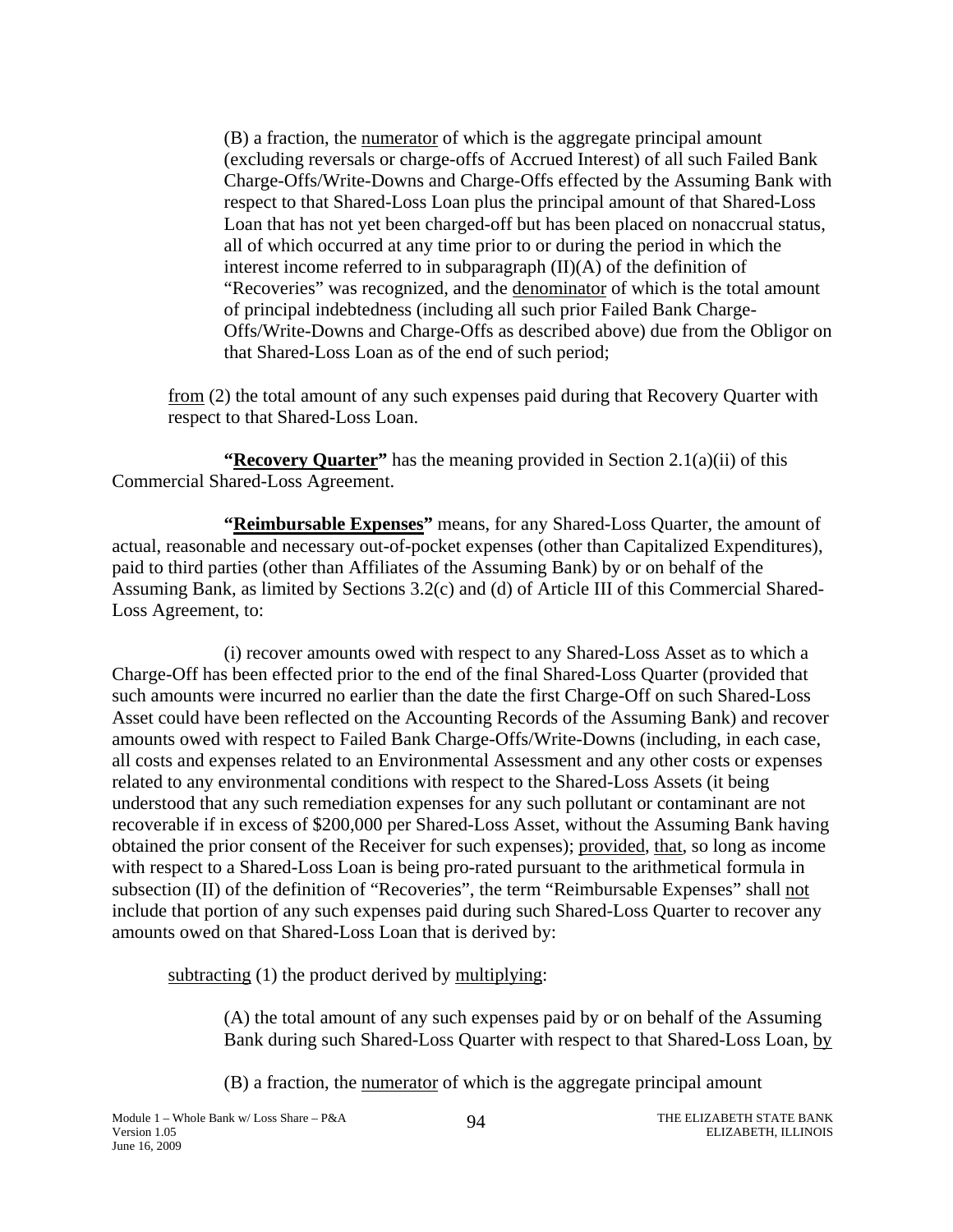(B) a fraction, the <u>numerator</u> of which is the aggregate principal amount (excluding reversals or charge-offs of Accrued Interest) of all such Failed Bank Charge-Offs/Write-Downs and Charge-Offs effected by the Assuming Bank with respect to that Shared-Loss Loan plus the principal amount of that Shared-Loss Loan that has not yet been charged-off but has been placed on nonaccrual status, all of which occurred at any time prior to or during the period in which the interest income referred to in subparagraph (II)(A) of the definition of "Recoveries" was recognized, and the <u>denominator</u> of which is the total amount of principal indebtedness (including all such prior Failed Bank Charge-Offs/Write-Downs and Charge-Offs as described above) due from the Obligor on that Shared-Loss Loan as of the end of such period;

<u>from</u> (2) the total amount of any such expenses paid during that Recovery Quarter with respect to that Shared-Loss Loan.

**"<u>Recovery Quarter</u>"** has the meaning provided in Section 2.1(a)(ii) of this Commercial Shared-Loss Agreement.

**"<u>Reimbursable Expenses</u>"** means, for any Shared-Loss Quarter, the amount of actual, reasonable and necessary out-of-pocket expenses (other than Capitalized Expenditures), paid to third parties (other than Affiliates of the Assuming Bank) by or on behalf of the Assuming Bank, as limited by Sections 3.2(c) and (d) of Article III of this Commercial Shared-Loss Agreement, to:

(i) recover amounts owed with respect to any Shared-Loss Asset as to which a Charge-Off has been effected prior to the end of the final Shared-Loss Quarter (provided that such amounts were incurred no earlier than the date the first Charge-Off on such Shared-Loss Asset could have been reflected on the Accounting Records of the Assuming Bank) and recover amounts owed with respect to Failed Bank Charge-Offs/Write-Downs (including, in each case, all costs and expenses related to an Environmental Assessment and any other costs or expenses related to any environmental conditions with respect to the Shared-Loss Assets (it being understood that any such remediation expenses for any such pollutant or contaminant are not recoverable if in excess of $200,000 per Shared-Loss Asset, without the Assuming Bank having obtained the prior consent of the Receiver for such expenses); <u>provided</u>, <u>that</u>, so long as income with respect to a Shared-Loss Loan is being pro-rated pursuant to the arithmetical formula in subsection (II) of the definition of "Recoveries", the term "Reimbursable Expenses" shall <u>not</u> include that portion of any such expenses paid during such Shared-Loss Quarter to recover any amounts owed on that Shared-Loss Loan that is derived by:

<u>subtracting</u> (1) the product derived by <u>multiplying</u>:

(A) the total amount of any such expenses paid by or on behalf of the Assuming Bank during such Shared-Loss Quarter with respect to that Shared-Loss Loan, <u>by</u>

(B) a fraction, the <u>numerator</u> of which is the aggregate principal amount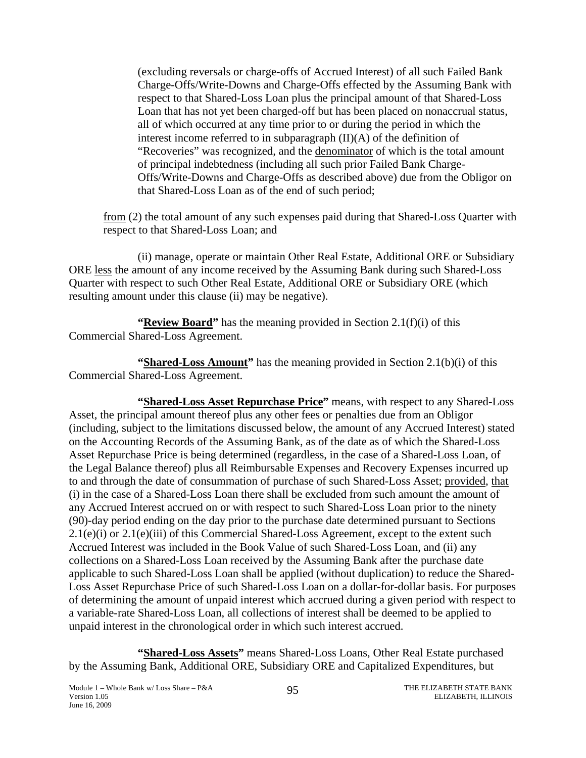(excluding reversals or charge-offs of Accrued Interest) of all such Failed Bank Charge-Offs/Write-Downs and Charge-Offs effected by the Assuming Bank with respect to that Shared-Loss Loan plus the principal amount of that Shared-Loss Loan that has not yet been charged-off but has been placed on nonaccrual status, all of which occurred at any time prior to or during the period in which the interest income referred to in subparagraph (II)(A) of the definition of "Recoveries" was recognized, and the denominator of which is the total amount of principal indebtedness (including all such prior Failed Bank Charge-Offs/Write-Downs and Charge-Offs as described above) due from the Obligor on that Shared-Loss Loan as of the end of such period;

from (2) the total amount of any such expenses paid during that Shared-Loss Quarter with respect to that Shared-Loss Loan; and

(ii) manage, operate or maintain Other Real Estate, Additional ORE or Subsidiary ORE less the amount of any income received by the Assuming Bank during such Shared-Loss Quarter with respect to such Other Real Estate, Additional ORE or Subsidiary ORE (which resulting amount under this clause (ii) may be negative).

**"Review Board"** has the meaning provided in Section 2.1(f)(i) of this Commercial Shared-Loss Agreement.

**"Shared-Loss Amount"** has the meaning provided in Section 2.1(b)(i) of this Commercial Shared-Loss Agreement.

**"Shared-Loss Asset Repurchase Price"** means, with respect to any Shared-Loss Asset, the principal amount thereof plus any other fees or penalties due from an Obligor (including, subject to the limitations discussed below, the amount of any Accrued Interest) stated on the Accounting Records of the Assuming Bank, as of the date as of which the Shared-Loss Asset Repurchase Price is being determined (regardless, in the case of a Shared-Loss Loan, of the Legal Balance thereof) plus all Reimbursable Expenses and Recovery Expenses incurred up to and through the date of consummation of purchase of such Shared-Loss Asset; provided, that (i) in the case of a Shared-Loss Loan there shall be excluded from such amount the amount of any Accrued Interest accrued on or with respect to such Shared-Loss Loan prior to the ninety (90)-day period ending on the day prior to the purchase date determined pursuant to Sections 2.1(e)(i) or 2.1(e)(iii) of this Commercial Shared-Loss Agreement, except to the extent such Accrued Interest was included in the Book Value of such Shared-Loss Loan, and (ii) any collections on a Shared-Loss Loan received by the Assuming Bank after the purchase date applicable to such Shared-Loss Loan shall be applied (without duplication) to reduce the Shared-Loss Asset Repurchase Price of such Shared-Loss Loan on a dollar-for-dollar basis. For purposes of determining the amount of unpaid interest which accrued during a given period with respect to a variable-rate Shared-Loss Loan, all collections of interest shall be deemed to be applied to unpaid interest in the chronological order in which such interest accrued.

**"Shared-Loss Assets"** means Shared-Loss Loans, Other Real Estate purchased by the Assuming Bank, Additional ORE, Subsidiary ORE and Capitalized Expenditures, but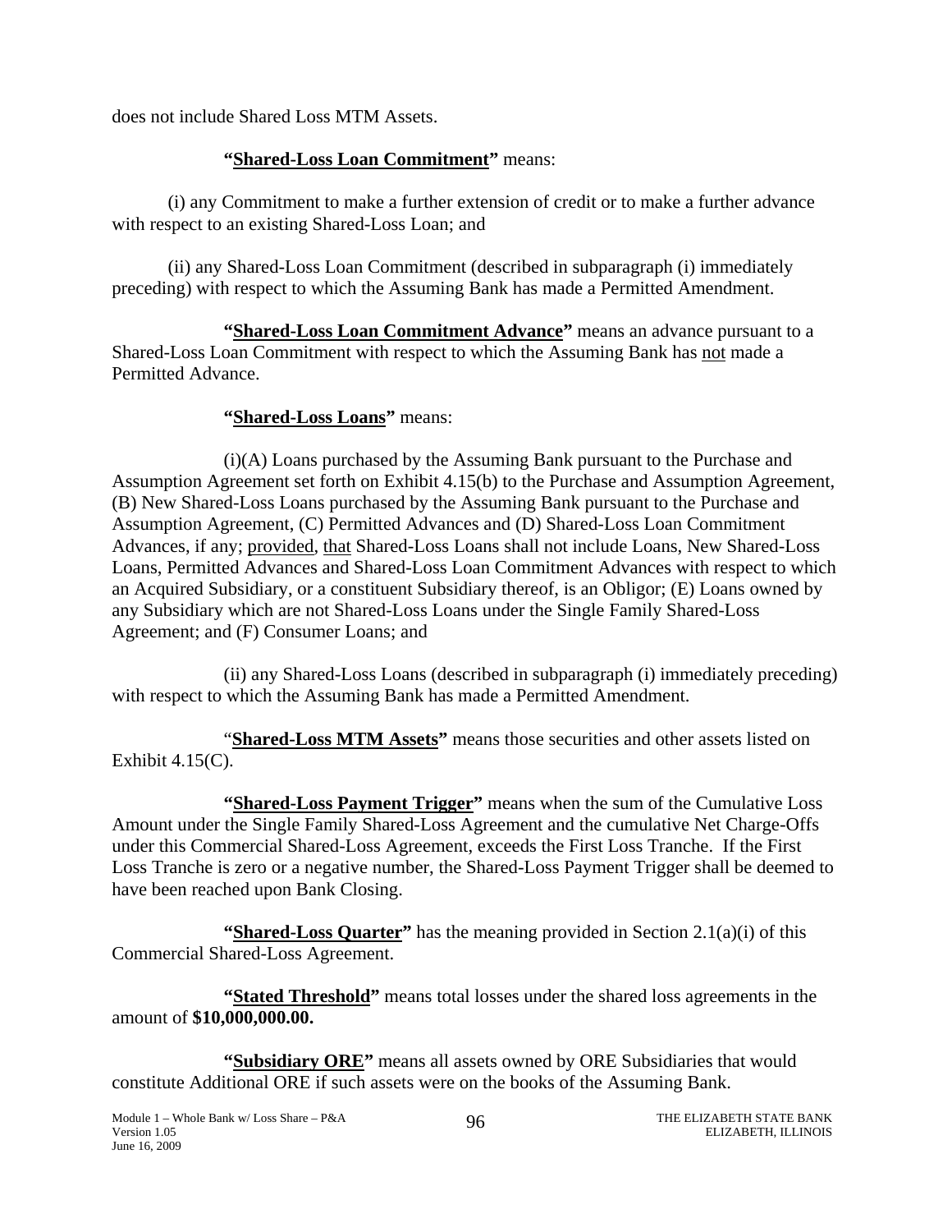does not include Shared Loss MTM Assets.

**"Shared-Loss Loan Commitment"** means:

(i) any Commitment to make a further extension of credit or to make a further advance with respect to an existing Shared-Loss Loan; and

(ii) any Shared-Loss Loan Commitment (described in subparagraph (i) immediately preceding) with respect to which the Assuming Bank has made a Permitted Amendment.

**"Shared-Loss Loan Commitment Advance"** means an advance pursuant to a Shared-Loss Loan Commitment with respect to which the Assuming Bank has not made a Permitted Advance.

**"Shared-Loss Loans"** means:

(i)(A) Loans purchased by the Assuming Bank pursuant to the Purchase and Assumption Agreement set forth on Exhibit 4.15(b) to the Purchase and Assumption Agreement, (B) New Shared-Loss Loans purchased by the Assuming Bank pursuant to the Purchase and Assumption Agreement, (C) Permitted Advances and (D) Shared-Loss Loan Commitment Advances, if any; provided, that Shared-Loss Loans shall not include Loans, New Shared-Loss Loans, Permitted Advances and Shared-Loss Loan Commitment Advances with respect to which an Acquired Subsidiary, or a constituent Subsidiary thereof, is an Obligor; (E) Loans owned by any Subsidiary which are not Shared-Loss Loans under the Single Family Shared-Loss Agreement; and (F) Consumer Loans; and

(ii) any Shared-Loss Loans (described in subparagraph (i) immediately preceding) with respect to which the Assuming Bank has made a Permitted Amendment.

"**Shared-Loss MTM Assets"** means those securities and other assets listed on Exhibit 4.15(C).

**"Shared-Loss Payment Trigger"** means when the sum of the Cumulative Loss Amount under the Single Family Shared-Loss Agreement and the cumulative Net Charge-Offs under this Commercial Shared-Loss Agreement, exceeds the First Loss Tranche. If the First Loss Tranche is zero or a negative number, the Shared-Loss Payment Trigger shall be deemed to have been reached upon Bank Closing.

**"Shared-Loss Quarter"** has the meaning provided in Section 2.1(a)(i) of this Commercial Shared-Loss Agreement.

**"Stated Threshold"** means total losses under the shared loss agreements in the amount of **$10,000,000.00.**

**"Subsidiary ORE"** means all assets owned by ORE Subsidiaries that would constitute Additional ORE if such assets were on the books of the Assuming Bank.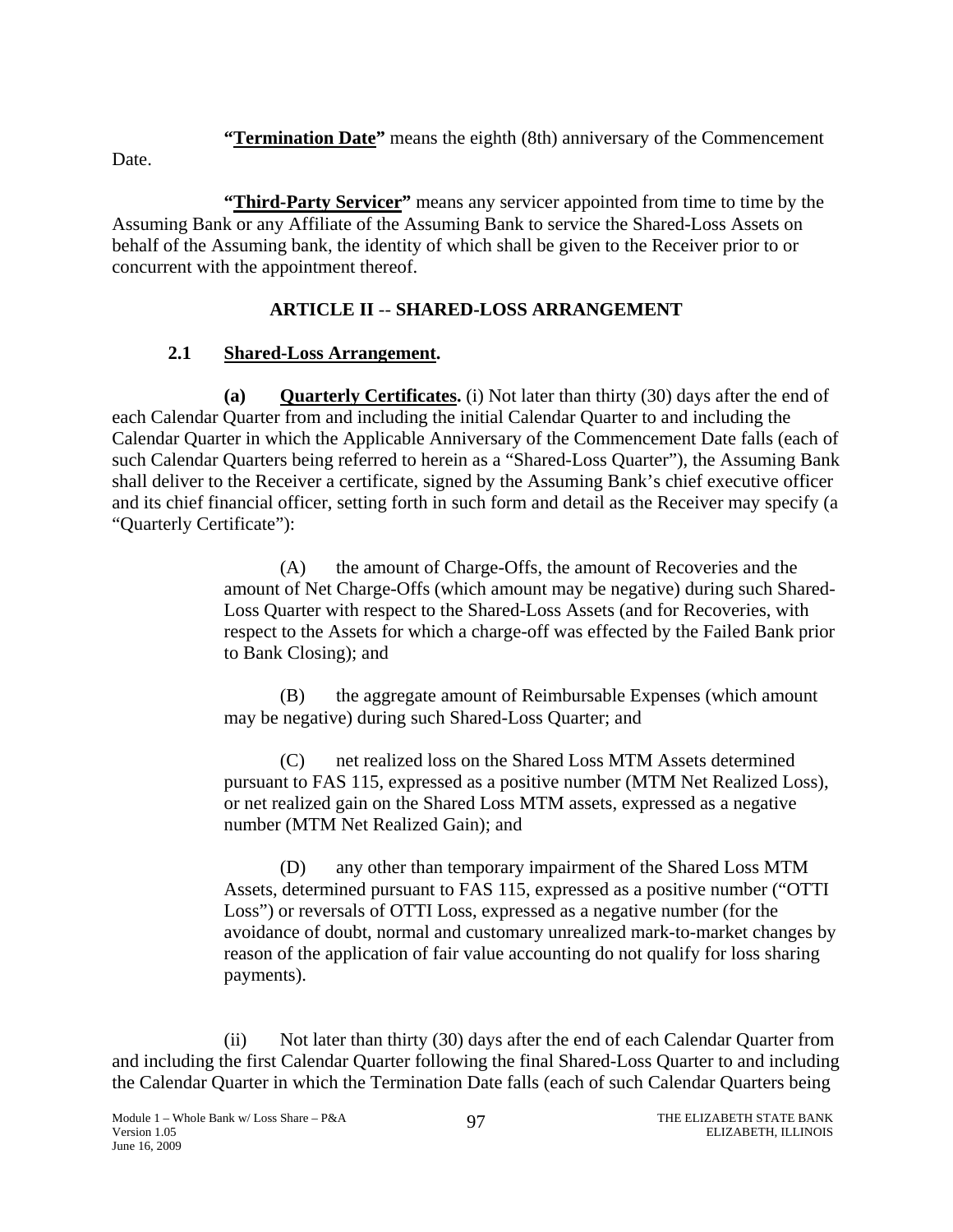**"Termination Date"** means the eighth (8th) anniversary of the Commencement Date.

**"Third-Party Servicer"** means any servicer appointed from time to time by the Assuming Bank or any Affiliate of the Assuming Bank to service the Shared-Loss Assets on behalf of the Assuming bank, the identity of which shall be given to the Receiver prior to or concurrent with the appointment thereof.

## ARTICLE II -- SHARED-LOSS ARRANGEMENT

### 2.1 Shared-Loss Arrangement.

**(a) Quarterly Certificates.** (i) Not later than thirty (30) days after the end of each Calendar Quarter from and including the initial Calendar Quarter to and including the Calendar Quarter in which the Applicable Anniversary of the Commencement Date falls (each of such Calendar Quarters being referred to herein as a "Shared-Loss Quarter"), the Assuming Bank shall deliver to the Receiver a certificate, signed by the Assuming Bank's chief executive officer and its chief financial officer, setting forth in such form and detail as the Receiver may specify (a "Quarterly Certificate"):

(A) the amount of Charge-Offs, the amount of Recoveries and the amount of Net Charge-Offs (which amount may be negative) during such Shared-Loss Quarter with respect to the Shared-Loss Assets (and for Recoveries, with respect to the Assets for which a charge-off was effected by the Failed Bank prior to Bank Closing); and

(B) the aggregate amount of Reimbursable Expenses (which amount may be negative) during such Shared-Loss Quarter; and

(C) net realized loss on the Shared Loss MTM Assets determined pursuant to FAS 115, expressed as a positive number (MTM Net Realized Loss), or net realized gain on the Shared Loss MTM assets, expressed as a negative number (MTM Net Realized Gain); and

(D) any other than temporary impairment of the Shared Loss MTM Assets, determined pursuant to FAS 115, expressed as a positive number ("OTTI Loss") or reversals of OTTI Loss, expressed as a negative number (for the avoidance of doubt, normal and customary unrealized mark-to-market changes by reason of the application of fair value accounting do not qualify for loss sharing payments).

(ii) Not later than thirty (30) days after the end of each Calendar Quarter from and including the first Calendar Quarter following the final Shared-Loss Quarter to and including the Calendar Quarter in which the Termination Date falls (each of such Calendar Quarters being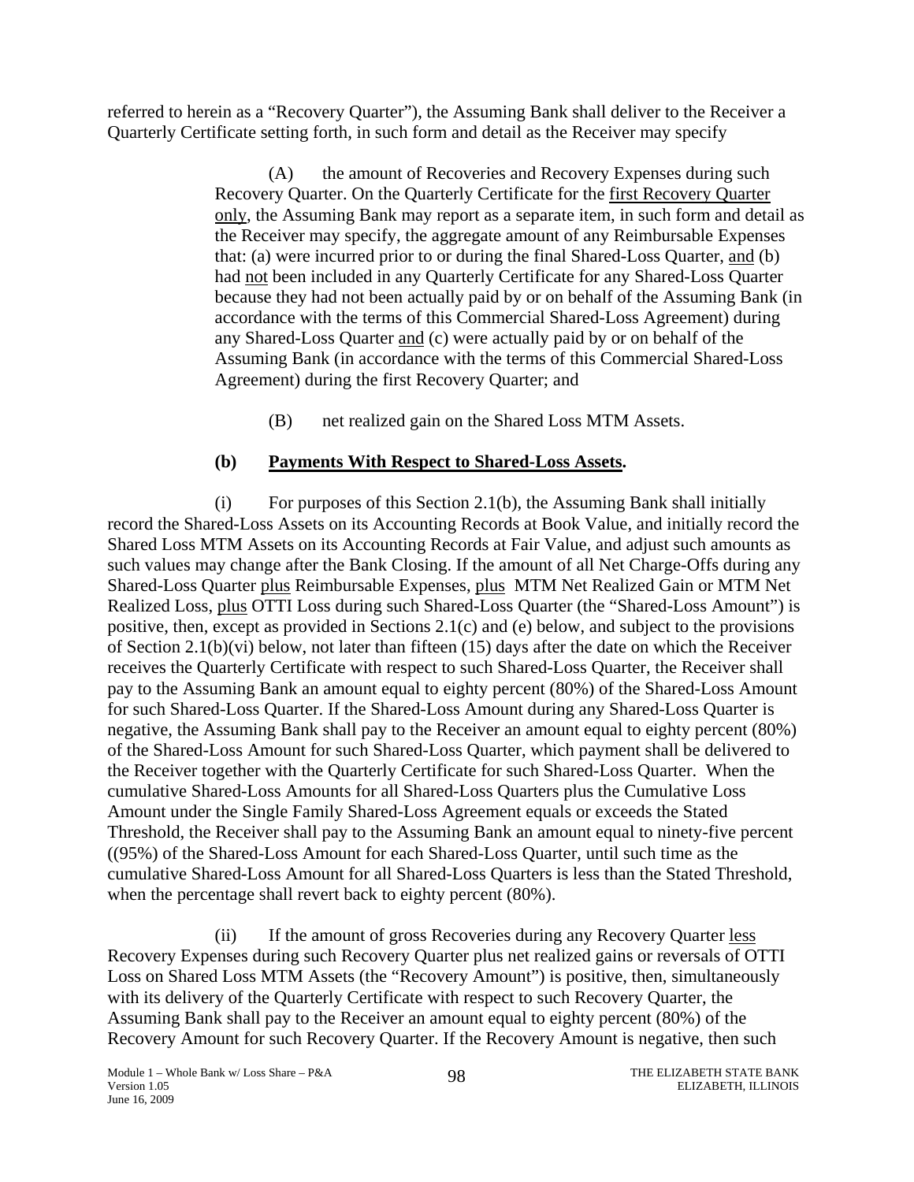referred to herein as a "Recovery Quarter"), the Assuming Bank shall deliver to the Receiver a Quarterly Certificate setting forth, in such form and detail as the Receiver may specify

(A) the amount of Recoveries and Recovery Expenses during such Recovery Quarter. On the Quarterly Certificate for the first Recovery Quarter only, the Assuming Bank may report as a separate item, in such form and detail as the Receiver may specify, the aggregate amount of any Reimbursable Expenses that: (a) were incurred prior to or during the final Shared-Loss Quarter, and (b) had not been included in any Quarterly Certificate for any Shared-Loss Quarter because they had not been actually paid by or on behalf of the Assuming Bank (in accordance with the terms of this Commercial Shared-Loss Agreement) during any Shared-Loss Quarter and (c) were actually paid by or on behalf of the Assuming Bank (in accordance with the terms of this Commercial Shared-Loss Agreement) during the first Recovery Quarter; and

(B) net realized gain on the Shared Loss MTM Assets.

**(b) Payments With Respect to Shared-Loss Assets.**

(i) For purposes of this Section 2.1(b), the Assuming Bank shall initially record the Shared-Loss Assets on its Accounting Records at Book Value, and initially record the Shared Loss MTM Assets on its Accounting Records at Fair Value, and adjust such amounts as such values may change after the Bank Closing. If the amount of all Net Charge-Offs during any Shared-Loss Quarter plus Reimbursable Expenses, plus MTM Net Realized Gain or MTM Net Realized Loss, plus OTTI Loss during such Shared-Loss Quarter (the "Shared-Loss Amount") is positive, then, except as provided in Sections 2.1(c) and (e) below, and subject to the provisions of Section 2.1(b)(vi) below, not later than fifteen (15) days after the date on which the Receiver receives the Quarterly Certificate with respect to such Shared-Loss Quarter, the Receiver shall pay to the Assuming Bank an amount equal to eighty percent (80%) of the Shared-Loss Amount for such Shared-Loss Quarter. If the Shared-Loss Amount during any Shared-Loss Quarter is negative, the Assuming Bank shall pay to the Receiver an amount equal to eighty percent (80%) of the Shared-Loss Amount for such Shared-Loss Quarter, which payment shall be delivered to the Receiver together with the Quarterly Certificate for such Shared-Loss Quarter. When the cumulative Shared-Loss Amounts for all Shared-Loss Quarters plus the Cumulative Loss Amount under the Single Family Shared-Loss Agreement equals or exceeds the Stated Threshold, the Receiver shall pay to the Assuming Bank an amount equal to ninety-five percent ((95%) of the Shared-Loss Amount for each Shared-Loss Quarter, until such time as the cumulative Shared-Loss Amount for all Shared-Loss Quarters is less than the Stated Threshold, when the percentage shall revert back to eighty percent (80%).

(ii) If the amount of gross Recoveries during any Recovery Quarter less Recovery Expenses during such Recovery Quarter plus net realized gains or reversals of OTTI Loss on Shared Loss MTM Assets (the "Recovery Amount") is positive, then, simultaneously with its delivery of the Quarterly Certificate with respect to such Recovery Quarter, the Assuming Bank shall pay to the Receiver an amount equal to eighty percent (80%) of the Recovery Amount for such Recovery Quarter. If the Recovery Amount is negative, then such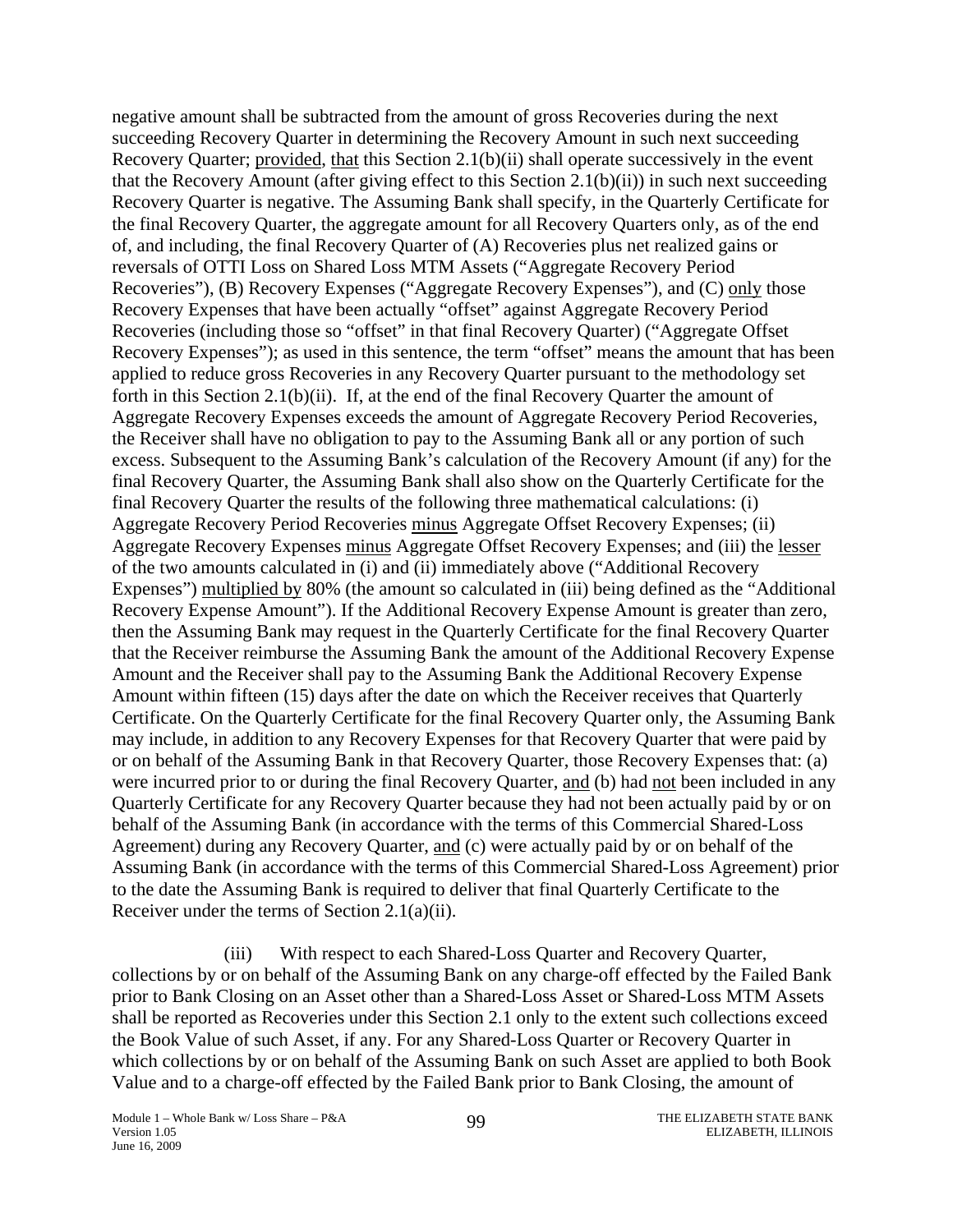negative amount shall be subtracted from the amount of gross Recoveries during the next succeeding Recovery Quarter in determining the Recovery Amount in such next succeeding Recovery Quarter; provided, that this Section 2.1(b)(ii) shall operate successively in the event that the Recovery Amount (after giving effect to this Section 2.1(b)(ii)) in such next succeeding Recovery Quarter is negative. The Assuming Bank shall specify, in the Quarterly Certificate for the final Recovery Quarter, the aggregate amount for all Recovery Quarters only, as of the end of, and including, the final Recovery Quarter of (A) Recoveries plus net realized gains or reversals of OTTI Loss on Shared Loss MTM Assets ("Aggregate Recovery Period Recoveries"), (B) Recovery Expenses ("Aggregate Recovery Expenses"), and (C) only those Recovery Expenses that have been actually "offset" against Aggregate Recovery Period Recoveries (including those so "offset" in that final Recovery Quarter) ("Aggregate Offset Recovery Expenses"); as used in this sentence, the term "offset" means the amount that has been applied to reduce gross Recoveries in any Recovery Quarter pursuant to the methodology set forth in this Section 2.1(b)(ii). If, at the end of the final Recovery Quarter the amount of Aggregate Recovery Expenses exceeds the amount of Aggregate Recovery Period Recoveries, the Receiver shall have no obligation to pay to the Assuming Bank all or any portion of such excess. Subsequent to the Assuming Bank's calculation of the Recovery Amount (if any) for the final Recovery Quarter, the Assuming Bank shall also show on the Quarterly Certificate for the final Recovery Quarter the results of the following three mathematical calculations: (i) Aggregate Recovery Period Recoveries minus Aggregate Offset Recovery Expenses; (ii) Aggregate Recovery Expenses minus Aggregate Offset Recovery Expenses; and (iii) the lesser of the two amounts calculated in (i) and (ii) immediately above ("Additional Recovery Expenses") multiplied by 80% (the amount so calculated in (iii) being defined as the "Additional Recovery Expense Amount"). If the Additional Recovery Expense Amount is greater than zero, then the Assuming Bank may request in the Quarterly Certificate for the final Recovery Quarter that the Receiver reimburse the Assuming Bank the amount of the Additional Recovery Expense Amount and the Receiver shall pay to the Assuming Bank the Additional Recovery Expense Amount within fifteen (15) days after the date on which the Receiver receives that Quarterly Certificate. On the Quarterly Certificate for the final Recovery Quarter only, the Assuming Bank may include, in addition to any Recovery Expenses for that Recovery Quarter that were paid by or on behalf of the Assuming Bank in that Recovery Quarter, those Recovery Expenses that: (a) were incurred prior to or during the final Recovery Quarter, and (b) had not been included in any Quarterly Certificate for any Recovery Quarter because they had not been actually paid by or on behalf of the Assuming Bank (in accordance with the terms of this Commercial Shared-Loss Agreement) during any Recovery Quarter, and (c) were actually paid by or on behalf of the Assuming Bank (in accordance with the terms of this Commercial Shared-Loss Agreement) prior to the date the Assuming Bank is required to deliver that final Quarterly Certificate to the Receiver under the terms of Section 2.1(a)(ii).

(iii) With respect to each Shared-Loss Quarter and Recovery Quarter, collections by or on behalf of the Assuming Bank on any charge-off effected by the Failed Bank prior to Bank Closing on an Asset other than a Shared-Loss Asset or Shared-Loss MTM Assets shall be reported as Recoveries under this Section 2.1 only to the extent such collections exceed the Book Value of such Asset, if any. For any Shared-Loss Quarter or Recovery Quarter in which collections by or on behalf of the Assuming Bank on such Asset are applied to both Book Value and to a charge-off effected by the Failed Bank prior to Bank Closing, the amount of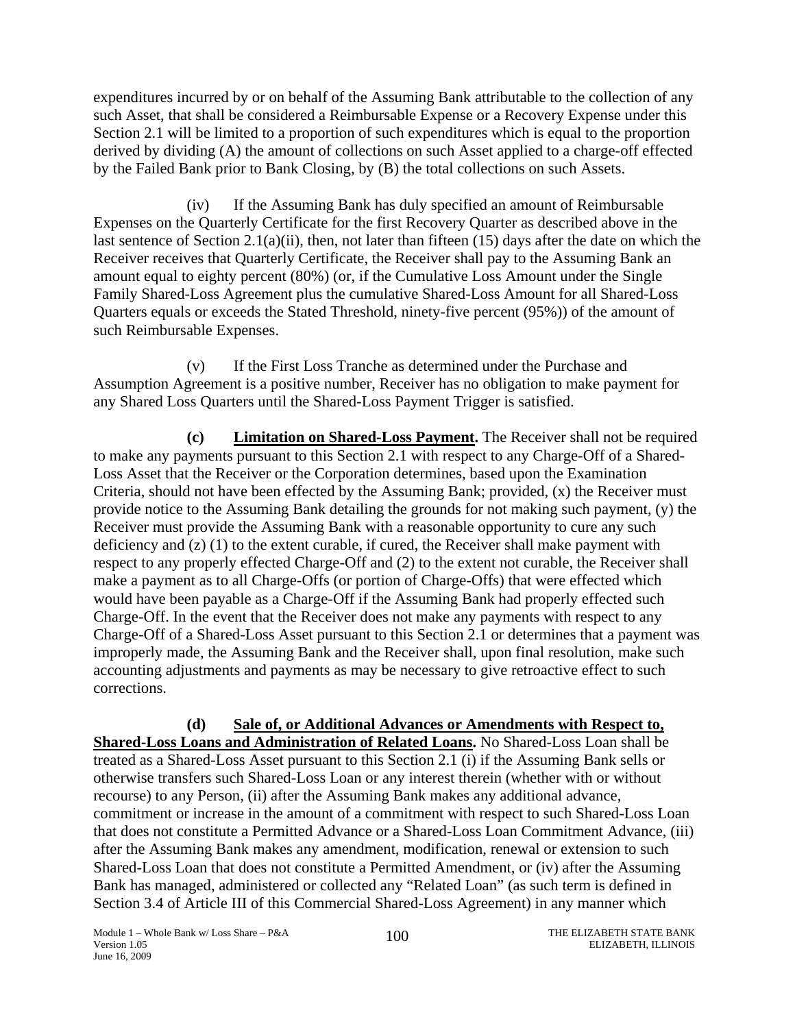expenditures incurred by or on behalf of the Assuming Bank attributable to the collection of any such Asset, that shall be considered a Reimbursable Expense or a Recovery Expense under this Section 2.1 will be limited to a proportion of such expenditures which is equal to the proportion derived by dividing (A) the amount of collections on such Asset applied to a charge-off effected by the Failed Bank prior to Bank Closing, by (B) the total collections on such Assets.

(iv) If the Assuming Bank has duly specified an amount of Reimbursable Expenses on the Quarterly Certificate for the first Recovery Quarter as described above in the last sentence of Section 2.1(a)(ii), then, not later than fifteen (15) days after the date on which the Receiver receives that Quarterly Certificate, the Receiver shall pay to the Assuming Bank an amount equal to eighty percent (80%) (or, if the Cumulative Loss Amount under the Single Family Shared-Loss Agreement plus the cumulative Shared-Loss Amount for all Shared-Loss Quarters equals or exceeds the Stated Threshold, ninety-five percent (95%)) of the amount of such Reimbursable Expenses.

(v) If the First Loss Tranche as determined under the Purchase and Assumption Agreement is a positive number, Receiver has no obligation to make payment for any Shared Loss Quarters until the Shared-Loss Payment Trigger is satisfied.

**(c) Limitation on Shared-Loss Payment.** The Receiver shall not be required to make any payments pursuant to this Section 2.1 with respect to any Charge-Off of a Shared-Loss Asset that the Receiver or the Corporation determines, based upon the Examination Criteria, should not have been effected by the Assuming Bank; provided, (x) the Receiver must provide notice to the Assuming Bank detailing the grounds for not making such payment, (y) the Receiver must provide the Assuming Bank with a reasonable opportunity to cure any such deficiency and (z) (1) to the extent curable, if cured, the Receiver shall make payment with respect to any properly effected Charge-Off and (2) to the extent not curable, the Receiver shall make a payment as to all Charge-Offs (or portion of Charge-Offs) that were effected which would have been payable as a Charge-Off if the Assuming Bank had properly effected such Charge-Off. In the event that the Receiver does not make any payments with respect to any Charge-Off of a Shared-Loss Asset pursuant to this Section 2.1 or determines that a payment was improperly made, the Assuming Bank and the Receiver shall, upon final resolution, make such accounting adjustments and payments as may be necessary to give retroactive effect to such corrections.

**(d) Sale of, or Additional Advances or Amendments with Respect to, Shared-Loss Loans and Administration of Related Loans.** No Shared-Loss Loan shall be treated as a Shared-Loss Asset pursuant to this Section 2.1 (i) if the Assuming Bank sells or otherwise transfers such Shared-Loss Loan or any interest therein (whether with or without recourse) to any Person, (ii) after the Assuming Bank makes any additional advance, commitment or increase in the amount of a commitment with respect to such Shared-Loss Loan that does not constitute a Permitted Advance or a Shared-Loss Loan Commitment Advance, (iii) after the Assuming Bank makes any amendment, modification, renewal or extension to such Shared-Loss Loan that does not constitute a Permitted Amendment, or (iv) after the Assuming Bank has managed, administered or collected any "Related Loan" (as such term is defined in Section 3.4 of Article III of this Commercial Shared-Loss Agreement) in any manner which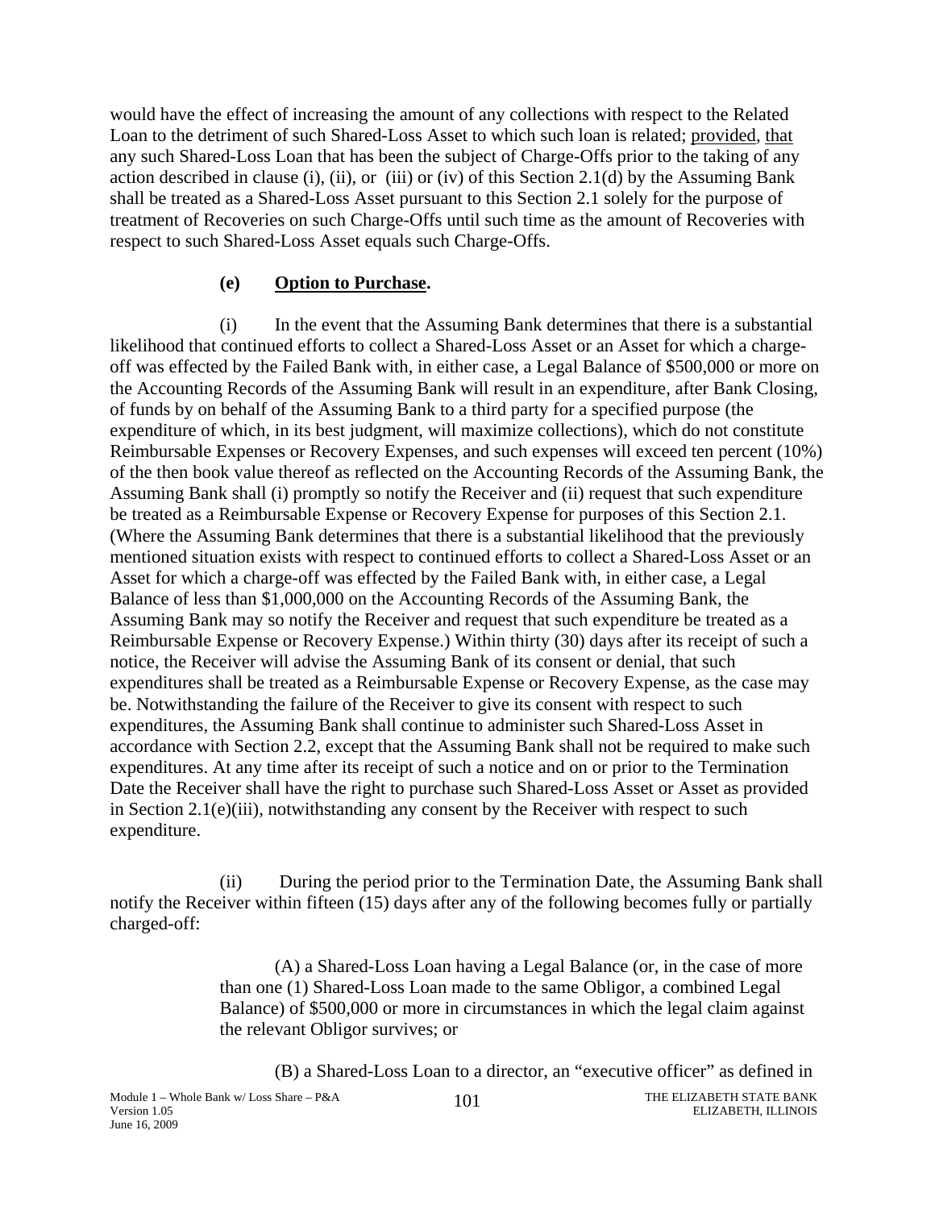would have the effect of increasing the amount of any collections with respect to the Related Loan to the detriment of such Shared-Loss Asset to which such loan is related; provided, that any such Shared-Loss Loan that has been the subject of Charge-Offs prior to the taking of any action described in clause (i), (ii), or (iii) or (iv) of this Section 2.1(d) by the Assuming Bank shall be treated as a Shared-Loss Asset pursuant to this Section 2.1 solely for the purpose of treatment of Recoveries on such Charge-Offs until such time as the amount of Recoveries with respect to such Shared-Loss Asset equals such Charge-Offs.

**(e) Option to Purchase.**

(i) In the event that the Assuming Bank determines that there is a substantial likelihood that continued efforts to collect a Shared-Loss Asset or an Asset for which a charge-off was effected by the Failed Bank with, in either case, a Legal Balance of \$500,000 or more on the Accounting Records of the Assuming Bank will result in an expenditure, after Bank Closing, of funds by on behalf of the Assuming Bank to a third party for a specified purpose (the expenditure of which, in its best judgment, will maximize collections), which do not constitute Reimbursable Expenses or Recovery Expenses, and such expenses will exceed ten percent (10%) of the then book value thereof as reflected on the Accounting Records of the Assuming Bank, the Assuming Bank shall (i) promptly so notify the Receiver and (ii) request that such expenditure be treated as a Reimbursable Expense or Recovery Expense for purposes of this Section 2.1. (Where the Assuming Bank determines that there is a substantial likelihood that the previously mentioned situation exists with respect to continued efforts to collect a Shared-Loss Asset or an Asset for which a charge-off was effected by the Failed Bank with, in either case, a Legal Balance of less than \$1,000,000 on the Accounting Records of the Assuming Bank, the Assuming Bank may so notify the Receiver and request that such expenditure be treated as a Reimbursable Expense or Recovery Expense.) Within thirty (30) days after its receipt of such a notice, the Receiver will advise the Assuming Bank of its consent or denial, that such expenditures shall be treated as a Reimbursable Expense or Recovery Expense, as the case may be. Notwithstanding the failure of the Receiver to give its consent with respect to such expenditures, the Assuming Bank shall continue to administer such Shared-Loss Asset in accordance with Section 2.2, except that the Assuming Bank shall not be required to make such expenditures. At any time after its receipt of such a notice and on or prior to the Termination Date the Receiver shall have the right to purchase such Shared-Loss Asset or Asset as provided in Section 2.1(e)(iii), notwithstanding any consent by the Receiver with respect to such expenditure.

(ii) During the period prior to the Termination Date, the Assuming Bank shall notify the Receiver within fifteen (15) days after any of the following becomes fully or partially charged-off:

(A) a Shared-Loss Loan having a Legal Balance (or, in the case of more than one (1) Shared-Loss Loan made to the same Obligor, a combined Legal Balance) of \$500,000 or more in circumstances in which the legal claim against the relevant Obligor survives; or

(B) a Shared-Loss Loan to a director, an "executive officer" as defined in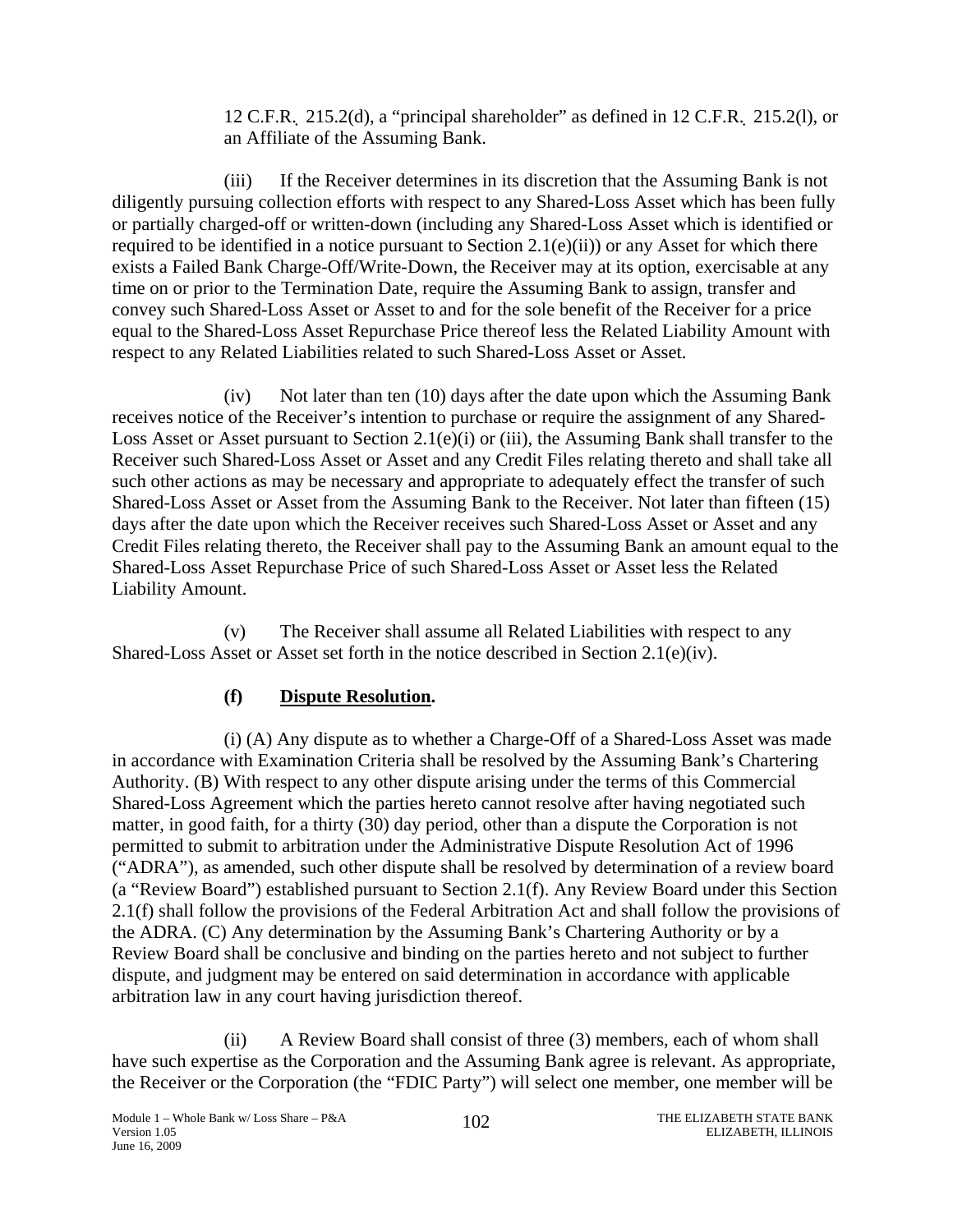12 C.F.R. 215.2(d), a "principal shareholder" as defined in 12 C.F.R. 215.2(l), or an Affiliate of the Assuming Bank.

(iii) If the Receiver determines in its discretion that the Assuming Bank is not diligently pursuing collection efforts with respect to any Shared-Loss Asset which has been fully or partially charged-off or written-down (including any Shared-Loss Asset which is identified or required to be identified in a notice pursuant to Section 2.1(e)(ii)) or any Asset for which there exists a Failed Bank Charge-Off/Write-Down, the Receiver may at its option, exercisable at any time on or prior to the Termination Date, require the Assuming Bank to assign, transfer and convey such Shared-Loss Asset or Asset to and for the sole benefit of the Receiver for a price equal to the Shared-Loss Asset Repurchase Price thereof less the Related Liability Amount with respect to any Related Liabilities related to such Shared-Loss Asset or Asset.

(iv) Not later than ten (10) days after the date upon which the Assuming Bank receives notice of the Receiver's intention to purchase or require the assignment of any Shared-Loss Asset or Asset pursuant to Section 2.1(e)(i) or (iii), the Assuming Bank shall transfer to the Receiver such Shared-Loss Asset or Asset and any Credit Files relating thereto and shall take all such other actions as may be necessary and appropriate to adequately effect the transfer of such Shared-Loss Asset or Asset from the Assuming Bank to the Receiver. Not later than fifteen (15) days after the date upon which the Receiver receives such Shared-Loss Asset or Asset and any Credit Files relating thereto, the Receiver shall pay to the Assuming Bank an amount equal to the Shared-Loss Asset Repurchase Price of such Shared-Loss Asset or Asset less the Related Liability Amount.

(v) The Receiver shall assume all Related Liabilities with respect to any Shared-Loss Asset or Asset set forth in the notice described in Section 2.1(e)(iv).

**(f) Dispute Resolution.**

(i) (A) Any dispute as to whether a Charge-Off of a Shared-Loss Asset was made in accordance with Examination Criteria shall be resolved by the Assuming Bank's Chartering Authority. (B) With respect to any other dispute arising under the terms of this Commercial Shared-Loss Agreement which the parties hereto cannot resolve after having negotiated such matter, in good faith, for a thirty (30) day period, other than a dispute the Corporation is not permitted to submit to arbitration under the Administrative Dispute Resolution Act of 1996 ("ADRA"), as amended, such other dispute shall be resolved by determination of a review board (a "Review Board") established pursuant to Section 2.1(f). Any Review Board under this Section 2.1(f) shall follow the provisions of the Federal Arbitration Act and shall follow the provisions of the ADRA. (C) Any determination by the Assuming Bank's Chartering Authority or by a Review Board shall be conclusive and binding on the parties hereto and not subject to further dispute, and judgment may be entered on said determination in accordance with applicable arbitration law in any court having jurisdiction thereof.

(ii) A Review Board shall consist of three (3) members, each of whom shall have such expertise as the Corporation and the Assuming Bank agree is relevant. As appropriate, the Receiver or the Corporation (the "FDIC Party") will select one member, one member will be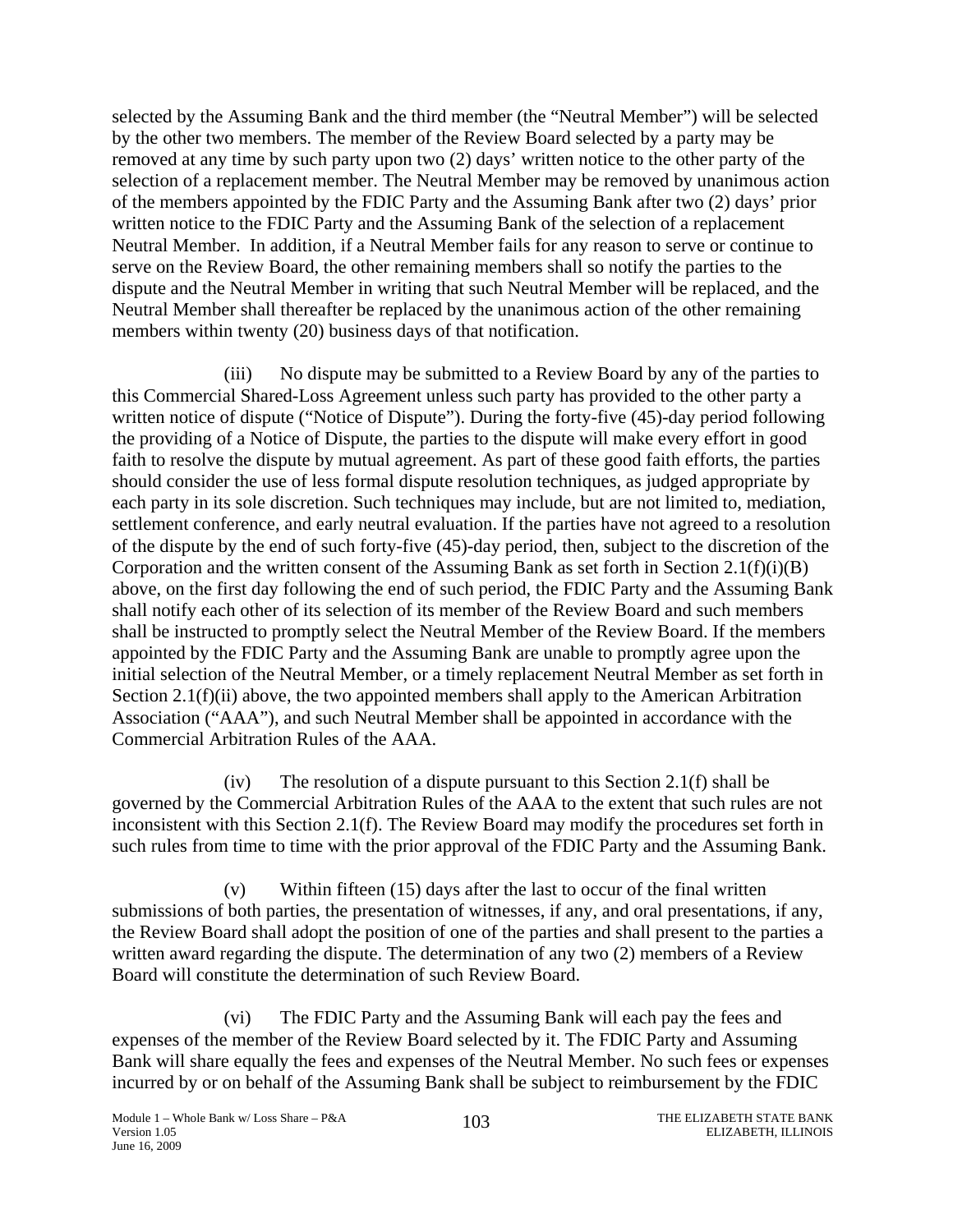selected by the Assuming Bank and the third member (the "Neutral Member") will be selected by the other two members. The member of the Review Board selected by a party may be removed at any time by such party upon two (2) days' written notice to the other party of the selection of a replacement member. The Neutral Member may be removed by unanimous action of the members appointed by the FDIC Party and the Assuming Bank after two (2) days' prior written notice to the FDIC Party and the Assuming Bank of the selection of a replacement Neutral Member. In addition, if a Neutral Member fails for any reason to serve or continue to serve on the Review Board, the other remaining members shall so notify the parties to the dispute and the Neutral Member in writing that such Neutral Member will be replaced, and the Neutral Member shall thereafter be replaced by the unanimous action of the other remaining members within twenty (20) business days of that notification.

(iii) No dispute may be submitted to a Review Board by any of the parties to this Commercial Shared-Loss Agreement unless such party has provided to the other party a written notice of dispute ("Notice of Dispute"). During the forty-five (45)-day period following the providing of a Notice of Dispute, the parties to the dispute will make every effort in good faith to resolve the dispute by mutual agreement. As part of these good faith efforts, the parties should consider the use of less formal dispute resolution techniques, as judged appropriate by each party in its sole discretion. Such techniques may include, but are not limited to, mediation, settlement conference, and early neutral evaluation. If the parties have not agreed to a resolution of the dispute by the end of such forty-five (45)-day period, then, subject to the discretion of the Corporation and the written consent of the Assuming Bank as set forth in Section 2.1(f)(i)(B) above, on the first day following the end of such period, the FDIC Party and the Assuming Bank shall notify each other of its selection of its member of the Review Board and such members shall be instructed to promptly select the Neutral Member of the Review Board. If the members appointed by the FDIC Party and the Assuming Bank are unable to promptly agree upon the initial selection of the Neutral Member, or a timely replacement Neutral Member as set forth in Section 2.1(f)(ii) above, the two appointed members shall apply to the American Arbitration Association ("AAA"), and such Neutral Member shall be appointed in accordance with the Commercial Arbitration Rules of the AAA.

(iv) The resolution of a dispute pursuant to this Section 2.1(f) shall be governed by the Commercial Arbitration Rules of the AAA to the extent that such rules are not inconsistent with this Section 2.1(f). The Review Board may modify the procedures set forth in such rules from time to time with the prior approval of the FDIC Party and the Assuming Bank.

(v) Within fifteen (15) days after the last to occur of the final written submissions of both parties, the presentation of witnesses, if any, and oral presentations, if any, the Review Board shall adopt the position of one of the parties and shall present to the parties a written award regarding the dispute. The determination of any two (2) members of a Review Board will constitute the determination of such Review Board.

(vi) The FDIC Party and the Assuming Bank will each pay the fees and expenses of the member of the Review Board selected by it. The FDIC Party and Assuming Bank will share equally the fees and expenses of the Neutral Member. No such fees or expenses incurred by or on behalf of the Assuming Bank shall be subject to reimbursement by the FDIC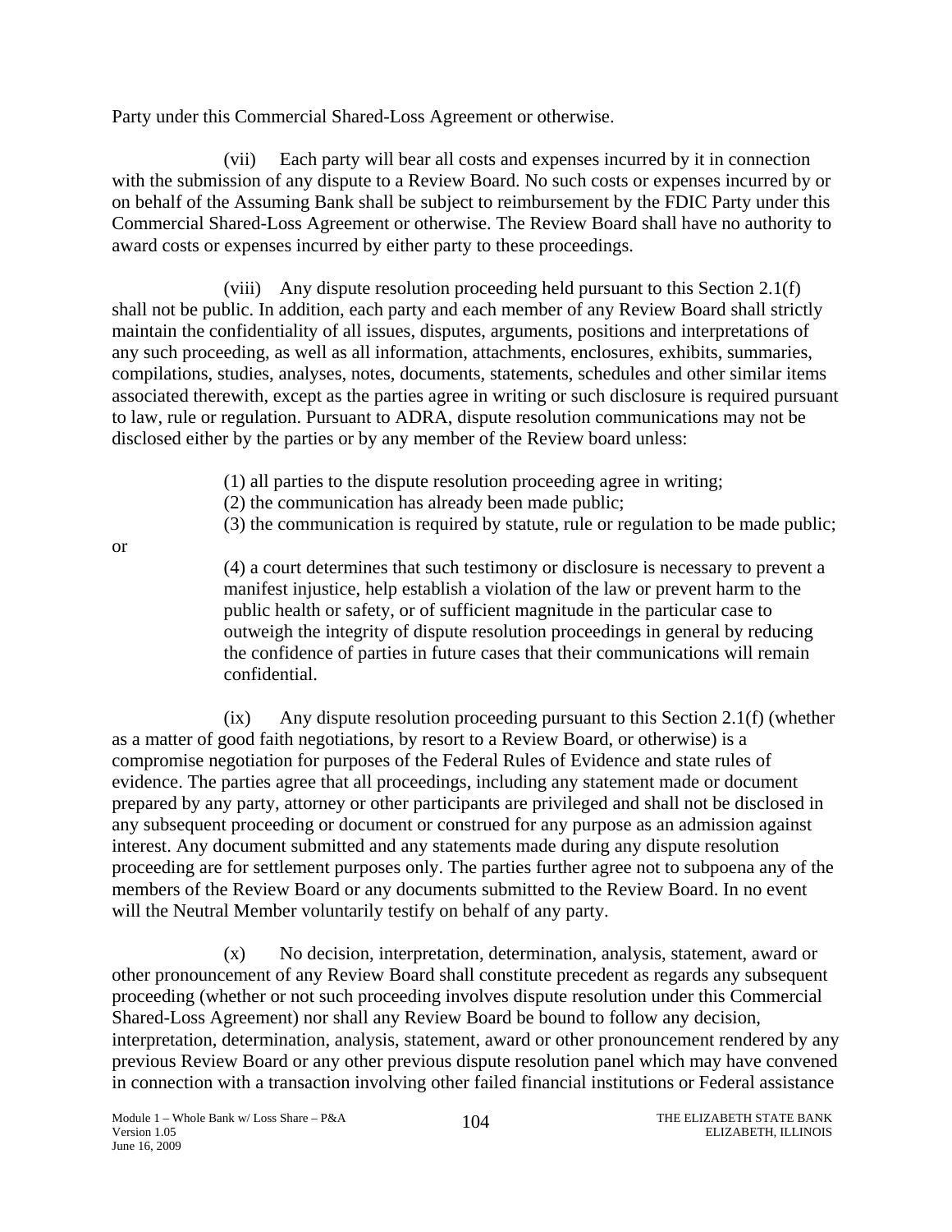Party under this Commercial Shared-Loss Agreement or otherwise.

(vii) Each party will bear all costs and expenses incurred by it in connection with the submission of any dispute to a Review Board. No such costs or expenses incurred by or on behalf of the Assuming Bank shall be subject to reimbursement by the FDIC Party under this Commercial Shared-Loss Agreement or otherwise. The Review Board shall have no authority to award costs or expenses incurred by either party to these proceedings.

(viii) Any dispute resolution proceeding held pursuant to this Section 2.1(f) shall not be public. In addition, each party and each member of any Review Board shall strictly maintain the confidentiality of all issues, disputes, arguments, positions and interpretations of any such proceeding, as well as all information, attachments, enclosures, exhibits, summaries, compilations, studies, analyses, notes, documents, statements, schedules and other similar items associated therewith, except as the parties agree in writing or such disclosure is required pursuant to law, rule or regulation. Pursuant to ADRA, dispute resolution communications may not be disclosed either by the parties or by any member of the Review board unless:

(1) all parties to the dispute resolution proceeding agree in writing;
(2) the communication has already been made public;
(3) the communication is required by statute, rule or regulation to be made public;

or

(4) a court determines that such testimony or disclosure is necessary to prevent a manifest injustice, help establish a violation of the law or prevent harm to the public health or safety, or of sufficient magnitude in the particular case to outweigh the integrity of dispute resolution proceedings in general by reducing the confidence of parties in future cases that their communications will remain confidential.

(ix) Any dispute resolution proceeding pursuant to this Section 2.1(f) (whether as a matter of good faith negotiations, by resort to a Review Board, or otherwise) is a compromise negotiation for purposes of the Federal Rules of Evidence and state rules of evidence. The parties agree that all proceedings, including any statement made or document prepared by any party, attorney or other participants are privileged and shall not be disclosed in any subsequent proceeding or document or construed for any purpose as an admission against interest. Any document submitted and any statements made during any dispute resolution proceeding are for settlement purposes only. The parties further agree not to subpoena any of the members of the Review Board or any documents submitted to the Review Board. In no event will the Neutral Member voluntarily testify on behalf of any party.

(x) No decision, interpretation, determination, analysis, statement, award or other pronouncement of any Review Board shall constitute precedent as regards any subsequent proceeding (whether or not such proceeding involves dispute resolution under this Commercial Shared-Loss Agreement) nor shall any Review Board be bound to follow any decision, interpretation, determination, analysis, statement, award or other pronouncement rendered by any previous Review Board or any other previous dispute resolution panel which may have convened in connection with a transaction involving other failed financial institutions or Federal assistance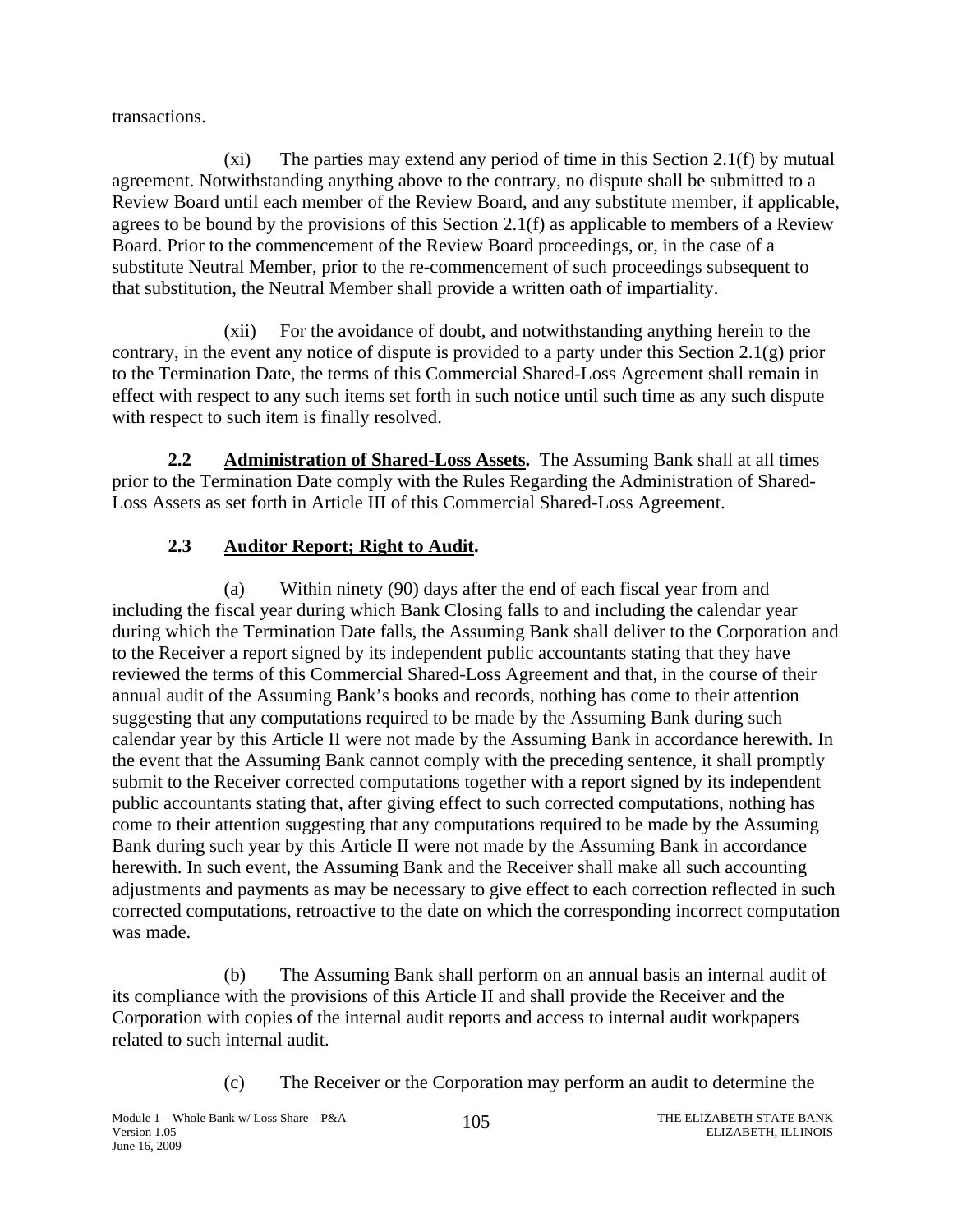transactions.

(xi) The parties may extend any period of time in this Section 2.1(f) by mutual agreement. Notwithstanding anything above to the contrary, no dispute shall be submitted to a Review Board until each member of the Review Board, and any substitute member, if applicable, agrees to be bound by the provisions of this Section 2.1(f) as applicable to members of a Review Board. Prior to the commencement of the Review Board proceedings, or, in the case of a substitute Neutral Member, prior to the re-commencement of such proceedings subsequent to that substitution, the Neutral Member shall provide a written oath of impartiality.

(xii) For the avoidance of doubt, and notwithstanding anything herein to the contrary, in the event any notice of dispute is provided to a party under this Section 2.1(g) prior to the Termination Date, the terms of this Commercial Shared-Loss Agreement shall remain in effect with respect to any such items set forth in such notice until such time as any such dispute with respect to such item is finally resolved.

**2.2 <u>Administration of Shared-Loss Assets</u>.** The Assuming Bank shall at all times prior to the Termination Date comply with the Rules Regarding the Administration of Shared-Loss Assets as set forth in Article III of this Commercial Shared-Loss Agreement.

**2.3 <u>Auditor Report; Right to Audit</u>.**

(a) Within ninety (90) days after the end of each fiscal year from and including the fiscal year during which Bank Closing falls to and including the calendar year during which the Termination Date falls, the Assuming Bank shall deliver to the Corporation and to the Receiver a report signed by its independent public accountants stating that they have reviewed the terms of this Commercial Shared-Loss Agreement and that, in the course of their annual audit of the Assuming Bank's books and records, nothing has come to their attention suggesting that any computations required to be made by the Assuming Bank during such calendar year by this Article II were not made by the Assuming Bank in accordance herewith. In the event that the Assuming Bank cannot comply with the preceding sentence, it shall promptly submit to the Receiver corrected computations together with a report signed by its independent public accountants stating that, after giving effect to such corrected computations, nothing has come to their attention suggesting that any computations required to be made by the Assuming Bank during such year by this Article II were not made by the Assuming Bank in accordance herewith. In such event, the Assuming Bank and the Receiver shall make all such accounting adjustments and payments as may be necessary to give effect to each correction reflected in such corrected computations, retroactive to the date on which the corresponding incorrect computation was made.

(b) The Assuming Bank shall perform on an annual basis an internal audit of its compliance with the provisions of this Article II and shall provide the Receiver and the Corporation with copies of the internal audit reports and access to internal audit workpapers related to such internal audit.

(c) The Receiver or the Corporation may perform an audit to determine the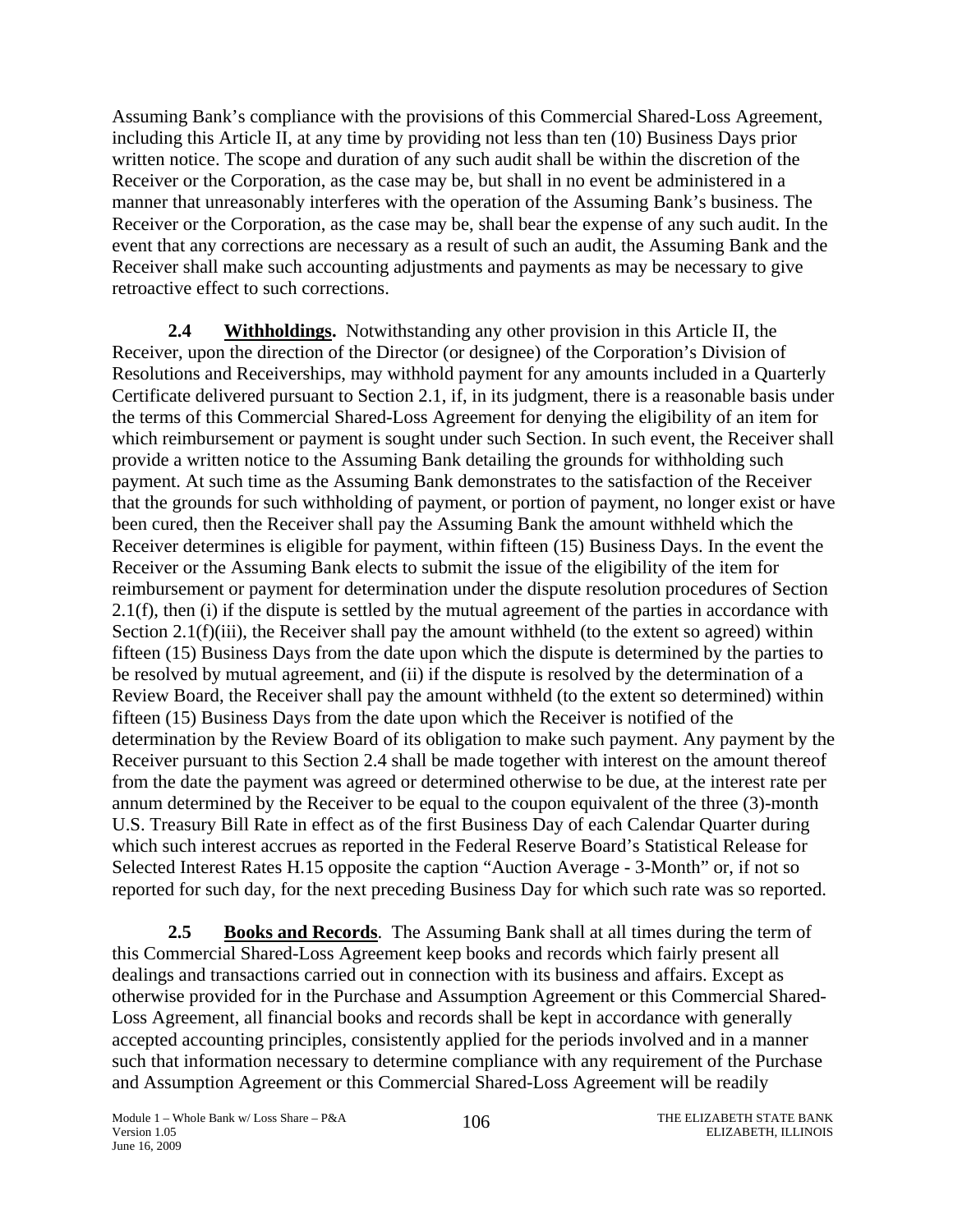Assuming Bank's compliance with the provisions of this Commercial Shared-Loss Agreement, including this Article II, at any time by providing not less than ten (10) Business Days prior written notice. The scope and duration of any such audit shall be within the discretion of the Receiver or the Corporation, as the case may be, but shall in no event be administered in a manner that unreasonably interferes with the operation of the Assuming Bank's business. The Receiver or the Corporation, as the case may be, shall bear the expense of any such audit. In the event that any corrections are necessary as a result of such an audit, the Assuming Bank and the Receiver shall make such accounting adjustments and payments as may be necessary to give retroactive effect to such corrections.

**2.4 Withholdings.** Notwithstanding any other provision in this Article II, the Receiver, upon the direction of the Director (or designee) of the Corporation's Division of Resolutions and Receiverships, may withhold payment for any amounts included in a Quarterly Certificate delivered pursuant to Section 2.1, if, in its judgment, there is a reasonable basis under the terms of this Commercial Shared-Loss Agreement for denying the eligibility of an item for which reimbursement or payment is sought under such Section. In such event, the Receiver shall provide a written notice to the Assuming Bank detailing the grounds for withholding such payment. At such time as the Assuming Bank demonstrates to the satisfaction of the Receiver that the grounds for such withholding of payment, or portion of payment, no longer exist or have been cured, then the Receiver shall pay the Assuming Bank the amount withheld which the Receiver determines is eligible for payment, within fifteen (15) Business Days. In the event the Receiver or the Assuming Bank elects to submit the issue of the eligibility of the item for reimbursement or payment for determination under the dispute resolution procedures of Section 2.1(f), then (i) if the dispute is settled by the mutual agreement of the parties in accordance with Section 2.1(f)(iii), the Receiver shall pay the amount withheld (to the extent so agreed) within fifteen (15) Business Days from the date upon which the dispute is determined by the parties to be resolved by mutual agreement, and (ii) if the dispute is resolved by the determination of a Review Board, the Receiver shall pay the amount withheld (to the extent so determined) within fifteen (15) Business Days from the date upon which the Receiver is notified of the determination by the Review Board of its obligation to make such payment. Any payment by the Receiver pursuant to this Section 2.4 shall be made together with interest on the amount thereof from the date the payment was agreed or determined otherwise to be due, at the interest rate per annum determined by the Receiver to be equal to the coupon equivalent of the three (3)-month U.S. Treasury Bill Rate in effect as of the first Business Day of each Calendar Quarter during which such interest accrues as reported in the Federal Reserve Board's Statistical Release for Selected Interest Rates H.15 opposite the caption "Auction Average - 3-Month" or, if not so reported for such day, for the next preceding Business Day for which such rate was so reported.

**2.5 Books and Records**. The Assuming Bank shall at all times during the term of this Commercial Shared-Loss Agreement keep books and records which fairly present all dealings and transactions carried out in connection with its business and affairs. Except as otherwise provided for in the Purchase and Assumption Agreement or this Commercial Shared-Loss Agreement, all financial books and records shall be kept in accordance with generally accepted accounting principles, consistently applied for the periods involved and in a manner such that information necessary to determine compliance with any requirement of the Purchase and Assumption Agreement or this Commercial Shared-Loss Agreement will be readily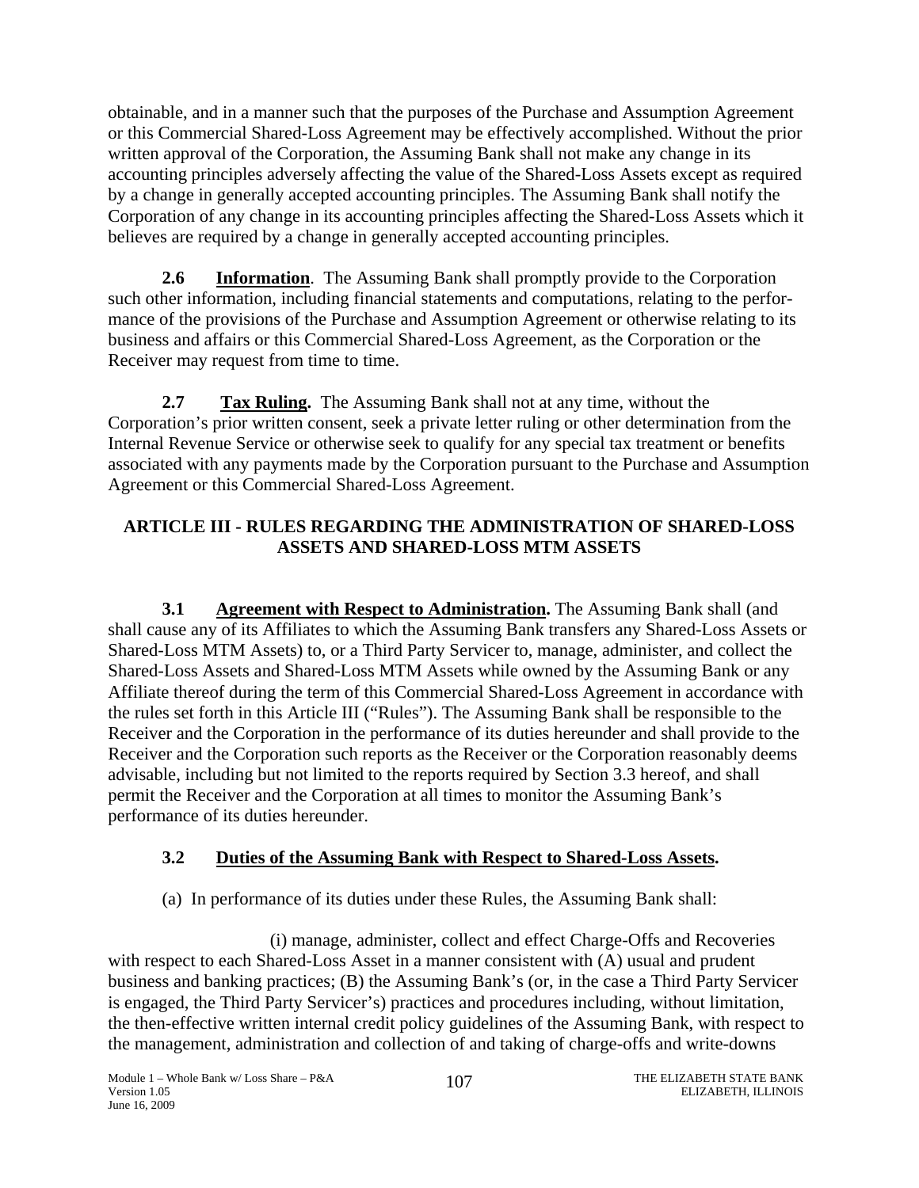obtainable, and in a manner such that the purposes of the Purchase and Assumption Agreement or this Commercial Shared-Loss Agreement may be effectively accomplished. Without the prior written approval of the Corporation, the Assuming Bank shall not make any change in its accounting principles adversely affecting the value of the Shared-Loss Assets except as required by a change in generally accepted accounting principles. The Assuming Bank shall notify the Corporation of any change in its accounting principles affecting the Shared-Loss Assets which it believes are required by a change in generally accepted accounting principles.

**2.6 Information**. The Assuming Bank shall promptly provide to the Corporation such other information, including financial statements and computations, relating to the performance of the provisions of the Purchase and Assumption Agreement or otherwise relating to its business and affairs or this Commercial Shared-Loss Agreement, as the Corporation or the Receiver may request from time to time.

**2.7 Tax Ruling.** The Assuming Bank shall not at any time, without the Corporation's prior written consent, seek a private letter ruling or other determination from the Internal Revenue Service or otherwise seek to qualify for any special tax treatment or benefits associated with any payments made by the Corporation pursuant to the Purchase and Assumption Agreement or this Commercial Shared-Loss Agreement.

## ARTICLE III - RULES REGARDING THE ADMINISTRATION OF SHARED-LOSS ASSETS AND SHARED-LOSS MTM ASSETS

**3.1 Agreement with Respect to Administration.** The Assuming Bank shall (and shall cause any of its Affiliates to which the Assuming Bank transfers any Shared-Loss Assets or Shared-Loss MTM Assets) to, or a Third Party Servicer to, manage, administer, and collect the Shared-Loss Assets and Shared-Loss MTM Assets while owned by the Assuming Bank or any Affiliate thereof during the term of this Commercial Shared-Loss Agreement in accordance with the rules set forth in this Article III ("Rules"). The Assuming Bank shall be responsible to the Receiver and the Corporation in the performance of its duties hereunder and shall provide to the Receiver and the Corporation such reports as the Receiver or the Corporation reasonably deems advisable, including but not limited to the reports required by Section 3.3 hereof, and shall permit the Receiver and the Corporation at all times to monitor the Assuming Bank's performance of its duties hereunder.

### 3.2 Duties of the Assuming Bank with Respect to Shared-Loss Assets.

(a) In performance of its duties under these Rules, the Assuming Bank shall:

(i) manage, administer, collect and effect Charge-Offs and Recoveries with respect to each Shared-Loss Asset in a manner consistent with (A) usual and prudent business and banking practices; (B) the Assuming Bank's (or, in the case a Third Party Servicer is engaged, the Third Party Servicer's) practices and procedures including, without limitation, the then-effective written internal credit policy guidelines of the Assuming Bank, with respect to the management, administration and collection of and taking of charge-offs and write-downs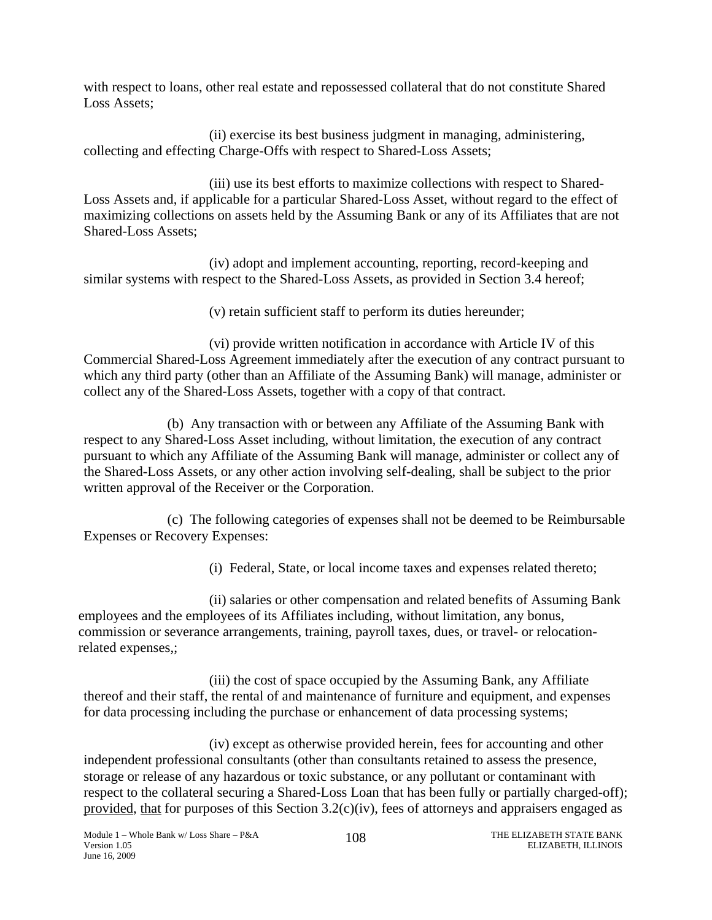with respect to loans, other real estate and repossessed collateral that do not constitute Shared Loss Assets;

(ii) exercise its best business judgment in managing, administering, collecting and effecting Charge-Offs with respect to Shared-Loss Assets;

(iii) use its best efforts to maximize collections with respect to Shared-Loss Assets and, if applicable for a particular Shared-Loss Asset, without regard to the effect of maximizing collections on assets held by the Assuming Bank or any of its Affiliates that are not Shared-Loss Assets;

(iv) adopt and implement accounting, reporting, record-keeping and similar systems with respect to the Shared-Loss Assets, as provided in Section 3.4 hereof;

(v) retain sufficient staff to perform its duties hereunder;

(vi) provide written notification in accordance with Article IV of this Commercial Shared-Loss Agreement immediately after the execution of any contract pursuant to which any third party (other than an Affiliate of the Assuming Bank) will manage, administer or collect any of the Shared-Loss Assets, together with a copy of that contract.

(b) Any transaction with or between any Affiliate of the Assuming Bank with respect to any Shared-Loss Asset including, without limitation, the execution of any contract pursuant to which any Affiliate of the Assuming Bank will manage, administer or collect any of the Shared-Loss Assets, or any other action involving self-dealing, shall be subject to the prior written approval of the Receiver or the Corporation.

(c) The following categories of expenses shall not be deemed to be Reimbursable Expenses or Recovery Expenses:

(i) Federal, State, or local income taxes and expenses related thereto;

(ii) salaries or other compensation and related benefits of Assuming Bank employees and the employees of its Affiliates including, without limitation, any bonus, commission or severance arrangements, training, payroll taxes, dues, or travel- or relocation-related expenses,;

(iii) the cost of space occupied by the Assuming Bank, any Affiliate thereof and their staff, the rental of and maintenance of furniture and equipment, and expenses for data processing including the purchase or enhancement of data processing systems;

(iv) except as otherwise provided herein, fees for accounting and other independent professional consultants (other than consultants retained to assess the presence, storage or release of any hazardous or toxic substance, or any pollutant or contaminant with respect to the collateral securing a Shared-Loss Loan that has been fully or partially charged-off); provided, that for purposes of this Section 3.2(c)(iv), fees of attorneys and appraisers engaged as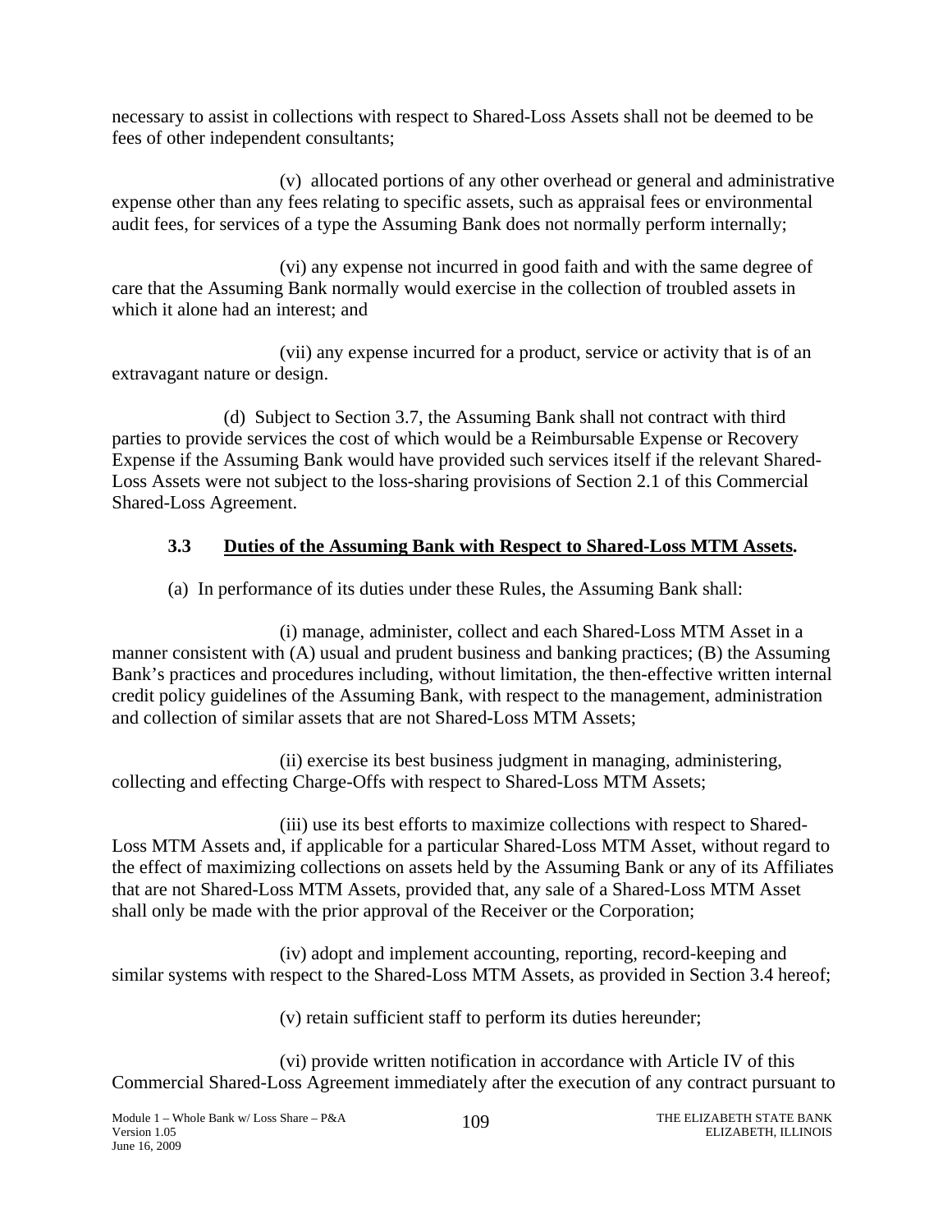necessary to assist in collections with respect to Shared-Loss Assets shall not be deemed to be fees of other independent consultants;

(v) allocated portions of any other overhead or general and administrative expense other than any fees relating to specific assets, such as appraisal fees or environmental audit fees, for services of a type the Assuming Bank does not normally perform internally;

(vi) any expense not incurred in good faith and with the same degree of care that the Assuming Bank normally would exercise in the collection of troubled assets in which it alone had an interest; and

(vii) any expense incurred for a product, service or activity that is of an extravagant nature or design.

(d) Subject to Section 3.7, the Assuming Bank shall not contract with third parties to provide services the cost of which would be a Reimbursable Expense or Recovery Expense if the Assuming Bank would have provided such services itself if the relevant Shared-Loss Assets were not subject to the loss-sharing provisions of Section 2.1 of this Commercial Shared-Loss Agreement.

### 3.3 Duties of the Assuming Bank with Respect to Shared-Loss MTM Assets.

(a) In performance of its duties under these Rules, the Assuming Bank shall:

(i) manage, administer, collect and each Shared-Loss MTM Asset in a manner consistent with (A) usual and prudent business and banking practices; (B) the Assuming Bank's practices and procedures including, without limitation, the then-effective written internal credit policy guidelines of the Assuming Bank, with respect to the management, administration and collection of similar assets that are not Shared-Loss MTM Assets;

(ii) exercise its best business judgment in managing, administering, collecting and effecting Charge-Offs with respect to Shared-Loss MTM Assets;

(iii) use its best efforts to maximize collections with respect to Shared-Loss MTM Assets and, if applicable for a particular Shared-Loss MTM Asset, without regard to the effect of maximizing collections on assets held by the Assuming Bank or any of its Affiliates that are not Shared-Loss MTM Assets, provided that, any sale of a Shared-Loss MTM Asset shall only be made with the prior approval of the Receiver or the Corporation;

(iv) adopt and implement accounting, reporting, record-keeping and similar systems with respect to the Shared-Loss MTM Assets, as provided in Section 3.4 hereof;

(v) retain sufficient staff to perform its duties hereunder;

(vi) provide written notification in accordance with Article IV of this Commercial Shared-Loss Agreement immediately after the execution of any contract pursuant to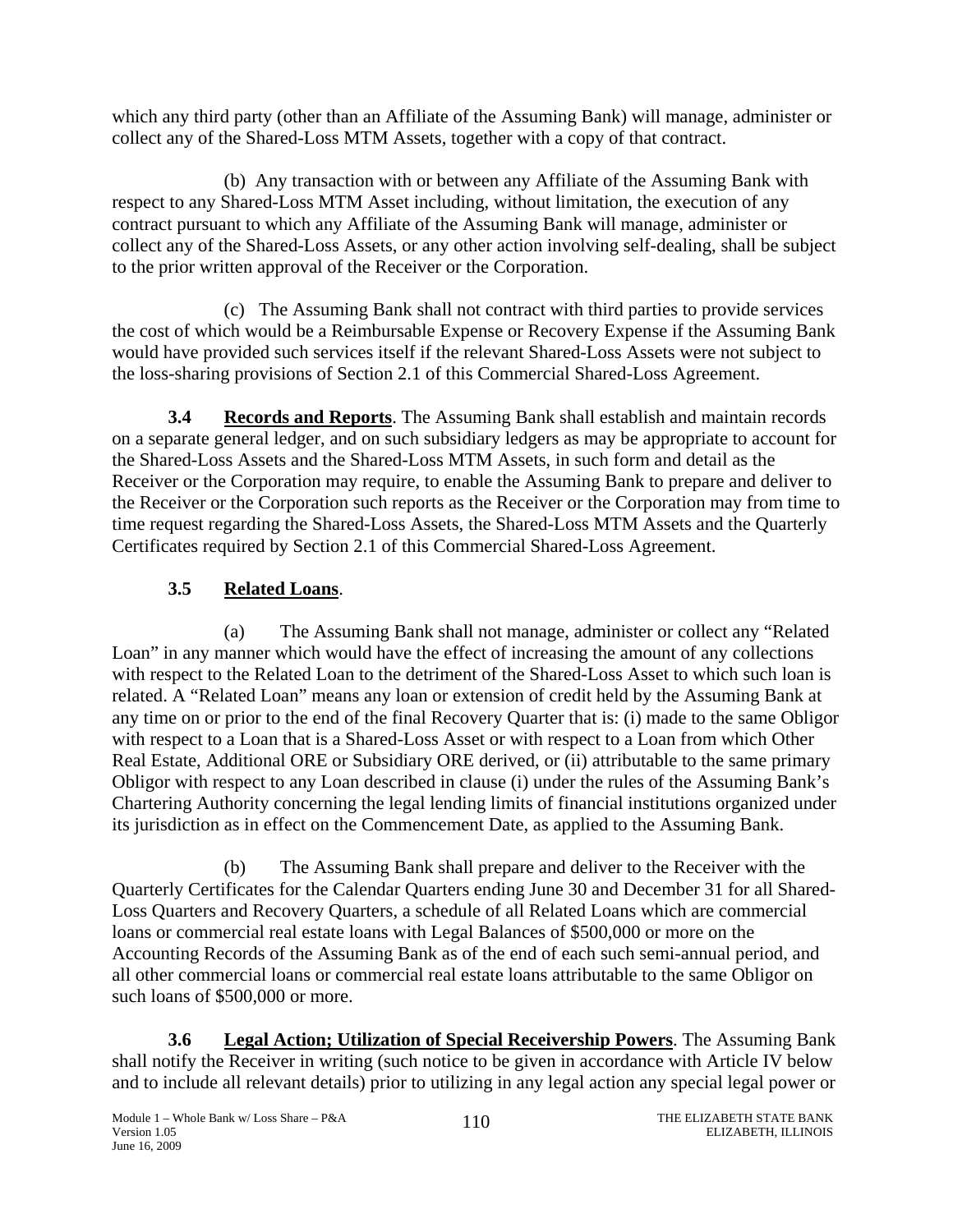which any third party (other than an Affiliate of the Assuming Bank) will manage, administer or collect any of the Shared-Loss MTM Assets, together with a copy of that contract.

(b) Any transaction with or between any Affiliate of the Assuming Bank with respect to any Shared-Loss MTM Asset including, without limitation, the execution of any contract pursuant to which any Affiliate of the Assuming Bank will manage, administer or collect any of the Shared-Loss Assets, or any other action involving self-dealing, shall be subject to the prior written approval of the Receiver or the Corporation.

(c) The Assuming Bank shall not contract with third parties to provide services the cost of which would be a Reimbursable Expense or Recovery Expense if the Assuming Bank would have provided such services itself if the relevant Shared-Loss Assets were not subject to the loss-sharing provisions of Section 2.1 of this Commercial Shared-Loss Agreement.

**3.4 Records and Reports**. The Assuming Bank shall establish and maintain records on a separate general ledger, and on such subsidiary ledgers as may be appropriate to account for the Shared-Loss Assets and the Shared-Loss MTM Assets, in such form and detail as the Receiver or the Corporation may require, to enable the Assuming Bank to prepare and deliver to the Receiver or the Corporation such reports as the Receiver or the Corporation may from time to time request regarding the Shared-Loss Assets, the Shared-Loss MTM Assets and the Quarterly Certificates required by Section 2.1 of this Commercial Shared-Loss Agreement.

**3.5 Related Loans**.

(a) The Assuming Bank shall not manage, administer or collect any "Related Loan" in any manner which would have the effect of increasing the amount of any collections with respect to the Related Loan to the detriment of the Shared-Loss Asset to which such loan is related. A "Related Loan" means any loan or extension of credit held by the Assuming Bank at any time on or prior to the end of the final Recovery Quarter that is: (i) made to the same Obligor with respect to a Loan that is a Shared-Loss Asset or with respect to a Loan from which Other Real Estate, Additional ORE or Subsidiary ORE derived, or (ii) attributable to the same primary Obligor with respect to any Loan described in clause (i) under the rules of the Assuming Bank's Chartering Authority concerning the legal lending limits of financial institutions organized under its jurisdiction as in effect on the Commencement Date, as applied to the Assuming Bank.

(b) The Assuming Bank shall prepare and deliver to the Receiver with the Quarterly Certificates for the Calendar Quarters ending June 30 and December 31 for all Shared-Loss Quarters and Recovery Quarters, a schedule of all Related Loans which are commercial loans or commercial real estate loans with Legal Balances of $500,000 or more on the Accounting Records of the Assuming Bank as of the end of each such semi-annual period, and all other commercial loans or commercial real estate loans attributable to the same Obligor on such loans of $500,000 or more.

**3.6 Legal Action; Utilization of Special Receivership Powers**. The Assuming Bank shall notify the Receiver in writing (such notice to be given in accordance with Article IV below and to include all relevant details) prior to utilizing in any legal action any special legal power or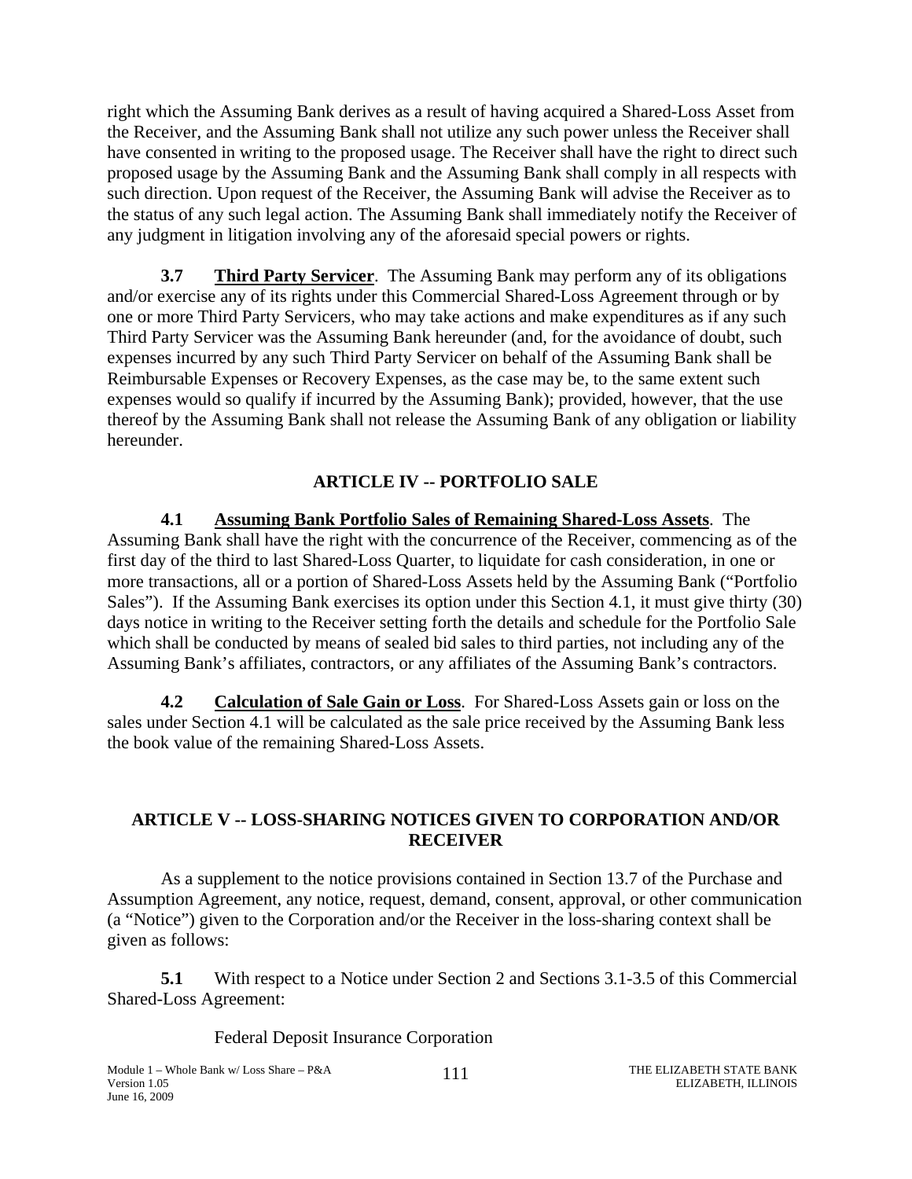right which the Assuming Bank derives as a result of having acquired a Shared-Loss Asset from the Receiver, and the Assuming Bank shall not utilize any such power unless the Receiver shall have consented in writing to the proposed usage. The Receiver shall have the right to direct such proposed usage by the Assuming Bank and the Assuming Bank shall comply in all respects with such direction. Upon request of the Receiver, the Assuming Bank will advise the Receiver as to the status of any such legal action. The Assuming Bank shall immediately notify the Receiver of any judgment in litigation involving any of the aforesaid special powers or rights.

**3.7** **Third Party Servicer**. The Assuming Bank may perform any of its obligations and/or exercise any of its rights under this Commercial Shared-Loss Agreement through or by one or more Third Party Servicers, who may take actions and make expenditures as if any such Third Party Servicer was the Assuming Bank hereunder (and, for the avoidance of doubt, such expenses incurred by any such Third Party Servicer on behalf of the Assuming Bank shall be Reimbursable Expenses or Recovery Expenses, as the case may be, to the same extent such expenses would so qualify if incurred by the Assuming Bank); provided, however, that the use thereof by the Assuming Bank shall not release the Assuming Bank of any obligation or liability hereunder.

## ARTICLE IV -- PORTFOLIO SALE

**4.1** **Assuming Bank Portfolio Sales of Remaining Shared-Loss Assets**. The Assuming Bank shall have the right with the concurrence of the Receiver, commencing as of the first day of the third to last Shared-Loss Quarter, to liquidate for cash consideration, in one or more transactions, all or a portion of Shared-Loss Assets held by the Assuming Bank ("Portfolio Sales"). If the Assuming Bank exercises its option under this Section 4.1, it must give thirty (30) days notice in writing to the Receiver setting forth the details and schedule for the Portfolio Sale which shall be conducted by means of sealed bid sales to third parties, not including any of the Assuming Bank's affiliates, contractors, or any affiliates of the Assuming Bank's contractors.

**4.2** **Calculation of Sale Gain or Loss**. For Shared-Loss Assets gain or loss on the sales under Section 4.1 will be calculated as the sale price received by the Assuming Bank less the book value of the remaining Shared-Loss Assets.

## ARTICLE V -- LOSS-SHARING NOTICES GIVEN TO CORPORATION AND/OR RECEIVER

As a supplement to the notice provisions contained in Section 13.7 of the Purchase and Assumption Agreement, any notice, request, demand, consent, approval, or other communication (a "Notice") given to the Corporation and/or the Receiver in the loss-sharing context shall be given as follows:

**5.1** With respect to a Notice under Section 2 and Sections 3.1-3.5 of this Commercial Shared-Loss Agreement:

Federal Deposit Insurance Corporation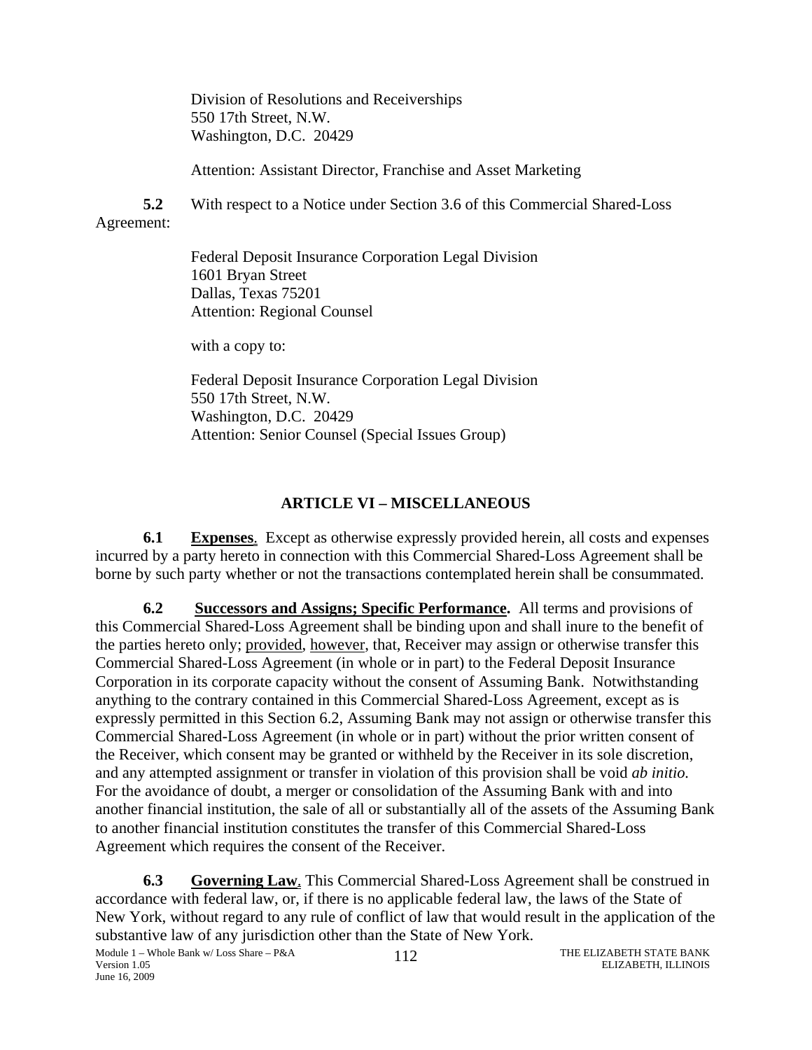Division of Resolutions and Receiverships
550 17th Street, N.W.
Washington, D.C. 20429

Attention: Assistant Director, Franchise and Asset Marketing

**5.2** With respect to a Notice under Section 3.6 of this Commercial Shared-Loss Agreement:

Federal Deposit Insurance Corporation Legal Division
1601 Bryan Street
Dallas, Texas 75201
Attention: Regional Counsel

with a copy to:

Federal Deposit Insurance Corporation Legal Division
550 17th Street, N.W.
Washington, D.C. 20429
Attention: Senior Counsel (Special Issues Group)

## ARTICLE VI – MISCELLANEOUS

**6.1 Expenses**. Except as otherwise expressly provided herein, all costs and expenses incurred by a party hereto in connection with this Commercial Shared-Loss Agreement shall be borne by such party whether or not the transactions contemplated herein shall be consummated.

**6.2 Successors and Assigns; Specific Performance.** All terms and provisions of this Commercial Shared-Loss Agreement shall be binding upon and shall inure to the benefit of the parties hereto only; provided, however, that, Receiver may assign or otherwise transfer this Commercial Shared-Loss Agreement (in whole or in part) to the Federal Deposit Insurance Corporation in its corporate capacity without the consent of Assuming Bank. Notwithstanding anything to the contrary contained in this Commercial Shared-Loss Agreement, except as is expressly permitted in this Section 6.2, Assuming Bank may not assign or otherwise transfer this Commercial Shared-Loss Agreement (in whole or in part) without the prior written consent of the Receiver, which consent may be granted or withheld by the Receiver in its sole discretion, and any attempted assignment or transfer in violation of this provision shall be void *ab initio.* For the avoidance of doubt, a merger or consolidation of the Assuming Bank with and into another financial institution, the sale of all or substantially all of the assets of the Assuming Bank to another financial institution constitutes the transfer of this Commercial Shared-Loss Agreement which requires the consent of the Receiver.

**6.3 Governing Law**. This Commercial Shared-Loss Agreement shall be construed in accordance with federal law, or, if there is no applicable federal law, the laws of the State of New York, without regard to any rule of conflict of law that would result in the application of the substantive law of any jurisdiction other than the State of New York.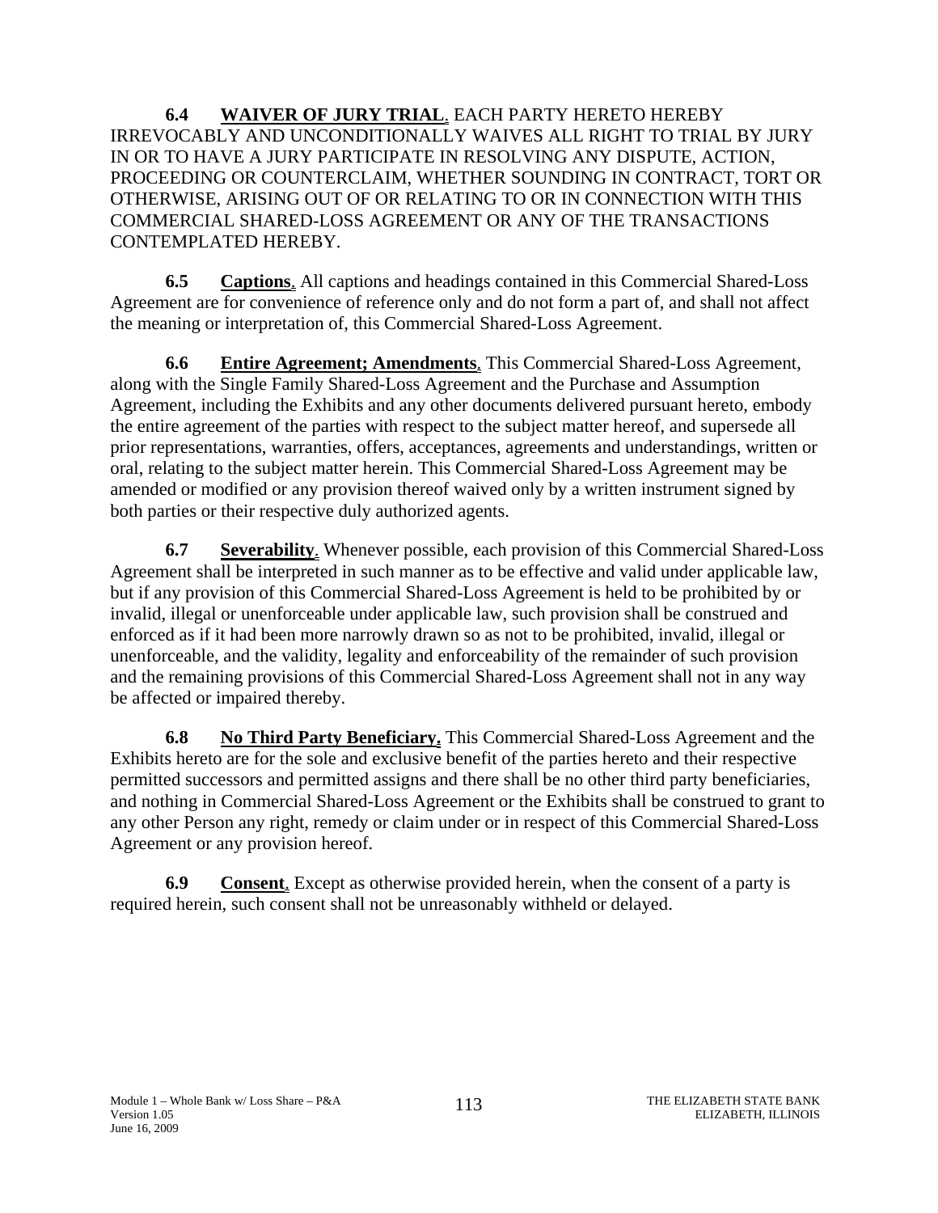**6.4 WAIVER OF JURY TRIAL**. EACH PARTY HERETO HEREBY IRREVOCABLY AND UNCONDITIONALLY WAIVES ALL RIGHT TO TRIAL BY JURY IN OR TO HAVE A JURY PARTICIPATE IN RESOLVING ANY DISPUTE, ACTION, PROCEEDING OR COUNTERCLAIM, WHETHER SOUNDING IN CONTRACT, TORT OR OTHERWISE, ARISING OUT OF OR RELATING TO OR IN CONNECTION WITH THIS COMMERCIAL SHARED-LOSS AGREEMENT OR ANY OF THE TRANSACTIONS CONTEMPLATED HEREBY.

**6.5 Captions**. All captions and headings contained in this Commercial Shared-Loss Agreement are for convenience of reference only and do not form a part of, and shall not affect the meaning or interpretation of, this Commercial Shared-Loss Agreement.

**6.6 Entire Agreement; Amendments**. This Commercial Shared-Loss Agreement, along with the Single Family Shared-Loss Agreement and the Purchase and Assumption Agreement, including the Exhibits and any other documents delivered pursuant hereto, embody the entire agreement of the parties with respect to the subject matter hereof, and supersede all prior representations, warranties, offers, acceptances, agreements and understandings, written or oral, relating to the subject matter herein. This Commercial Shared-Loss Agreement may be amended or modified or any provision thereof waived only by a written instrument signed by both parties or their respective duly authorized agents.

**6.7 Severability**. Whenever possible, each provision of this Commercial Shared-Loss Agreement shall be interpreted in such manner as to be effective and valid under applicable law, but if any provision of this Commercial Shared-Loss Agreement is held to be prohibited by or invalid, illegal or unenforceable under applicable law, such provision shall be construed and enforced as if it had been more narrowly drawn so as not to be prohibited, invalid, illegal or unenforceable, and the validity, legality and enforceability of the remainder of such provision and the remaining provisions of this Commercial Shared-Loss Agreement shall not in any way be affected or impaired thereby.

**6.8 No Third Party Beneficiary.** This Commercial Shared-Loss Agreement and the Exhibits hereto are for the sole and exclusive benefit of the parties hereto and their respective permitted successors and permitted assigns and there shall be no other third party beneficiaries, and nothing in Commercial Shared-Loss Agreement or the Exhibits shall be construed to grant to any other Person any right, remedy or claim under or in respect of this Commercial Shared-Loss Agreement or any provision hereof.

**6.9 Consent**. Except as otherwise provided herein, when the consent of a party is required herein, such consent shall not be unreasonably withheld or delayed.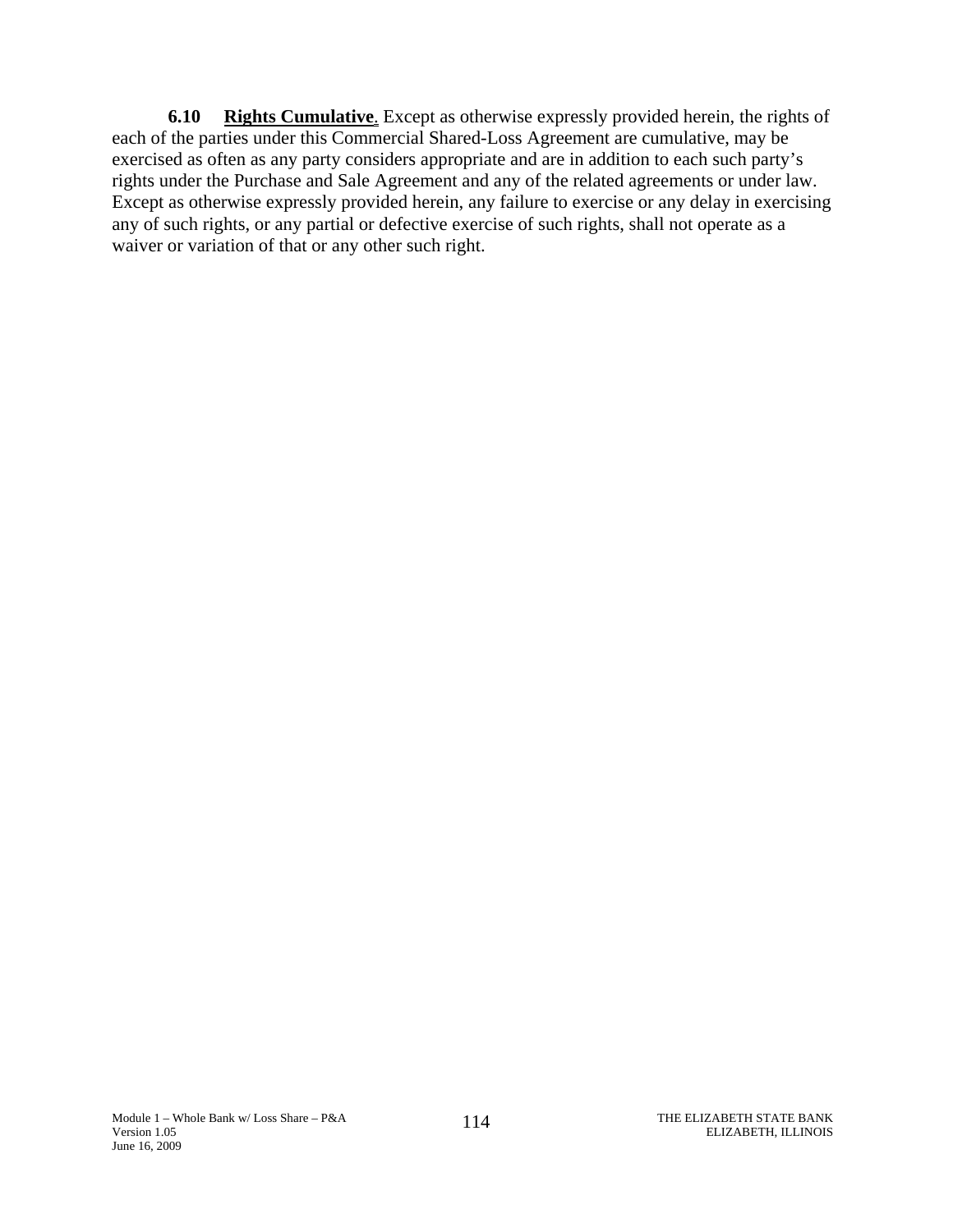**6.10 Rights Cumulative**. Except as otherwise expressly provided herein, the rights of each of the parties under this Commercial Shared-Loss Agreement are cumulative, may be exercised as often as any party considers appropriate and are in addition to each such party's rights under the Purchase and Sale Agreement and any of the related agreements or under law. Except as otherwise expressly provided herein, any failure to exercise or any delay in exercising any of such rights, or any partial or defective exercise of such rights, shall not operate as a waiver or variation of that or any other such right.